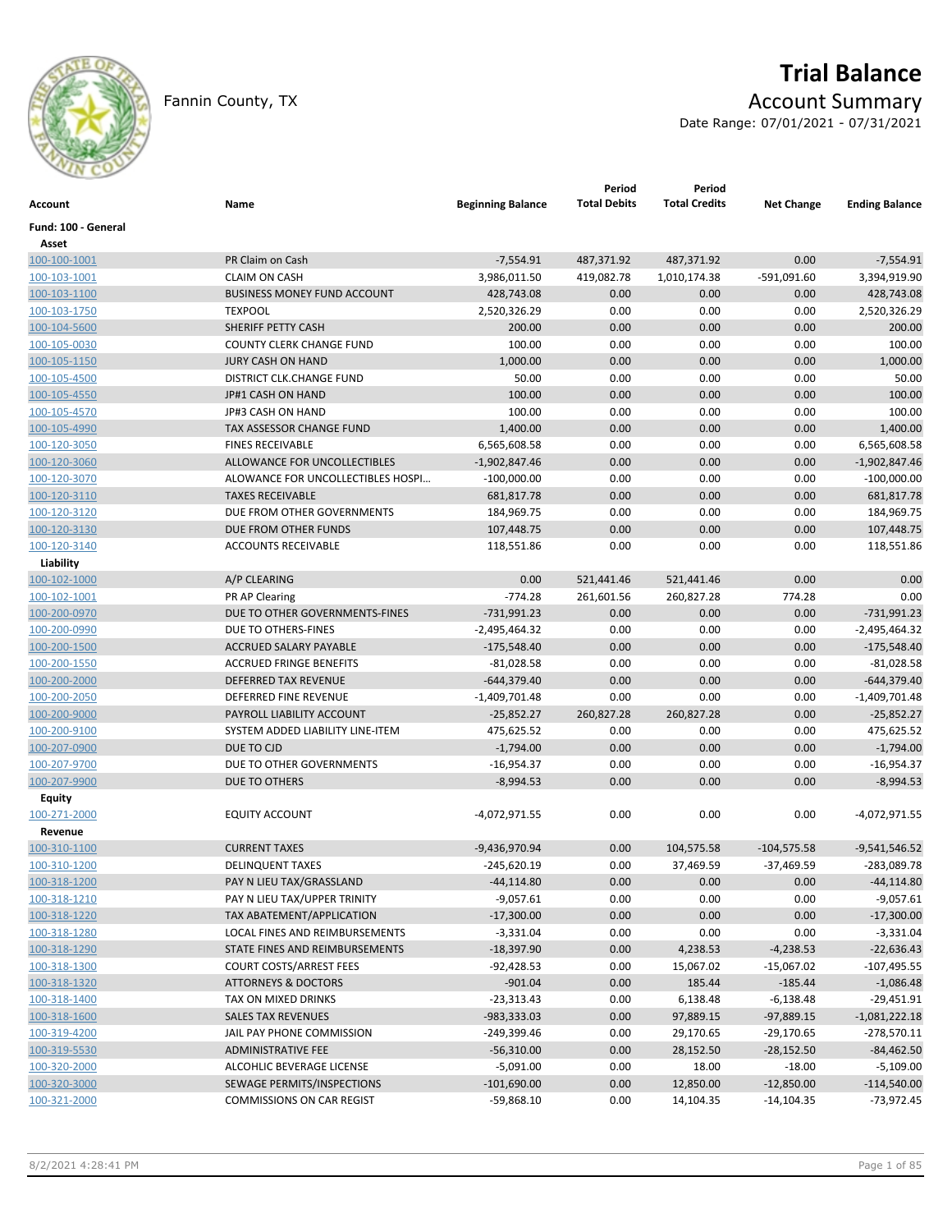# Trial Balance

Fannin County, TX

## Account Summary

Date Range: 07/01/2021 - 07/31/2021

| Account | Name | Beginning Balance | Period Total Debits | Period Total Credits | Net Change | Ending Balance |
|---|---|---|---|---|---|---|
| **Fund: 100 - General** | | | | | | |
| **Asset** | | | | | | |
| 100-100-1001 | PR Claim on Cash | -7,554.91 | 487,371.92 | 487,371.92 | 0.00 | -7,554.91 |
| 100-103-1001 | CLAIM ON CASH | 3,986,011.50 | 419,082.78 | 1,010,174.38 | -591,091.60 | 3,394,919.90 |
| 100-103-1100 | BUSINESS MONEY FUND ACCOUNT | 428,743.08 | 0.00 | 0.00 | 0.00 | 428,743.08 |
| 100-103-1750 | TEXPOOL | 2,520,326.29 | 0.00 | 0.00 | 0.00 | 2,520,326.29 |
| 100-104-5600 | SHERIFF PETTY CASH | 200.00 | 0.00 | 0.00 | 0.00 | 200.00 |
| 100-105-0030 | COUNTY CLERK CHANGE FUND | 100.00 | 0.00 | 0.00 | 0.00 | 100.00 |
| 100-105-1150 | JURY CASH ON HAND | 1,000.00 | 0.00 | 0.00 | 0.00 | 1,000.00 |
| 100-105-4500 | DISTRICT CLK.CHANGE FUND | 50.00 | 0.00 | 0.00 | 0.00 | 50.00 |
| 100-105-4550 | JP#1 CASH ON HAND | 100.00 | 0.00 | 0.00 | 0.00 | 100.00 |
| 100-105-4570 | JP#3 CASH ON HAND | 100.00 | 0.00 | 0.00 | 0.00 | 100.00 |
| 100-105-4990 | TAX ASSESSOR CHANGE FUND | 1,400.00 | 0.00 | 0.00 | 0.00 | 1,400.00 |
| 100-120-3050 | FINES RECEIVABLE | 6,565,608.58 | 0.00 | 0.00 | 0.00 | 6,565,608.58 |
| 100-120-3060 | ALLOWANCE FOR UNCOLLECTIBLES | -1,902,847.46 | 0.00 | 0.00 | 0.00 | -1,902,847.46 |
| 100-120-3070 | ALOWANCE FOR UNCOLLECTIBLES HOSPI… | -100,000.00 | 0.00 | 0.00 | 0.00 | -100,000.00 |
| 100-120-3110 | TAXES RECEIVABLE | 681,817.78 | 0.00 | 0.00 | 0.00 | 681,817.78 |
| 100-120-3120 | DUE FROM OTHER GOVERNMENTS | 184,969.75 | 0.00 | 0.00 | 0.00 | 184,969.75 |
| 100-120-3130 | DUE FROM OTHER FUNDS | 107,448.75 | 0.00 | 0.00 | 0.00 | 107,448.75 |
| 100-120-3140 | ACCOUNTS RECEIVABLE | 118,551.86 | 0.00 | 0.00 | 0.00 | 118,551.86 |
| **Liability** | | | | | | |
| 100-102-1000 | A/P CLEARING | 0.00 | 521,441.46 | 521,441.46 | 0.00 | 0.00 |
| 100-102-1001 | PR AP Clearing | -774.28 | 261,601.56 | 260,827.28 | 774.28 | 0.00 |
| 100-200-0970 | DUE TO OTHER GOVERNMENTS-FINES | -731,991.23 | 0.00 | 0.00 | 0.00 | -731,991.23 |
| 100-200-0990 | DUE TO OTHERS-FINES | -2,495,464.32 | 0.00 | 0.00 | 0.00 | -2,495,464.32 |
| 100-200-1500 | ACCRUED SALARY PAYABLE | -175,548.40 | 0.00 | 0.00 | 0.00 | -175,548.40 |
| 100-200-1550 | ACCRUED FRINGE BENEFITS | -81,028.58 | 0.00 | 0.00 | 0.00 | -81,028.58 |
| 100-200-2000 | DEFERRED TAX REVENUE | -644,379.40 | 0.00 | 0.00 | 0.00 | -644,379.40 |
| 100-200-2050 | DEFERRED FINE REVENUE | -1,409,701.48 | 0.00 | 0.00 | 0.00 | -1,409,701.48 |
| 100-200-9000 | PAYROLL LIABILITY ACCOUNT | -25,852.27 | 260,827.28 | 260,827.28 | 0.00 | -25,852.27 |
| 100-200-9100 | SYSTEM ADDED LIABILITY LINE-ITEM | 475,625.52 | 0.00 | 0.00 | 0.00 | 475,625.52 |
| 100-207-0900 | DUE TO CJD | -1,794.00 | 0.00 | 0.00 | 0.00 | -1,794.00 |
| 100-207-9700 | DUE TO OTHER GOVERNMENTS | -16,954.37 | 0.00 | 0.00 | 0.00 | -16,954.37 |
| 100-207-9900 | DUE TO OTHERS | -8,994.53 | 0.00 | 0.00 | 0.00 | -8,994.53 |
| **Equity** | | | | | | |
| 100-271-2000 | EQUITY ACCOUNT | -4,072,971.55 | 0.00 | 0.00 | 0.00 | -4,072,971.55 |
| **Revenue** | | | | | | |
| 100-310-1100 | CURRENT TAXES | -9,436,970.94 | 0.00 | 104,575.58 | -104,575.58 | -9,541,546.52 |
| 100-310-1200 | DELINQUENT TAXES | -245,620.19 | 0.00 | 37,469.59 | -37,469.59 | -283,089.78 |
| 100-318-1200 | PAY N LIEU TAX/GRASSLAND | -44,114.80 | 0.00 | 0.00 | 0.00 | -44,114.80 |
| 100-318-1210 | PAY N LIEU TAX/UPPER TRINITY | -9,057.61 | 0.00 | 0.00 | 0.00 | -9,057.61 |
| 100-318-1220 | TAX ABATEMENT/APPLICATION | -17,300.00 | 0.00 | 0.00 | 0.00 | -17,300.00 |
| 100-318-1280 | LOCAL FINES AND REIMBURSEMENTS | -3,331.04 | 0.00 | 0.00 | 0.00 | -3,331.04 |
| 100-318-1290 | STATE FINES AND REIMBURSEMENTS | -18,397.90 | 0.00 | 4,238.53 | -4,238.53 | -22,636.43 |
| 100-318-1300 | COURT COSTS/ARREST FEES | -92,428.53 | 0.00 | 15,067.02 | -15,067.02 | -107,495.55 |
| 100-318-1320 | ATTORNEYS & DOCTORS | -901.04 | 0.00 | 185.44 | -185.44 | -1,086.48 |
| 100-318-1400 | TAX ON MIXED DRINKS | -23,313.43 | 0.00 | 6,138.48 | -6,138.48 | -29,451.91 |
| 100-318-1600 | SALES TAX REVENUES | -983,333.03 | 0.00 | 97,889.15 | -97,889.15 | -1,081,222.18 |
| 100-319-4200 | JAIL PAY PHONE COMMISSION | -249,399.46 | 0.00 | 29,170.65 | -29,170.65 | -278,570.11 |
| 100-319-5530 | ADMINISTRATIVE FEE | -56,310.00 | 0.00 | 28,152.50 | -28,152.50 | -84,462.50 |
| 100-320-2000 | ALCOHLIC BEVERAGE LICENSE | -5,091.00 | 0.00 | 18.00 | -18.00 | -5,109.00 |
| 100-320-3000 | SEWAGE PERMITS/INSPECTIONS | -101,690.00 | 0.00 | 12,850.00 | -12,850.00 | -114,540.00 |
| 100-321-2000 | COMMISSIONS ON CAR REGIST | -59,868.10 | 0.00 | 14,104.35 | -14,104.35 | -73,972.45 |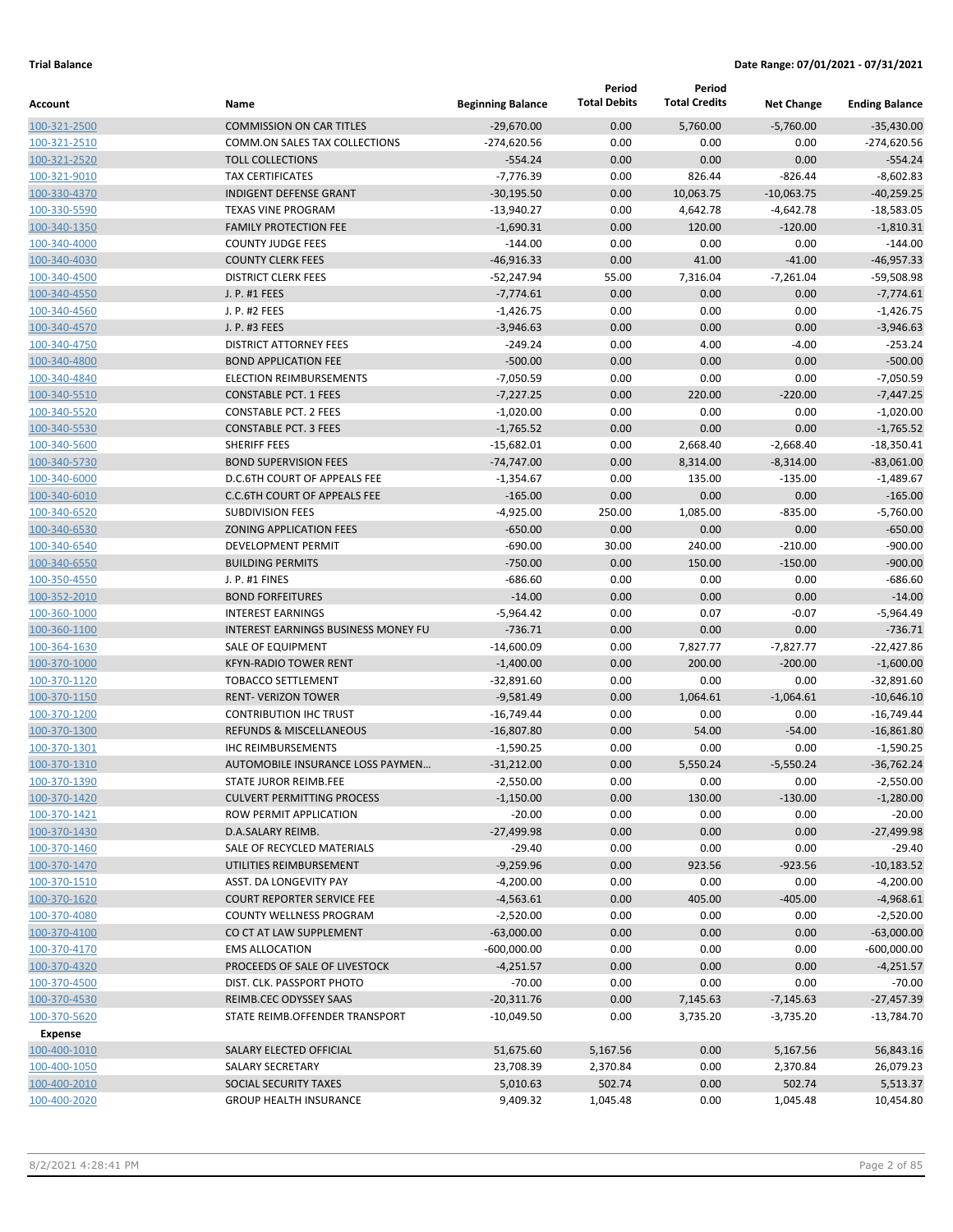**Trial Balance** **Date Range: 07/01/2021 - 07/31/2021**

| Account | Name | Beginning Balance | Period Total Debits | Period Total Credits | Net Change | Ending Balance |
|---|---|---|---|---|---|---|
| 100-321-2500 | COMMISSION ON CAR TITLES | -29,670.00 | 0.00 | 5,760.00 | -5,760.00 | -35,430.00 |
| 100-321-2510 | COMM.ON SALES TAX COLLECTIONS | -274,620.56 | 0.00 | 0.00 | 0.00 | -274,620.56 |
| 100-321-2520 | TOLL COLLECTIONS | -554.24 | 0.00 | 0.00 | 0.00 | -554.24 |
| 100-321-9010 | TAX CERTIFICATES | -7,776.39 | 0.00 | 826.44 | -826.44 | -8,602.83 |
| 100-330-4370 | INDIGENT DEFENSE GRANT | -30,195.50 | 0.00 | 10,063.75 | -10,063.75 | -40,259.25 |
| 100-330-5590 | TEXAS VINE PROGRAM | -13,940.27 | 0.00 | 4,642.78 | -4,642.78 | -18,583.05 |
| 100-340-1350 | FAMILY PROTECTION FEE | -1,690.31 | 0.00 | 120.00 | -120.00 | -1,810.31 |
| 100-340-4000 | COUNTY JUDGE FEES | -144.00 | 0.00 | 0.00 | 0.00 | -144.00 |
| 100-340-4030 | COUNTY CLERK FEES | -46,916.33 | 0.00 | 41.00 | -41.00 | -46,957.33 |
| 100-340-4500 | DISTRICT CLERK FEES | -52,247.94 | 55.00 | 7,316.04 | -7,261.04 | -59,508.98 |
| 100-340-4550 | J. P. #1 FEES | -7,774.61 | 0.00 | 0.00 | 0.00 | -7,774.61 |
| 100-340-4560 | J. P. #2 FEES | -1,426.75 | 0.00 | 0.00 | 0.00 | -1,426.75 |
| 100-340-4570 | J. P. #3 FEES | -3,946.63 | 0.00 | 0.00 | 0.00 | -3,946.63 |
| 100-340-4750 | DISTRICT ATTORNEY FEES | -249.24 | 0.00 | 4.00 | -4.00 | -253.24 |
| 100-340-4800 | BOND APPLICATION FEE | -500.00 | 0.00 | 0.00 | 0.00 | -500.00 |
| 100-340-4840 | ELECTION REIMBURSEMENTS | -7,050.59 | 0.00 | 0.00 | 0.00 | -7,050.59 |
| 100-340-5510 | CONSTABLE PCT. 1 FEES | -7,227.25 | 0.00 | 220.00 | -220.00 | -7,447.25 |
| 100-340-5520 | CONSTABLE PCT. 2 FEES | -1,020.00 | 0.00 | 0.00 | 0.00 | -1,020.00 |
| 100-340-5530 | CONSTABLE PCT. 3 FEES | -1,765.52 | 0.00 | 0.00 | 0.00 | -1,765.52 |
| 100-340-5600 | SHERIFF FEES | -15,682.01 | 0.00 | 2,668.40 | -2,668.40 | -18,350.41 |
| 100-340-5730 | BOND SUPERVISION FEES | -74,747.00 | 0.00 | 8,314.00 | -8,314.00 | -83,061.00 |
| 100-340-6000 | D.C.6TH COURT OF APPEALS FEE | -1,354.67 | 0.00 | 135.00 | -135.00 | -1,489.67 |
| 100-340-6010 | C.C.6TH COURT OF APPEALS FEE | -165.00 | 0.00 | 0.00 | 0.00 | -165.00 |
| 100-340-6520 | SUBDIVISION FEES | -4,925.00 | 250.00 | 1,085.00 | -835.00 | -5,760.00 |
| 100-340-6530 | ZONING APPLICATION FEES | -650.00 | 0.00 | 0.00 | 0.00 | -650.00 |
| 100-340-6540 | DEVELOPMENT PERMIT | -690.00 | 30.00 | 240.00 | -210.00 | -900.00 |
| 100-340-6550 | BUILDING PERMITS | -750.00 | 0.00 | 150.00 | -150.00 | -900.00 |
| 100-350-4550 | J. P. #1 FINES | -686.60 | 0.00 | 0.00 | 0.00 | -686.60 |
| 100-352-2010 | BOND FORFEITURES | -14.00 | 0.00 | 0.00 | 0.00 | -14.00 |
| 100-360-1000 | INTEREST EARNINGS | -5,964.42 | 0.00 | 0.07 | -0.07 | -5,964.49 |
| 100-360-1100 | INTEREST EARNINGS BUSINESS MONEY FU | -736.71 | 0.00 | 0.00 | 0.00 | -736.71 |
| 100-364-1630 | SALE OF EQUIPMENT | -14,600.09 | 0.00 | 7,827.77 | -7,827.77 | -22,427.86 |
| 100-370-1000 | KFYN-RADIO TOWER RENT | -1,400.00 | 0.00 | 200.00 | -200.00 | -1,600.00 |
| 100-370-1120 | TOBACCO SETTLEMENT | -32,891.60 | 0.00 | 0.00 | 0.00 | -32,891.60 |
| 100-370-1150 | RENT- VERIZON TOWER | -9,581.49 | 0.00 | 1,064.61 | -1,064.61 | -10,646.10 |
| 100-370-1200 | CONTRIBUTION IHC TRUST | -16,749.44 | 0.00 | 0.00 | 0.00 | -16,749.44 |
| 100-370-1300 | REFUNDS & MISCELLANEOUS | -16,807.80 | 0.00 | 54.00 | -54.00 | -16,861.80 |
| 100-370-1301 | IHC REIMBURSEMENTS | -1,590.25 | 0.00 | 0.00 | 0.00 | -1,590.25 |
| 100-370-1310 | AUTOMOBILE INSURANCE LOSS PAYMEN... | -31,212.00 | 0.00 | 5,550.24 | -5,550.24 | -36,762.24 |
| 100-370-1390 | STATE JUROR REIMB.FEE | -2,550.00 | 0.00 | 0.00 | 0.00 | -2,550.00 |
| 100-370-1420 | CULVERT PERMITTING PROCESS | -1,150.00 | 0.00 | 130.00 | -130.00 | -1,280.00 |
| 100-370-1421 | ROW PERMIT APPLICATION | -20.00 | 0.00 | 0.00 | 0.00 | -20.00 |
| 100-370-1430 | D.A.SALARY REIMB. | -27,499.98 | 0.00 | 0.00 | 0.00 | -27,499.98 |
| 100-370-1460 | SALE OF RECYCLED MATERIALS | -29.40 | 0.00 | 0.00 | 0.00 | -29.40 |
| 100-370-1470 | UTILITIES REIMBURSEMENT | -9,259.96 | 0.00 | 923.56 | -923.56 | -10,183.52 |
| 100-370-1510 | ASST. DA LONGEVITY PAY | -4,200.00 | 0.00 | 0.00 | 0.00 | -4,200.00 |
| 100-370-1620 | COURT REPORTER SERVICE FEE | -4,563.61 | 0.00 | 405.00 | -405.00 | -4,968.61 |
| 100-370-4080 | COUNTY WELLNESS PROGRAM | -2,520.00 | 0.00 | 0.00 | 0.00 | -2,520.00 |
| 100-370-4100 | CO CT AT LAW SUPPLEMENT | -63,000.00 | 0.00 | 0.00 | 0.00 | -63,000.00 |
| 100-370-4170 | EMS ALLOCATION | -600,000.00 | 0.00 | 0.00 | 0.00 | -600,000.00 |
| 100-370-4320 | PROCEEDS OF SALE OF LIVESTOCK | -4,251.57 | 0.00 | 0.00 | 0.00 | -4,251.57 |
| 100-370-4500 | DIST. CLK. PASSPORT PHOTO | -70.00 | 0.00 | 0.00 | 0.00 | -70.00 |
| 100-370-4530 | REIMB.CEC ODYSSEY SAAS | -20,311.76 | 0.00 | 7,145.63 | -7,145.63 | -27,457.39 |
| 100-370-5620 | STATE REIMB.OFFENDER TRANSPORT | -10,049.50 | 0.00 | 3,735.20 | -3,735.20 | -13,784.70 |
| **Expense** | | | | | | |
| 100-400-1010 | SALARY ELECTED OFFICIAL | 51,675.60 | 5,167.56 | 0.00 | 5,167.56 | 56,843.16 |
| 100-400-1050 | SALARY SECRETARY | 23,708.39 | 2,370.84 | 0.00 | 2,370.84 | 26,079.23 |
| 100-400-2010 | SOCIAL SECURITY TAXES | 5,010.63 | 502.74 | 0.00 | 502.74 | 5,513.37 |
| 100-400-2020 | GROUP HEALTH INSURANCE | 9,409.32 | 1,045.48 | 0.00 | 1,045.48 | 10,454.80 |

8/2/2021 4:28:41 PM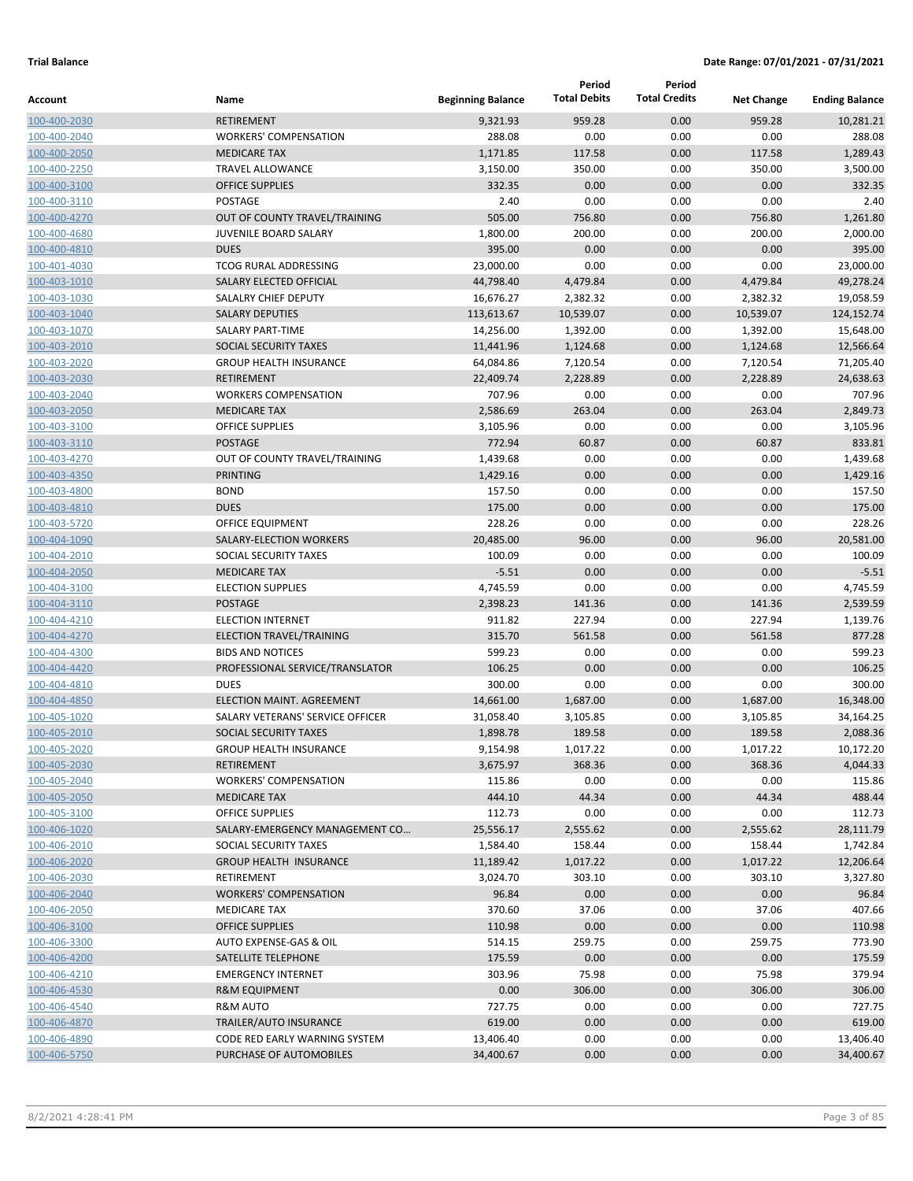**Trial Balance** **Date Range: 07/01/2021 - 07/31/2021**

| Account | Name | Beginning Balance | Period Total Debits | Period Total Credits | Net Change | Ending Balance |
|---|---|---|---|---|---|---|
| 100-400-2030 | RETIREMENT | 9,321.93 | 959.28 | 0.00 | 959.28 | 10,281.21 |
| 100-400-2040 | WORKERS' COMPENSATION | 288.08 | 0.00 | 0.00 | 0.00 | 288.08 |
| 100-400-2050 | MEDICARE TAX | 1,171.85 | 117.58 | 0.00 | 117.58 | 1,289.43 |
| 100-400-2250 | TRAVEL ALLOWANCE | 3,150.00 | 350.00 | 0.00 | 350.00 | 3,500.00 |
| 100-400-3100 | OFFICE SUPPLIES | 332.35 | 0.00 | 0.00 | 0.00 | 332.35 |
| 100-400-3110 | POSTAGE | 2.40 | 0.00 | 0.00 | 0.00 | 2.40 |
| 100-400-4270 | OUT OF COUNTY TRAVEL/TRAINING | 505.00 | 756.80 | 0.00 | 756.80 | 1,261.80 |
| 100-400-4680 | JUVENILE BOARD SALARY | 1,800.00 | 200.00 | 0.00 | 200.00 | 2,000.00 |
| 100-400-4810 | DUES | 395.00 | 0.00 | 0.00 | 0.00 | 395.00 |
| 100-401-4030 | TCOG RURAL ADDRESSING | 23,000.00 | 0.00 | 0.00 | 0.00 | 23,000.00 |
| 100-403-1010 | SALARY ELECTED OFFICIAL | 44,798.40 | 4,479.84 | 0.00 | 4,479.84 | 49,278.24 |
| 100-403-1030 | SALALRY CHIEF DEPUTY | 16,676.27 | 2,382.32 | 0.00 | 2,382.32 | 19,058.59 |
| 100-403-1040 | SALARY DEPUTIES | 113,613.67 | 10,539.07 | 0.00 | 10,539.07 | 124,152.74 |
| 100-403-1070 | SALARY PART-TIME | 14,256.00 | 1,392.00 | 0.00 | 1,392.00 | 15,648.00 |
| 100-403-2010 | SOCIAL SECURITY TAXES | 11,441.96 | 1,124.68 | 0.00 | 1,124.68 | 12,566.64 |
| 100-403-2020 | GROUP HEALTH INSURANCE | 64,084.86 | 7,120.54 | 0.00 | 7,120.54 | 71,205.40 |
| 100-403-2030 | RETIREMENT | 22,409.74 | 2,228.89 | 0.00 | 2,228.89 | 24,638.63 |
| 100-403-2040 | WORKERS COMPENSATION | 707.96 | 0.00 | 0.00 | 0.00 | 707.96 |
| 100-403-2050 | MEDICARE TAX | 2,586.69 | 263.04 | 0.00 | 263.04 | 2,849.73 |
| 100-403-3100 | OFFICE SUPPLIES | 3,105.96 | 0.00 | 0.00 | 0.00 | 3,105.96 |
| 100-403-3110 | POSTAGE | 772.94 | 60.87 | 0.00 | 60.87 | 833.81 |
| 100-403-4270 | OUT OF COUNTY TRAVEL/TRAINING | 1,439.68 | 0.00 | 0.00 | 0.00 | 1,439.68 |
| 100-403-4350 | PRINTING | 1,429.16 | 0.00 | 0.00 | 0.00 | 1,429.16 |
| 100-403-4800 | BOND | 157.50 | 0.00 | 0.00 | 0.00 | 157.50 |
| 100-403-4810 | DUES | 175.00 | 0.00 | 0.00 | 0.00 | 175.00 |
| 100-403-5720 | OFFICE EQUIPMENT | 228.26 | 0.00 | 0.00 | 0.00 | 228.26 |
| 100-404-1090 | SALARY-ELECTION WORKERS | 20,485.00 | 96.00 | 0.00 | 96.00 | 20,581.00 |
| 100-404-2010 | SOCIAL SECURITY TAXES | 100.09 | 0.00 | 0.00 | 0.00 | 100.09 |
| 100-404-2050 | MEDICARE TAX | -5.51 | 0.00 | 0.00 | 0.00 | -5.51 |
| 100-404-3100 | ELECTION SUPPLIES | 4,745.59 | 0.00 | 0.00 | 0.00 | 4,745.59 |
| 100-404-3110 | POSTAGE | 2,398.23 | 141.36 | 0.00 | 141.36 | 2,539.59 |
| 100-404-4210 | ELECTION INTERNET | 911.82 | 227.94 | 0.00 | 227.94 | 1,139.76 |
| 100-404-4270 | ELECTION TRAVEL/TRAINING | 315.70 | 561.58 | 0.00 | 561.58 | 877.28 |
| 100-404-4300 | BIDS AND NOTICES | 599.23 | 0.00 | 0.00 | 0.00 | 599.23 |
| 100-404-4420 | PROFESSIONAL SERVICE/TRANSLATOR | 106.25 | 0.00 | 0.00 | 0.00 | 106.25 |
| 100-404-4810 | DUES | 300.00 | 0.00 | 0.00 | 0.00 | 300.00 |
| 100-404-4850 | ELECTION MAINT. AGREEMENT | 14,661.00 | 1,687.00 | 0.00 | 1,687.00 | 16,348.00 |
| 100-405-1020 | SALARY VETERANS' SERVICE OFFICER | 31,058.40 | 3,105.85 | 0.00 | 3,105.85 | 34,164.25 |
| 100-405-2010 | SOCIAL SECURITY TAXES | 1,898.78 | 189.58 | 0.00 | 189.58 | 2,088.36 |
| 100-405-2020 | GROUP HEALTH INSURANCE | 9,154.98 | 1,017.22 | 0.00 | 1,017.22 | 10,172.20 |
| 100-405-2030 | RETIREMENT | 3,675.97 | 368.36 | 0.00 | 368.36 | 4,044.33 |
| 100-405-2040 | WORKERS' COMPENSATION | 115.86 | 0.00 | 0.00 | 0.00 | 115.86 |
| 100-405-2050 | MEDICARE TAX | 444.10 | 44.34 | 0.00 | 44.34 | 488.44 |
| 100-405-3100 | OFFICE SUPPLIES | 112.73 | 0.00 | 0.00 | 0.00 | 112.73 |
| 100-406-1020 | SALARY-EMERGENCY MANAGEMENT CO... | 25,556.17 | 2,555.62 | 0.00 | 2,555.62 | 28,111.79 |
| 100-406-2010 | SOCIAL SECURITY TAXES | 1,584.40 | 158.44 | 0.00 | 158.44 | 1,742.84 |
| 100-406-2020 | GROUP HEALTH INSURANCE | 11,189.42 | 1,017.22 | 0.00 | 1,017.22 | 12,206.64 |
| 100-406-2030 | RETIREMENT | 3,024.70 | 303.10 | 0.00 | 303.10 | 3,327.80 |
| 100-406-2040 | WORKERS' COMPENSATION | 96.84 | 0.00 | 0.00 | 0.00 | 96.84 |
| 100-406-2050 | MEDICARE TAX | 370.60 | 37.06 | 0.00 | 37.06 | 407.66 |
| 100-406-3100 | OFFICE SUPPLIES | 110.98 | 0.00 | 0.00 | 0.00 | 110.98 |
| 100-406-3300 | AUTO EXPENSE-GAS & OIL | 514.15 | 259.75 | 0.00 | 259.75 | 773.90 |
| 100-406-4200 | SATELLITE TELEPHONE | 175.59 | 0.00 | 0.00 | 0.00 | 175.59 |
| 100-406-4210 | EMERGENCY INTERNET | 303.96 | 75.98 | 0.00 | 75.98 | 379.94 |
| 100-406-4530 | R&M EQUIPMENT | 0.00 | 306.00 | 0.00 | 306.00 | 306.00 |
| 100-406-4540 | R&M AUTO | 727.75 | 0.00 | 0.00 | 0.00 | 727.75 |
| 100-406-4870 | TRAILER/AUTO INSURANCE | 619.00 | 0.00 | 0.00 | 0.00 | 619.00 |
| 100-406-4890 | CODE RED EARLY WARNING SYSTEM | 13,406.40 | 0.00 | 0.00 | 0.00 | 13,406.40 |
| 100-406-5750 | PURCHASE OF AUTOMOBILES | 34,400.67 | 0.00 | 0.00 | 0.00 | 34,400.67 |

8/2/2021 4:28:41 PM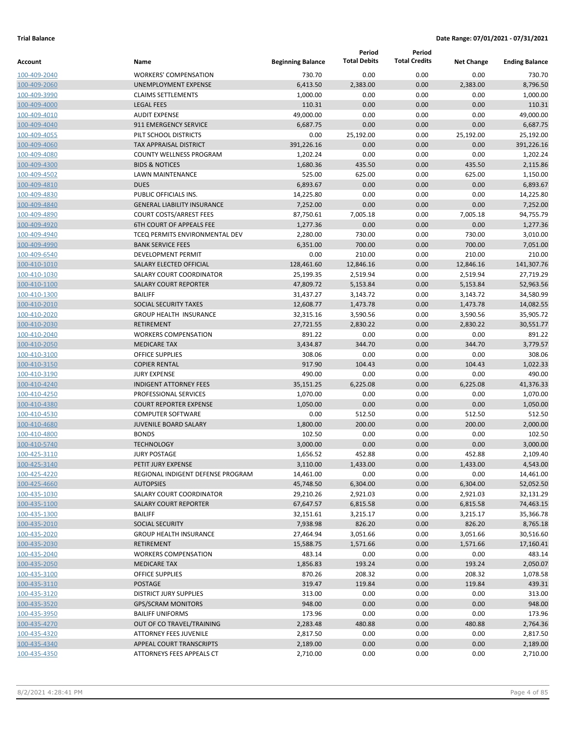**Trial Balance** **Date Range: 07/01/2021 - 07/31/2021**

| Account | Name | Beginning Balance | Period Total Debits | Period Total Credits | Net Change | Ending Balance |
|---|---|---|---|---|---|---|
| 100-409-2040 | WORKERS' COMPENSATION | 730.70 | 0.00 | 0.00 | 0.00 | 730.70 |
| 100-409-2060 | UNEMPLOYMENT EXPENSE | 6,413.50 | 2,383.00 | 0.00 | 2,383.00 | 8,796.50 |
| 100-409-3990 | CLAIMS SETTLEMENTS | 1,000.00 | 0.00 | 0.00 | 0.00 | 1,000.00 |
| 100-409-4000 | LEGAL FEES | 110.31 | 0.00 | 0.00 | 0.00 | 110.31 |
| 100-409-4010 | AUDIT EXPENSE | 49,000.00 | 0.00 | 0.00 | 0.00 | 49,000.00 |
| 100-409-4040 | 911 EMERGENCY SERVICE | 6,687.75 | 0.00 | 0.00 | 0.00 | 6,687.75 |
| 100-409-4055 | PILT SCHOOL DISTRICTS | 0.00 | 25,192.00 | 0.00 | 25,192.00 | 25,192.00 |
| 100-409-4060 | TAX APPRAISAL DISTRICT | 391,226.16 | 0.00 | 0.00 | 0.00 | 391,226.16 |
| 100-409-4080 | COUNTY WELLNESS PROGRAM | 1,202.24 | 0.00 | 0.00 | 0.00 | 1,202.24 |
| 100-409-4300 | BIDS & NOTICES | 1,680.36 | 435.50 | 0.00 | 435.50 | 2,115.86 |
| 100-409-4502 | LAWN MAINTENANCE | 525.00 | 625.00 | 0.00 | 625.00 | 1,150.00 |
| 100-409-4810 | DUES | 6,893.67 | 0.00 | 0.00 | 0.00 | 6,893.67 |
| 100-409-4830 | PUBLIC OFFICIALS INS. | 14,225.80 | 0.00 | 0.00 | 0.00 | 14,225.80 |
| 100-409-4840 | GENERAL LIABILITY INSURANCE | 7,252.00 | 0.00 | 0.00 | 0.00 | 7,252.00 |
| 100-409-4890 | COURT COSTS/ARREST FEES | 87,750.61 | 7,005.18 | 0.00 | 7,005.18 | 94,755.79 |
| 100-409-4920 | 6TH COURT OF APPEALS FEE | 1,277.36 | 0.00 | 0.00 | 0.00 | 1,277.36 |
| 100-409-4940 | TCEQ PERMITS ENVIRONMENTAL DEV | 2,280.00 | 730.00 | 0.00 | 730.00 | 3,010.00 |
| 100-409-4990 | BANK SERVICE FEES | 6,351.00 | 700.00 | 0.00 | 700.00 | 7,051.00 |
| 100-409-6540 | DEVELOPMENT PERMIT | 0.00 | 210.00 | 0.00 | 210.00 | 210.00 |
| 100-410-1010 | SALARY ELECTED OFFICIAL | 128,461.60 | 12,846.16 | 0.00 | 12,846.16 | 141,307.76 |
| 100-410-1030 | SALARY COURT COORDINATOR | 25,199.35 | 2,519.94 | 0.00 | 2,519.94 | 27,719.29 |
| 100-410-1100 | SALARY COURT REPORTER | 47,809.72 | 5,153.84 | 0.00 | 5,153.84 | 52,963.56 |
| 100-410-1300 | BAILIFF | 31,437.27 | 3,143.72 | 0.00 | 3,143.72 | 34,580.99 |
| 100-410-2010 | SOCIAL SECURITY TAXES | 12,608.77 | 1,473.78 | 0.00 | 1,473.78 | 14,082.55 |
| 100-410-2020 | GROUP HEALTH INSURANCE | 32,315.16 | 3,590.56 | 0.00 | 3,590.56 | 35,905.72 |
| 100-410-2030 | RETIREMENT | 27,721.55 | 2,830.22 | 0.00 | 2,830.22 | 30,551.77 |
| 100-410-2040 | WORKERS COMPENSATION | 891.22 | 0.00 | 0.00 | 0.00 | 891.22 |
| 100-410-2050 | MEDICARE TAX | 3,434.87 | 344.70 | 0.00 | 344.70 | 3,779.57 |
| 100-410-3100 | OFFICE SUPPLIES | 308.06 | 0.00 | 0.00 | 0.00 | 308.06 |
| 100-410-3150 | COPIER RENTAL | 917.90 | 104.43 | 0.00 | 104.43 | 1,022.33 |
| 100-410-3190 | JURY EXPENSE | 490.00 | 0.00 | 0.00 | 0.00 | 490.00 |
| 100-410-4240 | INDIGENT ATTORNEY FEES | 35,151.25 | 6,225.08 | 0.00 | 6,225.08 | 41,376.33 |
| 100-410-4250 | PROFESSIONAL SERVICES | 1,070.00 | 0.00 | 0.00 | 0.00 | 1,070.00 |
| 100-410-4380 | COURT REPORTER EXPENSE | 1,050.00 | 0.00 | 0.00 | 0.00 | 1,050.00 |
| 100-410-4530 | COMPUTER SOFTWARE | 0.00 | 512.50 | 0.00 | 512.50 | 512.50 |
| 100-410-4680 | JUVENILE BOARD SALARY | 1,800.00 | 200.00 | 0.00 | 200.00 | 2,000.00 |
| 100-410-4800 | BONDS | 102.50 | 0.00 | 0.00 | 0.00 | 102.50 |
| 100-410-5740 | TECHNOLOGY | 3,000.00 | 0.00 | 0.00 | 0.00 | 3,000.00 |
| 100-425-3110 | JURY POSTAGE | 1,656.52 | 452.88 | 0.00 | 452.88 | 2,109.40 |
| 100-425-3140 | PETIT JURY EXPENSE | 3,110.00 | 1,433.00 | 0.00 | 1,433.00 | 4,543.00 |
| 100-425-4220 | REGIONAL INDIGENT DEFENSE PROGRAM | 14,461.00 | 0.00 | 0.00 | 0.00 | 14,461.00 |
| 100-425-4660 | AUTOPSIES | 45,748.50 | 6,304.00 | 0.00 | 6,304.00 | 52,052.50 |
| 100-435-1030 | SALARY COURT COORDINATOR | 29,210.26 | 2,921.03 | 0.00 | 2,921.03 | 32,131.29 |
| 100-435-1100 | SALARY COURT REPORTER | 67,647.57 | 6,815.58 | 0.00 | 6,815.58 | 74,463.15 |
| 100-435-1300 | BAILIFF | 32,151.61 | 3,215.17 | 0.00 | 3,215.17 | 35,366.78 |
| 100-435-2010 | SOCIAL SECURITY | 7,938.98 | 826.20 | 0.00 | 826.20 | 8,765.18 |
| 100-435-2020 | GROUP HEALTH INSURANCE | 27,464.94 | 3,051.66 | 0.00 | 3,051.66 | 30,516.60 |
| 100-435-2030 | RETIREMENT | 15,588.75 | 1,571.66 | 0.00 | 1,571.66 | 17,160.41 |
| 100-435-2040 | WORKERS COMPENSATION | 483.14 | 0.00 | 0.00 | 0.00 | 483.14 |
| 100-435-2050 | MEDICARE TAX | 1,856.83 | 193.24 | 0.00 | 193.24 | 2,050.07 |
| 100-435-3100 | OFFICE SUPPLIES | 870.26 | 208.32 | 0.00 | 208.32 | 1,078.58 |
| 100-435-3110 | POSTAGE | 319.47 | 119.84 | 0.00 | 119.84 | 439.31 |
| 100-435-3120 | DISTRICT JURY SUPPLIES | 313.00 | 0.00 | 0.00 | 0.00 | 313.00 |
| 100-435-3520 | GPS/SCRAM MONITORS | 948.00 | 0.00 | 0.00 | 0.00 | 948.00 |
| 100-435-3950 | BAILIFF UNIFORMS | 173.96 | 0.00 | 0.00 | 0.00 | 173.96 |
| 100-435-4270 | OUT OF CO TRAVEL/TRAINING | 2,283.48 | 480.88 | 0.00 | 480.88 | 2,764.36 |
| 100-435-4320 | ATTORNEY FEES JUVENILE | 2,817.50 | 0.00 | 0.00 | 0.00 | 2,817.50 |
| 100-435-4340 | APPEAL COURT TRANSCRIPTS | 2,189.00 | 0.00 | 0.00 | 0.00 | 2,189.00 |
| 100-435-4350 | ATTORNEYS FEES APPEALS CT | 2,710.00 | 0.00 | 0.00 | 0.00 | 2,710.00 |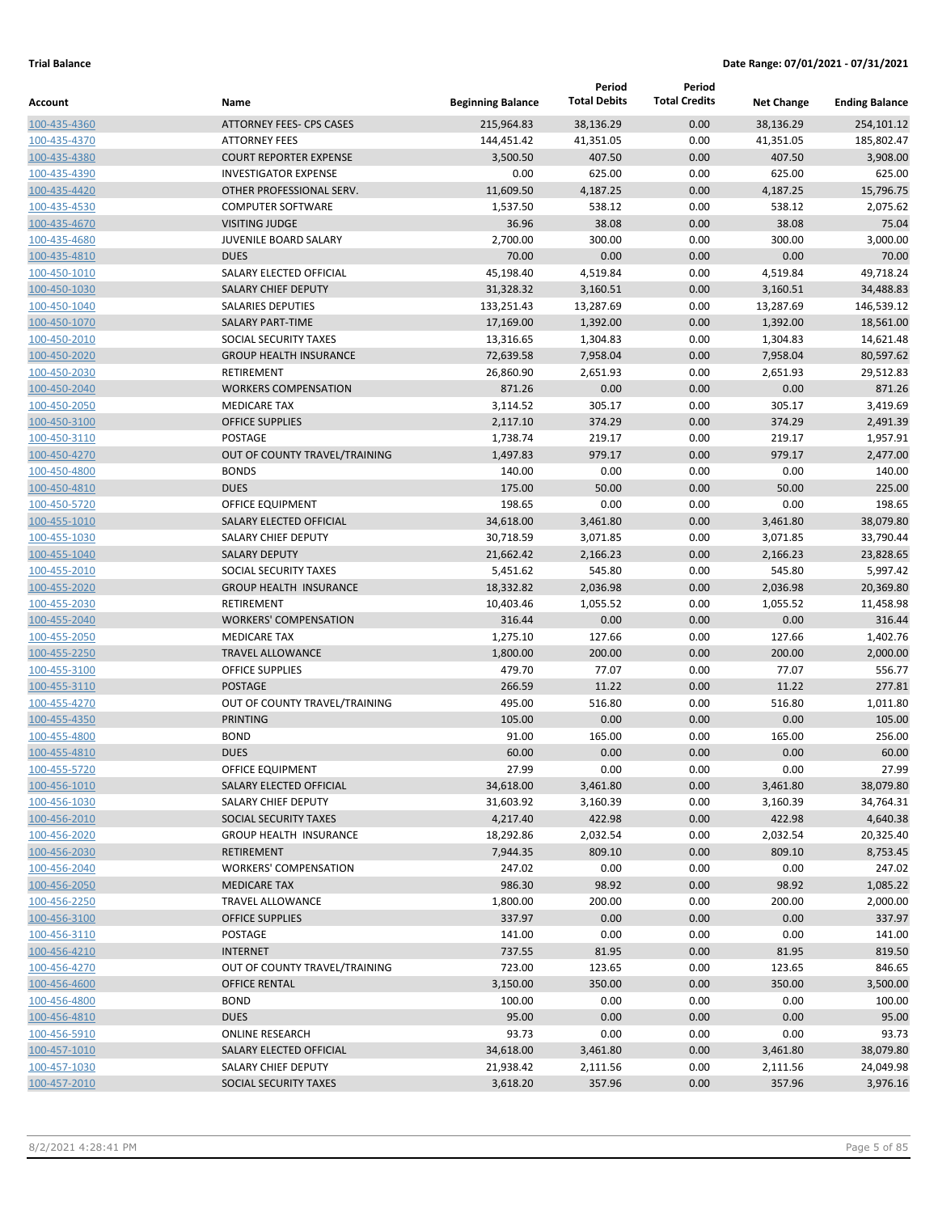**Trial Balance** **Date Range: 07/01/2021 - 07/31/2021**

| Account | Name | Beginning Balance | Period Total Debits | Period Total Credits | Net Change | Ending Balance |
|---|---|---|---|---|---|---|
| 100-435-4360 | ATTORNEY FEES- CPS CASES | 215,964.83 | 38,136.29 | 0.00 | 38,136.29 | 254,101.12 |
| 100-435-4370 | ATTORNEY FEES | 144,451.42 | 41,351.05 | 0.00 | 41,351.05 | 185,802.47 |
| 100-435-4380 | COURT REPORTER EXPENSE | 3,500.50 | 407.50 | 0.00 | 407.50 | 3,908.00 |
| 100-435-4390 | INVESTIGATOR EXPENSE | 0.00 | 625.00 | 0.00 | 625.00 | 625.00 |
| 100-435-4420 | OTHER PROFESSIONAL SERV. | 11,609.50 | 4,187.25 | 0.00 | 4,187.25 | 15,796.75 |
| 100-435-4530 | COMPUTER SOFTWARE | 1,537.50 | 538.12 | 0.00 | 538.12 | 2,075.62 |
| 100-435-4670 | VISITING JUDGE | 36.96 | 38.08 | 0.00 | 38.08 | 75.04 |
| 100-435-4680 | JUVENILE BOARD SALARY | 2,700.00 | 300.00 | 0.00 | 300.00 | 3,000.00 |
| 100-435-4810 | DUES | 70.00 | 0.00 | 0.00 | 0.00 | 70.00 |
| 100-450-1010 | SALARY ELECTED OFFICIAL | 45,198.40 | 4,519.84 | 0.00 | 4,519.84 | 49,718.24 |
| 100-450-1030 | SALARY CHIEF DEPUTY | 31,328.32 | 3,160.51 | 0.00 | 3,160.51 | 34,488.83 |
| 100-450-1040 | SALARIES DEPUTIES | 133,251.43 | 13,287.69 | 0.00 | 13,287.69 | 146,539.12 |
| 100-450-1070 | SALARY PART-TIME | 17,169.00 | 1,392.00 | 0.00 | 1,392.00 | 18,561.00 |
| 100-450-2010 | SOCIAL SECURITY TAXES | 13,316.65 | 1,304.83 | 0.00 | 1,304.83 | 14,621.48 |
| 100-450-2020 | GROUP HEALTH INSURANCE | 72,639.58 | 7,958.04 | 0.00 | 7,958.04 | 80,597.62 |
| 100-450-2030 | RETIREMENT | 26,860.90 | 2,651.93 | 0.00 | 2,651.93 | 29,512.83 |
| 100-450-2040 | WORKERS COMPENSATION | 871.26 | 0.00 | 0.00 | 0.00 | 871.26 |
| 100-450-2050 | MEDICARE TAX | 3,114.52 | 305.17 | 0.00 | 305.17 | 3,419.69 |
| 100-450-3100 | OFFICE SUPPLIES | 2,117.10 | 374.29 | 0.00 | 374.29 | 2,491.39 |
| 100-450-3110 | POSTAGE | 1,738.74 | 219.17 | 0.00 | 219.17 | 1,957.91 |
| 100-450-4270 | OUT OF COUNTY TRAVEL/TRAINING | 1,497.83 | 979.17 | 0.00 | 979.17 | 2,477.00 |
| 100-450-4800 | BONDS | 140.00 | 0.00 | 0.00 | 0.00 | 140.00 |
| 100-450-4810 | DUES | 175.00 | 50.00 | 0.00 | 50.00 | 225.00 |
| 100-450-5720 | OFFICE EQUIPMENT | 198.65 | 0.00 | 0.00 | 0.00 | 198.65 |
| 100-455-1010 | SALARY ELECTED OFFICIAL | 34,618.00 | 3,461.80 | 0.00 | 3,461.80 | 38,079.80 |
| 100-455-1030 | SALARY CHIEF DEPUTY | 30,718.59 | 3,071.85 | 0.00 | 3,071.85 | 33,790.44 |
| 100-455-1040 | SALARY DEPUTY | 21,662.42 | 2,166.23 | 0.00 | 2,166.23 | 23,828.65 |
| 100-455-2010 | SOCIAL SECURITY TAXES | 5,451.62 | 545.80 | 0.00 | 545.80 | 5,997.42 |
| 100-455-2020 | GROUP HEALTH INSURANCE | 18,332.82 | 2,036.98 | 0.00 | 2,036.98 | 20,369.80 |
| 100-455-2030 | RETIREMENT | 10,403.46 | 1,055.52 | 0.00 | 1,055.52 | 11,458.98 |
| 100-455-2040 | WORKERS' COMPENSATION | 316.44 | 0.00 | 0.00 | 0.00 | 316.44 |
| 100-455-2050 | MEDICARE TAX | 1,275.10 | 127.66 | 0.00 | 127.66 | 1,402.76 |
| 100-455-2250 | TRAVEL ALLOWANCE | 1,800.00 | 200.00 | 0.00 | 200.00 | 2,000.00 |
| 100-455-3100 | OFFICE SUPPLIES | 479.70 | 77.07 | 0.00 | 77.07 | 556.77 |
| 100-455-3110 | POSTAGE | 266.59 | 11.22 | 0.00 | 11.22 | 277.81 |
| 100-455-4270 | OUT OF COUNTY TRAVEL/TRAINING | 495.00 | 516.80 | 0.00 | 516.80 | 1,011.80 |
| 100-455-4350 | PRINTING | 105.00 | 0.00 | 0.00 | 0.00 | 105.00 |
| 100-455-4800 | BOND | 91.00 | 165.00 | 0.00 | 165.00 | 256.00 |
| 100-455-4810 | DUES | 60.00 | 0.00 | 0.00 | 0.00 | 60.00 |
| 100-455-5720 | OFFICE EQUIPMENT | 27.99 | 0.00 | 0.00 | 0.00 | 27.99 |
| 100-456-1010 | SALARY ELECTED OFFICIAL | 34,618.00 | 3,461.80 | 0.00 | 3,461.80 | 38,079.80 |
| 100-456-1030 | SALARY CHIEF DEPUTY | 31,603.92 | 3,160.39 | 0.00 | 3,160.39 | 34,764.31 |
| 100-456-2010 | SOCIAL SECURITY TAXES | 4,217.40 | 422.98 | 0.00 | 422.98 | 4,640.38 |
| 100-456-2020 | GROUP HEALTH INSURANCE | 18,292.86 | 2,032.54 | 0.00 | 2,032.54 | 20,325.40 |
| 100-456-2030 | RETIREMENT | 7,944.35 | 809.10 | 0.00 | 809.10 | 8,753.45 |
| 100-456-2040 | WORKERS' COMPENSATION | 247.02 | 0.00 | 0.00 | 0.00 | 247.02 |
| 100-456-2050 | MEDICARE TAX | 986.30 | 98.92 | 0.00 | 98.92 | 1,085.22 |
| 100-456-2250 | TRAVEL ALLOWANCE | 1,800.00 | 200.00 | 0.00 | 200.00 | 2,000.00 |
| 100-456-3100 | OFFICE SUPPLIES | 337.97 | 0.00 | 0.00 | 0.00 | 337.97 |
| 100-456-3110 | POSTAGE | 141.00 | 0.00 | 0.00 | 0.00 | 141.00 |
| 100-456-4210 | INTERNET | 737.55 | 81.95 | 0.00 | 81.95 | 819.50 |
| 100-456-4270 | OUT OF COUNTY TRAVEL/TRAINING | 723.00 | 123.65 | 0.00 | 123.65 | 846.65 |
| 100-456-4600 | OFFICE RENTAL | 3,150.00 | 350.00 | 0.00 | 350.00 | 3,500.00 |
| 100-456-4800 | BOND | 100.00 | 0.00 | 0.00 | 0.00 | 100.00 |
| 100-456-4810 | DUES | 95.00 | 0.00 | 0.00 | 0.00 | 95.00 |
| 100-456-5910 | ONLINE RESEARCH | 93.73 | 0.00 | 0.00 | 0.00 | 93.73 |
| 100-457-1010 | SALARY ELECTED OFFICIAL | 34,618.00 | 3,461.80 | 0.00 | 3,461.80 | 38,079.80 |
| 100-457-1030 | SALARY CHIEF DEPUTY | 21,938.42 | 2,111.56 | 0.00 | 2,111.56 | 24,049.98 |
| 100-457-2010 | SOCIAL SECURITY TAXES | 3,618.20 | 357.96 | 0.00 | 357.96 | 3,976.16 |

8/2/2021 4:28:41 PM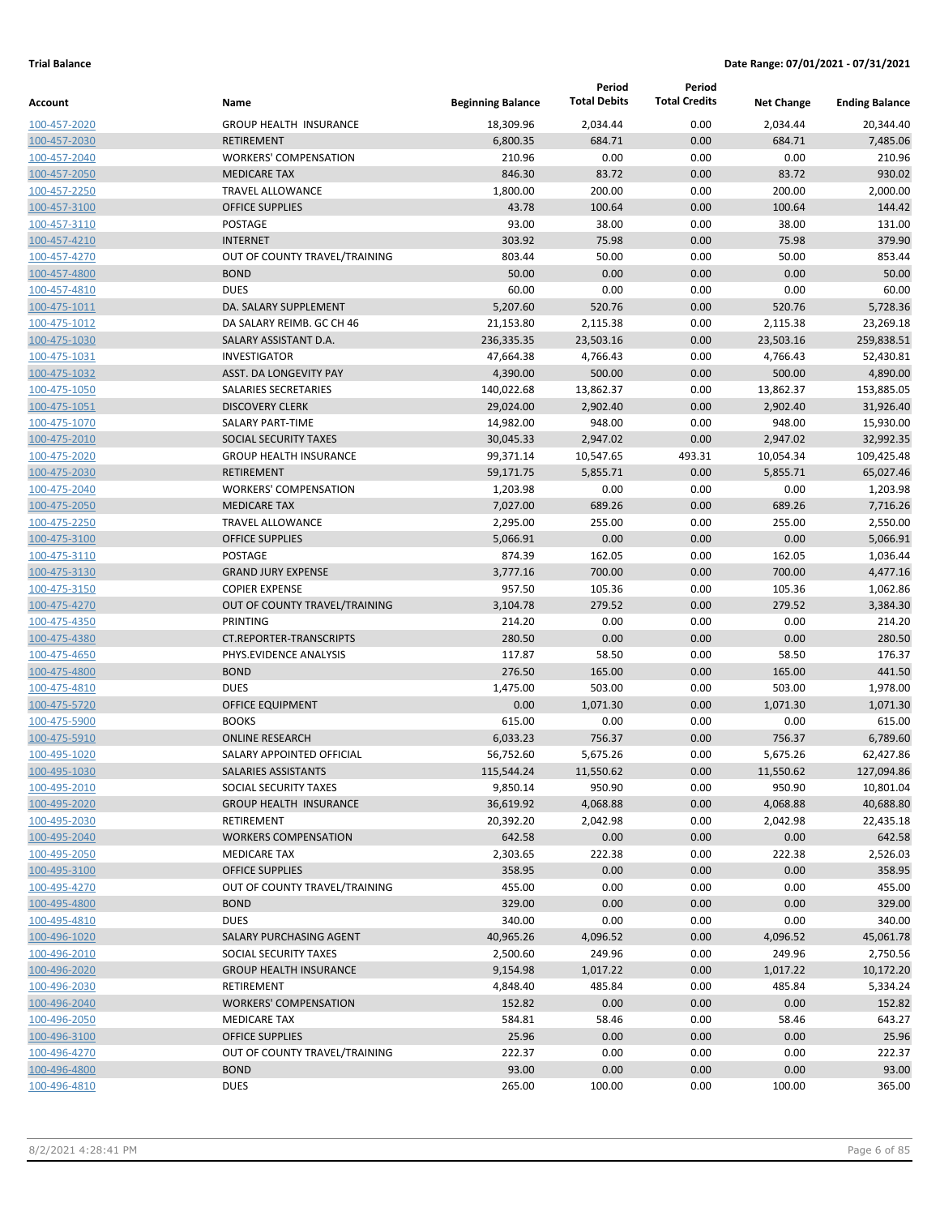**Trial Balance** **Date Range: 07/01/2021 - 07/31/2021**

| Account | Name | Beginning Balance | Period Total Debits | Period Total Credits | Net Change | Ending Balance |
|---|---|---|---|---|---|---|
| 100-457-2020 | GROUP HEALTH INSURANCE | 18,309.96 | 2,034.44 | 0.00 | 2,034.44 | 20,344.40 |
| 100-457-2030 | RETIREMENT | 6,800.35 | 684.71 | 0.00 | 684.71 | 7,485.06 |
| 100-457-2040 | WORKERS' COMPENSATION | 210.96 | 0.00 | 0.00 | 0.00 | 210.96 |
| 100-457-2050 | MEDICARE TAX | 846.30 | 83.72 | 0.00 | 83.72 | 930.02 |
| 100-457-2250 | TRAVEL ALLOWANCE | 1,800.00 | 200.00 | 0.00 | 200.00 | 2,000.00 |
| 100-457-3100 | OFFICE SUPPLIES | 43.78 | 100.64 | 0.00 | 100.64 | 144.42 |
| 100-457-3110 | POSTAGE | 93.00 | 38.00 | 0.00 | 38.00 | 131.00 |
| 100-457-4210 | INTERNET | 303.92 | 75.98 | 0.00 | 75.98 | 379.90 |
| 100-457-4270 | OUT OF COUNTY TRAVEL/TRAINING | 803.44 | 50.00 | 0.00 | 50.00 | 853.44 |
| 100-457-4800 | BOND | 50.00 | 0.00 | 0.00 | 0.00 | 50.00 |
| 100-457-4810 | DUES | 60.00 | 0.00 | 0.00 | 0.00 | 60.00 |
| 100-475-1011 | DA. SALARY SUPPLEMENT | 5,207.60 | 520.76 | 0.00 | 520.76 | 5,728.36 |
| 100-475-1012 | DA SALARY REIMB. GC CH 46 | 21,153.80 | 2,115.38 | 0.00 | 2,115.38 | 23,269.18 |
| 100-475-1030 | SALARY ASSISTANT D.A. | 236,335.35 | 23,503.16 | 0.00 | 23,503.16 | 259,838.51 |
| 100-475-1031 | INVESTIGATOR | 47,664.38 | 4,766.43 | 0.00 | 4,766.43 | 52,430.81 |
| 100-475-1032 | ASST. DA LONGEVITY PAY | 4,390.00 | 500.00 | 0.00 | 500.00 | 4,890.00 |
| 100-475-1050 | SALARIES SECRETARIES | 140,022.68 | 13,862.37 | 0.00 | 13,862.37 | 153,885.05 |
| 100-475-1051 | DISCOVERY CLERK | 29,024.00 | 2,902.40 | 0.00 | 2,902.40 | 31,926.40 |
| 100-475-1070 | SALARY PART-TIME | 14,982.00 | 948.00 | 0.00 | 948.00 | 15,930.00 |
| 100-475-2010 | SOCIAL SECURITY TAXES | 30,045.33 | 2,947.02 | 0.00 | 2,947.02 | 32,992.35 |
| 100-475-2020 | GROUP HEALTH INSURANCE | 99,371.14 | 10,547.65 | 493.31 | 10,054.34 | 109,425.48 |
| 100-475-2030 | RETIREMENT | 59,171.75 | 5,855.71 | 0.00 | 5,855.71 | 65,027.46 |
| 100-475-2040 | WORKERS' COMPENSATION | 1,203.98 | 0.00 | 0.00 | 0.00 | 1,203.98 |
| 100-475-2050 | MEDICARE TAX | 7,027.00 | 689.26 | 0.00 | 689.26 | 7,716.26 |
| 100-475-2250 | TRAVEL ALLOWANCE | 2,295.00 | 255.00 | 0.00 | 255.00 | 2,550.00 |
| 100-475-3100 | OFFICE SUPPLIES | 5,066.91 | 0.00 | 0.00 | 0.00 | 5,066.91 |
| 100-475-3110 | POSTAGE | 874.39 | 162.05 | 0.00 | 162.05 | 1,036.44 |
| 100-475-3130 | GRAND JURY EXPENSE | 3,777.16 | 700.00 | 0.00 | 700.00 | 4,477.16 |
| 100-475-3150 | COPIER EXPENSE | 957.50 | 105.36 | 0.00 | 105.36 | 1,062.86 |
| 100-475-4270 | OUT OF COUNTY TRAVEL/TRAINING | 3,104.78 | 279.52 | 0.00 | 279.52 | 3,384.30 |
| 100-475-4350 | PRINTING | 214.20 | 0.00 | 0.00 | 0.00 | 214.20 |
| 100-475-4380 | CT.REPORTER-TRANSCRIPTS | 280.50 | 0.00 | 0.00 | 0.00 | 280.50 |
| 100-475-4650 | PHYS.EVIDENCE ANALYSIS | 117.87 | 58.50 | 0.00 | 58.50 | 176.37 |
| 100-475-4800 | BOND | 276.50 | 165.00 | 0.00 | 165.00 | 441.50 |
| 100-475-4810 | DUES | 1,475.00 | 503.00 | 0.00 | 503.00 | 1,978.00 |
| 100-475-5720 | OFFICE EQUIPMENT | 0.00 | 1,071.30 | 0.00 | 1,071.30 | 1,071.30 |
| 100-475-5900 | BOOKS | 615.00 | 0.00 | 0.00 | 0.00 | 615.00 |
| 100-475-5910 | ONLINE RESEARCH | 6,033.23 | 756.37 | 0.00 | 756.37 | 6,789.60 |
| 100-495-1020 | SALARY APPOINTED OFFICIAL | 56,752.60 | 5,675.26 | 0.00 | 5,675.26 | 62,427.86 |
| 100-495-1030 | SALARIES ASSISTANTS | 115,544.24 | 11,550.62 | 0.00 | 11,550.62 | 127,094.86 |
| 100-495-2010 | SOCIAL SECURITY TAXES | 9,850.14 | 950.90 | 0.00 | 950.90 | 10,801.04 |
| 100-495-2020 | GROUP HEALTH INSURANCE | 36,619.92 | 4,068.88 | 0.00 | 4,068.88 | 40,688.80 |
| 100-495-2030 | RETIREMENT | 20,392.20 | 2,042.98 | 0.00 | 2,042.98 | 22,435.18 |
| 100-495-2040 | WORKERS COMPENSATION | 642.58 | 0.00 | 0.00 | 0.00 | 642.58 |
| 100-495-2050 | MEDICARE TAX | 2,303.65 | 222.38 | 0.00 | 222.38 | 2,526.03 |
| 100-495-3100 | OFFICE SUPPLIES | 358.95 | 0.00 | 0.00 | 0.00 | 358.95 |
| 100-495-4270 | OUT OF COUNTY TRAVEL/TRAINING | 455.00 | 0.00 | 0.00 | 0.00 | 455.00 |
| 100-495-4800 | BOND | 329.00 | 0.00 | 0.00 | 0.00 | 329.00 |
| 100-495-4810 | DUES | 340.00 | 0.00 | 0.00 | 0.00 | 340.00 |
| 100-496-1020 | SALARY PURCHASING AGENT | 40,965.26 | 4,096.52 | 0.00 | 4,096.52 | 45,061.78 |
| 100-496-2010 | SOCIAL SECURITY TAXES | 2,500.60 | 249.96 | 0.00 | 249.96 | 2,750.56 |
| 100-496-2020 | GROUP HEALTH INSURANCE | 9,154.98 | 1,017.22 | 0.00 | 1,017.22 | 10,172.20 |
| 100-496-2030 | RETIREMENT | 4,848.40 | 485.84 | 0.00 | 485.84 | 5,334.24 |
| 100-496-2040 | WORKERS' COMPENSATION | 152.82 | 0.00 | 0.00 | 0.00 | 152.82 |
| 100-496-2050 | MEDICARE TAX | 584.81 | 58.46 | 0.00 | 58.46 | 643.27 |
| 100-496-3100 | OFFICE SUPPLIES | 25.96 | 0.00 | 0.00 | 0.00 | 25.96 |
| 100-496-4270 | OUT OF COUNTY TRAVEL/TRAINING | 222.37 | 0.00 | 0.00 | 0.00 | 222.37 |
| 100-496-4800 | BOND | 93.00 | 0.00 | 0.00 | 0.00 | 93.00 |
| 100-496-4810 | DUES | 265.00 | 100.00 | 0.00 | 100.00 | 365.00 |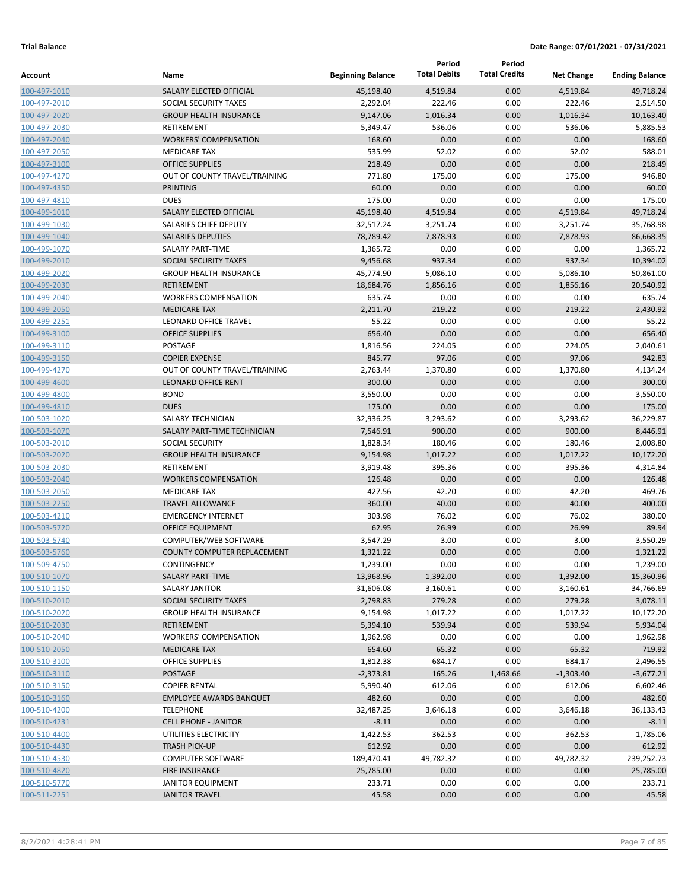**Trial Balance** **Date Range: 07/01/2021 - 07/31/2021**

| Account | Name | Beginning Balance | Period Total Debits | Period Total Credits | Net Change | Ending Balance |
|---|---|---|---|---|---|---|
| 100-497-1010 | SALARY ELECTED OFFICIAL | 45,198.40 | 4,519.84 | 0.00 | 4,519.84 | 49,718.24 |
| 100-497-2010 | SOCIAL SECURITY TAXES | 2,292.04 | 222.46 | 0.00 | 222.46 | 2,514.50 |
| 100-497-2020 | GROUP HEALTH INSURANCE | 9,147.06 | 1,016.34 | 0.00 | 1,016.34 | 10,163.40 |
| 100-497-2030 | RETIREMENT | 5,349.47 | 536.06 | 0.00 | 536.06 | 5,885.53 |
| 100-497-2040 | WORKERS' COMPENSATION | 168.60 | 0.00 | 0.00 | 0.00 | 168.60 |
| 100-497-2050 | MEDICARE TAX | 535.99 | 52.02 | 0.00 | 52.02 | 588.01 |
| 100-497-3100 | OFFICE SUPPLIES | 218.49 | 0.00 | 0.00 | 0.00 | 218.49 |
| 100-497-4270 | OUT OF COUNTY TRAVEL/TRAINING | 771.80 | 175.00 | 0.00 | 175.00 | 946.80 |
| 100-497-4350 | PRINTING | 60.00 | 0.00 | 0.00 | 0.00 | 60.00 |
| 100-497-4810 | DUES | 175.00 | 0.00 | 0.00 | 0.00 | 175.00 |
| 100-499-1010 | SALARY ELECTED OFFICIAL | 45,198.40 | 4,519.84 | 0.00 | 4,519.84 | 49,718.24 |
| 100-499-1030 | SALARIES CHIEF DEPUTY | 32,517.24 | 3,251.74 | 0.00 | 3,251.74 | 35,768.98 |
| 100-499-1040 | SALARIES DEPUTIES | 78,789.42 | 7,878.93 | 0.00 | 7,878.93 | 86,668.35 |
| 100-499-1070 | SALARY PART-TIME | 1,365.72 | 0.00 | 0.00 | 0.00 | 1,365.72 |
| 100-499-2010 | SOCIAL SECURITY TAXES | 9,456.68 | 937.34 | 0.00 | 937.34 | 10,394.02 |
| 100-499-2020 | GROUP HEALTH INSURANCE | 45,774.90 | 5,086.10 | 0.00 | 5,086.10 | 50,861.00 |
| 100-499-2030 | RETIREMENT | 18,684.76 | 1,856.16 | 0.00 | 1,856.16 | 20,540.92 |
| 100-499-2040 | WORKERS COMPENSATION | 635.74 | 0.00 | 0.00 | 0.00 | 635.74 |
| 100-499-2050 | MEDICARE TAX | 2,211.70 | 219.22 | 0.00 | 219.22 | 2,430.92 |
| 100-499-2251 | LEONARD OFFICE TRAVEL | 55.22 | 0.00 | 0.00 | 0.00 | 55.22 |
| 100-499-3100 | OFFICE SUPPLIES | 656.40 | 0.00 | 0.00 | 0.00 | 656.40 |
| 100-499-3110 | POSTAGE | 1,816.56 | 224.05 | 0.00 | 224.05 | 2,040.61 |
| 100-499-3150 | COPIER EXPENSE | 845.77 | 97.06 | 0.00 | 97.06 | 942.83 |
| 100-499-4270 | OUT OF COUNTY TRAVEL/TRAINING | 2,763.44 | 1,370.80 | 0.00 | 1,370.80 | 4,134.24 |
| 100-499-4600 | LEONARD OFFICE RENT | 300.00 | 0.00 | 0.00 | 0.00 | 300.00 |
| 100-499-4800 | BOND | 3,550.00 | 0.00 | 0.00 | 0.00 | 3,550.00 |
| 100-499-4810 | DUES | 175.00 | 0.00 | 0.00 | 0.00 | 175.00 |
| 100-503-1020 | SALARY-TECHNICIAN | 32,936.25 | 3,293.62 | 0.00 | 3,293.62 | 36,229.87 |
| 100-503-1070 | SALARY PART-TIME TECHNICIAN | 7,546.91 | 900.00 | 0.00 | 900.00 | 8,446.91 |
| 100-503-2010 | SOCIAL SECURITY | 1,828.34 | 180.46 | 0.00 | 180.46 | 2,008.80 |
| 100-503-2020 | GROUP HEALTH INSURANCE | 9,154.98 | 1,017.22 | 0.00 | 1,017.22 | 10,172.20 |
| 100-503-2030 | RETIREMENT | 3,919.48 | 395.36 | 0.00 | 395.36 | 4,314.84 |
| 100-503-2040 | WORKERS COMPENSATION | 126.48 | 0.00 | 0.00 | 0.00 | 126.48 |
| 100-503-2050 | MEDICARE TAX | 427.56 | 42.20 | 0.00 | 42.20 | 469.76 |
| 100-503-2250 | TRAVEL ALLOWANCE | 360.00 | 40.00 | 0.00 | 40.00 | 400.00 |
| 100-503-4210 | EMERGENCY INTERNET | 303.98 | 76.02 | 0.00 | 76.02 | 380.00 |
| 100-503-5720 | OFFICE EQUIPMENT | 62.95 | 26.99 | 0.00 | 26.99 | 89.94 |
| 100-503-5740 | COMPUTER/WEB SOFTWARE | 3,547.29 | 3.00 | 0.00 | 3.00 | 3,550.29 |
| 100-503-5760 | COUNTY COMPUTER REPLACEMENT | 1,321.22 | 0.00 | 0.00 | 0.00 | 1,321.22 |
| 100-509-4750 | CONTINGENCY | 1,239.00 | 0.00 | 0.00 | 0.00 | 1,239.00 |
| 100-510-1070 | SALARY PART-TIME | 13,968.96 | 1,392.00 | 0.00 | 1,392.00 | 15,360.96 |
| 100-510-1150 | SALARY JANITOR | 31,606.08 | 3,160.61 | 0.00 | 3,160.61 | 34,766.69 |
| 100-510-2010 | SOCIAL SECURITY TAXES | 2,798.83 | 279.28 | 0.00 | 279.28 | 3,078.11 |
| 100-510-2020 | GROUP HEALTH INSURANCE | 9,154.98 | 1,017.22 | 0.00 | 1,017.22 | 10,172.20 |
| 100-510-2030 | RETIREMENT | 5,394.10 | 539.94 | 0.00 | 539.94 | 5,934.04 |
| 100-510-2040 | WORKERS' COMPENSATION | 1,962.98 | 0.00 | 0.00 | 0.00 | 1,962.98 |
| 100-510-2050 | MEDICARE TAX | 654.60 | 65.32 | 0.00 | 65.32 | 719.92 |
| 100-510-3100 | OFFICE SUPPLIES | 1,812.38 | 684.17 | 0.00 | 684.17 | 2,496.55 |
| 100-510-3110 | POSTAGE | -2,373.81 | 165.26 | 1,468.66 | -1,303.40 | -3,677.21 |
| 100-510-3150 | COPIER RENTAL | 5,990.40 | 612.06 | 0.00 | 612.06 | 6,602.46 |
| 100-510-3160 | EMPLOYEE AWARDS BANQUET | 482.60 | 0.00 | 0.00 | 0.00 | 482.60 |
| 100-510-4200 | TELEPHONE | 32,487.25 | 3,646.18 | 0.00 | 3,646.18 | 36,133.43 |
| 100-510-4231 | CELL PHONE - JANITOR | -8.11 | 0.00 | 0.00 | 0.00 | -8.11 |
| 100-510-4400 | UTILITIES ELECTRICITY | 1,422.53 | 362.53 | 0.00 | 362.53 | 1,785.06 |
| 100-510-4430 | TRASH PICK-UP | 612.92 | 0.00 | 0.00 | 0.00 | 612.92 |
| 100-510-4530 | COMPUTER SOFTWARE | 189,470.41 | 49,782.32 | 0.00 | 49,782.32 | 239,252.73 |
| 100-510-4820 | FIRE INSURANCE | 25,785.00 | 0.00 | 0.00 | 0.00 | 25,785.00 |
| 100-510-5770 | JANITOR EQUIPMENT | 233.71 | 0.00 | 0.00 | 0.00 | 233.71 |
| 100-511-2251 | JANITOR TRAVEL | 45.58 | 0.00 | 0.00 | 0.00 | 45.58 |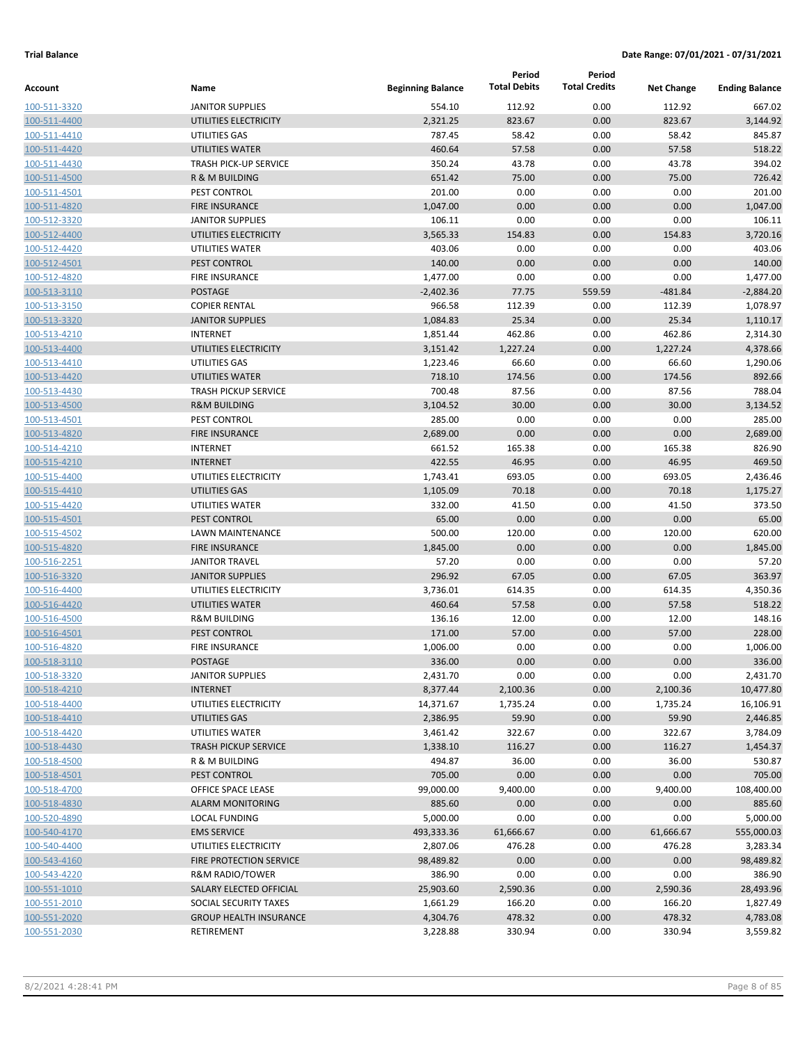**Trial Balance** **Date Range: 07/01/2021 - 07/31/2021**

| Account | Name | Beginning Balance | Period Total Debits | Period Total Credits | Net Change | Ending Balance |
|---|---|---|---|---|---|---|
| 100-511-3320 | JANITOR SUPPLIES | 554.10 | 112.92 | 0.00 | 112.92 | 667.02 |
| 100-511-4400 | UTILITIES ELECTRICITY | 2,321.25 | 823.67 | 0.00 | 823.67 | 3,144.92 |
| 100-511-4410 | UTILITIES GAS | 787.45 | 58.42 | 0.00 | 58.42 | 845.87 |
| 100-511-4420 | UTILITIES WATER | 460.64 | 57.58 | 0.00 | 57.58 | 518.22 |
| 100-511-4430 | TRASH PICK-UP SERVICE | 350.24 | 43.78 | 0.00 | 43.78 | 394.02 |
| 100-511-4500 | R & M BUILDING | 651.42 | 75.00 | 0.00 | 75.00 | 726.42 |
| 100-511-4501 | PEST CONTROL | 201.00 | 0.00 | 0.00 | 0.00 | 201.00 |
| 100-511-4820 | FIRE INSURANCE | 1,047.00 | 0.00 | 0.00 | 0.00 | 1,047.00 |
| 100-512-3320 | JANITOR SUPPLIES | 106.11 | 0.00 | 0.00 | 0.00 | 106.11 |
| 100-512-4400 | UTILITIES ELECTRICITY | 3,565.33 | 154.83 | 0.00 | 154.83 | 3,720.16 |
| 100-512-4420 | UTILITIES WATER | 403.06 | 0.00 | 0.00 | 0.00 | 403.06 |
| 100-512-4501 | PEST CONTROL | 140.00 | 0.00 | 0.00 | 0.00 | 140.00 |
| 100-512-4820 | FIRE INSURANCE | 1,477.00 | 0.00 | 0.00 | 0.00 | 1,477.00 |
| 100-513-3110 | POSTAGE | -2,402.36 | 77.75 | 559.59 | -481.84 | -2,884.20 |
| 100-513-3150 | COPIER RENTAL | 966.58 | 112.39 | 0.00 | 112.39 | 1,078.97 |
| 100-513-3320 | JANITOR SUPPLIES | 1,084.83 | 25.34 | 0.00 | 25.34 | 1,110.17 |
| 100-513-4210 | INTERNET | 1,851.44 | 462.86 | 0.00 | 462.86 | 2,314.30 |
| 100-513-4400 | UTILITIES ELECTRICITY | 3,151.42 | 1,227.24 | 0.00 | 1,227.24 | 4,378.66 |
| 100-513-4410 | UTILITIES GAS | 1,223.46 | 66.60 | 0.00 | 66.60 | 1,290.06 |
| 100-513-4420 | UTILITIES WATER | 718.10 | 174.56 | 0.00 | 174.56 | 892.66 |
| 100-513-4430 | TRASH PICKUP SERVICE | 700.48 | 87.56 | 0.00 | 87.56 | 788.04 |
| 100-513-4500 | R&M BUILDING | 3,104.52 | 30.00 | 0.00 | 30.00 | 3,134.52 |
| 100-513-4501 | PEST CONTROL | 285.00 | 0.00 | 0.00 | 0.00 | 285.00 |
| 100-513-4820 | FIRE INSURANCE | 2,689.00 | 0.00 | 0.00 | 0.00 | 2,689.00 |
| 100-514-4210 | INTERNET | 661.52 | 165.38 | 0.00 | 165.38 | 826.90 |
| 100-515-4210 | INTERNET | 422.55 | 46.95 | 0.00 | 46.95 | 469.50 |
| 100-515-4400 | UTILITIES ELECTRICITY | 1,743.41 | 693.05 | 0.00 | 693.05 | 2,436.46 |
| 100-515-4410 | UTILITIES GAS | 1,105.09 | 70.18 | 0.00 | 70.18 | 1,175.27 |
| 100-515-4420 | UTILITIES WATER | 332.00 | 41.50 | 0.00 | 41.50 | 373.50 |
| 100-515-4501 | PEST CONTROL | 65.00 | 0.00 | 0.00 | 0.00 | 65.00 |
| 100-515-4502 | LAWN MAINTENANCE | 500.00 | 120.00 | 0.00 | 120.00 | 620.00 |
| 100-515-4820 | FIRE INSURANCE | 1,845.00 | 0.00 | 0.00 | 0.00 | 1,845.00 |
| 100-516-2251 | JANITOR TRAVEL | 57.20 | 0.00 | 0.00 | 0.00 | 57.20 |
| 100-516-3320 | JANITOR SUPPLIES | 296.92 | 67.05 | 0.00 | 67.05 | 363.97 |
| 100-516-4400 | UTILITIES ELECTRICITY | 3,736.01 | 614.35 | 0.00 | 614.35 | 4,350.36 |
| 100-516-4420 | UTILITIES WATER | 460.64 | 57.58 | 0.00 | 57.58 | 518.22 |
| 100-516-4500 | R&M BUILDING | 136.16 | 12.00 | 0.00 | 12.00 | 148.16 |
| 100-516-4501 | PEST CONTROL | 171.00 | 57.00 | 0.00 | 57.00 | 228.00 |
| 100-516-4820 | FIRE INSURANCE | 1,006.00 | 0.00 | 0.00 | 0.00 | 1,006.00 |
| 100-518-3110 | POSTAGE | 336.00 | 0.00 | 0.00 | 0.00 | 336.00 |
| 100-518-3320 | JANITOR SUPPLIES | 2,431.70 | 0.00 | 0.00 | 0.00 | 2,431.70 |
| 100-518-4210 | INTERNET | 8,377.44 | 2,100.36 | 0.00 | 2,100.36 | 10,477.80 |
| 100-518-4400 | UTILITIES ELECTRICITY | 14,371.67 | 1,735.24 | 0.00 | 1,735.24 | 16,106.91 |
| 100-518-4410 | UTILITIES GAS | 2,386.95 | 59.90 | 0.00 | 59.90 | 2,446.85 |
| 100-518-4420 | UTILITIES WATER | 3,461.42 | 322.67 | 0.00 | 322.67 | 3,784.09 |
| 100-518-4430 | TRASH PICKUP SERVICE | 1,338.10 | 116.27 | 0.00 | 116.27 | 1,454.37 |
| 100-518-4500 | R & M BUILDING | 494.87 | 36.00 | 0.00 | 36.00 | 530.87 |
| 100-518-4501 | PEST CONTROL | 705.00 | 0.00 | 0.00 | 0.00 | 705.00 |
| 100-518-4700 | OFFICE SPACE LEASE | 99,000.00 | 9,400.00 | 0.00 | 9,400.00 | 108,400.00 |
| 100-518-4830 | ALARM MONITORING | 885.60 | 0.00 | 0.00 | 0.00 | 885.60 |
| 100-520-4890 | LOCAL FUNDING | 5,000.00 | 0.00 | 0.00 | 0.00 | 5,000.00 |
| 100-540-4170 | EMS SERVICE | 493,333.36 | 61,666.67 | 0.00 | 61,666.67 | 555,000.03 |
| 100-540-4400 | UTILITIES ELECTRICITY | 2,807.06 | 476.28 | 0.00 | 476.28 | 3,283.34 |
| 100-543-4160 | FIRE PROTECTION SERVICE | 98,489.82 | 0.00 | 0.00 | 0.00 | 98,489.82 |
| 100-543-4220 | R&M RADIO/TOWER | 386.90 | 0.00 | 0.00 | 0.00 | 386.90 |
| 100-551-1010 | SALARY ELECTED OFFICIAL | 25,903.60 | 2,590.36 | 0.00 | 2,590.36 | 28,493.96 |
| 100-551-2010 | SOCIAL SECURITY TAXES | 1,661.29 | 166.20 | 0.00 | 166.20 | 1,827.49 |
| 100-551-2020 | GROUP HEALTH INSURANCE | 4,304.76 | 478.32 | 0.00 | 478.32 | 4,783.08 |
| 100-551-2030 | RETIREMENT | 3,228.88 | 330.94 | 0.00 | 330.94 | 3,559.82 |

8/2/2021 4:28:41 PM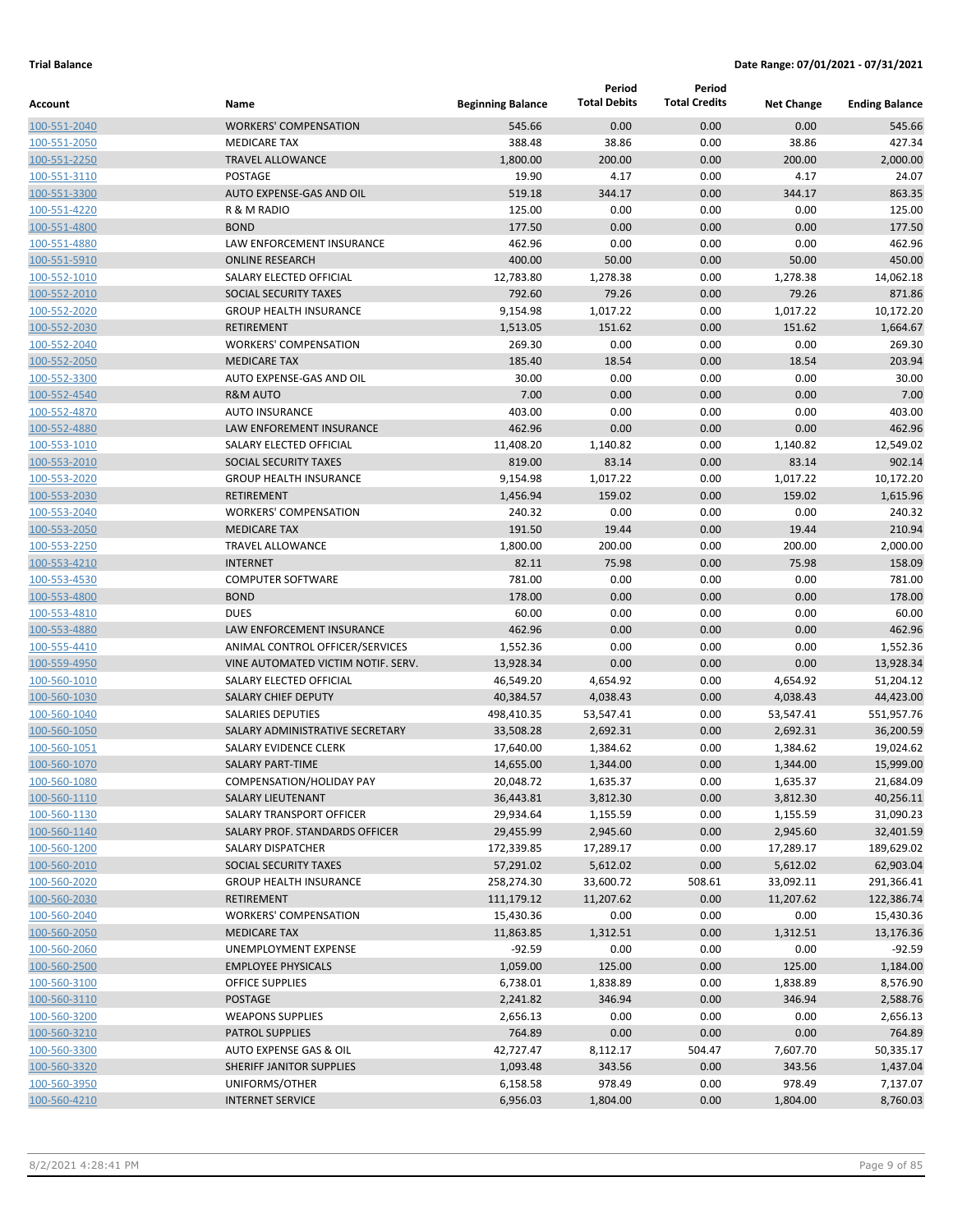**Trial Balance** **Date Range: 07/01/2021 - 07/31/2021**

| Account | Name | Beginning Balance | Period Total Debits | Period Total Credits | Net Change | Ending Balance |
|---|---|---|---|---|---|---|
| 100-551-2040 | WORKERS' COMPENSATION | 545.66 | 0.00 | 0.00 | 0.00 | 545.66 |
| 100-551-2050 | MEDICARE TAX | 388.48 | 38.86 | 0.00 | 38.86 | 427.34 |
| 100-551-2250 | TRAVEL ALLOWANCE | 1,800.00 | 200.00 | 0.00 | 200.00 | 2,000.00 |
| 100-551-3110 | POSTAGE | 19.90 | 4.17 | 0.00 | 4.17 | 24.07 |
| 100-551-3300 | AUTO EXPENSE-GAS AND OIL | 519.18 | 344.17 | 0.00 | 344.17 | 863.35 |
| 100-551-4220 | R & M RADIO | 125.00 | 0.00 | 0.00 | 0.00 | 125.00 |
| 100-551-4800 | BOND | 177.50 | 0.00 | 0.00 | 0.00 | 177.50 |
| 100-551-4880 | LAW ENFORCEMENT INSURANCE | 462.96 | 0.00 | 0.00 | 0.00 | 462.96 |
| 100-551-5910 | ONLINE RESEARCH | 400.00 | 50.00 | 0.00 | 50.00 | 450.00 |
| 100-552-1010 | SALARY ELECTED OFFICIAL | 12,783.80 | 1,278.38 | 0.00 | 1,278.38 | 14,062.18 |
| 100-552-2010 | SOCIAL SECURITY TAXES | 792.60 | 79.26 | 0.00 | 79.26 | 871.86 |
| 100-552-2020 | GROUP HEALTH INSURANCE | 9,154.98 | 1,017.22 | 0.00 | 1,017.22 | 10,172.20 |
| 100-552-2030 | RETIREMENT | 1,513.05 | 151.62 | 0.00 | 151.62 | 1,664.67 |
| 100-552-2040 | WORKERS' COMPENSATION | 269.30 | 0.00 | 0.00 | 0.00 | 269.30 |
| 100-552-2050 | MEDICARE TAX | 185.40 | 18.54 | 0.00 | 18.54 | 203.94 |
| 100-552-3300 | AUTO EXPENSE-GAS AND OIL | 30.00 | 0.00 | 0.00 | 0.00 | 30.00 |
| 100-552-4540 | R&M AUTO | 7.00 | 0.00 | 0.00 | 0.00 | 7.00 |
| 100-552-4870 | AUTO INSURANCE | 403.00 | 0.00 | 0.00 | 0.00 | 403.00 |
| 100-552-4880 | LAW ENFOREMENT INSURANCE | 462.96 | 0.00 | 0.00 | 0.00 | 462.96 |
| 100-553-1010 | SALARY ELECTED OFFICIAL | 11,408.20 | 1,140.82 | 0.00 | 1,140.82 | 12,549.02 |
| 100-553-2010 | SOCIAL SECURITY TAXES | 819.00 | 83.14 | 0.00 | 83.14 | 902.14 |
| 100-553-2020 | GROUP HEALTH INSURANCE | 9,154.98 | 1,017.22 | 0.00 | 1,017.22 | 10,172.20 |
| 100-553-2030 | RETIREMENT | 1,456.94 | 159.02 | 0.00 | 159.02 | 1,615.96 |
| 100-553-2040 | WORKERS' COMPENSATION | 240.32 | 0.00 | 0.00 | 0.00 | 240.32 |
| 100-553-2050 | MEDICARE TAX | 191.50 | 19.44 | 0.00 | 19.44 | 210.94 |
| 100-553-2250 | TRAVEL ALLOWANCE | 1,800.00 | 200.00 | 0.00 | 200.00 | 2,000.00 |
| 100-553-4210 | INTERNET | 82.11 | 75.98 | 0.00 | 75.98 | 158.09 |
| 100-553-4530 | COMPUTER SOFTWARE | 781.00 | 0.00 | 0.00 | 0.00 | 781.00 |
| 100-553-4800 | BOND | 178.00 | 0.00 | 0.00 | 0.00 | 178.00 |
| 100-553-4810 | DUES | 60.00 | 0.00 | 0.00 | 0.00 | 60.00 |
| 100-553-4880 | LAW ENFORCEMENT INSURANCE | 462.96 | 0.00 | 0.00 | 0.00 | 462.96 |
| 100-555-4410 | ANIMAL CONTROL OFFICER/SERVICES | 1,552.36 | 0.00 | 0.00 | 0.00 | 1,552.36 |
| 100-559-4950 | VINE AUTOMATED VICTIM NOTIF. SERV. | 13,928.34 | 0.00 | 0.00 | 0.00 | 13,928.34 |
| 100-560-1010 | SALARY ELECTED OFFICIAL | 46,549.20 | 4,654.92 | 0.00 | 4,654.92 | 51,204.12 |
| 100-560-1030 | SALARY CHIEF DEPUTY | 40,384.57 | 4,038.43 | 0.00 | 4,038.43 | 44,423.00 |
| 100-560-1040 | SALARIES DEPUTIES | 498,410.35 | 53,547.41 | 0.00 | 53,547.41 | 551,957.76 |
| 100-560-1050 | SALARY ADMINISTRATIVE SECRETARY | 33,508.28 | 2,692.31 | 0.00 | 2,692.31 | 36,200.59 |
| 100-560-1051 | SALARY EVIDENCE CLERK | 17,640.00 | 1,384.62 | 0.00 | 1,384.62 | 19,024.62 |
| 100-560-1070 | SALARY PART-TIME | 14,655.00 | 1,344.00 | 0.00 | 1,344.00 | 15,999.00 |
| 100-560-1080 | COMPENSATION/HOLIDAY PAY | 20,048.72 | 1,635.37 | 0.00 | 1,635.37 | 21,684.09 |
| 100-560-1110 | SALARY LIEUTENANT | 36,443.81 | 3,812.30 | 0.00 | 3,812.30 | 40,256.11 |
| 100-560-1130 | SALARY TRANSPORT OFFICER | 29,934.64 | 1,155.59 | 0.00 | 1,155.59 | 31,090.23 |
| 100-560-1140 | SALARY PROF. STANDARDS OFFICER | 29,455.99 | 2,945.60 | 0.00 | 2,945.60 | 32,401.59 |
| 100-560-1200 | SALARY DISPATCHER | 172,339.85 | 17,289.17 | 0.00 | 17,289.17 | 189,629.02 |
| 100-560-2010 | SOCIAL SECURITY TAXES | 57,291.02 | 5,612.02 | 0.00 | 5,612.02 | 62,903.04 |
| 100-560-2020 | GROUP HEALTH INSURANCE | 258,274.30 | 33,600.72 | 508.61 | 33,092.11 | 291,366.41 |
| 100-560-2030 | RETIREMENT | 111,179.12 | 11,207.62 | 0.00 | 11,207.62 | 122,386.74 |
| 100-560-2040 | WORKERS' COMPENSATION | 15,430.36 | 0.00 | 0.00 | 0.00 | 15,430.36 |
| 100-560-2050 | MEDICARE TAX | 11,863.85 | 1,312.51 | 0.00 | 1,312.51 | 13,176.36 |
| 100-560-2060 | UNEMPLOYMENT EXPENSE | -92.59 | 0.00 | 0.00 | 0.00 | -92.59 |
| 100-560-2500 | EMPLOYEE PHYSICALS | 1,059.00 | 125.00 | 0.00 | 125.00 | 1,184.00 |
| 100-560-3100 | OFFICE SUPPLIES | 6,738.01 | 1,838.89 | 0.00 | 1,838.89 | 8,576.90 |
| 100-560-3110 | POSTAGE | 2,241.82 | 346.94 | 0.00 | 346.94 | 2,588.76 |
| 100-560-3200 | WEAPONS SUPPLIES | 2,656.13 | 0.00 | 0.00 | 0.00 | 2,656.13 |
| 100-560-3210 | PATROL SUPPLIES | 764.89 | 0.00 | 0.00 | 0.00 | 764.89 |
| 100-560-3300 | AUTO EXPENSE GAS & OIL | 42,727.47 | 8,112.17 | 504.47 | 7,607.70 | 50,335.17 |
| 100-560-3320 | SHERIFF JANITOR SUPPLIES | 1,093.48 | 343.56 | 0.00 | 343.56 | 1,437.04 |
| 100-560-3950 | UNIFORMS/OTHER | 6,158.58 | 978.49 | 0.00 | 978.49 | 7,137.07 |
| 100-560-4210 | INTERNET SERVICE | 6,956.03 | 1,804.00 | 0.00 | 1,804.00 | 8,760.03 |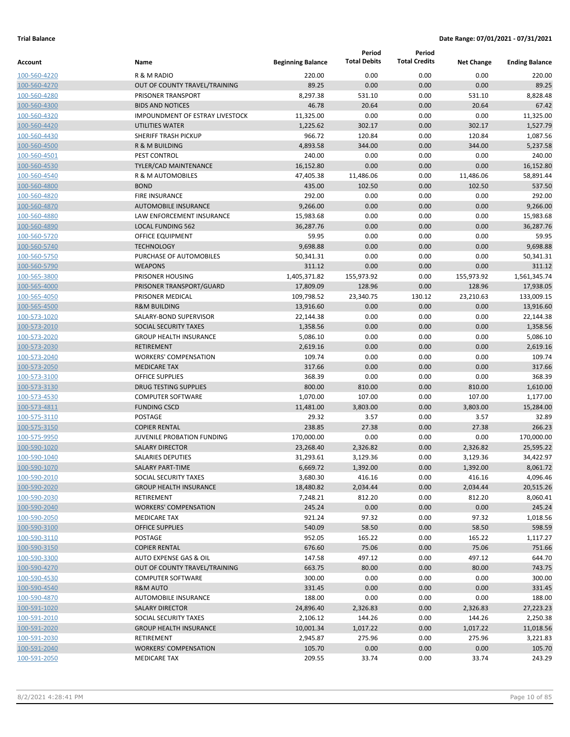**Trial Balance** **Date Range: 07/01/2021 - 07/31/2021**

| Account | Name | Beginning Balance | Period Total Debits | Period Total Credits | Net Change | Ending Balance |
|---|---|---|---|---|---|---|
| 100-560-4220 | R & M RADIO | 220.00 | 0.00 | 0.00 | 0.00 | 220.00 |
| 100-560-4270 | OUT OF COUNTY TRAVEL/TRAINING | 89.25 | 0.00 | 0.00 | 0.00 | 89.25 |
| 100-560-4280 | PRISONER TRANSPORT | 8,297.38 | 531.10 | 0.00 | 531.10 | 8,828.48 |
| 100-560-4300 | BIDS AND NOTICES | 46.78 | 20.64 | 0.00 | 20.64 | 67.42 |
| 100-560-4320 | IMPOUNDMENT OF ESTRAY LIVESTOCK | 11,325.00 | 0.00 | 0.00 | 0.00 | 11,325.00 |
| 100-560-4420 | UTILITIES WATER | 1,225.62 | 302.17 | 0.00 | 302.17 | 1,527.79 |
| 100-560-4430 | SHERIFF TRASH PICKUP | 966.72 | 120.84 | 0.00 | 120.84 | 1,087.56 |
| 100-560-4500 | R & M BUILDING | 4,893.58 | 344.00 | 0.00 | 344.00 | 5,237.58 |
| 100-560-4501 | PEST CONTROL | 240.00 | 0.00 | 0.00 | 0.00 | 240.00 |
| 100-560-4530 | TYLER/CAD MAINTENANCE | 16,152.80 | 0.00 | 0.00 | 0.00 | 16,152.80 |
| 100-560-4540 | R & M AUTOMOBILES | 47,405.38 | 11,486.06 | 0.00 | 11,486.06 | 58,891.44 |
| 100-560-4800 | BOND | 435.00 | 102.50 | 0.00 | 102.50 | 537.50 |
| 100-560-4820 | FIRE INSURANCE | 292.00 | 0.00 | 0.00 | 0.00 | 292.00 |
| 100-560-4870 | AUTOMOBILE INSURANCE | 9,266.00 | 0.00 | 0.00 | 0.00 | 9,266.00 |
| 100-560-4880 | LAW ENFORCEMENT INSURANCE | 15,983.68 | 0.00 | 0.00 | 0.00 | 15,983.68 |
| 100-560-4890 | LOCAL FUNDING 562 | 36,287.76 | 0.00 | 0.00 | 0.00 | 36,287.76 |
| 100-560-5720 | OFFICE EQUIPMENT | 59.95 | 0.00 | 0.00 | 0.00 | 59.95 |
| 100-560-5740 | TECHNOLOGY | 9,698.88 | 0.00 | 0.00 | 0.00 | 9,698.88 |
| 100-560-5750 | PURCHASE OF AUTOMOBILES | 50,341.31 | 0.00 | 0.00 | 0.00 | 50,341.31 |
| 100-560-5790 | WEAPONS | 311.12 | 0.00 | 0.00 | 0.00 | 311.12 |
| 100-565-3800 | PRISONER HOUSING | 1,405,371.82 | 155,973.92 | 0.00 | 155,973.92 | 1,561,345.74 |
| 100-565-4000 | PRISONER TRANSPORT/GUARD | 17,809.09 | 128.96 | 0.00 | 128.96 | 17,938.05 |
| 100-565-4050 | PRISONER MEDICAL | 109,798.52 | 23,340.75 | 130.12 | 23,210.63 | 133,009.15 |
| 100-565-4500 | R&M BUILDING | 13,916.60 | 0.00 | 0.00 | 0.00 | 13,916.60 |
| 100-573-1020 | SALARY-BOND SUPERVISOR | 22,144.38 | 0.00 | 0.00 | 0.00 | 22,144.38 |
| 100-573-2010 | SOCIAL SECURITY TAXES | 1,358.56 | 0.00 | 0.00 | 0.00 | 1,358.56 |
| 100-573-2020 | GROUP HEALTH INSURANCE | 5,086.10 | 0.00 | 0.00 | 0.00 | 5,086.10 |
| 100-573-2030 | RETIREMENT | 2,619.16 | 0.00 | 0.00 | 0.00 | 2,619.16 |
| 100-573-2040 | WORKERS' COMPENSATION | 109.74 | 0.00 | 0.00 | 0.00 | 109.74 |
| 100-573-2050 | MEDICARE TAX | 317.66 | 0.00 | 0.00 | 0.00 | 317.66 |
| 100-573-3100 | OFFICE SUPPLIES | 368.39 | 0.00 | 0.00 | 0.00 | 368.39 |
| 100-573-3130 | DRUG TESTING SUPPLIES | 800.00 | 810.00 | 0.00 | 810.00 | 1,610.00 |
| 100-573-4530 | COMPUTER SOFTWARE | 1,070.00 | 107.00 | 0.00 | 107.00 | 1,177.00 |
| 100-573-4811 | FUNDING CSCD | 11,481.00 | 3,803.00 | 0.00 | 3,803.00 | 15,284.00 |
| 100-575-3110 | POSTAGE | 29.32 | 3.57 | 0.00 | 3.57 | 32.89 |
| 100-575-3150 | COPIER RENTAL | 238.85 | 27.38 | 0.00 | 27.38 | 266.23 |
| 100-575-9950 | JUVENILE PROBATION FUNDING | 170,000.00 | 0.00 | 0.00 | 0.00 | 170,000.00 |
| 100-590-1020 | SALARY DIRECTOR | 23,268.40 | 2,326.82 | 0.00 | 2,326.82 | 25,595.22 |
| 100-590-1040 | SALARIES DEPUTIES | 31,293.61 | 3,129.36 | 0.00 | 3,129.36 | 34,422.97 |
| 100-590-1070 | SALARY PART-TIME | 6,669.72 | 1,392.00 | 0.00 | 1,392.00 | 8,061.72 |
| 100-590-2010 | SOCIAL SECURITY TAXES | 3,680.30 | 416.16 | 0.00 | 416.16 | 4,096.46 |
| 100-590-2020 | GROUP HEALTH INSURANCE | 18,480.82 | 2,034.44 | 0.00 | 2,034.44 | 20,515.26 |
| 100-590-2030 | RETIREMENT | 7,248.21 | 812.20 | 0.00 | 812.20 | 8,060.41 |
| 100-590-2040 | WORKERS' COMPENSATION | 245.24 | 0.00 | 0.00 | 0.00 | 245.24 |
| 100-590-2050 | MEDICARE TAX | 921.24 | 97.32 | 0.00 | 97.32 | 1,018.56 |
| 100-590-3100 | OFFICE SUPPLIES | 540.09 | 58.50 | 0.00 | 58.50 | 598.59 |
| 100-590-3110 | POSTAGE | 952.05 | 165.22 | 0.00 | 165.22 | 1,117.27 |
| 100-590-3150 | COPIER RENTAL | 676.60 | 75.06 | 0.00 | 75.06 | 751.66 |
| 100-590-3300 | AUTO EXPENSE GAS & OIL | 147.58 | 497.12 | 0.00 | 497.12 | 644.70 |
| 100-590-4270 | OUT OF COUNTY TRAVEL/TRAINING | 663.75 | 80.00 | 0.00 | 80.00 | 743.75 |
| 100-590-4530 | COMPUTER SOFTWARE | 300.00 | 0.00 | 0.00 | 0.00 | 300.00 |
| 100-590-4540 | R&M AUTO | 331.45 | 0.00 | 0.00 | 0.00 | 331.45 |
| 100-590-4870 | AUTOMOBILE INSURANCE | 188.00 | 0.00 | 0.00 | 0.00 | 188.00 |
| 100-591-1020 | SALARY DIRECTOR | 24,896.40 | 2,326.83 | 0.00 | 2,326.83 | 27,223.23 |
| 100-591-2010 | SOCIAL SECURITY TAXES | 2,106.12 | 144.26 | 0.00 | 144.26 | 2,250.38 |
| 100-591-2020 | GROUP HEALTH INSURANCE | 10,001.34 | 1,017.22 | 0.00 | 1,017.22 | 11,018.56 |
| 100-591-2030 | RETIREMENT | 2,945.87 | 275.96 | 0.00 | 275.96 | 3,221.83 |
| 100-591-2040 | WORKERS' COMPENSATION | 105.70 | 0.00 | 0.00 | 0.00 | 105.70 |
| 100-591-2050 | MEDICARE TAX | 209.55 | 33.74 | 0.00 | 33.74 | 243.29 |

8/2/2021 4:28:41 PM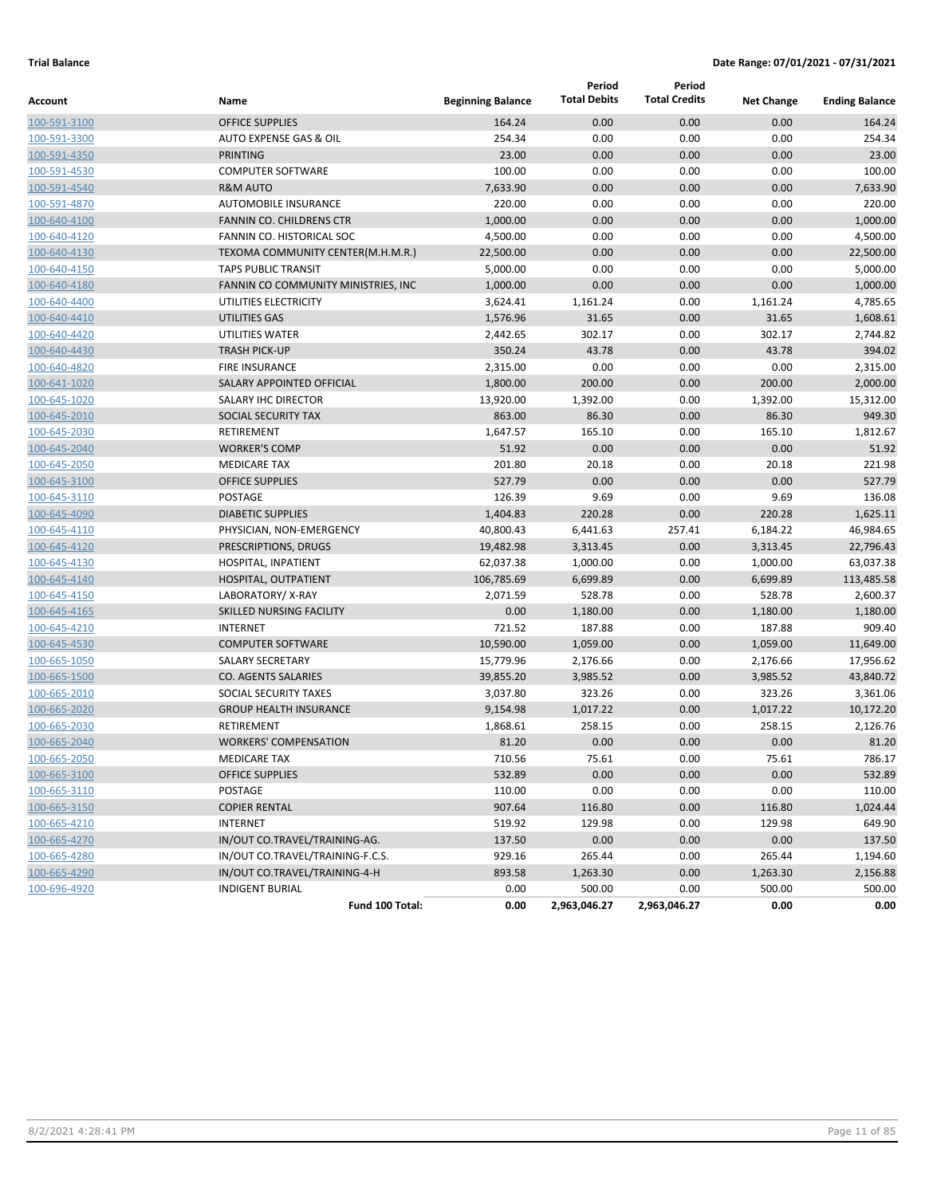**Trial Balance** **Date Range: 07/01/2021 - 07/31/2021**

| Account | Name | Beginning Balance | Period Total Debits | Period Total Credits | Net Change | Ending Balance |
|---|---|---|---|---|---|---|
| 100-591-3100 | OFFICE SUPPLIES | 164.24 | 0.00 | 0.00 | 0.00 | 164.24 |
| 100-591-3300 | AUTO EXPENSE GAS & OIL | 254.34 | 0.00 | 0.00 | 0.00 | 254.34 |
| 100-591-4350 | PRINTING | 23.00 | 0.00 | 0.00 | 0.00 | 23.00 |
| 100-591-4530 | COMPUTER SOFTWARE | 100.00 | 0.00 | 0.00 | 0.00 | 100.00 |
| 100-591-4540 | R&M AUTO | 7,633.90 | 0.00 | 0.00 | 0.00 | 7,633.90 |
| 100-591-4870 | AUTOMOBILE INSURANCE | 220.00 | 0.00 | 0.00 | 0.00 | 220.00 |
| 100-640-4100 | FANNIN CO. CHILDRENS CTR | 1,000.00 | 0.00 | 0.00 | 0.00 | 1,000.00 |
| 100-640-4120 | FANNIN CO. HISTORICAL SOC | 4,500.00 | 0.00 | 0.00 | 0.00 | 4,500.00 |
| 100-640-4130 | TEXOMA COMMUNITY CENTER(M.H.M.R.) | 22,500.00 | 0.00 | 0.00 | 0.00 | 22,500.00 |
| 100-640-4150 | TAPS PUBLIC TRANSIT | 5,000.00 | 0.00 | 0.00 | 0.00 | 5,000.00 |
| 100-640-4180 | FANNIN CO COMMUNITY MINISTRIES, INC | 1,000.00 | 0.00 | 0.00 | 0.00 | 1,000.00 |
| 100-640-4400 | UTILITIES ELECTRICITY | 3,624.41 | 1,161.24 | 0.00 | 1,161.24 | 4,785.65 |
| 100-640-4410 | UTILITIES GAS | 1,576.96 | 31.65 | 0.00 | 31.65 | 1,608.61 |
| 100-640-4420 | UTILITIES WATER | 2,442.65 | 302.17 | 0.00 | 302.17 | 2,744.82 |
| 100-640-4430 | TRASH PICK-UP | 350.24 | 43.78 | 0.00 | 43.78 | 394.02 |
| 100-640-4820 | FIRE INSURANCE | 2,315.00 | 0.00 | 0.00 | 0.00 | 2,315.00 |
| 100-641-1020 | SALARY APPOINTED OFFICIAL | 1,800.00 | 200.00 | 0.00 | 200.00 | 2,000.00 |
| 100-645-1020 | SALARY IHC DIRECTOR | 13,920.00 | 1,392.00 | 0.00 | 1,392.00 | 15,312.00 |
| 100-645-2010 | SOCIAL SECURITY TAX | 863.00 | 86.30 | 0.00 | 86.30 | 949.30 |
| 100-645-2030 | RETIREMENT | 1,647.57 | 165.10 | 0.00 | 165.10 | 1,812.67 |
| 100-645-2040 | WORKER'S COMP | 51.92 | 0.00 | 0.00 | 0.00 | 51.92 |
| 100-645-2050 | MEDICARE TAX | 201.80 | 20.18 | 0.00 | 20.18 | 221.98 |
| 100-645-3100 | OFFICE SUPPLIES | 527.79 | 0.00 | 0.00 | 0.00 | 527.79 |
| 100-645-3110 | POSTAGE | 126.39 | 9.69 | 0.00 | 9.69 | 136.08 |
| 100-645-4090 | DIABETIC SUPPLIES | 1,404.83 | 220.28 | 0.00 | 220.28 | 1,625.11 |
| 100-645-4110 | PHYSICIAN, NON-EMERGENCY | 40,800.43 | 6,441.63 | 257.41 | 6,184.22 | 46,984.65 |
| 100-645-4120 | PRESCRIPTIONS, DRUGS | 19,482.98 | 3,313.45 | 0.00 | 3,313.45 | 22,796.43 |
| 100-645-4130 | HOSPITAL, INPATIENT | 62,037.38 | 1,000.00 | 0.00 | 1,000.00 | 63,037.38 |
| 100-645-4140 | HOSPITAL, OUTPATIENT | 106,785.69 | 6,699.89 | 0.00 | 6,699.89 | 113,485.58 |
| 100-645-4150 | LABORATORY/ X-RAY | 2,071.59 | 528.78 | 0.00 | 528.78 | 2,600.37 |
| 100-645-4165 | SKILLED NURSING FACILITY | 0.00 | 1,180.00 | 0.00 | 1,180.00 | 1,180.00 |
| 100-645-4210 | INTERNET | 721.52 | 187.88 | 0.00 | 187.88 | 909.40 |
| 100-645-4530 | COMPUTER SOFTWARE | 10,590.00 | 1,059.00 | 0.00 | 1,059.00 | 11,649.00 |
| 100-665-1050 | SALARY SECRETARY | 15,779.96 | 2,176.66 | 0.00 | 2,176.66 | 17,956.62 |
| 100-665-1500 | CO. AGENTS SALARIES | 39,855.20 | 3,985.52 | 0.00 | 3,985.52 | 43,840.72 |
| 100-665-2010 | SOCIAL SECURITY TAXES | 3,037.80 | 323.26 | 0.00 | 323.26 | 3,361.06 |
| 100-665-2020 | GROUP HEALTH INSURANCE | 9,154.98 | 1,017.22 | 0.00 | 1,017.22 | 10,172.20 |
| 100-665-2030 | RETIREMENT | 1,868.61 | 258.15 | 0.00 | 258.15 | 2,126.76 |
| 100-665-2040 | WORKERS' COMPENSATION | 81.20 | 0.00 | 0.00 | 0.00 | 81.20 |
| 100-665-2050 | MEDICARE TAX | 710.56 | 75.61 | 0.00 | 75.61 | 786.17 |
| 100-665-3100 | OFFICE SUPPLIES | 532.89 | 0.00 | 0.00 | 0.00 | 532.89 |
| 100-665-3110 | POSTAGE | 110.00 | 0.00 | 0.00 | 0.00 | 110.00 |
| 100-665-3150 | COPIER RENTAL | 907.64 | 116.80 | 0.00 | 116.80 | 1,024.44 |
| 100-665-4210 | INTERNET | 519.92 | 129.98 | 0.00 | 129.98 | 649.90 |
| 100-665-4270 | IN/OUT CO.TRAVEL/TRAINING-AG. | 137.50 | 0.00 | 0.00 | 0.00 | 137.50 |
| 100-665-4280 | IN/OUT CO.TRAVEL/TRAINING-F.C.S. | 929.16 | 265.44 | 0.00 | 265.44 | 1,194.60 |
| 100-665-4290 | IN/OUT CO.TRAVEL/TRAINING-4-H | 893.58 | 1,263.30 | 0.00 | 1,263.30 | 2,156.88 |
| 100-696-4920 | INDIGENT BURIAL | 0.00 | 500.00 | 0.00 | 500.00 | 500.00 |
| | **Fund 100 Total:** | **0.00** | **2,963,046.27** | **2,963,046.27** | **0.00** | **0.00** |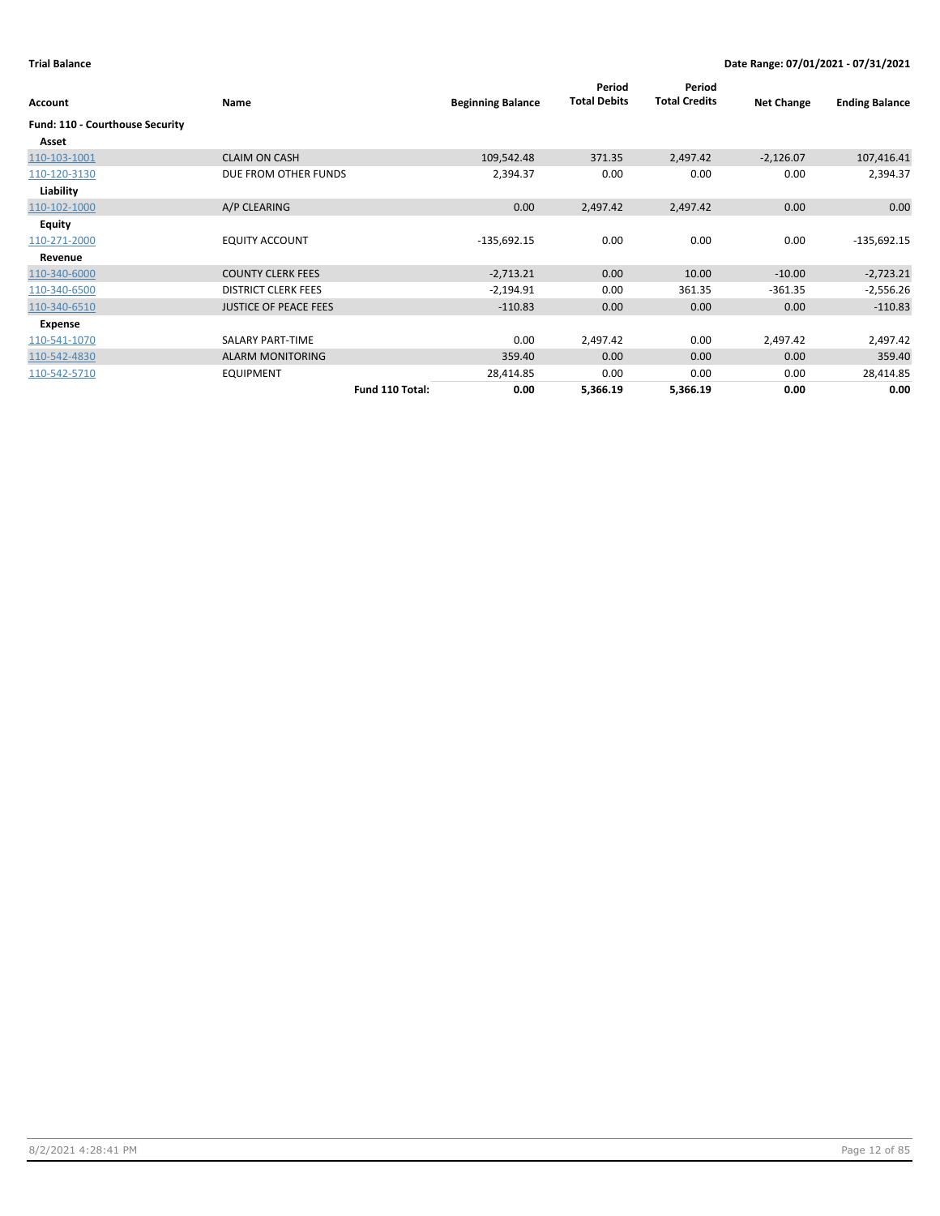**Trial Balance** — Date Range: 07/01/2021 - 07/31/2021

| Account | Name | Beginning Balance | Period Total Debits | Period Total Credits | Net Change | Ending Balance |
|---|---|---|---|---|---|---|
| **Fund: 110 - Courthouse Security** | | | | | | |
| **Asset** | | | | | | |
| 110-103-1001 | CLAIM ON CASH | 109,542.48 | 371.35 | 2,497.42 | -2,126.07 | 107,416.41 |
| 110-120-3130 | DUE FROM OTHER FUNDS | 2,394.37 | 0.00 | 0.00 | 0.00 | 2,394.37 |
| **Liability** | | | | | | |
| 110-102-1000 | A/P CLEARING | 0.00 | 2,497.42 | 2,497.42 | 0.00 | 0.00 |
| **Equity** | | | | | | |
| 110-271-2000 | EQUITY ACCOUNT | -135,692.15 | 0.00 | 0.00 | 0.00 | -135,692.15 |
| **Revenue** | | | | | | |
| 110-340-6000 | COUNTY CLERK FEES | -2,713.21 | 0.00 | 10.00 | -10.00 | -2,723.21 |
| 110-340-6500 | DISTRICT CLERK FEES | -2,194.91 | 0.00 | 361.35 | -361.35 | -2,556.26 |
| 110-340-6510 | JUSTICE OF PEACE FEES | -110.83 | 0.00 | 0.00 | 0.00 | -110.83 |
| **Expense** | | | | | | |
| 110-541-1070 | SALARY PART-TIME | 0.00 | 2,497.42 | 0.00 | 2,497.42 | 2,497.42 |
| 110-542-4830 | ALARM MONITORING | 359.40 | 0.00 | 0.00 | 0.00 | 359.40 |
| 110-542-5710 | EQUIPMENT | 28,414.85 | 0.00 | 0.00 | 0.00 | 28,414.85 |
| | **Fund 110 Total:** | **0.00** | **5,366.19** | **5,366.19** | **0.00** | **0.00** |

8/2/2021 4:28:41 PM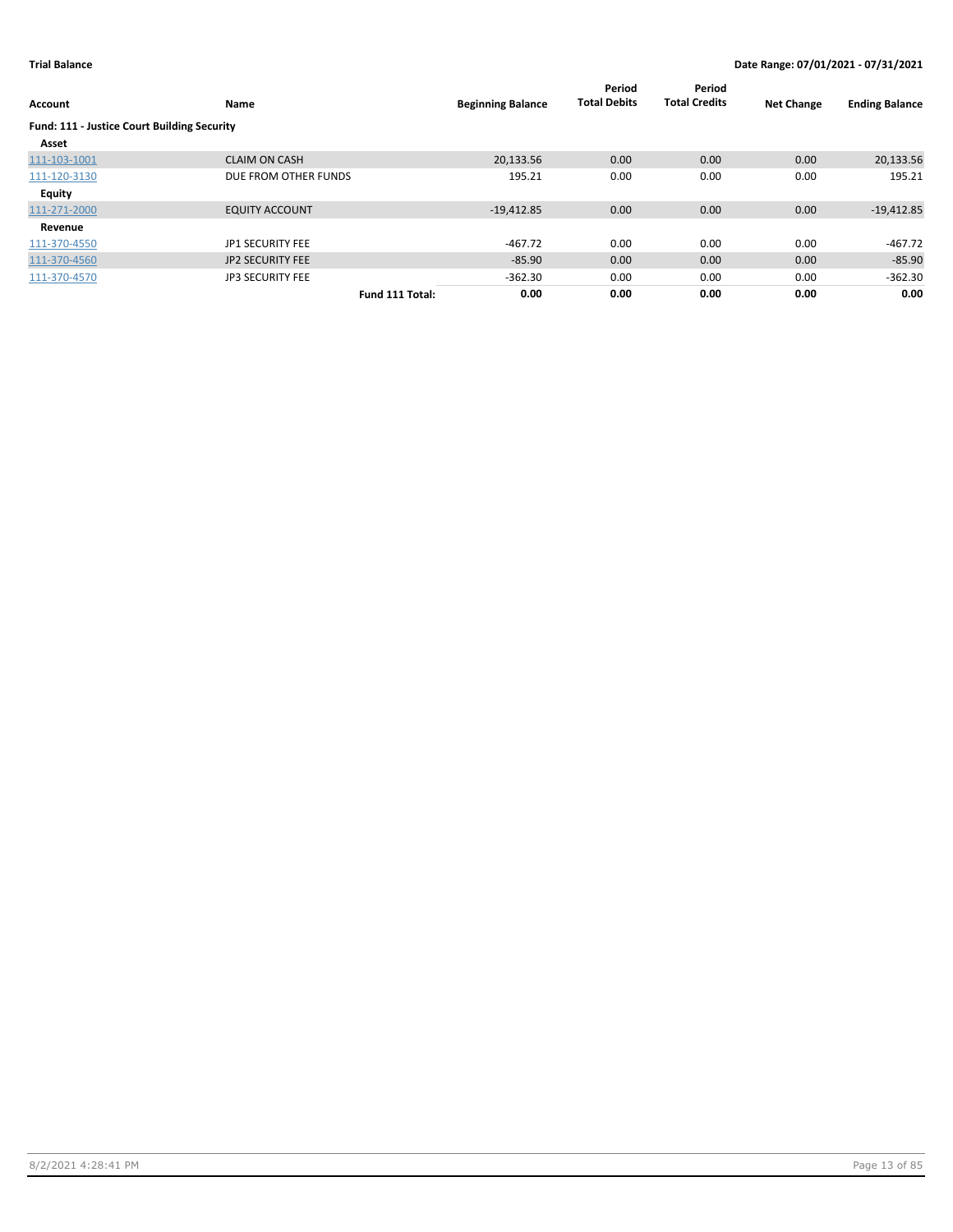**Trial Balance** **Date Range: 07/01/2021 - 07/31/2021**

| Account | Name | | Beginning Balance | Period Total Debits | Period Total Credits | Net Change | Ending Balance |
|---|---|---|---|---|---|---|---|
| **Fund: 111 - Justice Court Building Security** | | | | | | | |
| **Asset** | | | | | | | |
| 111-103-1001 | CLAIM ON CASH | | 20,133.56 | 0.00 | 0.00 | 0.00 | 20,133.56 |
| 111-120-3130 | DUE FROM OTHER FUNDS | | 195.21 | 0.00 | 0.00 | 0.00 | 195.21 |
| **Equity** | | | | | | | |
| 111-271-2000 | EQUITY ACCOUNT | | -19,412.85 | 0.00 | 0.00 | 0.00 | -19,412.85 |
| **Revenue** | | | | | | | |
| 111-370-4550 | JP1 SECURITY FEE | | -467.72 | 0.00 | 0.00 | 0.00 | -467.72 |
| 111-370-4560 | JP2 SECURITY FEE | | -85.90 | 0.00 | 0.00 | 0.00 | -85.90 |
| 111-370-4570 | JP3 SECURITY FEE | | -362.30 | 0.00 | 0.00 | 0.00 | -362.30 |
| | | **Fund 111 Total:** | **0.00** | **0.00** | **0.00** | **0.00** | **0.00** |

8/2/2021 4:28:41 PM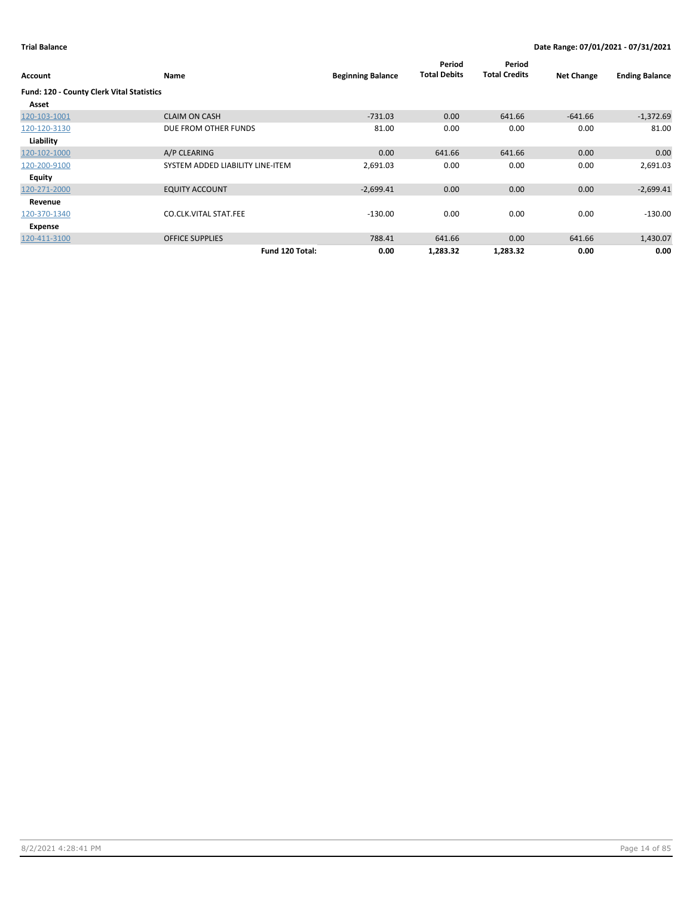**Trial Balance** — **Date Range: 07/01/2021 - 07/31/2021**

| Account | Name | Beginning Balance | Period Total Debits | Period Total Credits | Net Change | Ending Balance |
|---|---|---|---|---|---|---|
| **Fund: 120 - County Clerk Vital Statistics** | | | | | | |
| **Asset** | | | | | | |
| 120-103-1001 | CLAIM ON CASH | -731.03 | 0.00 | 641.66 | -641.66 | -1,372.69 |
| 120-120-3130 | DUE FROM OTHER FUNDS | 81.00 | 0.00 | 0.00 | 0.00 | 81.00 |
| **Liability** | | | | | | |
| 120-102-1000 | A/P CLEARING | 0.00 | 641.66 | 641.66 | 0.00 | 0.00 |
| 120-200-9100 | SYSTEM ADDED LIABILITY LINE-ITEM | 2,691.03 | 0.00 | 0.00 | 0.00 | 2,691.03 |
| **Equity** | | | | | | |
| 120-271-2000 | EQUITY ACCOUNT | -2,699.41 | 0.00 | 0.00 | 0.00 | -2,699.41 |
| **Revenue** | | | | | | |
| 120-370-1340 | CO.CLK.VITAL STAT.FEE | -130.00 | 0.00 | 0.00 | 0.00 | -130.00 |
| **Expense** | | | | | | |
| 120-411-3100 | OFFICE SUPPLIES | 788.41 | 641.66 | 0.00 | 641.66 | 1,430.07 |
| | **Fund 120 Total:** | **0.00** | **1,283.32** | **1,283.32** | **0.00** | **0.00** |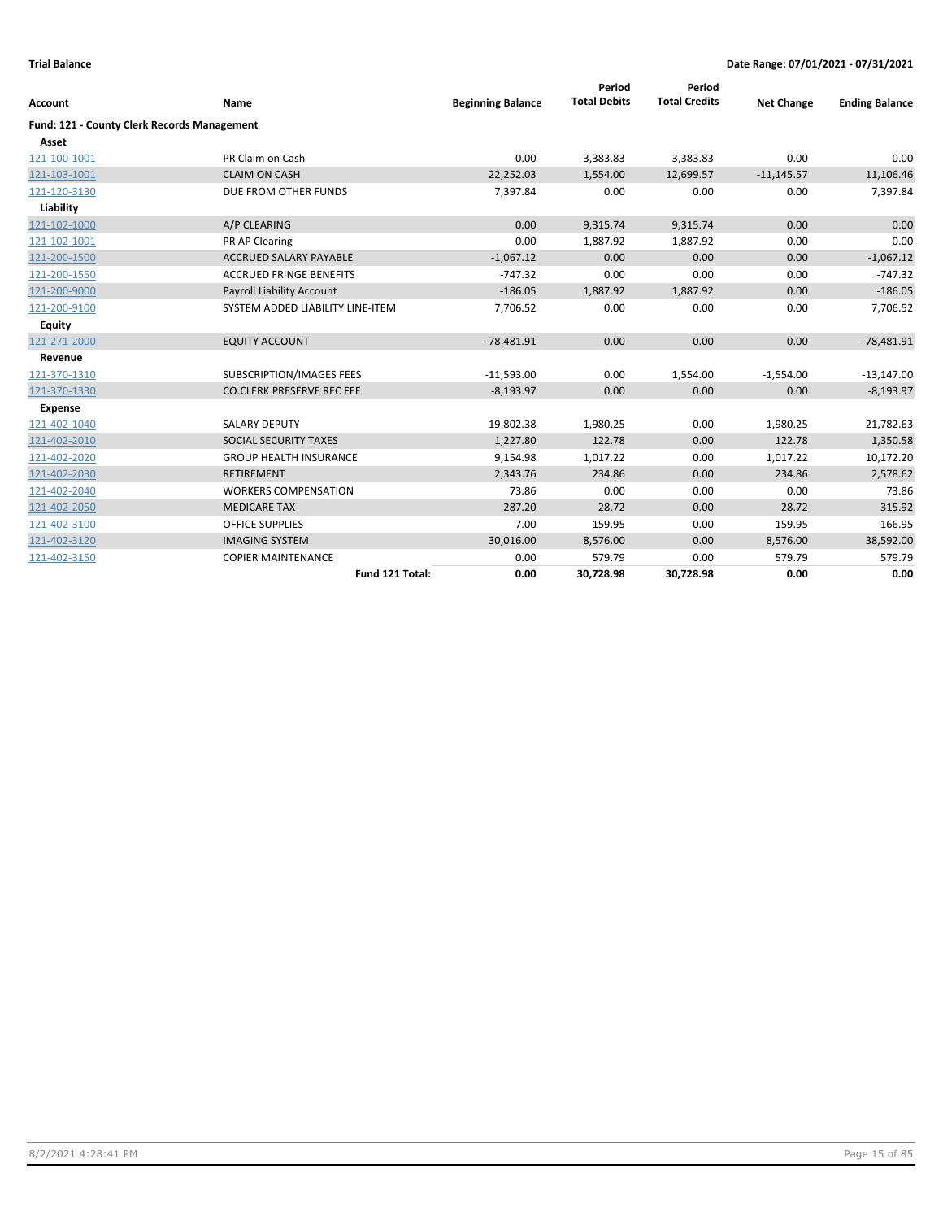**Trial Balance** **Date Range: 07/01/2021 - 07/31/2021**

| Account | Name | Beginning Balance | Period Total Debits | Period Total Credits | Net Change | Ending Balance |
|---|---|---|---|---|---|---|
| **Fund: 121 - County Clerk Records Management** | | | | | | |
| **Asset** | | | | | | |
| 121-100-1001 | PR Claim on Cash | 0.00 | 3,383.83 | 3,383.83 | 0.00 | 0.00 |
| 121-103-1001 | CLAIM ON CASH | 22,252.03 | 1,554.00 | 12,699.57 | -11,145.57 | 11,106.46 |
| 121-120-3130 | DUE FROM OTHER FUNDS | 7,397.84 | 0.00 | 0.00 | 0.00 | 7,397.84 |
| **Liability** | | | | | | |
| 121-102-1000 | A/P CLEARING | 0.00 | 9,315.74 | 9,315.74 | 0.00 | 0.00 |
| 121-102-1001 | PR AP Clearing | 0.00 | 1,887.92 | 1,887.92 | 0.00 | 0.00 |
| 121-200-1500 | ACCRUED SALARY PAYABLE | -1,067.12 | 0.00 | 0.00 | 0.00 | -1,067.12 |
| 121-200-1550 | ACCRUED FRINGE BENEFITS | -747.32 | 0.00 | 0.00 | 0.00 | -747.32 |
| 121-200-9000 | Payroll Liability Account | -186.05 | 1,887.92 | 1,887.92 | 0.00 | -186.05 |
| 121-200-9100 | SYSTEM ADDED LIABILITY LINE-ITEM | 7,706.52 | 0.00 | 0.00 | 0.00 | 7,706.52 |
| **Equity** | | | | | | |
| 121-271-2000 | EQUITY ACCOUNT | -78,481.91 | 0.00 | 0.00 | 0.00 | -78,481.91 |
| **Revenue** | | | | | | |
| 121-370-1310 | SUBSCRIPTION/IMAGES FEES | -11,593.00 | 0.00 | 1,554.00 | -1,554.00 | -13,147.00 |
| 121-370-1330 | CO.CLERK PRESERVE REC FEE | -8,193.97 | 0.00 | 0.00 | 0.00 | -8,193.97 |
| **Expense** | | | | | | |
| 121-402-1040 | SALARY DEPUTY | 19,802.38 | 1,980.25 | 0.00 | 1,980.25 | 21,782.63 |
| 121-402-2010 | SOCIAL SECURITY TAXES | 1,227.80 | 122.78 | 0.00 | 122.78 | 1,350.58 |
| 121-402-2020 | GROUP HEALTH INSURANCE | 9,154.98 | 1,017.22 | 0.00 | 1,017.22 | 10,172.20 |
| 121-402-2030 | RETIREMENT | 2,343.76 | 234.86 | 0.00 | 234.86 | 2,578.62 |
| 121-402-2040 | WORKERS COMPENSATION | 73.86 | 0.00 | 0.00 | 0.00 | 73.86 |
| 121-402-2050 | MEDICARE TAX | 287.20 | 28.72 | 0.00 | 28.72 | 315.92 |
| 121-402-3100 | OFFICE SUPPLIES | 7.00 | 159.95 | 0.00 | 159.95 | 166.95 |
| 121-402-3120 | IMAGING SYSTEM | 30,016.00 | 8,576.00 | 0.00 | 8,576.00 | 38,592.00 |
| 121-402-3150 | COPIER MAINTENANCE | 0.00 | 579.79 | 0.00 | 579.79 | 579.79 |
| | **Fund 121 Total:** | **0.00** | **30,728.98** | **30,728.98** | **0.00** | **0.00** |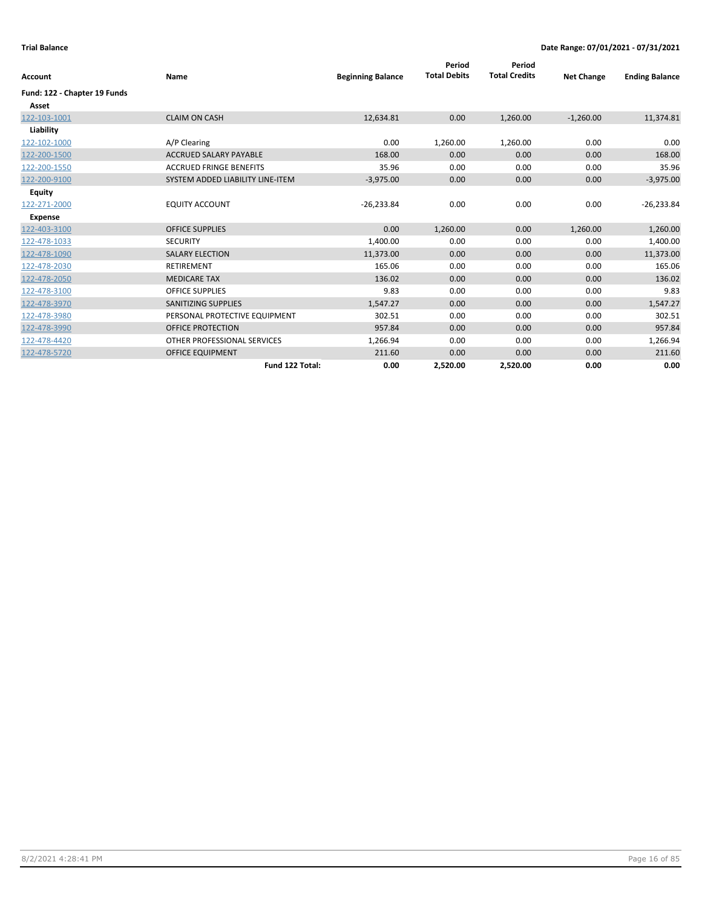**Trial Balance** **Date Range: 07/01/2021 - 07/31/2021**

| Account | Name | Beginning Balance | Period Total Debits | Period Total Credits | Net Change | Ending Balance |
|---|---|---|---|---|---|---|
| **Fund: 122 - Chapter 19 Funds** | | | | | | |
| **Asset** | | | | | | |
| 122-103-1001 | CLAIM ON CASH | 12,634.81 | 0.00 | 1,260.00 | -1,260.00 | 11,374.81 |
| **Liability** | | | | | | |
| 122-102-1000 | A/P Clearing | 0.00 | 1,260.00 | 1,260.00 | 0.00 | 0.00 |
| 122-200-1500 | ACCRUED SALARY PAYABLE | 168.00 | 0.00 | 0.00 | 0.00 | 168.00 |
| 122-200-1550 | ACCRUED FRINGE BENEFITS | 35.96 | 0.00 | 0.00 | 0.00 | 35.96 |
| 122-200-9100 | SYSTEM ADDED LIABILITY LINE-ITEM | -3,975.00 | 0.00 | 0.00 | 0.00 | -3,975.00 |
| **Equity** | | | | | | |
| 122-271-2000 | EQUITY ACCOUNT | -26,233.84 | 0.00 | 0.00 | 0.00 | -26,233.84 |
| **Expense** | | | | | | |
| 122-403-3100 | OFFICE SUPPLIES | 0.00 | 1,260.00 | 0.00 | 1,260.00 | 1,260.00 |
| 122-478-1033 | SECURITY | 1,400.00 | 0.00 | 0.00 | 0.00 | 1,400.00 |
| 122-478-1090 | SALARY ELECTION | 11,373.00 | 0.00 | 0.00 | 0.00 | 11,373.00 |
| 122-478-2030 | RETIREMENT | 165.06 | 0.00 | 0.00 | 0.00 | 165.06 |
| 122-478-2050 | MEDICARE TAX | 136.02 | 0.00 | 0.00 | 0.00 | 136.02 |
| 122-478-3100 | OFFICE SUPPLIES | 9.83 | 0.00 | 0.00 | 0.00 | 9.83 |
| 122-478-3970 | SANITIZING SUPPLIES | 1,547.27 | 0.00 | 0.00 | 0.00 | 1,547.27 |
| 122-478-3980 | PERSONAL PROTECTIVE EQUIPMENT | 302.51 | 0.00 | 0.00 | 0.00 | 302.51 |
| 122-478-3990 | OFFICE PROTECTION | 957.84 | 0.00 | 0.00 | 0.00 | 957.84 |
| 122-478-4420 | OTHER PROFESSIONAL SERVICES | 1,266.94 | 0.00 | 0.00 | 0.00 | 1,266.94 |
| 122-478-5720 | OFFICE EQUIPMENT | 211.60 | 0.00 | 0.00 | 0.00 | 211.60 |
| | **Fund 122 Total:** | **0.00** | **2,520.00** | **2,520.00** | **0.00** | **0.00** |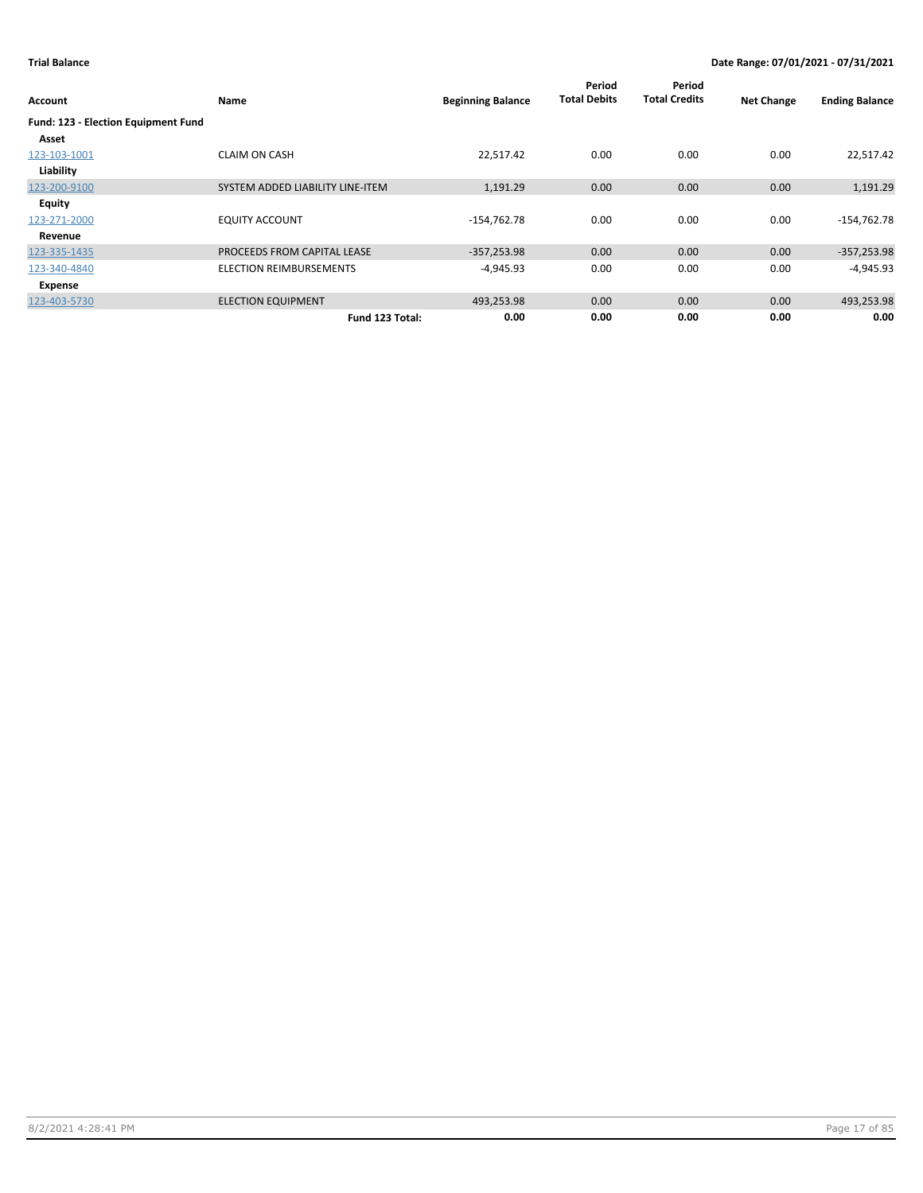**Trial Balance** **Date Range: 07/01/2021 - 07/31/2021**

| Account | Name | Beginning Balance | Period Total Debits | Period Total Credits | Net Change | Ending Balance |
|---|---|---|---|---|---|---|
| **Fund: 123 - Election Equipment Fund** | | | | | | |
| **Asset** | | | | | | |
| 123-103-1001 | CLAIM ON CASH | 22,517.42 | 0.00 | 0.00 | 0.00 | 22,517.42 |
| **Liability** | | | | | | |
| 123-200-9100 | SYSTEM ADDED LIABILITY LINE-ITEM | 1,191.29 | 0.00 | 0.00 | 0.00 | 1,191.29 |
| **Equity** | | | | | | |
| 123-271-2000 | EQUITY ACCOUNT | -154,762.78 | 0.00 | 0.00 | 0.00 | -154,762.78 |
| **Revenue** | | | | | | |
| 123-335-1435 | PROCEEDS FROM CAPITAL LEASE | -357,253.98 | 0.00 | 0.00 | 0.00 | -357,253.98 |
| 123-340-4840 | ELECTION REIMBURSEMENTS | -4,945.93 | 0.00 | 0.00 | 0.00 | -4,945.93 |
| **Expense** | | | | | | |
| 123-403-5730 | ELECTION EQUIPMENT | 493,253.98 | 0.00 | 0.00 | 0.00 | 493,253.98 |
| | **Fund 123 Total:** | **0.00** | **0.00** | **0.00** | **0.00** | **0.00** |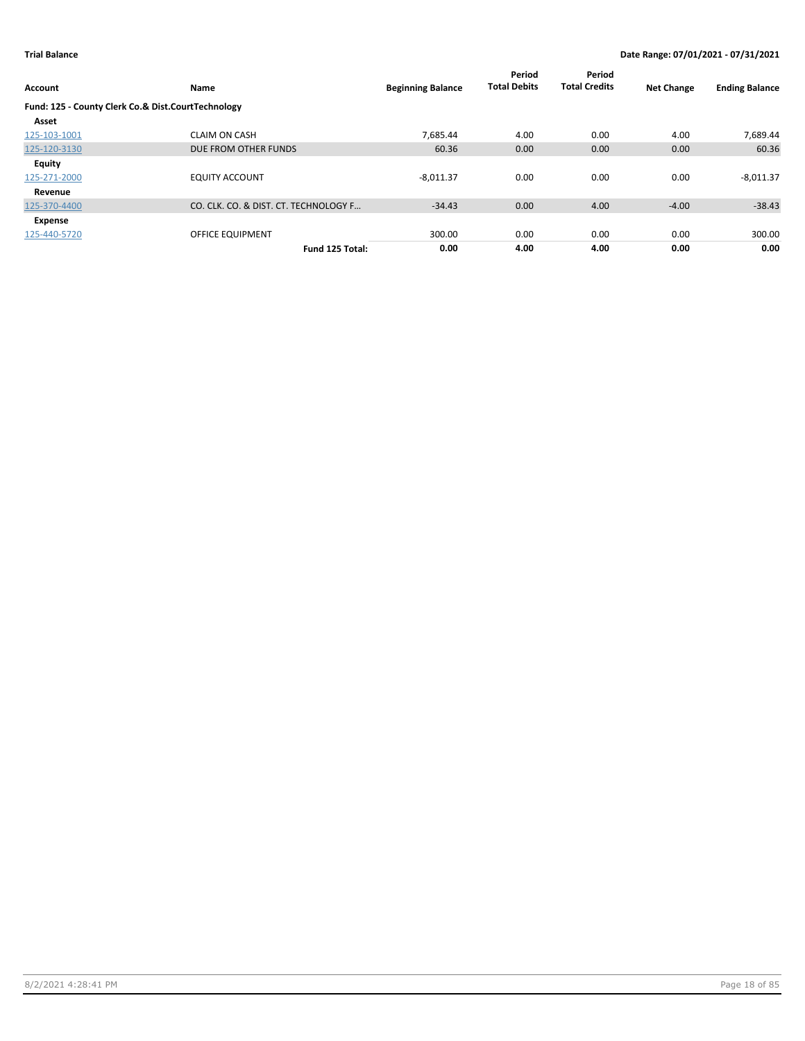**Trial Balance** — Date Range: 07/01/2021 - 07/31/2021

| Account | Name | Beginning Balance | Period Total Debits | Period Total Credits | Net Change | Ending Balance |
|---|---|---|---|---|---|---|
| **Fund: 125 - County Clerk Co.& Dist.CourtTechnology** | | | | | | |
| **Asset** | | | | | | |
| 125-103-1001 | CLAIM ON CASH | 7,685.44 | 4.00 | 0.00 | 4.00 | 7,689.44 |
| 125-120-3130 | DUE FROM OTHER FUNDS | 60.36 | 0.00 | 0.00 | 0.00 | 60.36 |
| **Equity** | | | | | | |
| 125-271-2000 | EQUITY ACCOUNT | -8,011.37 | 0.00 | 0.00 | 0.00 | -8,011.37 |
| **Revenue** | | | | | | |
| 125-370-4400 | CO. CLK. CO. & DIST. CT. TECHNOLOGY F… | -34.43 | 0.00 | 4.00 | -4.00 | -38.43 |
| **Expense** | | | | | | |
| 125-440-5720 | OFFICE EQUIPMENT | 300.00 | 0.00 | 0.00 | 0.00 | 300.00 |
| | **Fund 125 Total:** | **0.00** | **4.00** | **4.00** | **0.00** | **0.00** |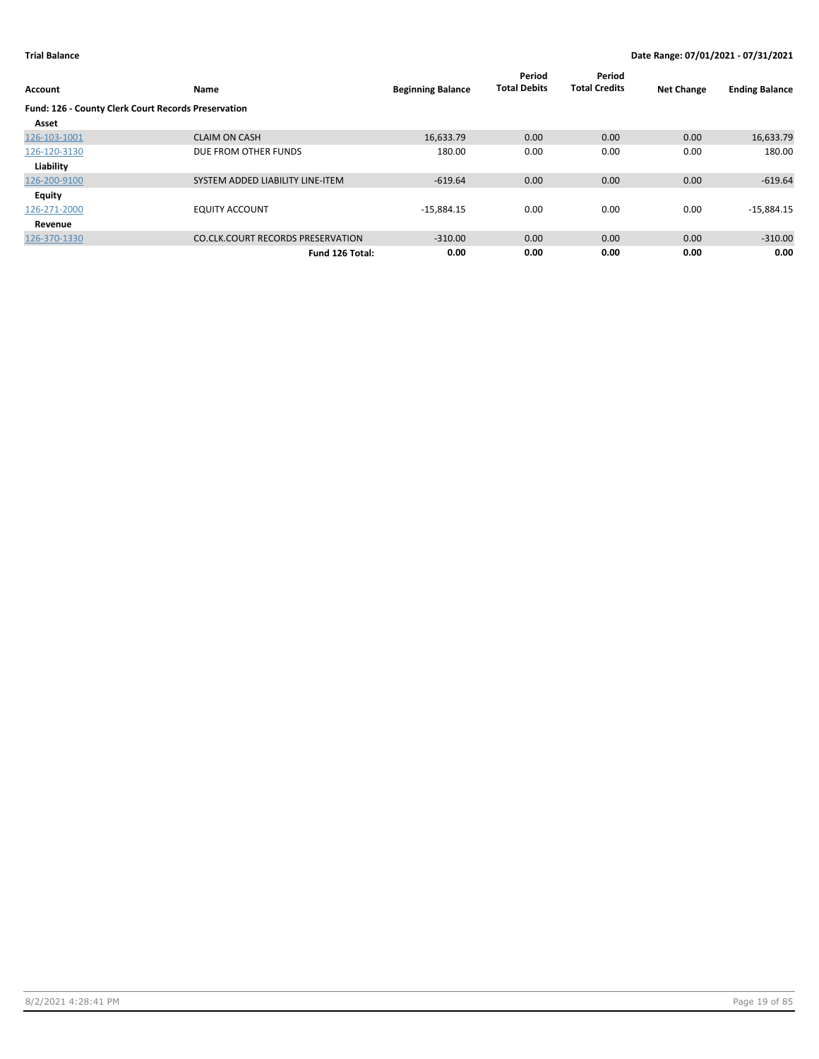**Trial Balance** | **Date Range: 07/01/2021 - 07/31/2021**

| Account | Name | Beginning Balance | Period Total Debits | Period Total Credits | Net Change | Ending Balance |
|---|---|---|---|---|---|---|
| **Fund: 126 - County Clerk Court Records Preservation** | | | | | | |
| **Asset** | | | | | | |
| 126-103-1001 | CLAIM ON CASH | 16,633.79 | 0.00 | 0.00 | 0.00 | 16,633.79 |
| 126-120-3130 | DUE FROM OTHER FUNDS | 180.00 | 0.00 | 0.00 | 0.00 | 180.00 |
| **Liability** | | | | | | |
| 126-200-9100 | SYSTEM ADDED LIABILITY LINE-ITEM | -619.64 | 0.00 | 0.00 | 0.00 | -619.64 |
| **Equity** | | | | | | |
| 126-271-2000 | EQUITY ACCOUNT | -15,884.15 | 0.00 | 0.00 | 0.00 | -15,884.15 |
| **Revenue** | | | | | | |
| 126-370-1330 | CO.CLK.COURT RECORDS PRESERVATION | -310.00 | 0.00 | 0.00 | 0.00 | -310.00 |
| | **Fund 126 Total:** | **0.00** | **0.00** | **0.00** | **0.00** | **0.00** |

8/2/2021 4:28:41 PM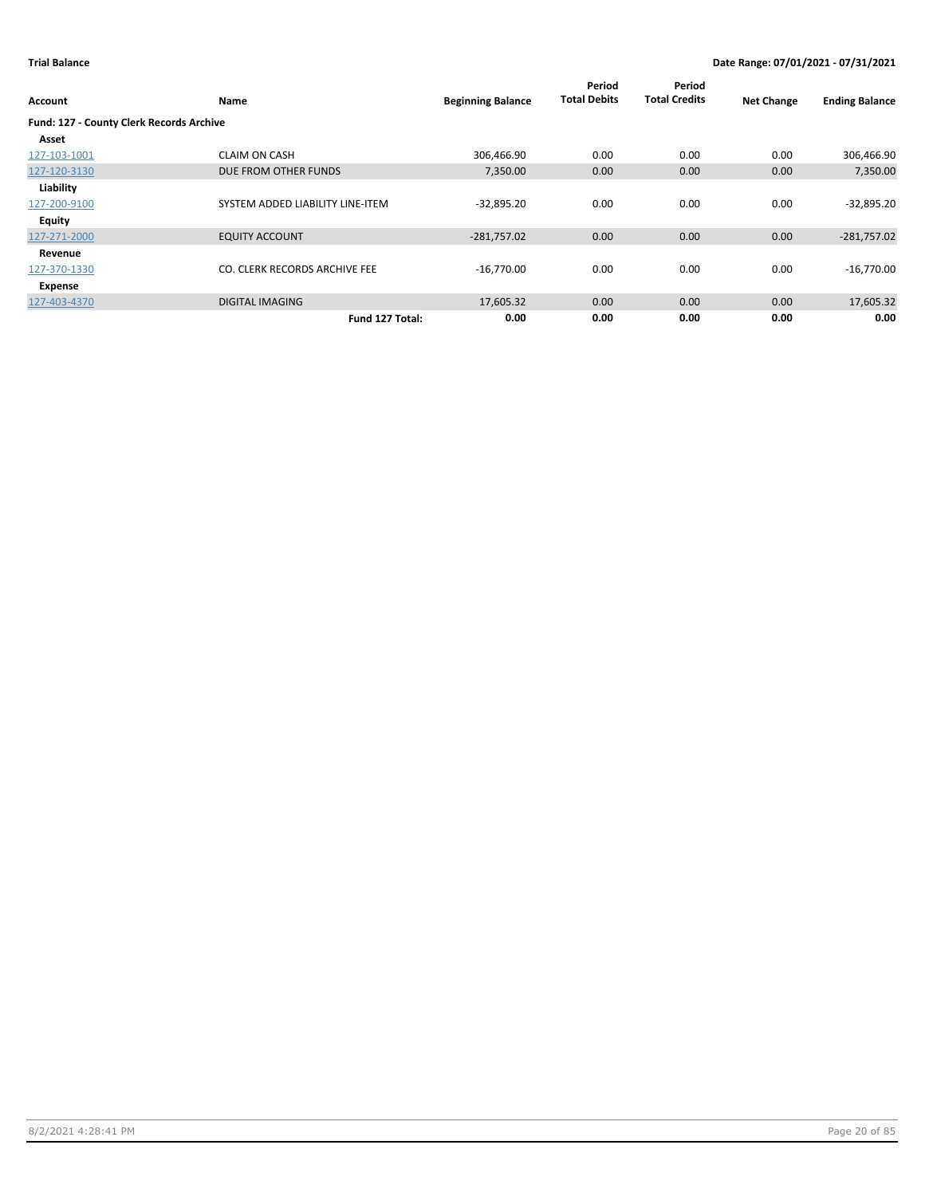**Trial Balance** | **Date Range: 07/01/2021 - 07/31/2021**

| Account | Name | Beginning Balance | Period Total Debits | Period Total Credits | Net Change | Ending Balance |
|---|---|---|---|---|---|---|
| **Fund: 127 - County Clerk Records Archive** | | | | | | |
| **Asset** | | | | | | |
| 127-103-1001 | CLAIM ON CASH | 306,466.90 | 0.00 | 0.00 | 0.00 | 306,466.90 |
| 127-120-3130 | DUE FROM OTHER FUNDS | 7,350.00 | 0.00 | 0.00 | 0.00 | 7,350.00 |
| **Liability** | | | | | | |
| 127-200-9100 | SYSTEM ADDED LIABILITY LINE-ITEM | -32,895.20 | 0.00 | 0.00 | 0.00 | -32,895.20 |
| **Equity** | | | | | | |
| 127-271-2000 | EQUITY ACCOUNT | -281,757.02 | 0.00 | 0.00 | 0.00 | -281,757.02 |
| **Revenue** | | | | | | |
| 127-370-1330 | CO. CLERK RECORDS ARCHIVE FEE | -16,770.00 | 0.00 | 0.00 | 0.00 | -16,770.00 |
| **Expense** | | | | | | |
| 127-403-4370 | DIGITAL IMAGING | 17,605.32 | 0.00 | 0.00 | 0.00 | 17,605.32 |
| | **Fund 127 Total:** | **0.00** | **0.00** | **0.00** | **0.00** | **0.00** |

8/2/2021 4:28:41 PM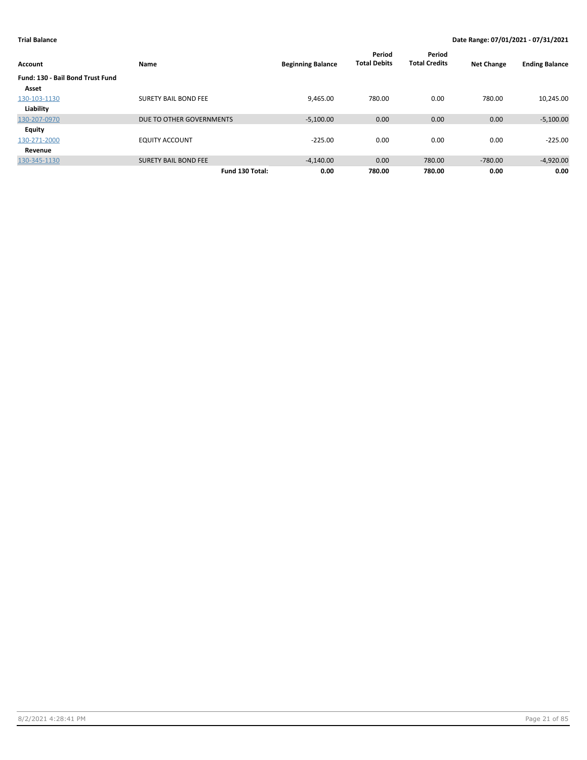**Trial Balance** **Date Range: 07/01/2021 - 07/31/2021**

| Account | Name | Beginning Balance | Period Total Debits | Period Total Credits | Net Change | Ending Balance |
|---|---|---|---|---|---|---|
| **Fund: 130 - Bail Bond Trust Fund** | | | | | | |
| **Asset** | | | | | | |
| 130-103-1130 | SURETY BAIL BOND FEE | 9,465.00 | 780.00 | 0.00 | 780.00 | 10,245.00 |
| **Liability** | | | | | | |
| 130-207-0970 | DUE TO OTHER GOVERNMENTS | -5,100.00 | 0.00 | 0.00 | 0.00 | -5,100.00 |
| **Equity** | | | | | | |
| 130-271-2000 | EQUITY ACCOUNT | -225.00 | 0.00 | 0.00 | 0.00 | -225.00 |
| **Revenue** | | | | | | |
| 130-345-1130 | SURETY BAIL BOND FEE | -4,140.00 | 0.00 | 780.00 | -780.00 | -4,920.00 |
| | **Fund 130 Total:** | **0.00** | **780.00** | **780.00** | **0.00** | **0.00** |

8/2/2021 4:28:41 PM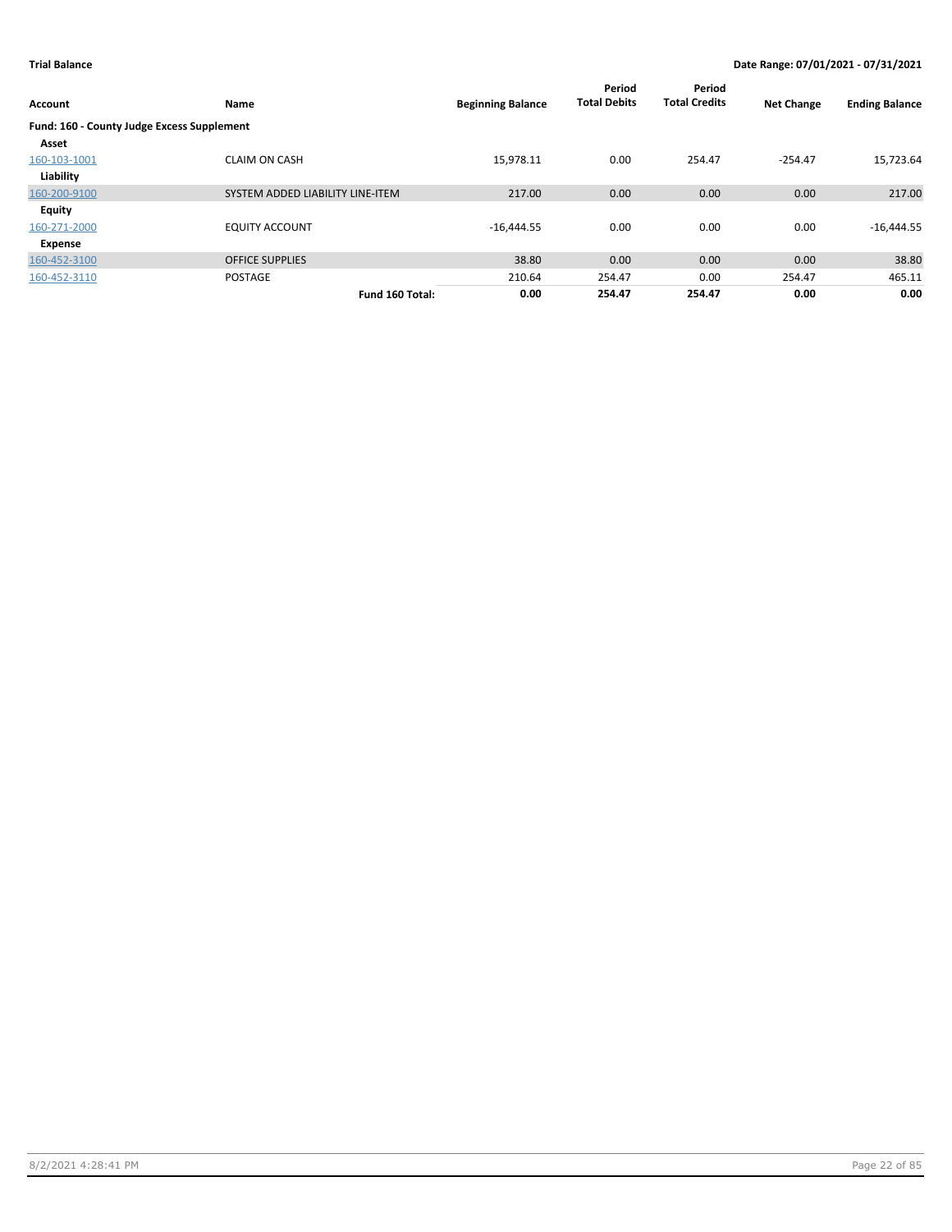**Trial Balance** **Date Range: 07/01/2021 - 07/31/2021**

| Account | Name | Beginning Balance | Period Total Debits | Period Total Credits | Net Change | Ending Balance |
|---|---|---|---|---|---|---|
| **Fund: 160 - County Judge Excess Supplement** | | | | | | |
| **Asset** | | | | | | |
| 160-103-1001 | CLAIM ON CASH | 15,978.11 | 0.00 | 254.47 | -254.47 | 15,723.64 |
| **Liability** | | | | | | |
| 160-200-9100 | SYSTEM ADDED LIABILITY LINE-ITEM | 217.00 | 0.00 | 0.00 | 0.00 | 217.00 |
| **Equity** | | | | | | |
| 160-271-2000 | EQUITY ACCOUNT | -16,444.55 | 0.00 | 0.00 | 0.00 | -16,444.55 |
| **Expense** | | | | | | |
| 160-452-3100 | OFFICE SUPPLIES | 38.80 | 0.00 | 0.00 | 0.00 | 38.80 |
| 160-452-3110 | POSTAGE | 210.64 | 254.47 | 0.00 | 254.47 | 465.11 |
| | **Fund 160 Total:** | **0.00** | **254.47** | **254.47** | **0.00** | **0.00** |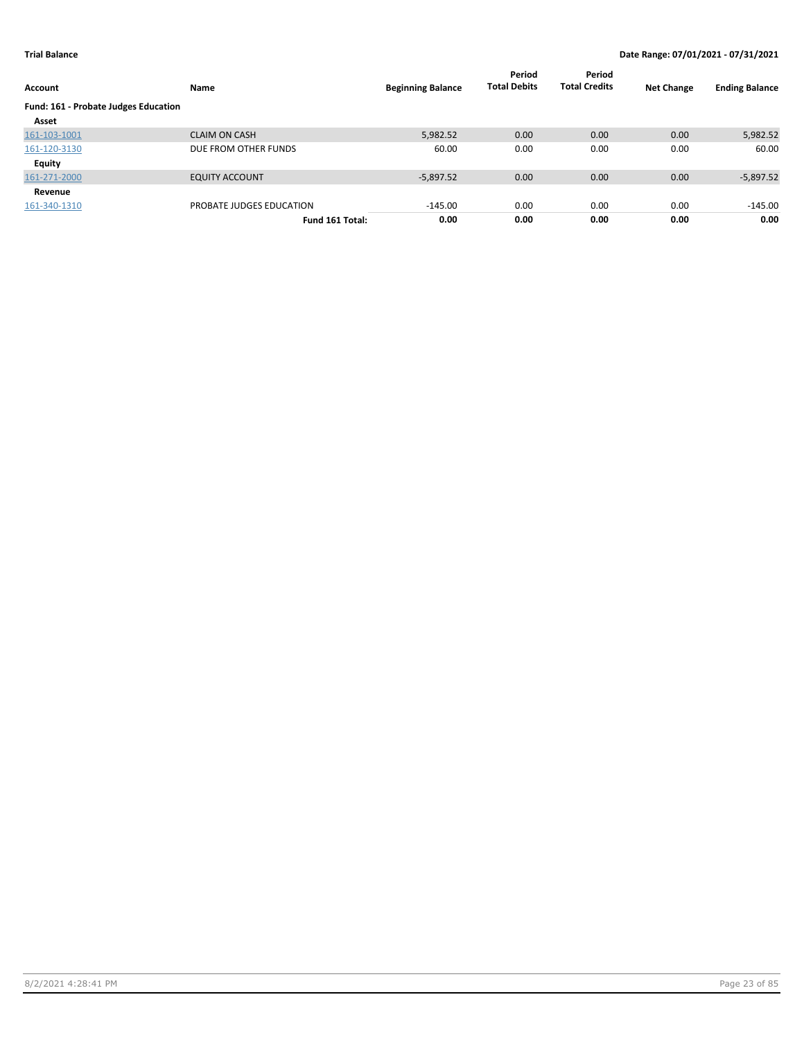**Trial Balance** **Date Range: 07/01/2021 - 07/31/2021**

| Account | Name | Beginning Balance | Period Total Debits | Period Total Credits | Net Change | Ending Balance |
|---|---|---|---|---|---|---|
| **Fund: 161 - Probate Judges Education** | | | | | | |
| **Asset** | | | | | | |
| 161-103-1001 | CLAIM ON CASH | 5,982.52 | 0.00 | 0.00 | 0.00 | 5,982.52 |
| 161-120-3130 | DUE FROM OTHER FUNDS | 60.00 | 0.00 | 0.00 | 0.00 | 60.00 |
| **Equity** | | | | | | |
| 161-271-2000 | EQUITY ACCOUNT | -5,897.52 | 0.00 | 0.00 | 0.00 | -5,897.52 |
| **Revenue** | | | | | | |
| 161-340-1310 | PROBATE JUDGES EDUCATION | -145.00 | 0.00 | 0.00 | 0.00 | -145.00 |
| | **Fund 161 Total:** | **0.00** | **0.00** | **0.00** | **0.00** | **0.00** |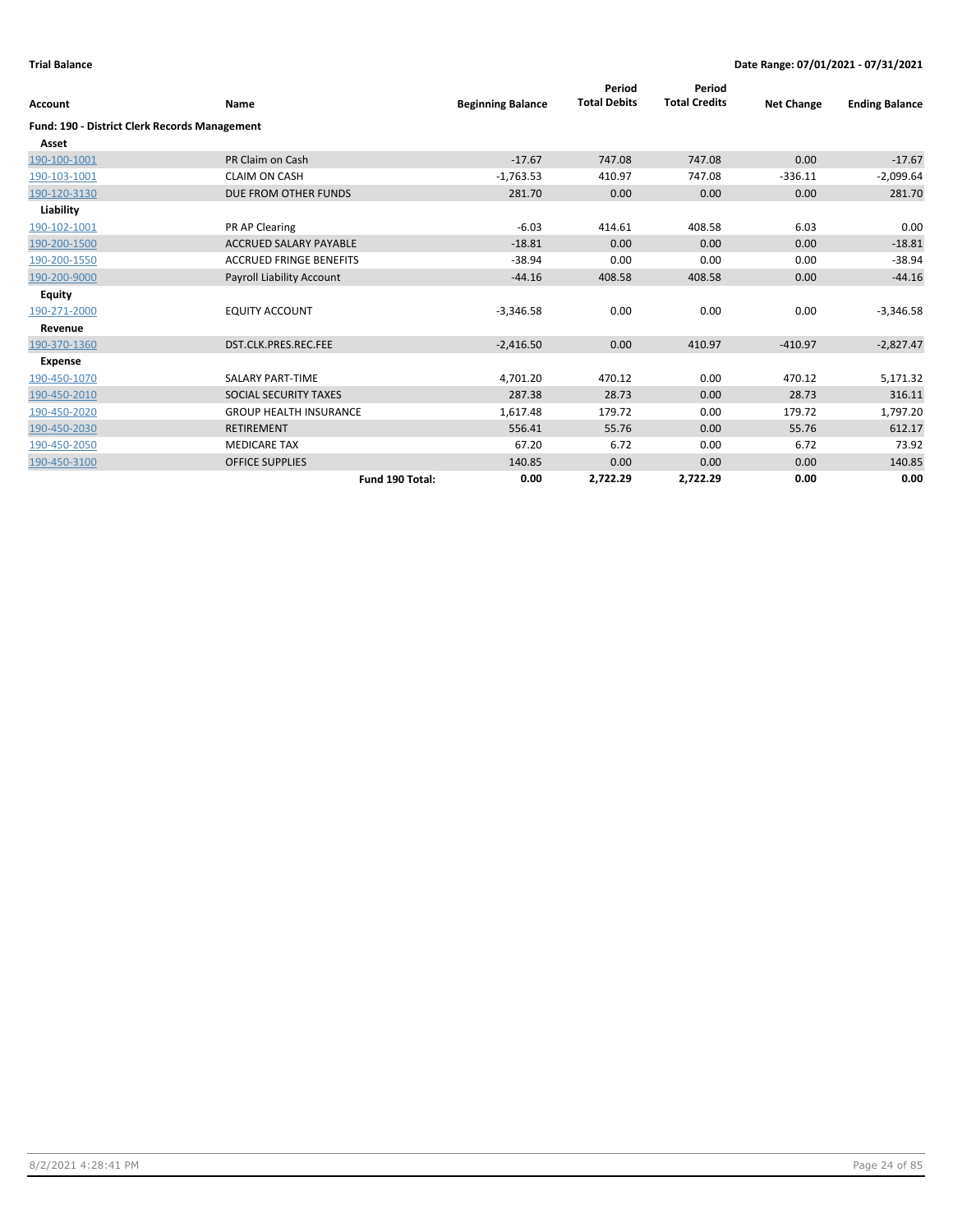**Trial Balance** | **Date Range: 07/01/2021 - 07/31/2021**

| Account | Name | Beginning Balance | Period Total Debits | Period Total Credits | Net Change | Ending Balance |
|---|---|---|---|---|---|---|
| **Fund: 190 - District Clerk Records Management** | | | | | | |
| **Asset** | | | | | | |
| 190-100-1001 | PR Claim on Cash | -17.67 | 747.08 | 747.08 | 0.00 | -17.67 |
| 190-103-1001 | CLAIM ON CASH | -1,763.53 | 410.97 | 747.08 | -336.11 | -2,099.64 |
| 190-120-3130 | DUE FROM OTHER FUNDS | 281.70 | 0.00 | 0.00 | 0.00 | 281.70 |
| **Liability** | | | | | | |
| 190-102-1001 | PR AP Clearing | -6.03 | 414.61 | 408.58 | 6.03 | 0.00 |
| 190-200-1500 | ACCRUED SALARY PAYABLE | -18.81 | 0.00 | 0.00 | 0.00 | -18.81 |
| 190-200-1550 | ACCRUED FRINGE BENEFITS | -38.94 | 0.00 | 0.00 | 0.00 | -38.94 |
| 190-200-9000 | Payroll Liability Account | -44.16 | 408.58 | 408.58 | 0.00 | -44.16 |
| **Equity** | | | | | | |
| 190-271-2000 | EQUITY ACCOUNT | -3,346.58 | 0.00 | 0.00 | 0.00 | -3,346.58 |
| **Revenue** | | | | | | |
| 190-370-1360 | DST.CLK.PRES.REC.FEE | -2,416.50 | 0.00 | 410.97 | -410.97 | -2,827.47 |
| **Expense** | | | | | | |
| 190-450-1070 | SALARY PART-TIME | 4,701.20 | 470.12 | 0.00 | 470.12 | 5,171.32 |
| 190-450-2010 | SOCIAL SECURITY TAXES | 287.38 | 28.73 | 0.00 | 28.73 | 316.11 |
| 190-450-2020 | GROUP HEALTH INSURANCE | 1,617.48 | 179.72 | 0.00 | 179.72 | 1,797.20 |
| 190-450-2030 | RETIREMENT | 556.41 | 55.76 | 0.00 | 55.76 | 612.17 |
| 190-450-2050 | MEDICARE TAX | 67.20 | 6.72 | 0.00 | 6.72 | 73.92 |
| 190-450-3100 | OFFICE SUPPLIES | 140.85 | 0.00 | 0.00 | 0.00 | 140.85 |
| | **Fund 190 Total:** | **0.00** | **2,722.29** | **2,722.29** | **0.00** | **0.00** |

8/2/2021 4:28:41 PM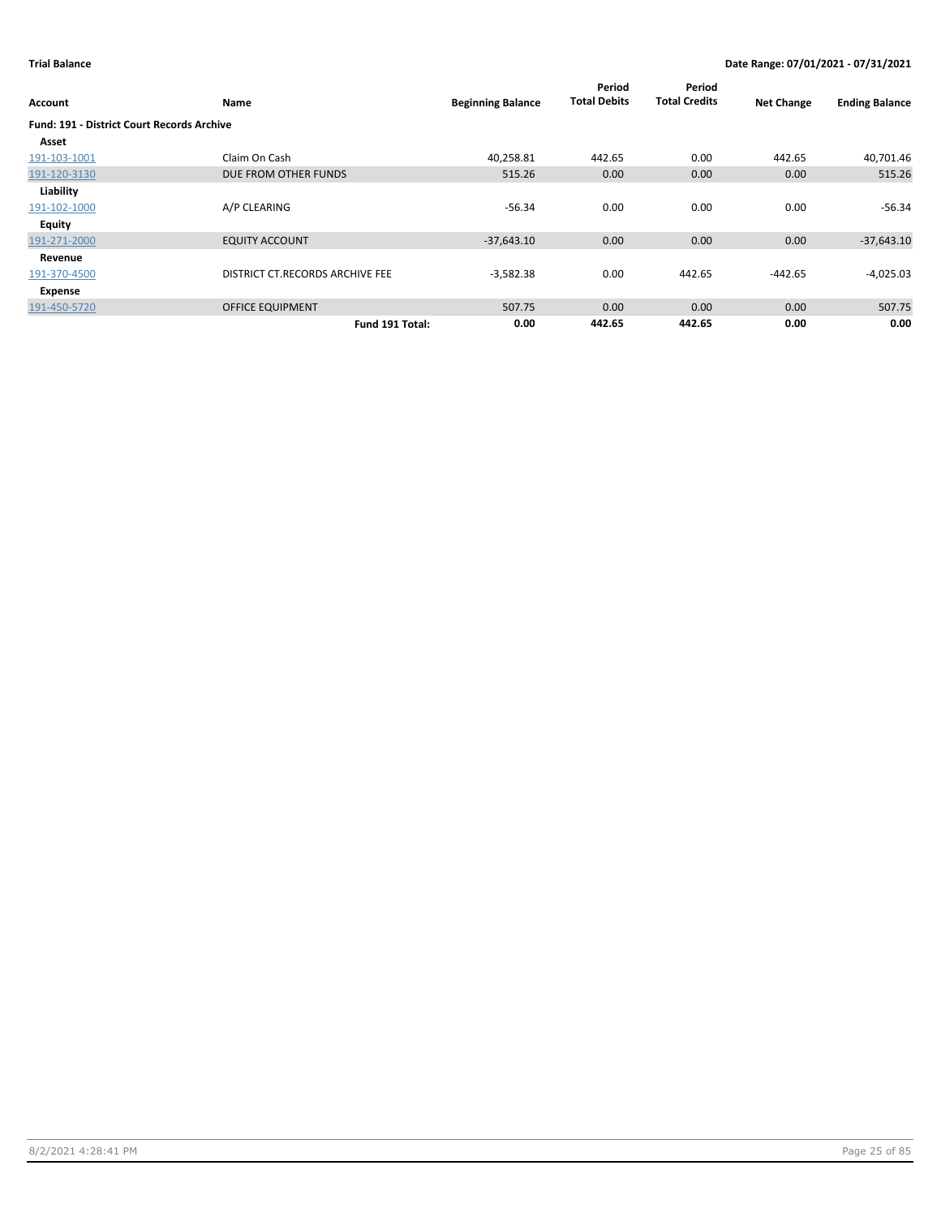**Trial Balance** **Date Range: 07/01/2021 - 07/31/2021**

| Account | Name | Beginning Balance | Period Total Debits | Period Total Credits | Net Change | Ending Balance |
|---|---|---|---|---|---|---|
| **Fund: 191 - District Court Records Archive** | | | | | | |
| **Asset** | | | | | | |
| 191-103-1001 | Claim On Cash | 40,258.81 | 442.65 | 0.00 | 442.65 | 40,701.46 |
| 191-120-3130 | DUE FROM OTHER FUNDS | 515.26 | 0.00 | 0.00 | 0.00 | 515.26 |
| **Liability** | | | | | | |
| 191-102-1000 | A/P CLEARING | -56.34 | 0.00 | 0.00 | 0.00 | -56.34 |
| **Equity** | | | | | | |
| 191-271-2000 | EQUITY ACCOUNT | -37,643.10 | 0.00 | 0.00 | 0.00 | -37,643.10 |
| **Revenue** | | | | | | |
| 191-370-4500 | DISTRICT CT.RECORDS ARCHIVE FEE | -3,582.38 | 0.00 | 442.65 | -442.65 | -4,025.03 |
| **Expense** | | | | | | |
| 191-450-5720 | OFFICE EQUIPMENT | 507.75 | 0.00 | 0.00 | 0.00 | 507.75 |
| | **Fund 191 Total:** | **0.00** | **442.65** | **442.65** | **0.00** | **0.00** |

8/2/2021 4:28:41 PM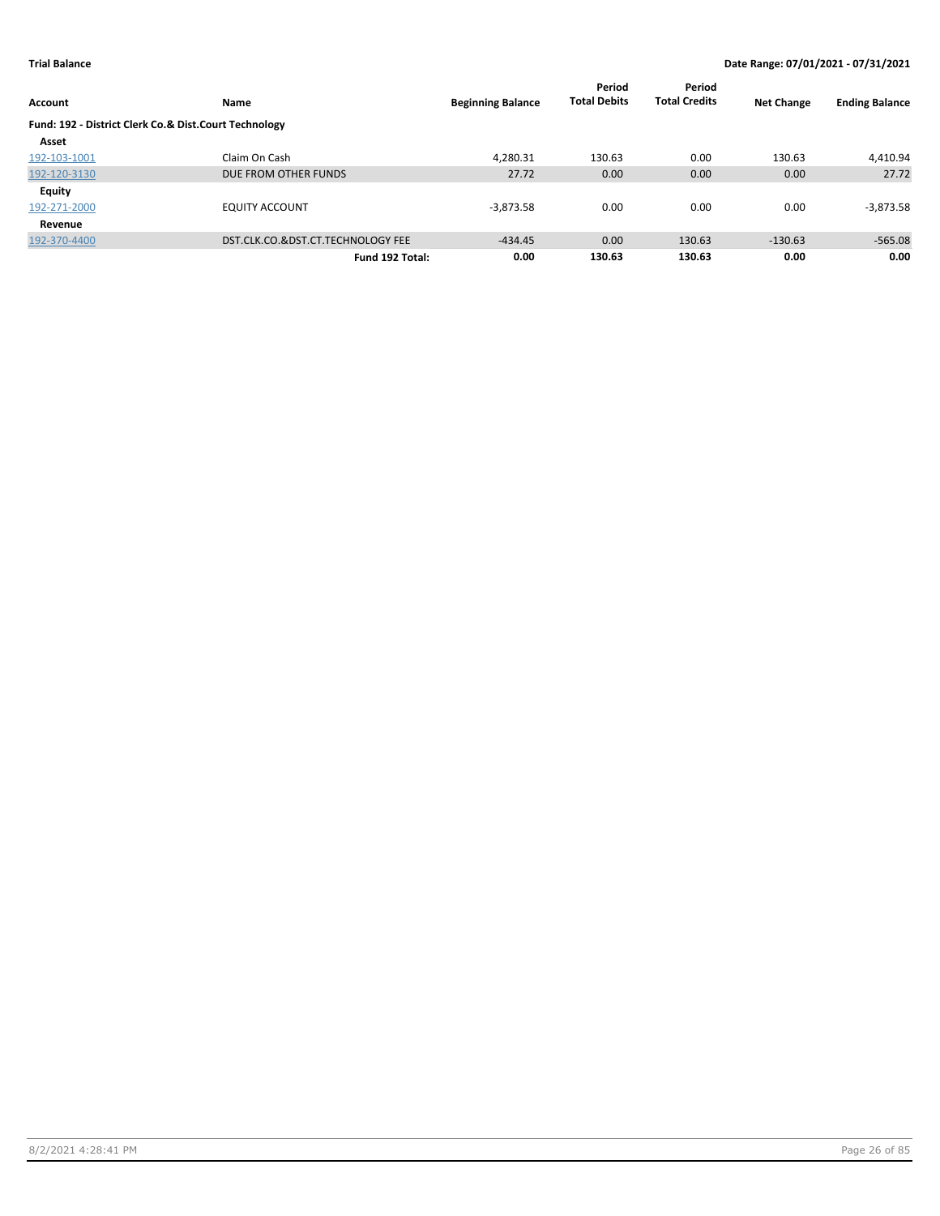**Trial Balance** | **Date Range: 07/01/2021 - 07/31/2021**

| Account | Name | Beginning Balance | Period Total Debits | Period Total Credits | Net Change | Ending Balance |
|---|---|---|---|---|---|---|
| **Fund: 192 - District Clerk Co.& Dist.Court Technology** | | | | | | |
| **Asset** | | | | | | |
| 192-103-1001 | Claim On Cash | 4,280.31 | 130.63 | 0.00 | 130.63 | 4,410.94 |
| 192-120-3130 | DUE FROM OTHER FUNDS | 27.72 | 0.00 | 0.00 | 0.00 | 27.72 |
| **Equity** | | | | | | |
| 192-271-2000 | EQUITY ACCOUNT | -3,873.58 | 0.00 | 0.00 | 0.00 | -3,873.58 |
| **Revenue** | | | | | | |
| 192-370-4400 | DST.CLK.CO.&DST.CT.TECHNOLOGY FEE | -434.45 | 0.00 | 130.63 | -130.63 | -565.08 |
| | **Fund 192 Total:** | **0.00** | **130.63** | **130.63** | **0.00** | **0.00** |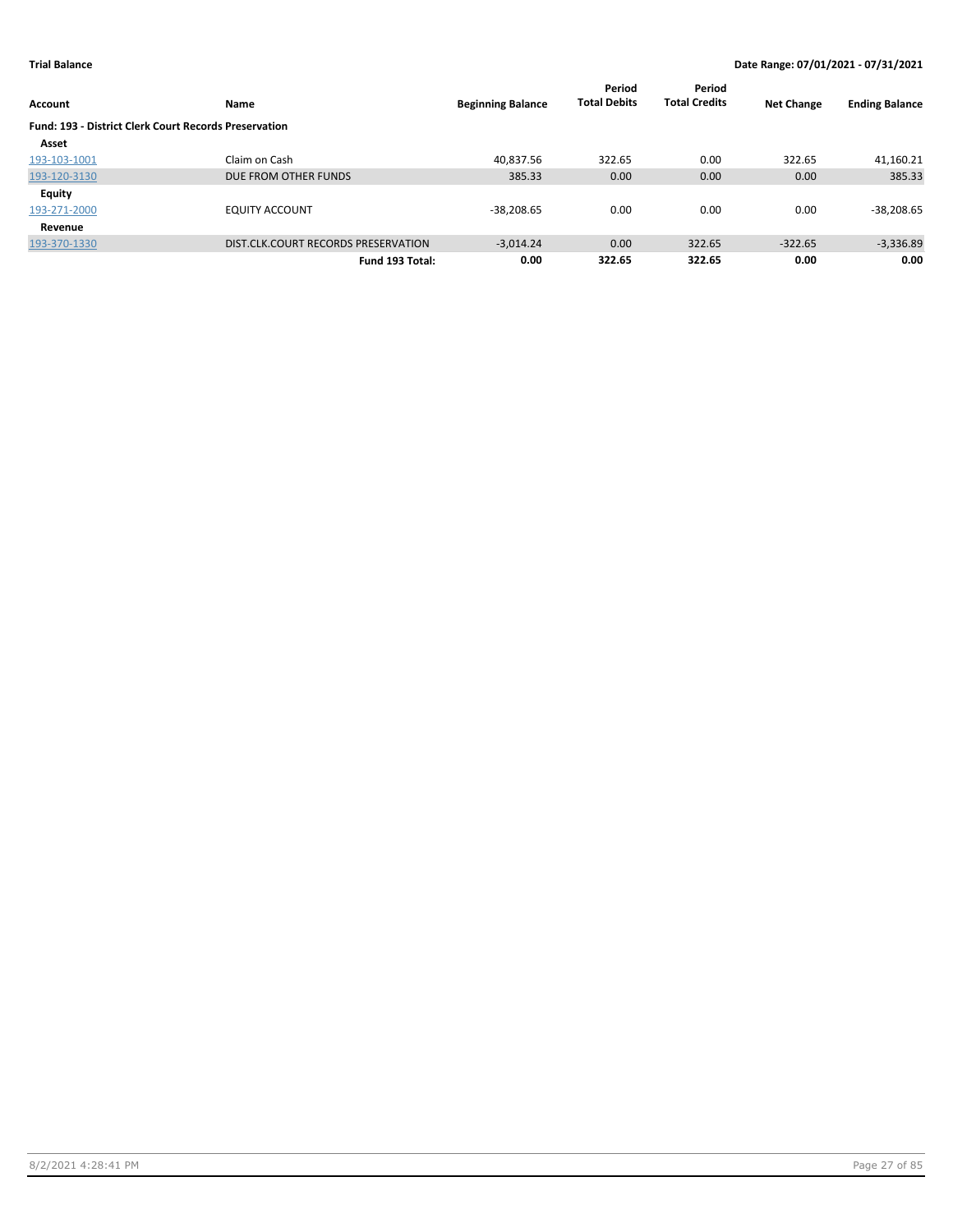**Trial Balance** — **Date Range: 07/01/2021 - 07/31/2021**

| Account | Name | Beginning Balance | Period Total Debits | Period Total Credits | Net Change | Ending Balance |
|---|---|---|---|---|---|---|
| **Fund: 193 - District Clerk Court Records Preservation** | | | | | | |
| **Asset** | | | | | | |
| 193-103-1001 | Claim on Cash | 40,837.56 | 322.65 | 0.00 | 322.65 | 41,160.21 |
| 193-120-3130 | DUE FROM OTHER FUNDS | 385.33 | 0.00 | 0.00 | 0.00 | 385.33 |
| **Equity** | | | | | | |
| 193-271-2000 | EQUITY ACCOUNT | -38,208.65 | 0.00 | 0.00 | 0.00 | -38,208.65 |
| **Revenue** | | | | | | |
| 193-370-1330 | DIST.CLK.COURT RECORDS PRESERVATION | -3,014.24 | 0.00 | 322.65 | -322.65 | -3,336.89 |
| | **Fund 193 Total:** | **0.00** | **322.65** | **322.65** | **0.00** | **0.00** |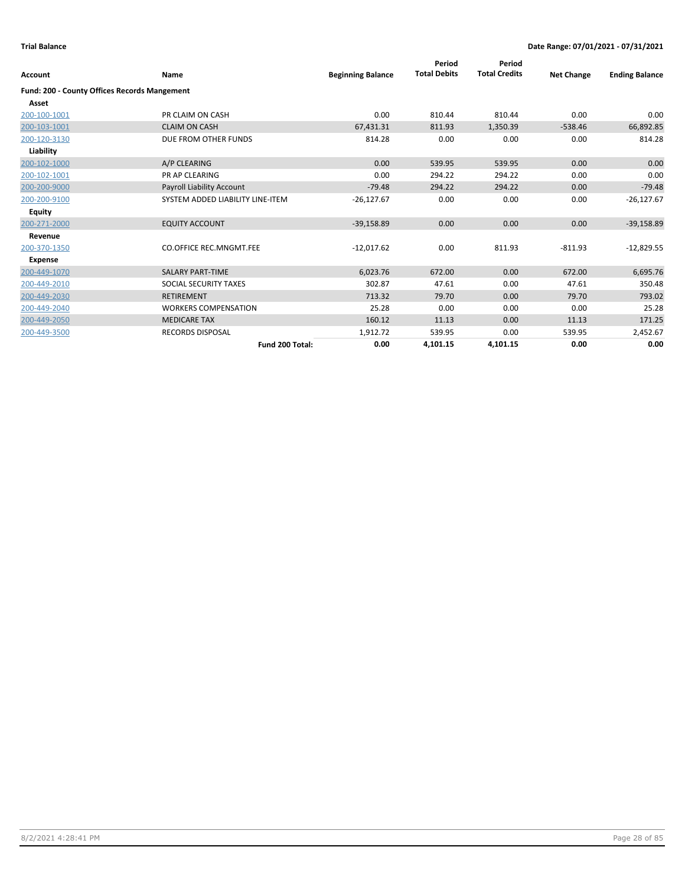**Trial Balance** **Date Range: 07/01/2021 - 07/31/2021**

| Account | Name | Beginning Balance | Period Total Debits | Period Total Credits | Net Change | Ending Balance |
|---|---|---|---|---|---|---|
| **Fund: 200 - County Offices Records Mangement** | | | | | | |
| **Asset** | | | | | | |
| 200-100-1001 | PR CLAIM ON CASH | 0.00 | 810.44 | 810.44 | 0.00 | 0.00 |
| 200-103-1001 | CLAIM ON CASH | 67,431.31 | 811.93 | 1,350.39 | -538.46 | 66,892.85 |
| 200-120-3130 | DUE FROM OTHER FUNDS | 814.28 | 0.00 | 0.00 | 0.00 | 814.28 |
| **Liability** | | | | | | |
| 200-102-1000 | A/P CLEARING | 0.00 | 539.95 | 539.95 | 0.00 | 0.00 |
| 200-102-1001 | PR AP CLEARING | 0.00 | 294.22 | 294.22 | 0.00 | 0.00 |
| 200-200-9000 | Payroll Liability Account | -79.48 | 294.22 | 294.22 | 0.00 | -79.48 |
| 200-200-9100 | SYSTEM ADDED LIABILITY LINE-ITEM | -26,127.67 | 0.00 | 0.00 | 0.00 | -26,127.67 |
| **Equity** | | | | | | |
| 200-271-2000 | EQUITY ACCOUNT | -39,158.89 | 0.00 | 0.00 | 0.00 | -39,158.89 |
| **Revenue** | | | | | | |
| 200-370-1350 | CO.OFFICE REC.MNGMT.FEE | -12,017.62 | 0.00 | 811.93 | -811.93 | -12,829.55 |
| **Expense** | | | | | | |
| 200-449-1070 | SALARY PART-TIME | 6,023.76 | 672.00 | 0.00 | 672.00 | 6,695.76 |
| 200-449-2010 | SOCIAL SECURITY TAXES | 302.87 | 47.61 | 0.00 | 47.61 | 350.48 |
| 200-449-2030 | RETIREMENT | 713.32 | 79.70 | 0.00 | 79.70 | 793.02 |
| 200-449-2040 | WORKERS COMPENSATION | 25.28 | 0.00 | 0.00 | 0.00 | 25.28 |
| 200-449-2050 | MEDICARE TAX | 160.12 | 11.13 | 0.00 | 11.13 | 171.25 |
| 200-449-3500 | RECORDS DISPOSAL | 1,912.72 | 539.95 | 0.00 | 539.95 | 2,452.67 |
| | **Fund 200 Total:** | **0.00** | **4,101.15** | **4,101.15** | **0.00** | **0.00** |

8/2/2021 4:28:41 PM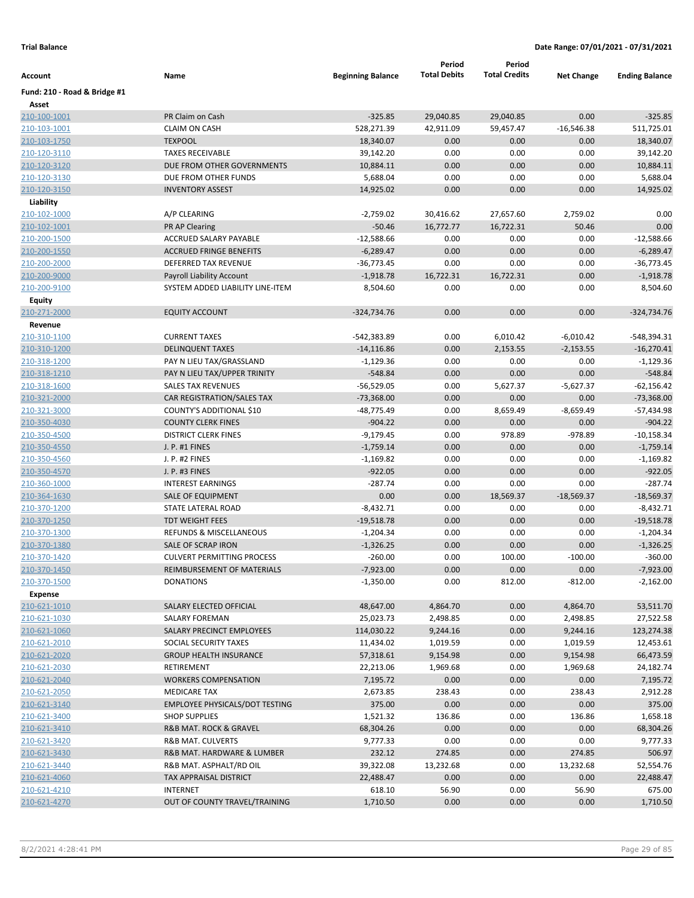**Trial Balance** **Date Range: 07/01/2021 - 07/31/2021**

| Account | Name | Beginning Balance | Period Total Debits | Period Total Credits | Net Change | Ending Balance |
|---|---|---|---|---|---|---|
| **Fund: 210 - Road & Bridge #1** | | | | | | |
| **Asset** | | | | | | |
| 210-100-1001 | PR Claim on Cash | -325.85 | 29,040.85 | 29,040.85 | 0.00 | -325.85 |
| 210-103-1001 | CLAIM ON CASH | 528,271.39 | 42,911.09 | 59,457.47 | -16,546.38 | 511,725.01 |
| 210-103-1750 | TEXPOOL | 18,340.07 | 0.00 | 0.00 | 0.00 | 18,340.07 |
| 210-120-3110 | TAXES RECEIVABLE | 39,142.20 | 0.00 | 0.00 | 0.00 | 39,142.20 |
| 210-120-3120 | DUE FROM OTHER GOVERNMENTS | 10,884.11 | 0.00 | 0.00 | 0.00 | 10,884.11 |
| 210-120-3130 | DUE FROM OTHER FUNDS | 5,688.04 | 0.00 | 0.00 | 0.00 | 5,688.04 |
| 210-120-3150 | INVENTORY ASSEST | 14,925.02 | 0.00 | 0.00 | 0.00 | 14,925.02 |
| **Liability** | | | | | | |
| 210-102-1000 | A/P CLEARING | -2,759.02 | 30,416.62 | 27,657.60 | 2,759.02 | 0.00 |
| 210-102-1001 | PR AP Clearing | -50.46 | 16,772.77 | 16,722.31 | 50.46 | 0.00 |
| 210-200-1500 | ACCRUED SALARY PAYABLE | -12,588.66 | 0.00 | 0.00 | 0.00 | -12,588.66 |
| 210-200-1550 | ACCRUED FRINGE BENEFITS | -6,289.47 | 0.00 | 0.00 | 0.00 | -6,289.47 |
| 210-200-2000 | DEFERRED TAX REVENUE | -36,773.45 | 0.00 | 0.00 | 0.00 | -36,773.45 |
| 210-200-9000 | Payroll Liability Account | -1,918.78 | 16,722.31 | 16,722.31 | 0.00 | -1,918.78 |
| 210-200-9100 | SYSTEM ADDED LIABILITY LINE-ITEM | 8,504.60 | 0.00 | 0.00 | 0.00 | 8,504.60 |
| **Equity** | | | | | | |
| 210-271-2000 | EQUITY ACCOUNT | -324,734.76 | 0.00 | 0.00 | 0.00 | -324,734.76 |
| **Revenue** | | | | | | |
| 210-310-1100 | CURRENT TAXES | -542,383.89 | 0.00 | 6,010.42 | -6,010.42 | -548,394.31 |
| 210-310-1200 | DELINQUENT TAXES | -14,116.86 | 0.00 | 2,153.55 | -2,153.55 | -16,270.41 |
| 210-318-1200 | PAY N LIEU TAX/GRASSLAND | -1,129.36 | 0.00 | 0.00 | 0.00 | -1,129.36 |
| 210-318-1210 | PAY N LIEU TAX/UPPER TRINITY | -548.84 | 0.00 | 0.00 | 0.00 | -548.84 |
| 210-318-1600 | SALES TAX REVENUES | -56,529.05 | 0.00 | 5,627.37 | -5,627.37 | -62,156.42 |
| 210-321-2000 | CAR REGISTRATION/SALES TAX | -73,368.00 | 0.00 | 0.00 | 0.00 | -73,368.00 |
| 210-321-3000 | COUNTY'S ADDITIONAL $10 | -48,775.49 | 0.00 | 8,659.49 | -8,659.49 | -57,434.98 |
| 210-350-4030 | COUNTY CLERK FINES | -904.22 | 0.00 | 0.00 | 0.00 | -904.22 |
| 210-350-4500 | DISTRICT CLERK FINES | -9,179.45 | 0.00 | 978.89 | -978.89 | -10,158.34 |
| 210-350-4550 | J. P. #1 FINES | -1,759.14 | 0.00 | 0.00 | 0.00 | -1,759.14 |
| 210-350-4560 | J. P. #2 FINES | -1,169.82 | 0.00 | 0.00 | 0.00 | -1,169.82 |
| 210-350-4570 | J. P. #3 FINES | -922.05 | 0.00 | 0.00 | 0.00 | -922.05 |
| 210-360-1000 | INTEREST EARNINGS | -287.74 | 0.00 | 0.00 | 0.00 | -287.74 |
| 210-364-1630 | SALE OF EQUIPMENT | 0.00 | 0.00 | 18,569.37 | -18,569.37 | -18,569.37 |
| 210-370-1200 | STATE LATERAL ROAD | -8,432.71 | 0.00 | 0.00 | 0.00 | -8,432.71 |
| 210-370-1250 | TDT WEIGHT FEES | -19,518.78 | 0.00 | 0.00 | 0.00 | -19,518.78 |
| 210-370-1300 | REFUNDS & MISCELLANEOUS | -1,204.34 | 0.00 | 0.00 | 0.00 | -1,204.34 |
| 210-370-1380 | SALE OF SCRAP IRON | -1,326.25 | 0.00 | 0.00 | 0.00 | -1,326.25 |
| 210-370-1420 | CULVERT PERMITTING PROCESS | -260.00 | 0.00 | 100.00 | -100.00 | -360.00 |
| 210-370-1450 | REIMBURSEMENT OF MATERIALS | -7,923.00 | 0.00 | 0.00 | 0.00 | -7,923.00 |
| 210-370-1500 | DONATIONS | -1,350.00 | 0.00 | 812.00 | -812.00 | -2,162.00 |
| **Expense** | | | | | | |
| 210-621-1010 | SALARY ELECTED OFFICIAL | 48,647.00 | 4,864.70 | 0.00 | 4,864.70 | 53,511.70 |
| 210-621-1030 | SALARY FOREMAN | 25,023.73 | 2,498.85 | 0.00 | 2,498.85 | 27,522.58 |
| 210-621-1060 | SALARY PRECINCT EMPLOYEES | 114,030.22 | 9,244.16 | 0.00 | 9,244.16 | 123,274.38 |
| 210-621-2010 | SOCIAL SECURITY TAXES | 11,434.02 | 1,019.59 | 0.00 | 1,019.59 | 12,453.61 |
| 210-621-2020 | GROUP HEALTH INSURANCE | 57,318.61 | 9,154.98 | 0.00 | 9,154.98 | 66,473.59 |
| 210-621-2030 | RETIREMENT | 22,213.06 | 1,969.68 | 0.00 | 1,969.68 | 24,182.74 |
| 210-621-2040 | WORKERS COMPENSATION | 7,195.72 | 0.00 | 0.00 | 0.00 | 7,195.72 |
| 210-621-2050 | MEDICARE TAX | 2,673.85 | 238.43 | 0.00 | 238.43 | 2,912.28 |
| 210-621-3140 | EMPLOYEE PHYSICALS/DOT TESTING | 375.00 | 0.00 | 0.00 | 0.00 | 375.00 |
| 210-621-3400 | SHOP SUPPLIES | 1,521.32 | 136.86 | 0.00 | 136.86 | 1,658.18 |
| 210-621-3410 | R&B MAT. ROCK & GRAVEL | 68,304.26 | 0.00 | 0.00 | 0.00 | 68,304.26 |
| 210-621-3420 | R&B MAT. CULVERTS | 9,777.33 | 0.00 | 0.00 | 0.00 | 9,777.33 |
| 210-621-3430 | R&B MAT. HARDWARE & LUMBER | 232.12 | 274.85 | 0.00 | 274.85 | 506.97 |
| 210-621-3440 | R&B MAT. ASPHALT/RD OIL | 39,322.08 | 13,232.68 | 0.00 | 13,232.68 | 52,554.76 |
| 210-621-4060 | TAX APPRAISAL DISTRICT | 22,488.47 | 0.00 | 0.00 | 0.00 | 22,488.47 |
| 210-621-4210 | INTERNET | 618.10 | 56.90 | 0.00 | 56.90 | 675.00 |
| 210-621-4270 | OUT OF COUNTY TRAVEL/TRAINING | 1,710.50 | 0.00 | 0.00 | 0.00 | 1,710.50 |

8/2/2021 4:28:41 PM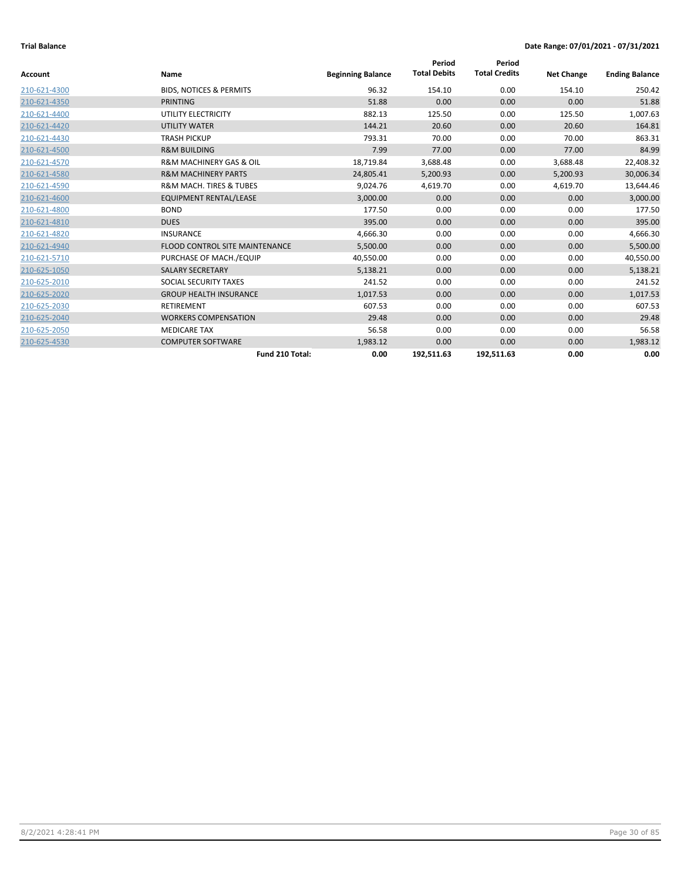**Trial Balance** **Date Range: 07/01/2021 - 07/31/2021**

| Account | Name | Beginning Balance | Period Total Debits | Period Total Credits | Net Change | Ending Balance |
|---|---|---|---|---|---|---|
| 210-621-4300 | BIDS, NOTICES & PERMITS | 96.32 | 154.10 | 0.00 | 154.10 | 250.42 |
| 210-621-4350 | PRINTING | 51.88 | 0.00 | 0.00 | 0.00 | 51.88 |
| 210-621-4400 | UTILITY ELECTRICITY | 882.13 | 125.50 | 0.00 | 125.50 | 1,007.63 |
| 210-621-4420 | UTILITY WATER | 144.21 | 20.60 | 0.00 | 20.60 | 164.81 |
| 210-621-4430 | TRASH PICKUP | 793.31 | 70.00 | 0.00 | 70.00 | 863.31 |
| 210-621-4500 | R&M BUILDING | 7.99 | 77.00 | 0.00 | 77.00 | 84.99 |
| 210-621-4570 | R&M MACHINERY GAS & OIL | 18,719.84 | 3,688.48 | 0.00 | 3,688.48 | 22,408.32 |
| 210-621-4580 | R&M MACHINERY PARTS | 24,805.41 | 5,200.93 | 0.00 | 5,200.93 | 30,006.34 |
| 210-621-4590 | R&M MACH. TIRES & TUBES | 9,024.76 | 4,619.70 | 0.00 | 4,619.70 | 13,644.46 |
| 210-621-4600 | EQUIPMENT RENTAL/LEASE | 3,000.00 | 0.00 | 0.00 | 0.00 | 3,000.00 |
| 210-621-4800 | BOND | 177.50 | 0.00 | 0.00 | 0.00 | 177.50 |
| 210-621-4810 | DUES | 395.00 | 0.00 | 0.00 | 0.00 | 395.00 |
| 210-621-4820 | INSURANCE | 4,666.30 | 0.00 | 0.00 | 0.00 | 4,666.30 |
| 210-621-4940 | FLOOD CONTROL SITE MAINTENANCE | 5,500.00 | 0.00 | 0.00 | 0.00 | 5,500.00 |
| 210-621-5710 | PURCHASE OF MACH./EQUIP | 40,550.00 | 0.00 | 0.00 | 0.00 | 40,550.00 |
| 210-625-1050 | SALARY SECRETARY | 5,138.21 | 0.00 | 0.00 | 0.00 | 5,138.21 |
| 210-625-2010 | SOCIAL SECURITY TAXES | 241.52 | 0.00 | 0.00 | 0.00 | 241.52 |
| 210-625-2020 | GROUP HEALTH INSURANCE | 1,017.53 | 0.00 | 0.00 | 0.00 | 1,017.53 |
| 210-625-2030 | RETIREMENT | 607.53 | 0.00 | 0.00 | 0.00 | 607.53 |
| 210-625-2040 | WORKERS COMPENSATION | 29.48 | 0.00 | 0.00 | 0.00 | 29.48 |
| 210-625-2050 | MEDICARE TAX | 56.58 | 0.00 | 0.00 | 0.00 | 56.58 |
| 210-625-4530 | COMPUTER SOFTWARE | 1,983.12 | 0.00 | 0.00 | 0.00 | 1,983.12 |
| | **Fund 210 Total:** | **0.00** | **192,511.63** | **192,511.63** | **0.00** | **0.00** |

8/2/2021 4:28:41 PM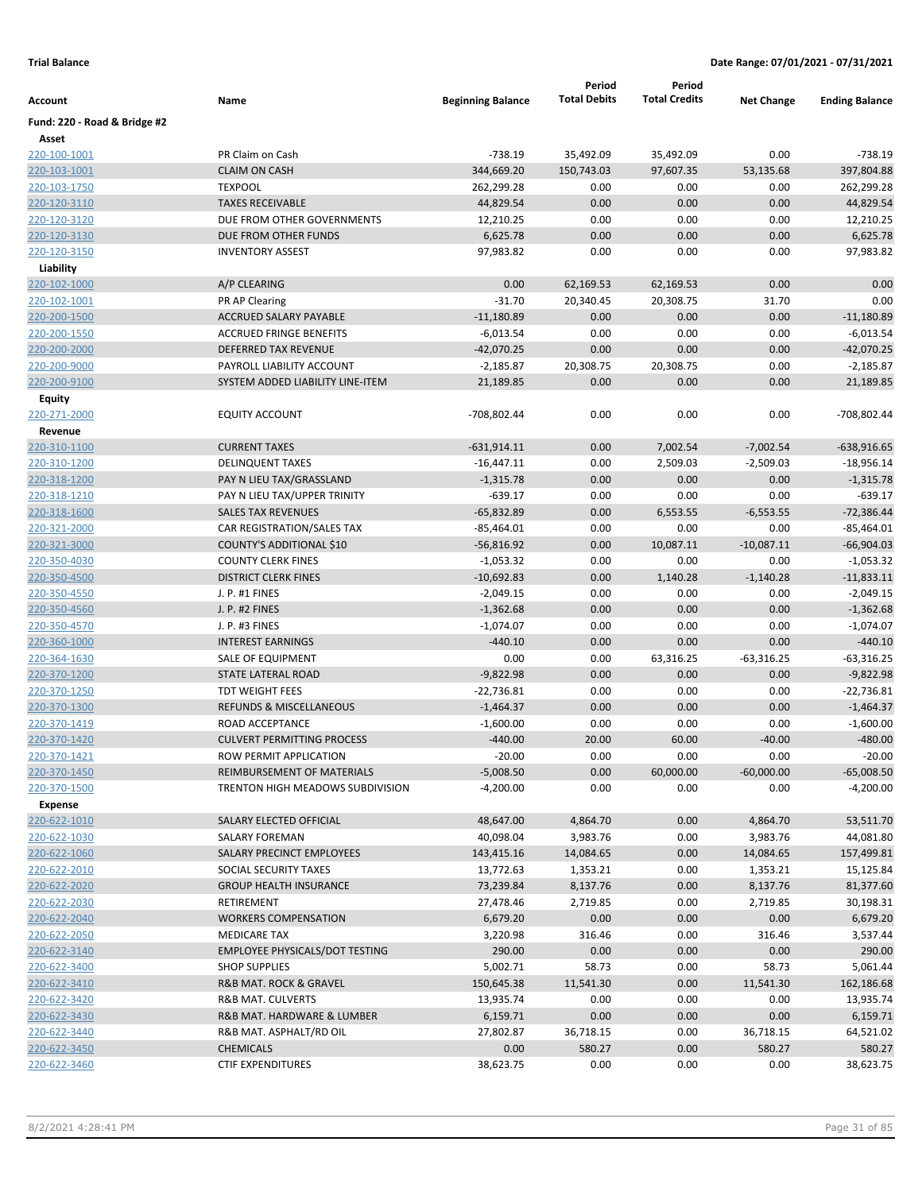**Trial Balance** — Date Range: 07/01/2021 - 07/31/2021

| Account | Name | Beginning Balance | Period Total Debits | Period Total Credits | Net Change | Ending Balance |
|---|---|---|---|---|---|---|
| **Fund: 220 - Road & Bridge #2** | | | | | | |
| **Asset** | | | | | | |
| 220-100-1001 | PR Claim on Cash | -738.19 | 35,492.09 | 35,492.09 | 0.00 | -738.19 |
| 220-103-1001 | CLAIM ON CASH | 344,669.20 | 150,743.03 | 97,607.35 | 53,135.68 | 397,804.88 |
| 220-103-1750 | TEXPOOL | 262,299.28 | 0.00 | 0.00 | 0.00 | 262,299.28 |
| 220-120-3110 | TAXES RECEIVABLE | 44,829.54 | 0.00 | 0.00 | 0.00 | 44,829.54 |
| 220-120-3120 | DUE FROM OTHER GOVERNMENTS | 12,210.25 | 0.00 | 0.00 | 0.00 | 12,210.25 |
| 220-120-3130 | DUE FROM OTHER FUNDS | 6,625.78 | 0.00 | 0.00 | 0.00 | 6,625.78 |
| 220-120-3150 | INVENTORY ASSEST | 97,983.82 | 0.00 | 0.00 | 0.00 | 97,983.82 |
| **Liability** | | | | | | |
| 220-102-1000 | A/P CLEARING | 0.00 | 62,169.53 | 62,169.53 | 0.00 | 0.00 |
| 220-102-1001 | PR AP Clearing | -31.70 | 20,340.45 | 20,308.75 | 31.70 | 0.00 |
| 220-200-1500 | ACCRUED SALARY PAYABLE | -11,180.89 | 0.00 | 0.00 | 0.00 | -11,180.89 |
| 220-200-1550 | ACCRUED FRINGE BENEFITS | -6,013.54 | 0.00 | 0.00 | 0.00 | -6,013.54 |
| 220-200-2000 | DEFERRED TAX REVENUE | -42,070.25 | 0.00 | 0.00 | 0.00 | -42,070.25 |
| 220-200-9000 | PAYROLL LIABILITY ACCOUNT | -2,185.87 | 20,308.75 | 20,308.75 | 0.00 | -2,185.87 |
| 220-200-9100 | SYSTEM ADDED LIABILITY LINE-ITEM | 21,189.85 | 0.00 | 0.00 | 0.00 | 21,189.85 |
| **Equity** | | | | | | |
| 220-271-2000 | EQUITY ACCOUNT | -708,802.44 | 0.00 | 0.00 | 0.00 | -708,802.44 |
| **Revenue** | | | | | | |
| 220-310-1100 | CURRENT TAXES | -631,914.11 | 0.00 | 7,002.54 | -7,002.54 | -638,916.65 |
| 220-310-1200 | DELINQUENT TAXES | -16,447.11 | 0.00 | 2,509.03 | -2,509.03 | -18,956.14 |
| 220-318-1200 | PAY N LIEU TAX/GRASSLAND | -1,315.78 | 0.00 | 0.00 | 0.00 | -1,315.78 |
| 220-318-1210 | PAY N LIEU TAX/UPPER TRINITY | -639.17 | 0.00 | 0.00 | 0.00 | -639.17 |
| 220-318-1600 | SALES TAX REVENUES | -65,832.89 | 0.00 | 6,553.55 | -6,553.55 | -72,386.44 |
| 220-321-2000 | CAR REGISTRATION/SALES TAX | -85,464.01 | 0.00 | 0.00 | 0.00 | -85,464.01 |
| 220-321-3000 | COUNTY'S ADDITIONAL $10 | -56,816.92 | 0.00 | 10,087.11 | -10,087.11 | -66,904.03 |
| 220-350-4030 | COUNTY CLERK FINES | -1,053.32 | 0.00 | 0.00 | 0.00 | -1,053.32 |
| 220-350-4500 | DISTRICT CLERK FINES | -10,692.83 | 0.00 | 1,140.28 | -1,140.28 | -11,833.11 |
| 220-350-4550 | J. P. #1 FINES | -2,049.15 | 0.00 | 0.00 | 0.00 | -2,049.15 |
| 220-350-4560 | J. P. #2 FINES | -1,362.68 | 0.00 | 0.00 | 0.00 | -1,362.68 |
| 220-350-4570 | J. P. #3 FINES | -1,074.07 | 0.00 | 0.00 | 0.00 | -1,074.07 |
| 220-360-1000 | INTEREST EARNINGS | -440.10 | 0.00 | 0.00 | 0.00 | -440.10 |
| 220-364-1630 | SALE OF EQUIPMENT | 0.00 | 0.00 | 63,316.25 | -63,316.25 | -63,316.25 |
| 220-370-1200 | STATE LATERAL ROAD | -9,822.98 | 0.00 | 0.00 | 0.00 | -9,822.98 |
| 220-370-1250 | TDT WEIGHT FEES | -22,736.81 | 0.00 | 0.00 | 0.00 | -22,736.81 |
| 220-370-1300 | REFUNDS & MISCELLANEOUS | -1,464.37 | 0.00 | 0.00 | 0.00 | -1,464.37 |
| 220-370-1419 | ROAD ACCEPTANCE | -1,600.00 | 0.00 | 0.00 | 0.00 | -1,600.00 |
| 220-370-1420 | CULVERT PERMITTING PROCESS | -440.00 | 20.00 | 60.00 | -40.00 | -480.00 |
| 220-370-1421 | ROW PERMIT APPLICATION | -20.00 | 0.00 | 0.00 | 0.00 | -20.00 |
| 220-370-1450 | REIMBURSEMENT OF MATERIALS | -5,008.50 | 0.00 | 60,000.00 | -60,000.00 | -65,008.50 |
| 220-370-1500 | TRENTON HIGH MEADOWS SUBDIVISION | -4,200.00 | 0.00 | 0.00 | 0.00 | -4,200.00 |
| **Expense** | | | | | | |
| 220-622-1010 | SALARY ELECTED OFFICIAL | 48,647.00 | 4,864.70 | 0.00 | 4,864.70 | 53,511.70 |
| 220-622-1030 | SALARY FOREMAN | 40,098.04 | 3,983.76 | 0.00 | 3,983.76 | 44,081.80 |
| 220-622-1060 | SALARY PRECINCT EMPLOYEES | 143,415.16 | 14,084.65 | 0.00 | 14,084.65 | 157,499.81 |
| 220-622-2010 | SOCIAL SECURITY TAXES | 13,772.63 | 1,353.21 | 0.00 | 1,353.21 | 15,125.84 |
| 220-622-2020 | GROUP HEALTH INSURANCE | 73,239.84 | 8,137.76 | 0.00 | 8,137.76 | 81,377.60 |
| 220-622-2030 | RETIREMENT | 27,478.46 | 2,719.85 | 0.00 | 2,719.85 | 30,198.31 |
| 220-622-2040 | WORKERS COMPENSATION | 6,679.20 | 0.00 | 0.00 | 0.00 | 6,679.20 |
| 220-622-2050 | MEDICARE TAX | 3,220.98 | 316.46 | 0.00 | 316.46 | 3,537.44 |
| 220-622-3140 | EMPLOYEE PHYSICALS/DOT TESTING | 290.00 | 0.00 | 0.00 | 0.00 | 290.00 |
| 220-622-3400 | SHOP SUPPLIES | 5,002.71 | 58.73 | 0.00 | 58.73 | 5,061.44 |
| 220-622-3410 | R&B MAT. ROCK & GRAVEL | 150,645.38 | 11,541.30 | 0.00 | 11,541.30 | 162,186.68 |
| 220-622-3420 | R&B MAT. CULVERTS | 13,935.74 | 0.00 | 0.00 | 0.00 | 13,935.74 |
| 220-622-3430 | R&B MAT. HARDWARE & LUMBER | 6,159.71 | 0.00 | 0.00 | 0.00 | 6,159.71 |
| 220-622-3440 | R&B MAT. ASPHALT/RD OIL | 27,802.87 | 36,718.15 | 0.00 | 36,718.15 | 64,521.02 |
| 220-622-3450 | CHEMICALS | 0.00 | 580.27 | 0.00 | 580.27 | 580.27 |
| 220-622-3460 | CTIF EXPENDITURES | 38,623.75 | 0.00 | 0.00 | 0.00 | 38,623.75 |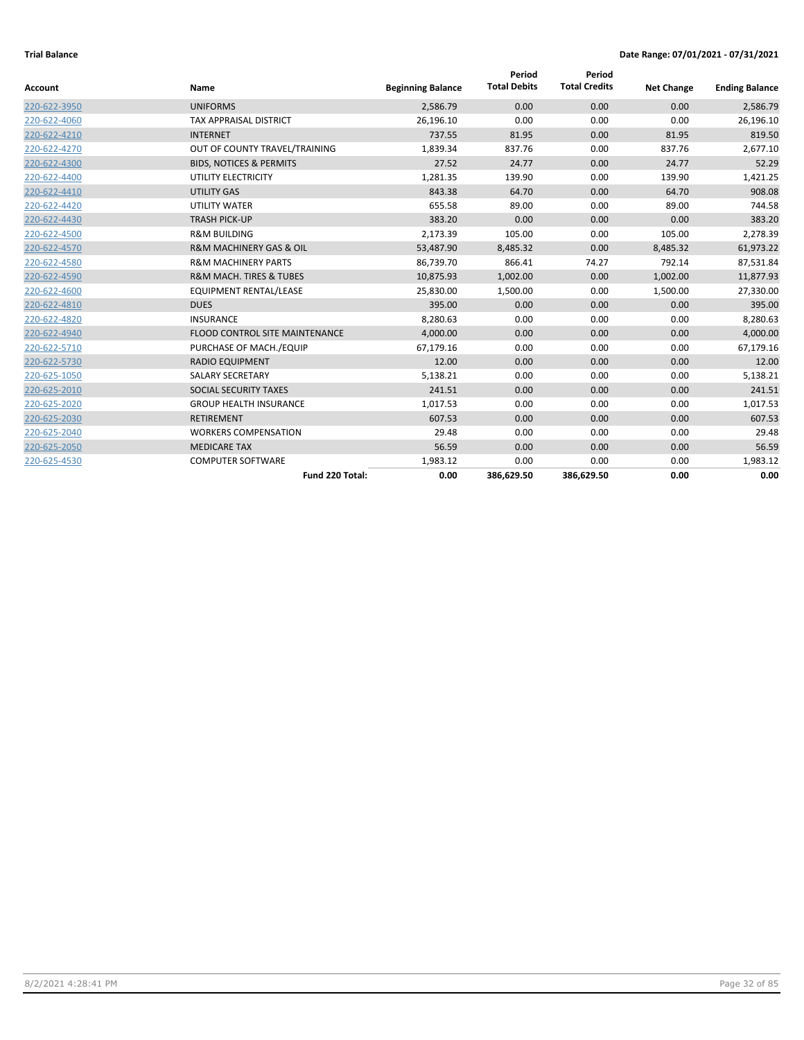**Trial Balance** **Date Range: 07/01/2021 - 07/31/2021**

| Account | Name | Beginning Balance | Period Total Debits | Period Total Credits | Net Change | Ending Balance |
|---|---|---|---|---|---|---|
| 220-622-3950 | UNIFORMS | 2,586.79 | 0.00 | 0.00 | 0.00 | 2,586.79 |
| 220-622-4060 | TAX APPRAISAL DISTRICT | 26,196.10 | 0.00 | 0.00 | 0.00 | 26,196.10 |
| 220-622-4210 | INTERNET | 737.55 | 81.95 | 0.00 | 81.95 | 819.50 |
| 220-622-4270 | OUT OF COUNTY TRAVEL/TRAINING | 1,839.34 | 837.76 | 0.00 | 837.76 | 2,677.10 |
| 220-622-4300 | BIDS, NOTICES & PERMITS | 27.52 | 24.77 | 0.00 | 24.77 | 52.29 |
| 220-622-4400 | UTILITY ELECTRICITY | 1,281.35 | 139.90 | 0.00 | 139.90 | 1,421.25 |
| 220-622-4410 | UTILITY GAS | 843.38 | 64.70 | 0.00 | 64.70 | 908.08 |
| 220-622-4420 | UTILITY WATER | 655.58 | 89.00 | 0.00 | 89.00 | 744.58 |
| 220-622-4430 | TRASH PICK-UP | 383.20 | 0.00 | 0.00 | 0.00 | 383.20 |
| 220-622-4500 | R&M BUILDING | 2,173.39 | 105.00 | 0.00 | 105.00 | 2,278.39 |
| 220-622-4570 | R&M MACHINERY GAS & OIL | 53,487.90 | 8,485.32 | 0.00 | 8,485.32 | 61,973.22 |
| 220-622-4580 | R&M MACHINERY PARTS | 86,739.70 | 866.41 | 74.27 | 792.14 | 87,531.84 |
| 220-622-4590 | R&M MACH. TIRES & TUBES | 10,875.93 | 1,002.00 | 0.00 | 1,002.00 | 11,877.93 |
| 220-622-4600 | EQUIPMENT RENTAL/LEASE | 25,830.00 | 1,500.00 | 0.00 | 1,500.00 | 27,330.00 |
| 220-622-4810 | DUES | 395.00 | 0.00 | 0.00 | 0.00 | 395.00 |
| 220-622-4820 | INSURANCE | 8,280.63 | 0.00 | 0.00 | 0.00 | 8,280.63 |
| 220-622-4940 | FLOOD CONTROL SITE MAINTENANCE | 4,000.00 | 0.00 | 0.00 | 0.00 | 4,000.00 |
| 220-622-5710 | PURCHASE OF MACH./EQUIP | 67,179.16 | 0.00 | 0.00 | 0.00 | 67,179.16 |
| 220-622-5730 | RADIO EQUIPMENT | 12.00 | 0.00 | 0.00 | 0.00 | 12.00 |
| 220-625-1050 | SALARY SECRETARY | 5,138.21 | 0.00 | 0.00 | 0.00 | 5,138.21 |
| 220-625-2010 | SOCIAL SECURITY TAXES | 241.51 | 0.00 | 0.00 | 0.00 | 241.51 |
| 220-625-2020 | GROUP HEALTH INSURANCE | 1,017.53 | 0.00 | 0.00 | 0.00 | 1,017.53 |
| 220-625-2030 | RETIREMENT | 607.53 | 0.00 | 0.00 | 0.00 | 607.53 |
| 220-625-2040 | WORKERS COMPENSATION | 29.48 | 0.00 | 0.00 | 0.00 | 29.48 |
| 220-625-2050 | MEDICARE TAX | 56.59 | 0.00 | 0.00 | 0.00 | 56.59 |
| 220-625-4530 | COMPUTER SOFTWARE | 1,983.12 | 0.00 | 0.00 | 0.00 | 1,983.12 |
| | **Fund 220 Total:** | **0.00** | **386,629.50** | **386,629.50** | **0.00** | **0.00** |

8/2/2021 4:28:41 PM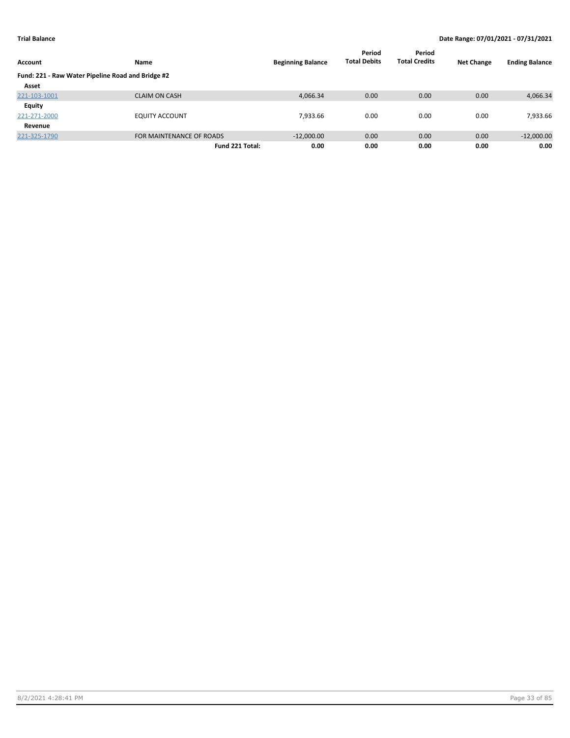**Trial Balance** — Date Range: 07/01/2021 - 07/31/2021

| Account | Name | Beginning Balance | Period Total Debits | Period Total Credits | Net Change | Ending Balance |
|---|---|---|---|---|---|---|
| **Fund: 221 - Raw Water Pipeline Road and Bridge #2** | | | | | | |
| **Asset** | | | | | | |
| 221-103-1001 | CLAIM ON CASH | 4,066.34 | 0.00 | 0.00 | 0.00 | 4,066.34 |
| **Equity** | | | | | | |
| 221-271-2000 | EQUITY ACCOUNT | 7,933.66 | 0.00 | 0.00 | 0.00 | 7,933.66 |
| **Revenue** | | | | | | |
| 221-325-1790 | FOR MAINTENANCE OF ROADS | -12,000.00 | 0.00 | 0.00 | 0.00 | -12,000.00 |
| | **Fund 221 Total:** | **0.00** | **0.00** | **0.00** | **0.00** | **0.00** |

8/2/2021 4:28:41 PM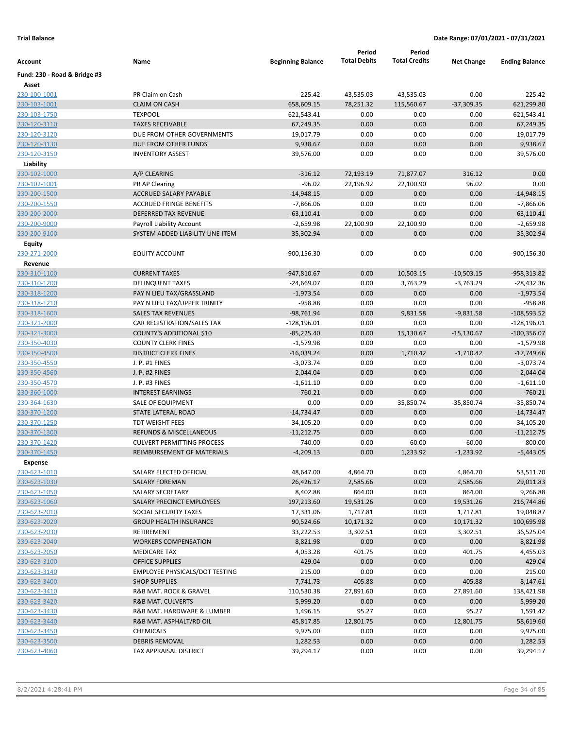**Trial Balance** — Date Range: 07/01/2021 - 07/31/2021

| Account | Name | Beginning Balance | Period Total Debits | Period Total Credits | Net Change | Ending Balance |
|---|---|---|---|---|---|---|
| **Fund: 230 - Road & Bridge #3** | | | | | | |
| **Asset** | | | | | | |
| 230-100-1001 | PR Claim on Cash | -225.42 | 43,535.03 | 43,535.03 | 0.00 | -225.42 |
| 230-103-1001 | CLAIM ON CASH | 658,609.15 | 78,251.32 | 115,560.67 | -37,309.35 | 621,299.80 |
| 230-103-1750 | TEXPOOL | 621,543.41 | 0.00 | 0.00 | 0.00 | 621,543.41 |
| 230-120-3110 | TAXES RECEIVABLE | 67,249.35 | 0.00 | 0.00 | 0.00 | 67,249.35 |
| 230-120-3120 | DUE FROM OTHER GOVERNMENTS | 19,017.79 | 0.00 | 0.00 | 0.00 | 19,017.79 |
| 230-120-3130 | DUE FROM OTHER FUNDS | 9,938.67 | 0.00 | 0.00 | 0.00 | 9,938.67 |
| 230-120-3150 | INVENTORY ASSEST | 39,576.00 | 0.00 | 0.00 | 0.00 | 39,576.00 |
| **Liability** | | | | | | |
| 230-102-1000 | A/P CLEARING | -316.12 | 72,193.19 | 71,877.07 | 316.12 | 0.00 |
| 230-102-1001 | PR AP Clearing | -96.02 | 22,196.92 | 22,100.90 | 96.02 | 0.00 |
| 230-200-1500 | ACCRUED SALARY PAYABLE | -14,948.15 | 0.00 | 0.00 | 0.00 | -14,948.15 |
| 230-200-1550 | ACCRUED FRINGE BENEFITS | -7,866.06 | 0.00 | 0.00 | 0.00 | -7,866.06 |
| 230-200-2000 | DEFERRED TAX REVENUE | -63,110.41 | 0.00 | 0.00 | 0.00 | -63,110.41 |
| 230-200-9000 | Payroll Liability Account | -2,659.98 | 22,100.90 | 22,100.90 | 0.00 | -2,659.98 |
| 230-200-9100 | SYSTEM ADDED LIABILITY LINE-ITEM | 35,302.94 | 0.00 | 0.00 | 0.00 | 35,302.94 |
| **Equity** | | | | | | |
| 230-271-2000 | EQUITY ACCOUNT | -900,156.30 | 0.00 | 0.00 | 0.00 | -900,156.30 |
| **Revenue** | | | | | | |
| 230-310-1100 | CURRENT TAXES | -947,810.67 | 0.00 | 10,503.15 | -10,503.15 | -958,313.82 |
| 230-310-1200 | DELINQUENT TAXES | -24,669.07 | 0.00 | 3,763.29 | -3,763.29 | -28,432.36 |
| 230-318-1200 | PAY N LIEU TAX/GRASSLAND | -1,973.54 | 0.00 | 0.00 | 0.00 | -1,973.54 |
| 230-318-1210 | PAY N LIEU TAX/UPPER TRINITY | -958.88 | 0.00 | 0.00 | 0.00 | -958.88 |
| 230-318-1600 | SALES TAX REVENUES | -98,761.94 | 0.00 | 9,831.58 | -9,831.58 | -108,593.52 |
| 230-321-2000 | CAR REGISTRATION/SALES TAX | -128,196.01 | 0.00 | 0.00 | 0.00 | -128,196.01 |
| 230-321-3000 | COUNTY'S ADDITIONAL $10 | -85,225.40 | 0.00 | 15,130.67 | -15,130.67 | -100,356.07 |
| 230-350-4030 | COUNTY CLERK FINES | -1,579.98 | 0.00 | 0.00 | 0.00 | -1,579.98 |
| 230-350-4500 | DISTRICT CLERK FINES | -16,039.24 | 0.00 | 1,710.42 | -1,710.42 | -17,749.66 |
| 230-350-4550 | J. P. #1 FINES | -3,073.74 | 0.00 | 0.00 | 0.00 | -3,073.74 |
| 230-350-4560 | J. P. #2 FINES | -2,044.04 | 0.00 | 0.00 | 0.00 | -2,044.04 |
| 230-350-4570 | J. P. #3 FINES | -1,611.10 | 0.00 | 0.00 | 0.00 | -1,611.10 |
| 230-360-1000 | INTEREST EARNINGS | -760.21 | 0.00 | 0.00 | 0.00 | -760.21 |
| 230-364-1630 | SALE OF EQUIPMENT | 0.00 | 0.00 | 35,850.74 | -35,850.74 | -35,850.74 |
| 230-370-1200 | STATE LATERAL ROAD | -14,734.47 | 0.00 | 0.00 | 0.00 | -14,734.47 |
| 230-370-1250 | TDT WEIGHT FEES | -34,105.20 | 0.00 | 0.00 | 0.00 | -34,105.20 |
| 230-370-1300 | REFUNDS & MISCELLANEOUS | -11,212.75 | 0.00 | 0.00 | 0.00 | -11,212.75 |
| 230-370-1420 | CULVERT PERMITTING PROCESS | -740.00 | 0.00 | 60.00 | -60.00 | -800.00 |
| 230-370-1450 | REIMBURSEMENT OF MATERIALS | -4,209.13 | 0.00 | 1,233.92 | -1,233.92 | -5,443.05 |
| **Expense** | | | | | | |
| 230-623-1010 | SALARY ELECTED OFFICIAL | 48,647.00 | 4,864.70 | 0.00 | 4,864.70 | 53,511.70 |
| 230-623-1030 | SALARY FOREMAN | 26,426.17 | 2,585.66 | 0.00 | 2,585.66 | 29,011.83 |
| 230-623-1050 | SALARY SECRETARY | 8,402.88 | 864.00 | 0.00 | 864.00 | 9,266.88 |
| 230-623-1060 | SALARY PRECINCT EMPLOYEES | 197,213.60 | 19,531.26 | 0.00 | 19,531.26 | 216,744.86 |
| 230-623-2010 | SOCIAL SECURITY TAXES | 17,331.06 | 1,717.81 | 0.00 | 1,717.81 | 19,048.87 |
| 230-623-2020 | GROUP HEALTH INSURANCE | 90,524.66 | 10,171.32 | 0.00 | 10,171.32 | 100,695.98 |
| 230-623-2030 | RETIREMENT | 33,222.53 | 3,302.51 | 0.00 | 3,302.51 | 36,525.04 |
| 230-623-2040 | WORKERS COMPENSATION | 8,821.98 | 0.00 | 0.00 | 0.00 | 8,821.98 |
| 230-623-2050 | MEDICARE TAX | 4,053.28 | 401.75 | 0.00 | 401.75 | 4,455.03 |
| 230-623-3100 | OFFICE SUPPLIES | 429.04 | 0.00 | 0.00 | 0.00 | 429.04 |
| 230-623-3140 | EMPLOYEE PHYSICALS/DOT TESTING | 215.00 | 0.00 | 0.00 | 0.00 | 215.00 |
| 230-623-3400 | SHOP SUPPLIES | 7,741.73 | 405.88 | 0.00 | 405.88 | 8,147.61 |
| 230-623-3410 | R&B MAT. ROCK & GRAVEL | 110,530.38 | 27,891.60 | 0.00 | 27,891.60 | 138,421.98 |
| 230-623-3420 | R&B MAT. CULVERTS | 5,999.20 | 0.00 | 0.00 | 0.00 | 5,999.20 |
| 230-623-3430 | R&B MAT. HARDWARE & LUMBER | 1,496.15 | 95.27 | 0.00 | 95.27 | 1,591.42 |
| 230-623-3440 | R&B MAT. ASPHALT/RD OIL | 45,817.85 | 12,801.75 | 0.00 | 12,801.75 | 58,619.60 |
| 230-623-3450 | CHEMICALS | 9,975.00 | 0.00 | 0.00 | 0.00 | 9,975.00 |
| 230-623-3500 | DEBRIS REMOVAL | 1,282.53 | 0.00 | 0.00 | 0.00 | 1,282.53 |
| 230-623-4060 | TAX APPRAISAL DISTRICT | 39,294.17 | 0.00 | 0.00 | 0.00 | 39,294.17 |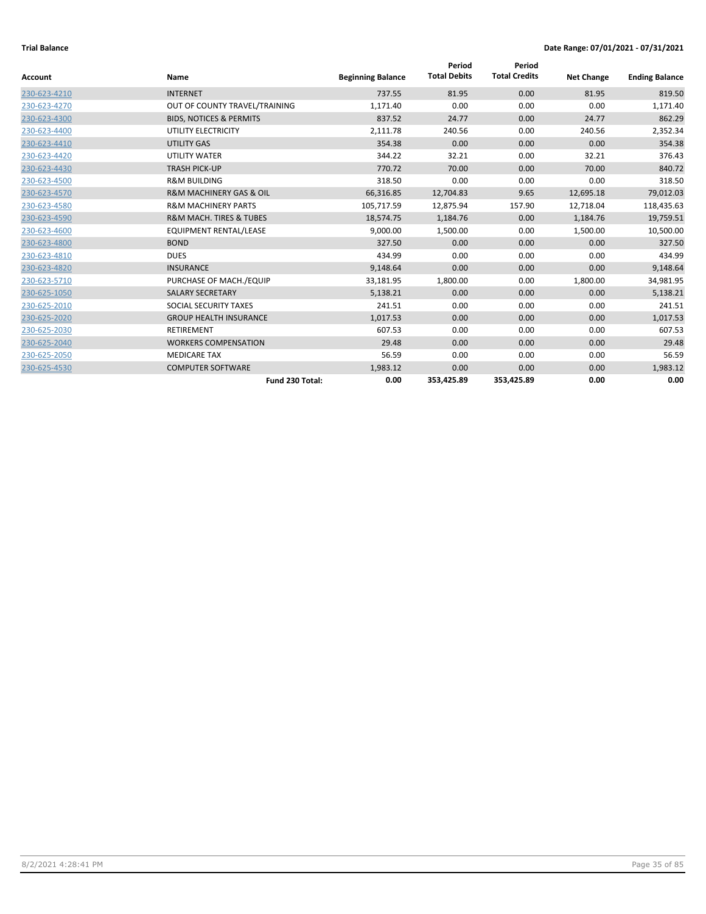**Trial Balance** **Date Range: 07/01/2021 - 07/31/2021**

| Account | Name | Beginning Balance | Period Total Debits | Period Total Credits | Net Change | Ending Balance |
|---|---|---|---|---|---|---|
| 230-623-4210 | INTERNET | 737.55 | 81.95 | 0.00 | 81.95 | 819.50 |
| 230-623-4270 | OUT OF COUNTY TRAVEL/TRAINING | 1,171.40 | 0.00 | 0.00 | 0.00 | 1,171.40 |
| 230-623-4300 | BIDS, NOTICES & PERMITS | 837.52 | 24.77 | 0.00 | 24.77 | 862.29 |
| 230-623-4400 | UTILITY ELECTRICITY | 2,111.78 | 240.56 | 0.00 | 240.56 | 2,352.34 |
| 230-623-4410 | UTILITY GAS | 354.38 | 0.00 | 0.00 | 0.00 | 354.38 |
| 230-623-4420 | UTILITY WATER | 344.22 | 32.21 | 0.00 | 32.21 | 376.43 |
| 230-623-4430 | TRASH PICK-UP | 770.72 | 70.00 | 0.00 | 70.00 | 840.72 |
| 230-623-4500 | R&M BUILDING | 318.50 | 0.00 | 0.00 | 0.00 | 318.50 |
| 230-623-4570 | R&M MACHINERY GAS & OIL | 66,316.85 | 12,704.83 | 9.65 | 12,695.18 | 79,012.03 |
| 230-623-4580 | R&M MACHINERY PARTS | 105,717.59 | 12,875.94 | 157.90 | 12,718.04 | 118,435.63 |
| 230-623-4590 | R&M MACH. TIRES & TUBES | 18,574.75 | 1,184.76 | 0.00 | 1,184.76 | 19,759.51 |
| 230-623-4600 | EQUIPMENT RENTAL/LEASE | 9,000.00 | 1,500.00 | 0.00 | 1,500.00 | 10,500.00 |
| 230-623-4800 | BOND | 327.50 | 0.00 | 0.00 | 0.00 | 327.50 |
| 230-623-4810 | DUES | 434.99 | 0.00 | 0.00 | 0.00 | 434.99 |
| 230-623-4820 | INSURANCE | 9,148.64 | 0.00 | 0.00 | 0.00 | 9,148.64 |
| 230-623-5710 | PURCHASE OF MACH./EQUIP | 33,181.95 | 1,800.00 | 0.00 | 1,800.00 | 34,981.95 |
| 230-625-1050 | SALARY SECRETARY | 5,138.21 | 0.00 | 0.00 | 0.00 | 5,138.21 |
| 230-625-2010 | SOCIAL SECURITY TAXES | 241.51 | 0.00 | 0.00 | 0.00 | 241.51 |
| 230-625-2020 | GROUP HEALTH INSURANCE | 1,017.53 | 0.00 | 0.00 | 0.00 | 1,017.53 |
| 230-625-2030 | RETIREMENT | 607.53 | 0.00 | 0.00 | 0.00 | 607.53 |
| 230-625-2040 | WORKERS COMPENSATION | 29.48 | 0.00 | 0.00 | 0.00 | 29.48 |
| 230-625-2050 | MEDICARE TAX | 56.59 | 0.00 | 0.00 | 0.00 | 56.59 |
| 230-625-4530 | COMPUTER SOFTWARE | 1,983.12 | 0.00 | 0.00 | 0.00 | 1,983.12 |
| | **Fund 230 Total:** | **0.00** | **353,425.89** | **353,425.89** | **0.00** | **0.00** |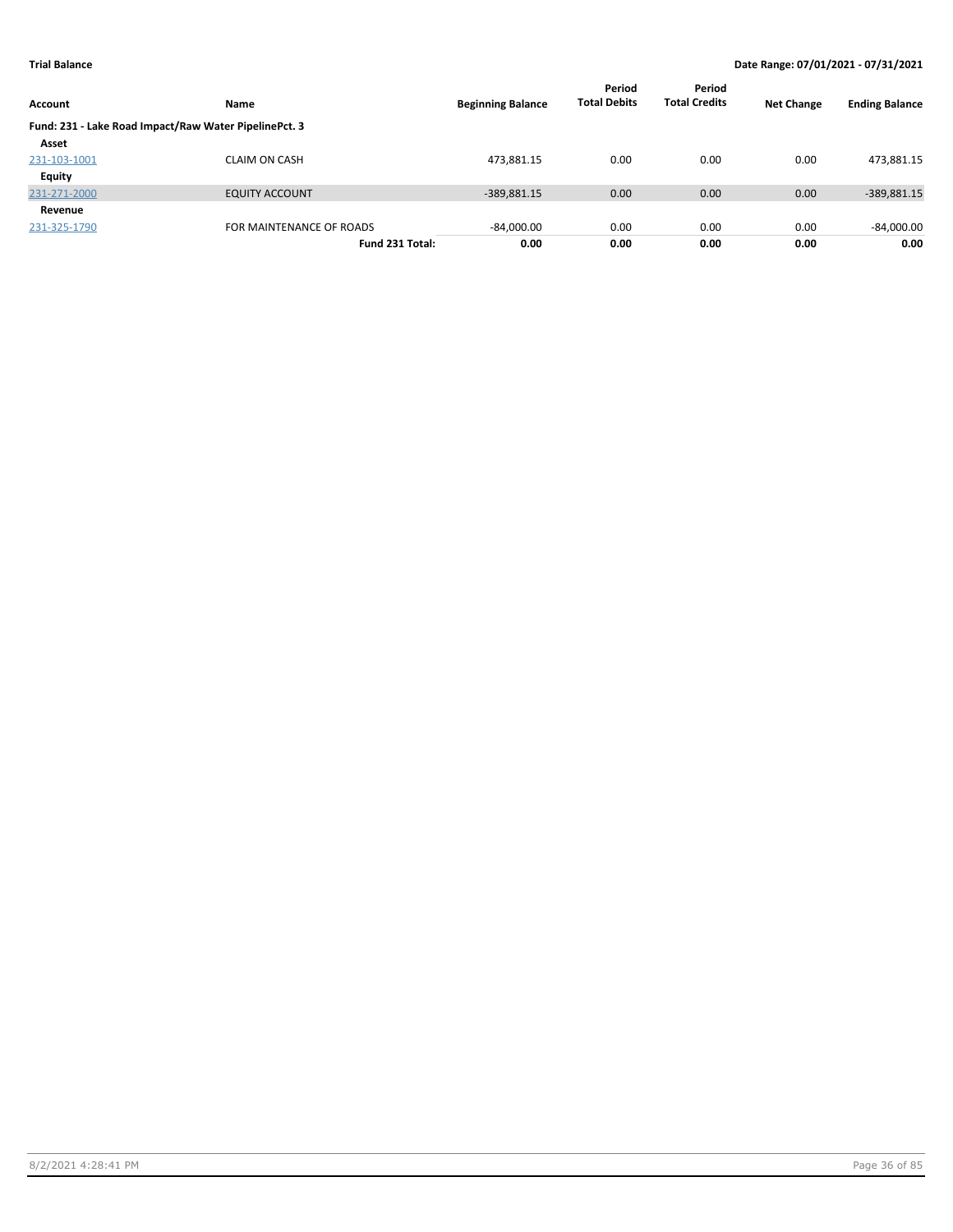**Trial Balance** | **Date Range: 07/01/2021 - 07/31/2021**

| Account | Name | Beginning Balance | Period Total Debits | Period Total Credits | Net Change | Ending Balance |
|---|---|---|---|---|---|---|
| **Fund: 231 - Lake Road Impact/Raw Water PipelinePct. 3** | | | | | | |
| **Asset** | | | | | | |
| 231-103-1001 | CLAIM ON CASH | 473,881.15 | 0.00 | 0.00 | 0.00 | 473,881.15 |
| **Equity** | | | | | | |
| 231-271-2000 | EQUITY ACCOUNT | -389,881.15 | 0.00 | 0.00 | 0.00 | -389,881.15 |
| **Revenue** | | | | | | |
| 231-325-1790 | FOR MAINTENANCE OF ROADS | -84,000.00 | 0.00 | 0.00 | 0.00 | -84,000.00 |
| | **Fund 231 Total:** | **0.00** | **0.00** | **0.00** | **0.00** | **0.00** |

8/2/2021 4:28:41 PM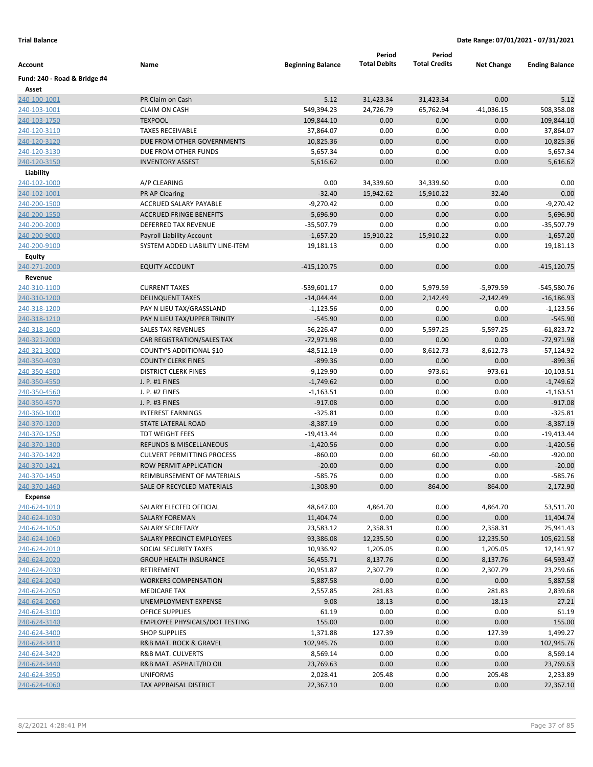**Trial Balance** — **Date Range: 07/01/2021 - 07/31/2021**

| Account | Name | Beginning Balance | Period Total Debits | Period Total Credits | Net Change | Ending Balance |
|---|---|---|---|---|---|---|
| **Fund: 240 - Road & Bridge #4** | | | | | | |
| **Asset** | | | | | | |
| 240-100-1001 | PR Claim on Cash | 5.12 | 31,423.34 | 31,423.34 | 0.00 | 5.12 |
| 240-103-1001 | CLAIM ON CASH | 549,394.23 | 24,726.79 | 65,762.94 | -41,036.15 | 508,358.08 |
| 240-103-1750 | TEXPOOL | 109,844.10 | 0.00 | 0.00 | 0.00 | 109,844.10 |
| 240-120-3110 | TAXES RECEIVABLE | 37,864.07 | 0.00 | 0.00 | 0.00 | 37,864.07 |
| 240-120-3120 | DUE FROM OTHER GOVERNMENTS | 10,825.36 | 0.00 | 0.00 | 0.00 | 10,825.36 |
| 240-120-3130 | DUE FROM OTHER FUNDS | 5,657.34 | 0.00 | 0.00 | 0.00 | 5,657.34 |
| 240-120-3150 | INVENTORY ASSEST | 5,616.62 | 0.00 | 0.00 | 0.00 | 5,616.62 |
| **Liability** | | | | | | |
| 240-102-1000 | A/P CLEARING | 0.00 | 34,339.60 | 34,339.60 | 0.00 | 0.00 |
| 240-102-1001 | PR AP Clearing | -32.40 | 15,942.62 | 15,910.22 | 32.40 | 0.00 |
| 240-200-1500 | ACCRUED SALARY PAYABLE | -9,270.42 | 0.00 | 0.00 | 0.00 | -9,270.42 |
| 240-200-1550 | ACCRUED FRINGE BENEFITS | -5,696.90 | 0.00 | 0.00 | 0.00 | -5,696.90 |
| 240-200-2000 | DEFERRED TAX REVENUE | -35,507.79 | 0.00 | 0.00 | 0.00 | -35,507.79 |
| 240-200-9000 | Payroll Liability Account | -1,657.20 | 15,910.22 | 15,910.22 | 0.00 | -1,657.20 |
| 240-200-9100 | SYSTEM ADDED LIABILITY LINE-ITEM | 19,181.13 | 0.00 | 0.00 | 0.00 | 19,181.13 |
| **Equity** | | | | | | |
| 240-271-2000 | EQUITY ACCOUNT | -415,120.75 | 0.00 | 0.00 | 0.00 | -415,120.75 |
| **Revenue** | | | | | | |
| 240-310-1100 | CURRENT TAXES | -539,601.17 | 0.00 | 5,979.59 | -5,979.59 | -545,580.76 |
| 240-310-1200 | DELINQUENT TAXES | -14,044.44 | 0.00 | 2,142.49 | -2,142.49 | -16,186.93 |
| 240-318-1200 | PAY N LIEU TAX/GRASSLAND | -1,123.56 | 0.00 | 0.00 | 0.00 | -1,123.56 |
| 240-318-1210 | PAY N LIEU TAX/UPPER TRINITY | -545.90 | 0.00 | 0.00 | 0.00 | -545.90 |
| 240-318-1600 | SALES TAX REVENUES | -56,226.47 | 0.00 | 5,597.25 | -5,597.25 | -61,823.72 |
| 240-321-2000 | CAR REGISTRATION/SALES TAX | -72,971.98 | 0.00 | 0.00 | 0.00 | -72,971.98 |
| 240-321-3000 | COUNTY'S ADDITIONAL $10 | -48,512.19 | 0.00 | 8,612.73 | -8,612.73 | -57,124.92 |
| 240-350-4030 | COUNTY CLERK FINES | -899.36 | 0.00 | 0.00 | 0.00 | -899.36 |
| 240-350-4500 | DISTRICT CLERK FINES | -9,129.90 | 0.00 | 973.61 | -973.61 | -10,103.51 |
| 240-350-4550 | J. P. #1 FINES | -1,749.62 | 0.00 | 0.00 | 0.00 | -1,749.62 |
| 240-350-4560 | J. P. #2 FINES | -1,163.51 | 0.00 | 0.00 | 0.00 | -1,163.51 |
| 240-350-4570 | J. P. #3 FINES | -917.08 | 0.00 | 0.00 | 0.00 | -917.08 |
| 240-360-1000 | INTEREST EARNINGS | -325.81 | 0.00 | 0.00 | 0.00 | -325.81 |
| 240-370-1200 | STATE LATERAL ROAD | -8,387.19 | 0.00 | 0.00 | 0.00 | -8,387.19 |
| 240-370-1250 | TDT WEIGHT FEES | -19,413.44 | 0.00 | 0.00 | 0.00 | -19,413.44 |
| 240-370-1300 | REFUNDS & MISCELLANEOUS | -1,420.56 | 0.00 | 0.00 | 0.00 | -1,420.56 |
| 240-370-1420 | CULVERT PERMITTING PROCESS | -860.00 | 0.00 | 60.00 | -60.00 | -920.00 |
| 240-370-1421 | ROW PERMIT APPLICATION | -20.00 | 0.00 | 0.00 | 0.00 | -20.00 |
| 240-370-1450 | REIMBURSEMENT OF MATERIALS | -585.76 | 0.00 | 0.00 | 0.00 | -585.76 |
| 240-370-1460 | SALE OF RECYCLED MATERIALS | -1,308.90 | 0.00 | 864.00 | -864.00 | -2,172.90 |
| **Expense** | | | | | | |
| 240-624-1010 | SALARY ELECTED OFFICIAL | 48,647.00 | 4,864.70 | 0.00 | 4,864.70 | 53,511.70 |
| 240-624-1030 | SALARY FOREMAN | 11,404.74 | 0.00 | 0.00 | 0.00 | 11,404.74 |
| 240-624-1050 | SALARY SECRETARY | 23,583.12 | 2,358.31 | 0.00 | 2,358.31 | 25,941.43 |
| 240-624-1060 | SALARY PRECINCT EMPLOYEES | 93,386.08 | 12,235.50 | 0.00 | 12,235.50 | 105,621.58 |
| 240-624-2010 | SOCIAL SECURITY TAXES | 10,936.92 | 1,205.05 | 0.00 | 1,205.05 | 12,141.97 |
| 240-624-2020 | GROUP HEALTH INSURANCE | 56,455.71 | 8,137.76 | 0.00 | 8,137.76 | 64,593.47 |
| 240-624-2030 | RETIREMENT | 20,951.87 | 2,307.79 | 0.00 | 2,307.79 | 23,259.66 |
| 240-624-2040 | WORKERS COMPENSATION | 5,887.58 | 0.00 | 0.00 | 0.00 | 5,887.58 |
| 240-624-2050 | MEDICARE TAX | 2,557.85 | 281.83 | 0.00 | 281.83 | 2,839.68 |
| 240-624-2060 | UNEMPLOYMENT EXPENSE | 9.08 | 18.13 | 0.00 | 18.13 | 27.21 |
| 240-624-3100 | OFFICE SUPPLIES | 61.19 | 0.00 | 0.00 | 0.00 | 61.19 |
| 240-624-3140 | EMPLOYEE PHYSICALS/DOT TESTING | 155.00 | 0.00 | 0.00 | 0.00 | 155.00 |
| 240-624-3400 | SHOP SUPPLIES | 1,371.88 | 127.39 | 0.00 | 127.39 | 1,499.27 |
| 240-624-3410 | R&B MAT. ROCK & GRAVEL | 102,945.76 | 0.00 | 0.00 | 0.00 | 102,945.76 |
| 240-624-3420 | R&B MAT. CULVERTS | 8,569.14 | 0.00 | 0.00 | 0.00 | 8,569.14 |
| 240-624-3440 | R&B MAT. ASPHALT/RD OIL | 23,769.63 | 0.00 | 0.00 | 0.00 | 23,769.63 |
| 240-624-3950 | UNIFORMS | 2,028.41 | 205.48 | 0.00 | 205.48 | 2,233.89 |
| 240-624-4060 | TAX APPRAISAL DISTRICT | 22,367.10 | 0.00 | 0.00 | 0.00 | 22,367.10 |

8/2/2021 4:28:41 PM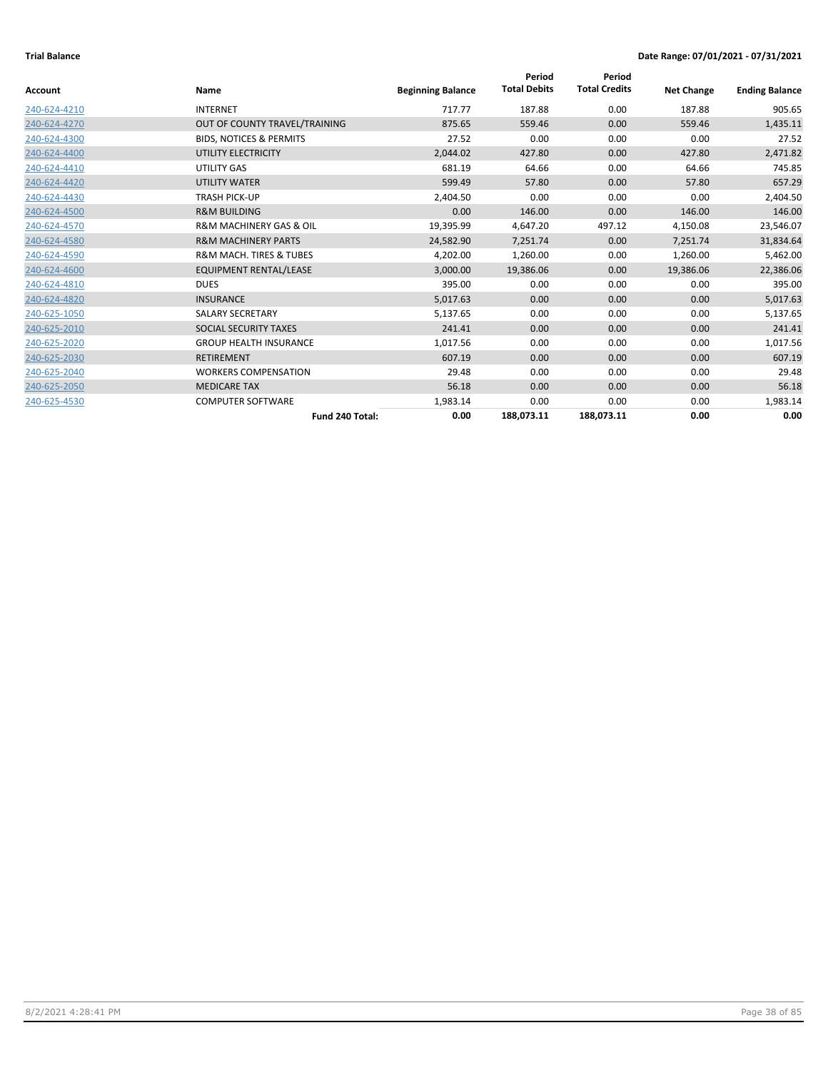**Trial Balance** **Date Range: 07/01/2021 - 07/31/2021**

| Account | Name | Beginning Balance | Period Total Debits | Period Total Credits | Net Change | Ending Balance |
|---|---|---|---|---|---|---|
| 240-624-4210 | INTERNET | 717.77 | 187.88 | 0.00 | 187.88 | 905.65 |
| 240-624-4270 | OUT OF COUNTY TRAVEL/TRAINING | 875.65 | 559.46 | 0.00 | 559.46 | 1,435.11 |
| 240-624-4300 | BIDS, NOTICES & PERMITS | 27.52 | 0.00 | 0.00 | 0.00 | 27.52 |
| 240-624-4400 | UTILITY ELECTRICITY | 2,044.02 | 427.80 | 0.00 | 427.80 | 2,471.82 |
| 240-624-4410 | UTILITY GAS | 681.19 | 64.66 | 0.00 | 64.66 | 745.85 |
| 240-624-4420 | UTILITY WATER | 599.49 | 57.80 | 0.00 | 57.80 | 657.29 |
| 240-624-4430 | TRASH PICK-UP | 2,404.50 | 0.00 | 0.00 | 0.00 | 2,404.50 |
| 240-624-4500 | R&M BUILDING | 0.00 | 146.00 | 0.00 | 146.00 | 146.00 |
| 240-624-4570 | R&M MACHINERY GAS & OIL | 19,395.99 | 4,647.20 | 497.12 | 4,150.08 | 23,546.07 |
| 240-624-4580 | R&M MACHINERY PARTS | 24,582.90 | 7,251.74 | 0.00 | 7,251.74 | 31,834.64 |
| 240-624-4590 | R&M MACH. TIRES & TUBES | 4,202.00 | 1,260.00 | 0.00 | 1,260.00 | 5,462.00 |
| 240-624-4600 | EQUIPMENT RENTAL/LEASE | 3,000.00 | 19,386.06 | 0.00 | 19,386.06 | 22,386.06 |
| 240-624-4810 | DUES | 395.00 | 0.00 | 0.00 | 0.00 | 395.00 |
| 240-624-4820 | INSURANCE | 5,017.63 | 0.00 | 0.00 | 0.00 | 5,017.63 |
| 240-625-1050 | SALARY SECRETARY | 5,137.65 | 0.00 | 0.00 | 0.00 | 5,137.65 |
| 240-625-2010 | SOCIAL SECURITY TAXES | 241.41 | 0.00 | 0.00 | 0.00 | 241.41 |
| 240-625-2020 | GROUP HEALTH INSURANCE | 1,017.56 | 0.00 | 0.00 | 0.00 | 1,017.56 |
| 240-625-2030 | RETIREMENT | 607.19 | 0.00 | 0.00 | 0.00 | 607.19 |
| 240-625-2040 | WORKERS COMPENSATION | 29.48 | 0.00 | 0.00 | 0.00 | 29.48 |
| 240-625-2050 | MEDICARE TAX | 56.18 | 0.00 | 0.00 | 0.00 | 56.18 |
| 240-625-4530 | COMPUTER SOFTWARE | 1,983.14 | 0.00 | 0.00 | 0.00 | 1,983.14 |
| | **Fund 240 Total:** | **0.00** | **188,073.11** | **188,073.11** | **0.00** | **0.00** |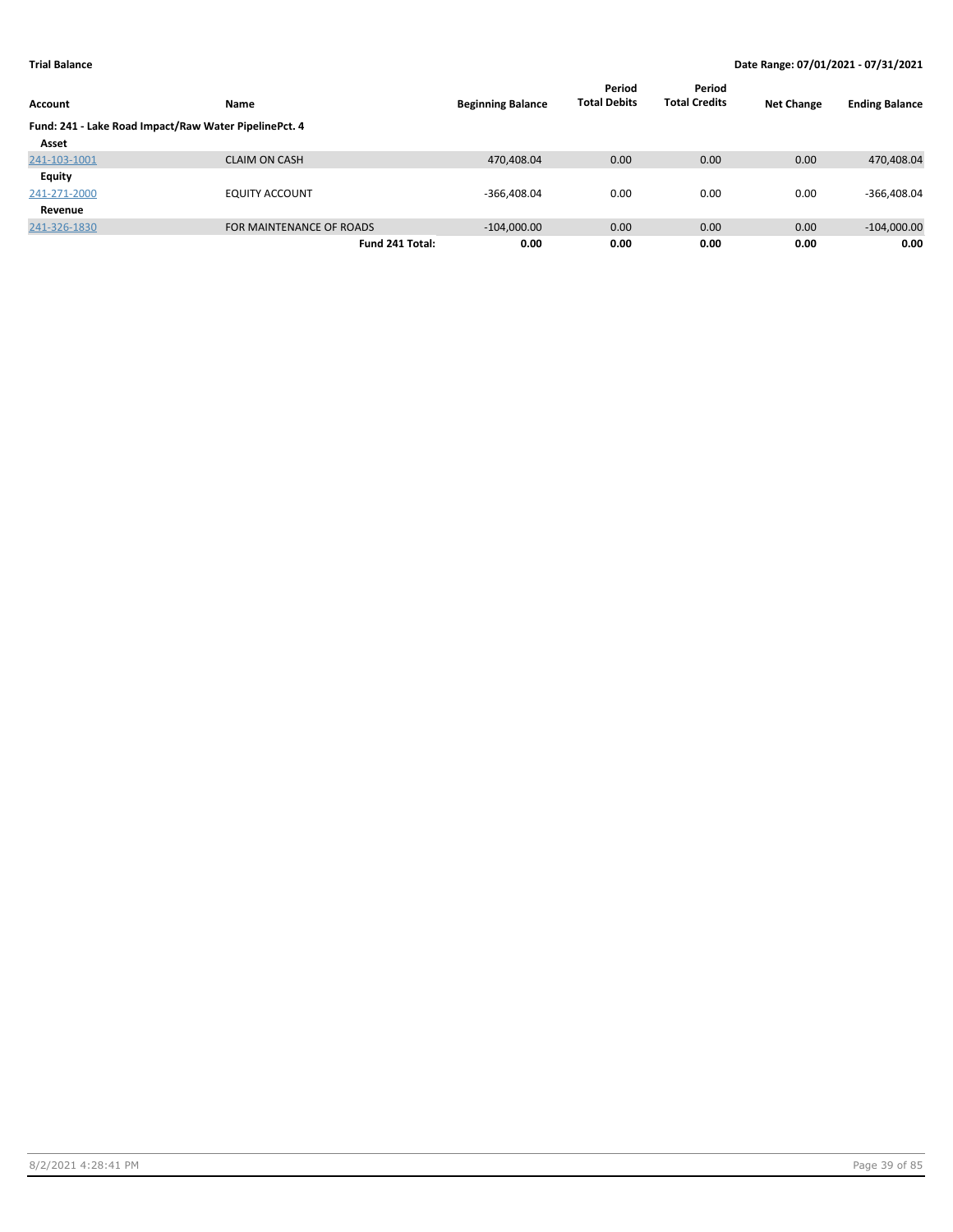**Trial Balance** | **Date Range: 07/01/2021 - 07/31/2021**

| Account | Name | Beginning Balance | Period Total Debits | Period Total Credits | Net Change | Ending Balance |
|---|---|---|---|---|---|---|
| **Fund: 241 - Lake Road Impact/Raw Water PipelinePct. 4** | | | | | | |
| **Asset** | | | | | | |
| 241-103-1001 | CLAIM ON CASH | 470,408.04 | 0.00 | 0.00 | 0.00 | 470,408.04 |
| **Equity** | | | | | | |
| 241-271-2000 | EQUITY ACCOUNT | -366,408.04 | 0.00 | 0.00 | 0.00 | -366,408.04 |
| **Revenue** | | | | | | |
| 241-326-1830 | FOR MAINTENANCE OF ROADS | -104,000.00 | 0.00 | 0.00 | 0.00 | -104,000.00 |
| | **Fund 241 Total:** | **0.00** | **0.00** | **0.00** | **0.00** | **0.00** |

8/2/2021 4:28:41 PM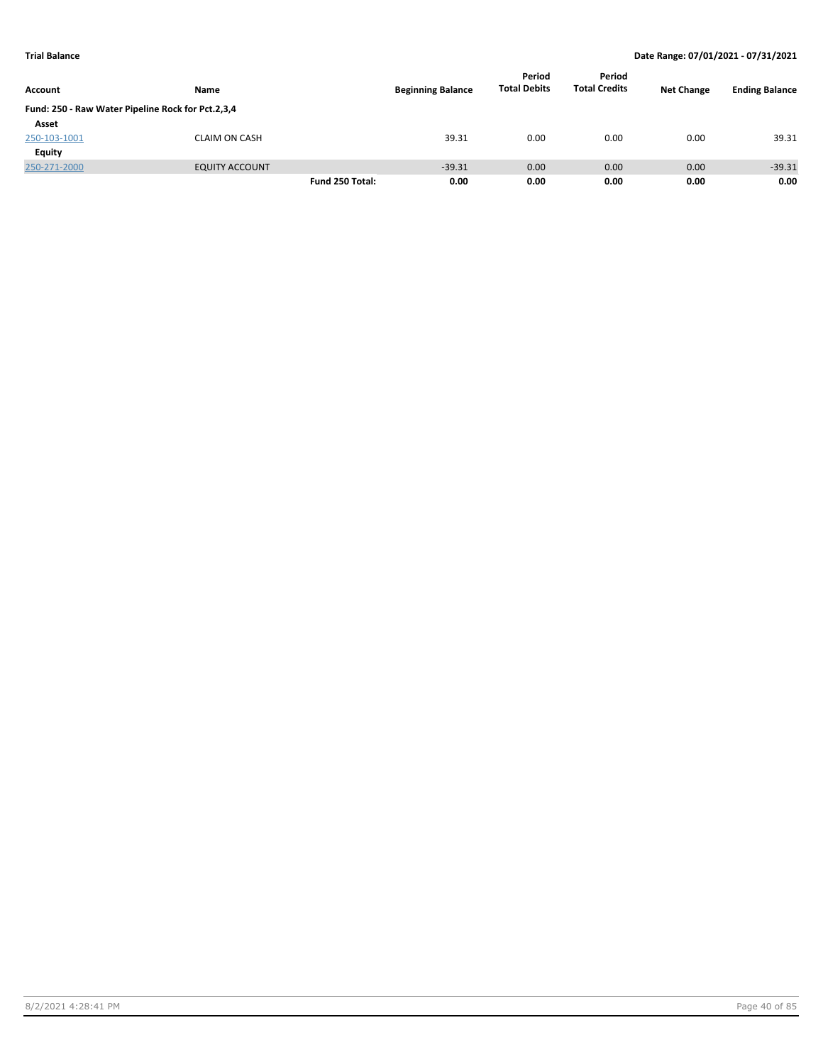**Trial Balance** **Date Range: 07/01/2021 - 07/31/2021**

| Account | Name | | Beginning Balance | Period Total Debits | Period Total Credits | Net Change | Ending Balance |
|---|---|---|---|---|---|---|---|
| **Fund: 250 - Raw Water Pipeline Rock for Pct.2,3,4** | | | | | | | |
| **Asset** | | | | | | | |
| 250-103-1001 | CLAIM ON CASH | | 39.31 | 0.00 | 0.00 | 0.00 | 39.31 |
| **Equity** | | | | | | | |
| 250-271-2000 | EQUITY ACCOUNT | | -39.31 | 0.00 | 0.00 | 0.00 | -39.31 |
| | | **Fund 250 Total:** | **0.00** | **0.00** | **0.00** | **0.00** | **0.00** |

8/2/2021 4:28:41 PM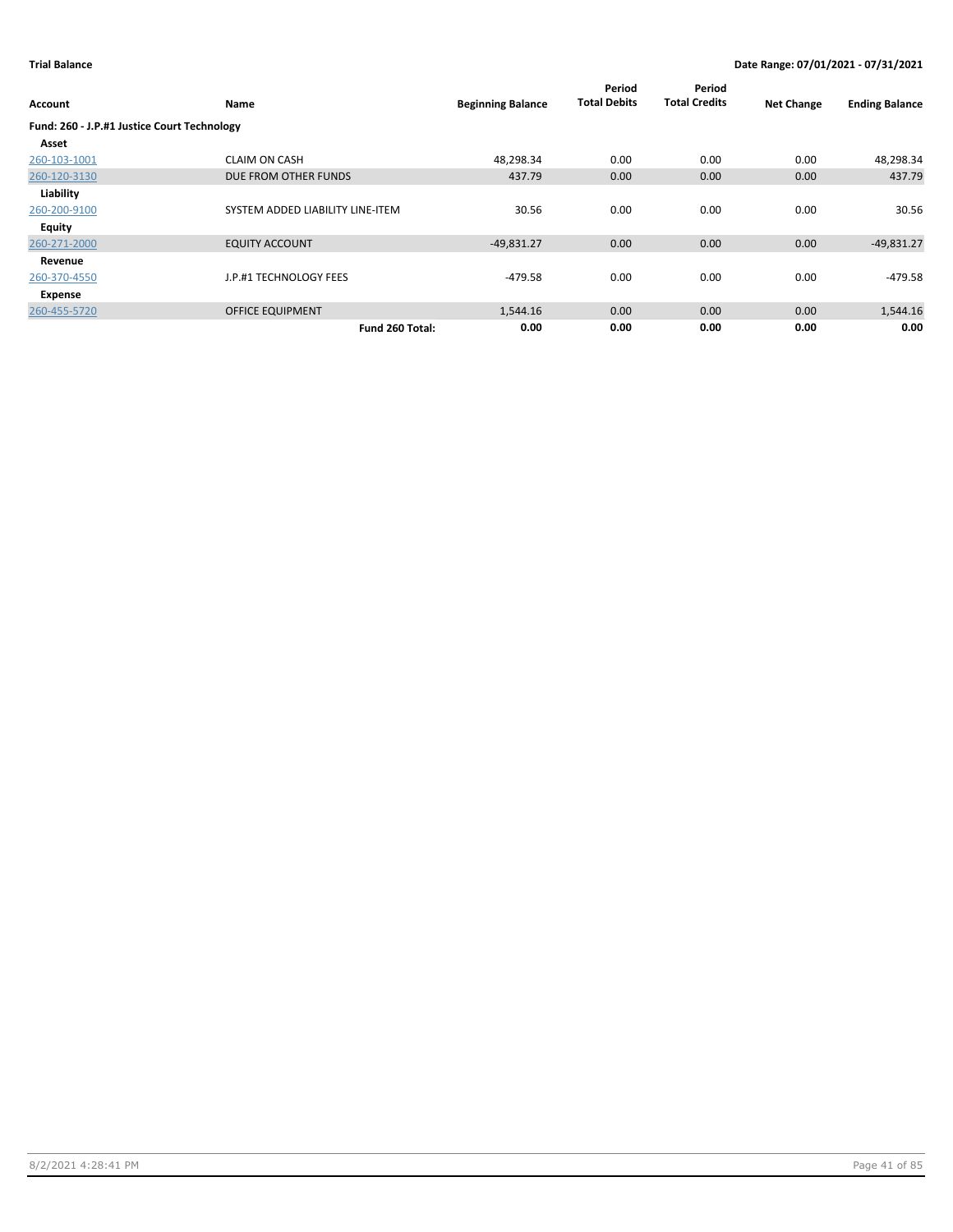**Trial Balance** — **Date Range: 07/01/2021 - 07/31/2021**

| Account | Name | Beginning Balance | Period Total Debits | Period Total Credits | Net Change | Ending Balance |
|---|---|---|---|---|---|---|
| **Fund: 260 - J.P.#1 Justice Court Technology** | | | | | | |
| **Asset** | | | | | | |
| 260-103-1001 | CLAIM ON CASH | 48,298.34 | 0.00 | 0.00 | 0.00 | 48,298.34 |
| 260-120-3130 | DUE FROM OTHER FUNDS | 437.79 | 0.00 | 0.00 | 0.00 | 437.79 |
| **Liability** | | | | | | |
| 260-200-9100 | SYSTEM ADDED LIABILITY LINE-ITEM | 30.56 | 0.00 | 0.00 | 0.00 | 30.56 |
| **Equity** | | | | | | |
| 260-271-2000 | EQUITY ACCOUNT | -49,831.27 | 0.00 | 0.00 | 0.00 | -49,831.27 |
| **Revenue** | | | | | | |
| 260-370-4550 | J.P.#1 TECHNOLOGY FEES | -479.58 | 0.00 | 0.00 | 0.00 | -479.58 |
| **Expense** | | | | | | |
| 260-455-5720 | OFFICE EQUIPMENT | 1,544.16 | 0.00 | 0.00 | 0.00 | 1,544.16 |
| | **Fund 260 Total:** | **0.00** | **0.00** | **0.00** | **0.00** | **0.00** |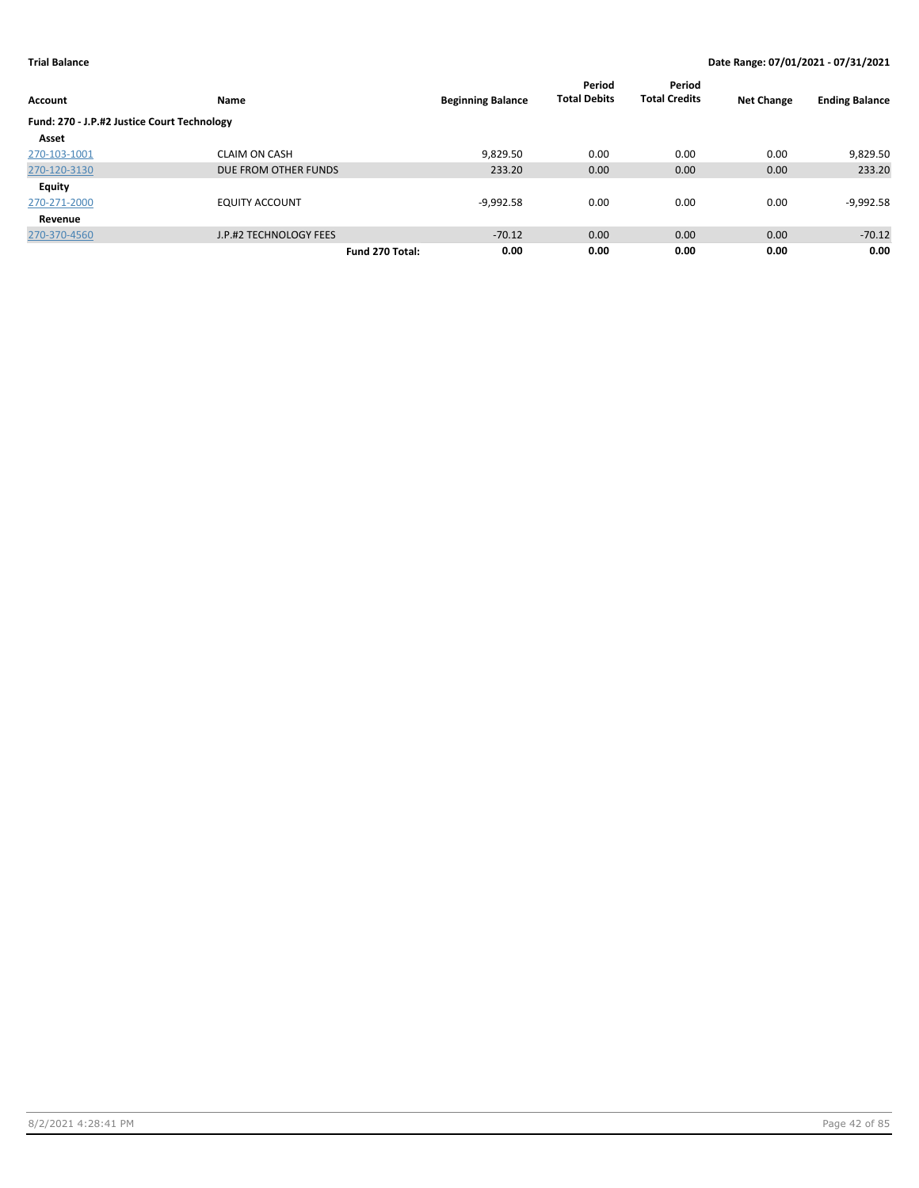**Trial Balance** | **Date Range: 07/01/2021 - 07/31/2021**

| Account | Name | Beginning Balance | Period Total Debits | Period Total Credits | Net Change | Ending Balance |
|---|---|---|---|---|---|---|
| **Fund: 270 - J.P.#2 Justice Court Technology** | | | | | | |
| **Asset** | | | | | | |
| 270-103-1001 | CLAIM ON CASH | 9,829.50 | 0.00 | 0.00 | 0.00 | 9,829.50 |
| 270-120-3130 | DUE FROM OTHER FUNDS | 233.20 | 0.00 | 0.00 | 0.00 | 233.20 |
| **Equity** | | | | | | |
| 270-271-2000 | EQUITY ACCOUNT | -9,992.58 | 0.00 | 0.00 | 0.00 | -9,992.58 |
| **Revenue** | | | | | | |
| 270-370-4560 | J.P.#2 TECHNOLOGY FEES | -70.12 | 0.00 | 0.00 | 0.00 | -70.12 |
| | **Fund 270 Total:** | **0.00** | **0.00** | **0.00** | **0.00** | **0.00** |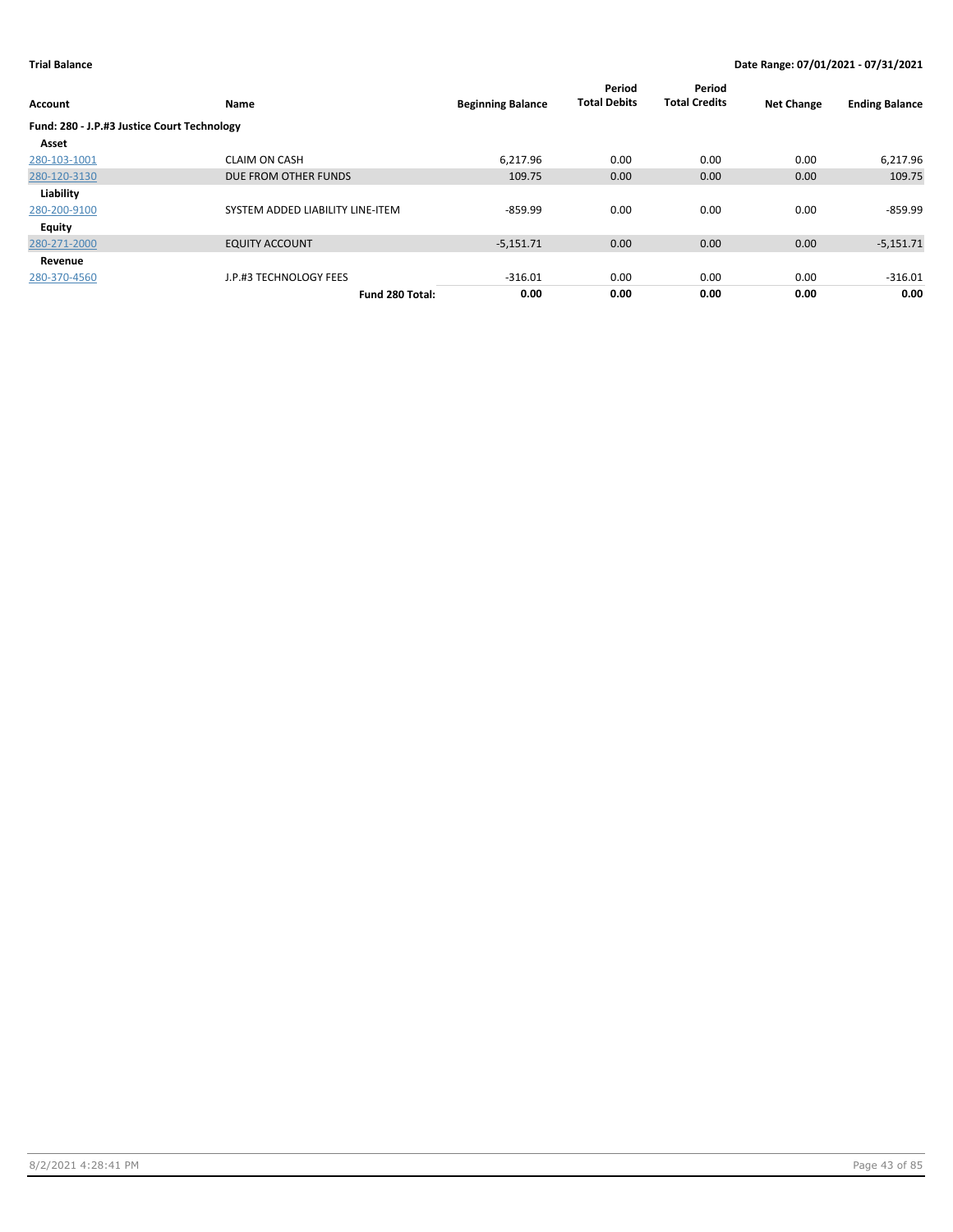**Trial Balance** **Date Range: 07/01/2021 - 07/31/2021**

| Account | Name | Beginning Balance | Period Total Debits | Period Total Credits | Net Change | Ending Balance |
|---|---|---|---|---|---|---|
| **Fund: 280 - J.P.#3 Justice Court Technology** | | | | | | |
| **Asset** | | | | | | |
| 280-103-1001 | CLAIM ON CASH | 6,217.96 | 0.00 | 0.00 | 0.00 | 6,217.96 |
| 280-120-3130 | DUE FROM OTHER FUNDS | 109.75 | 0.00 | 0.00 | 0.00 | 109.75 |
| **Liability** | | | | | | |
| 280-200-9100 | SYSTEM ADDED LIABILITY LINE-ITEM | -859.99 | 0.00 | 0.00 | 0.00 | -859.99 |
| **Equity** | | | | | | |
| 280-271-2000 | EQUITY ACCOUNT | -5,151.71 | 0.00 | 0.00 | 0.00 | -5,151.71 |
| **Revenue** | | | | | | |
| 280-370-4560 | J.P.#3 TECHNOLOGY FEES | -316.01 | 0.00 | 0.00 | 0.00 | -316.01 |
| | **Fund 280 Total:** | **0.00** | **0.00** | **0.00** | **0.00** | **0.00** |

8/2/2021 4:28:41 PM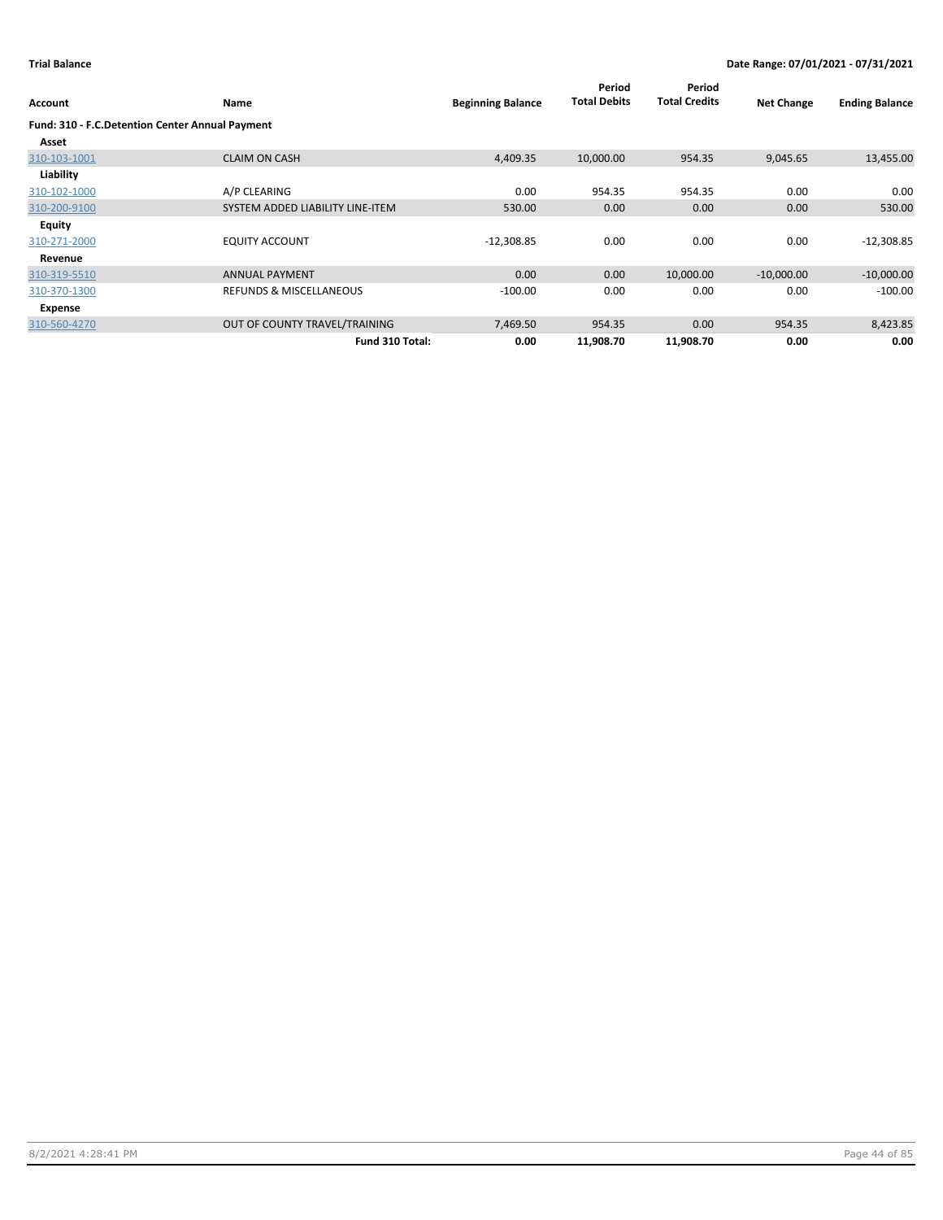**Trial Balance** — **Date Range: 07/01/2021 - 07/31/2021**

| Account | Name | Beginning Balance | Period Total Debits | Period Total Credits | Net Change | Ending Balance |
|---|---|---|---|---|---|---|
| **Fund: 310 - F.C.Detention Center Annual Payment** | | | | | | |
| **Asset** | | | | | | |
| 310-103-1001 | CLAIM ON CASH | 4,409.35 | 10,000.00 | 954.35 | 9,045.65 | 13,455.00 |
| **Liability** | | | | | | |
| 310-102-1000 | A/P CLEARING | 0.00 | 954.35 | 954.35 | 0.00 | 0.00 |
| 310-200-9100 | SYSTEM ADDED LIABILITY LINE-ITEM | 530.00 | 0.00 | 0.00 | 0.00 | 530.00 |
| **Equity** | | | | | | |
| 310-271-2000 | EQUITY ACCOUNT | -12,308.85 | 0.00 | 0.00 | 0.00 | -12,308.85 |
| **Revenue** | | | | | | |
| 310-319-5510 | ANNUAL PAYMENT | 0.00 | 0.00 | 10,000.00 | -10,000.00 | -10,000.00 |
| 310-370-1300 | REFUNDS & MISCELLANEOUS | -100.00 | 0.00 | 0.00 | 0.00 | -100.00 |
| **Expense** | | | | | | |
| 310-560-4270 | OUT OF COUNTY TRAVEL/TRAINING | 7,469.50 | 954.35 | 0.00 | 954.35 | 8,423.85 |
| | **Fund 310 Total:** | **0.00** | **11,908.70** | **11,908.70** | **0.00** | **0.00** |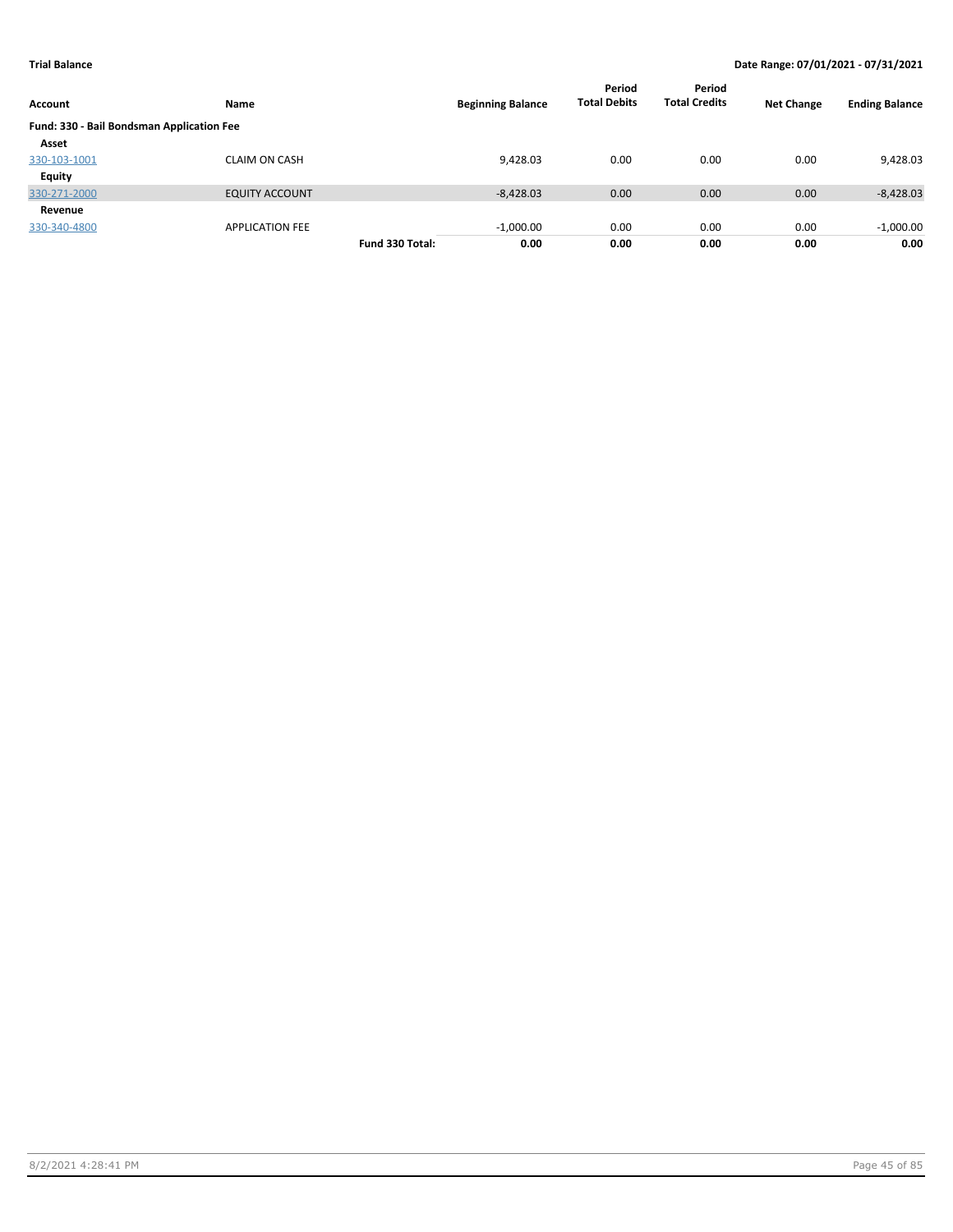**Trial Balance** | **Date Range: 07/01/2021 - 07/31/2021**

| Account | Name | | Beginning Balance | Period Total Debits | Period Total Credits | Net Change | Ending Balance |
|---|---|---|---|---|---|---|---|
| **Fund: 330 - Bail Bondsman Application Fee** | | | | | | | |
| **Asset** | | | | | | | |
| 330-103-1001 | CLAIM ON CASH | | 9,428.03 | 0.00 | 0.00 | 0.00 | 9,428.03 |
| **Equity** | | | | | | | |
| 330-271-2000 | EQUITY ACCOUNT | | -8,428.03 | 0.00 | 0.00 | 0.00 | -8,428.03 |
| **Revenue** | | | | | | | |
| 330-340-4800 | APPLICATION FEE | | -1,000.00 | 0.00 | 0.00 | 0.00 | -1,000.00 |
| | | **Fund 330 Total:** | **0.00** | **0.00** | **0.00** | **0.00** | **0.00** |

8/2/2021 4:28:41 PM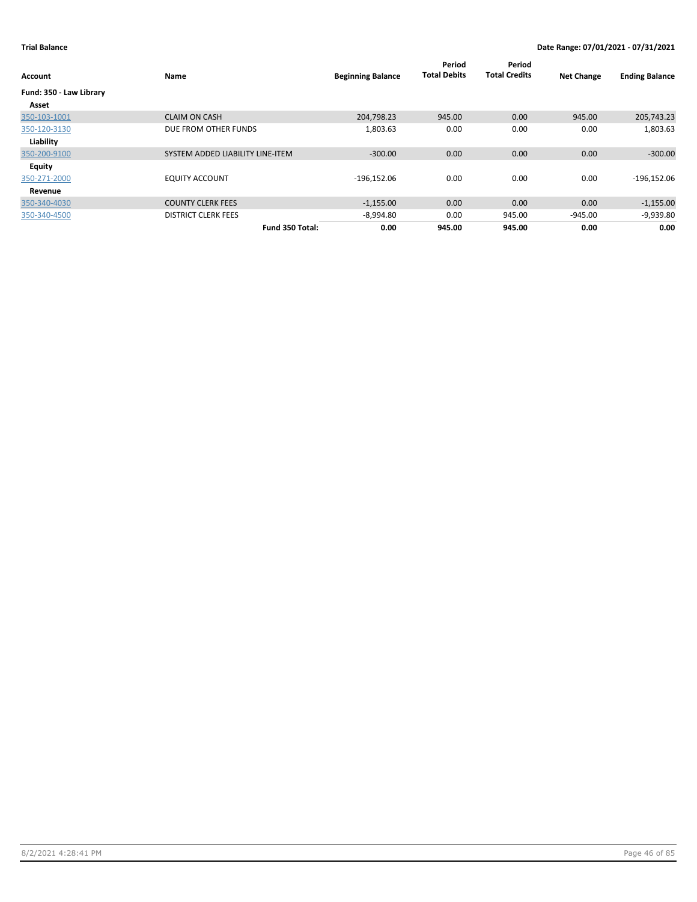**Trial Balance** **Date Range: 07/01/2021 - 07/31/2021**

| Account | Name | Beginning Balance | Period Total Debits | Period Total Credits | Net Change | Ending Balance |
|---|---|---|---|---|---|---|
| **Fund: 350 - Law Library** | | | | | | |
| **Asset** | | | | | | |
| 350-103-1001 | CLAIM ON CASH | 204,798.23 | 945.00 | 0.00 | 945.00 | 205,743.23 |
| 350-120-3130 | DUE FROM OTHER FUNDS | 1,803.63 | 0.00 | 0.00 | 0.00 | 1,803.63 |
| **Liability** | | | | | | |
| 350-200-9100 | SYSTEM ADDED LIABILITY LINE-ITEM | -300.00 | 0.00 | 0.00 | 0.00 | -300.00 |
| **Equity** | | | | | | |
| 350-271-2000 | EQUITY ACCOUNT | -196,152.06 | 0.00 | 0.00 | 0.00 | -196,152.06 |
| **Revenue** | | | | | | |
| 350-340-4030 | COUNTY CLERK FEES | -1,155.00 | 0.00 | 0.00 | 0.00 | -1,155.00 |
| 350-340-4500 | DISTRICT CLERK FEES | -8,994.80 | 0.00 | 945.00 | -945.00 | -9,939.80 |
| | **Fund 350 Total:** | **0.00** | **945.00** | **945.00** | **0.00** | **0.00** |

8/2/2021 4:28:41 PM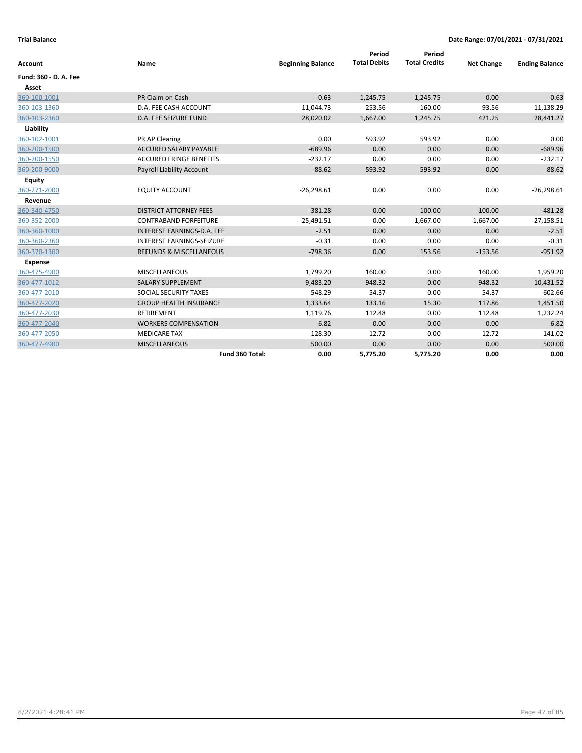**Trial Balance** **Date Range: 07/01/2021 - 07/31/2021**

| Account | Name | Beginning Balance | Period Total Debits | Period Total Credits | Net Change | Ending Balance |
|---|---|---|---|---|---|---|
| **Fund: 360 - D. A. Fee** | | | | | | |
| **Asset** | | | | | | |
| 360-100-1001 | PR Claim on Cash | -0.63 | 1,245.75 | 1,245.75 | 0.00 | -0.63 |
| 360-103-1360 | D.A. FEE CASH ACCOUNT | 11,044.73 | 253.56 | 160.00 | 93.56 | 11,138.29 |
| 360-103-2360 | D.A. FEE SEIZURE FUND | 28,020.02 | 1,667.00 | 1,245.75 | 421.25 | 28,441.27 |
| **Liability** | | | | | | |
| 360-102-1001 | PR AP Clearing | 0.00 | 593.92 | 593.92 | 0.00 | 0.00 |
| 360-200-1500 | ACCURED SALARY PAYABLE | -689.96 | 0.00 | 0.00 | 0.00 | -689.96 |
| 360-200-1550 | ACCURED FRINGE BENEFITS | -232.17 | 0.00 | 0.00 | 0.00 | -232.17 |
| 360-200-9000 | Payroll Liability Account | -88.62 | 593.92 | 593.92 | 0.00 | -88.62 |
| **Equity** | | | | | | |
| 360-271-2000 | EQUITY ACCOUNT | -26,298.61 | 0.00 | 0.00 | 0.00 | -26,298.61 |
| **Revenue** | | | | | | |
| 360-340-4750 | DISTRICT ATTORNEY FEES | -381.28 | 0.00 | 100.00 | -100.00 | -481.28 |
| 360-352-2000 | CONTRABAND FORFEITURE | -25,491.51 | 0.00 | 1,667.00 | -1,667.00 | -27,158.51 |
| 360-360-1000 | INTEREST EARNINGS-D.A. FEE | -2.51 | 0.00 | 0.00 | 0.00 | -2.51 |
| 360-360-2360 | INTEREST EARNINGS-SEIZURE | -0.31 | 0.00 | 0.00 | 0.00 | -0.31 |
| 360-370-1300 | REFUNDS & MISCELLANEOUS | -798.36 | 0.00 | 153.56 | -153.56 | -951.92 |
| **Expense** | | | | | | |
| 360-475-4900 | MISCELLANEOUS | 1,799.20 | 160.00 | 0.00 | 160.00 | 1,959.20 |
| 360-477-1012 | SALARY SUPPLEMENT | 9,483.20 | 948.32 | 0.00 | 948.32 | 10,431.52 |
| 360-477-2010 | SOCIAL SECURITY TAXES | 548.29 | 54.37 | 0.00 | 54.37 | 602.66 |
| 360-477-2020 | GROUP HEALTH INSURANCE | 1,333.64 | 133.16 | 15.30 | 117.86 | 1,451.50 |
| 360-477-2030 | RETIREMENT | 1,119.76 | 112.48 | 0.00 | 112.48 | 1,232.24 |
| 360-477-2040 | WORKERS COMPENSATION | 6.82 | 0.00 | 0.00 | 0.00 | 6.82 |
| 360-477-2050 | MEDICARE TAX | 128.30 | 12.72 | 0.00 | 12.72 | 141.02 |
| 360-477-4900 | MISCELLANEOUS | 500.00 | 0.00 | 0.00 | 0.00 | 500.00 |
| | **Fund 360 Total:** | **0.00** | **5,775.20** | **5,775.20** | **0.00** | **0.00** |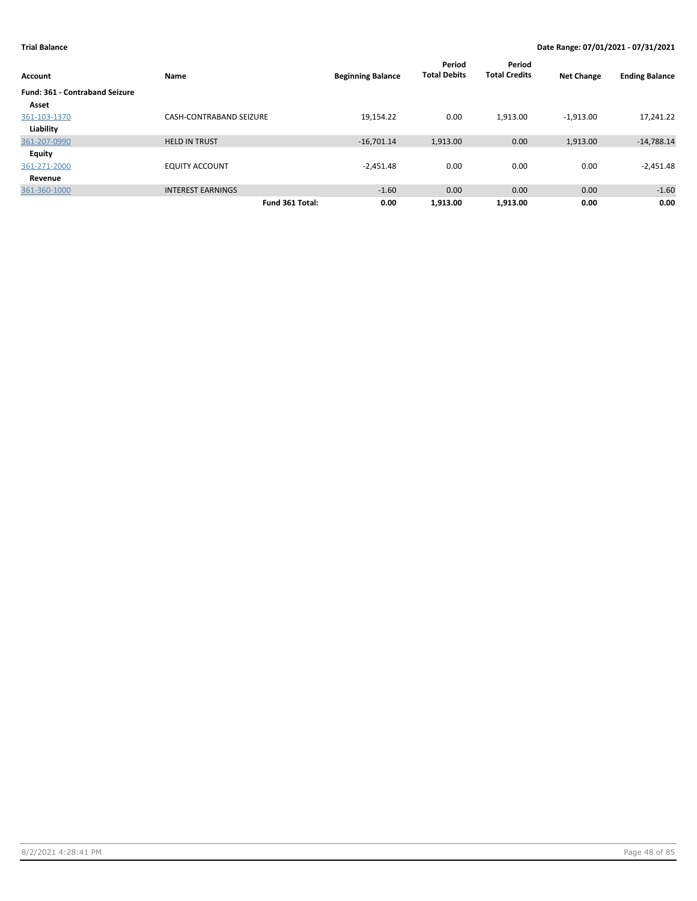**Trial Balance** — **Date Range: 07/01/2021 - 07/31/2021**

| Account | Name | Beginning Balance | Period Total Debits | Period Total Credits | Net Change | Ending Balance |
|---|---|---|---|---|---|---|
| **Fund: 361 - Contraband Seizure** | | | | | | |
| **Asset** | | | | | | |
| 361-103-1370 | CASH-CONTRABAND SEIZURE | 19,154.22 | 0.00 | 1,913.00 | -1,913.00 | 17,241.22 |
| **Liability** | | | | | | |
| 361-207-0990 | HELD IN TRUST | -16,701.14 | 1,913.00 | 0.00 | 1,913.00 | -14,788.14 |
| **Equity** | | | | | | |
| 361-271-2000 | EQUITY ACCOUNT | -2,451.48 | 0.00 | 0.00 | 0.00 | -2,451.48 |
| **Revenue** | | | | | | |
| 361-360-1000 | INTEREST EARNINGS | -1.60 | 0.00 | 0.00 | 0.00 | -1.60 |
| | **Fund 361 Total:** | **0.00** | **1,913.00** | **1,913.00** | **0.00** | **0.00** |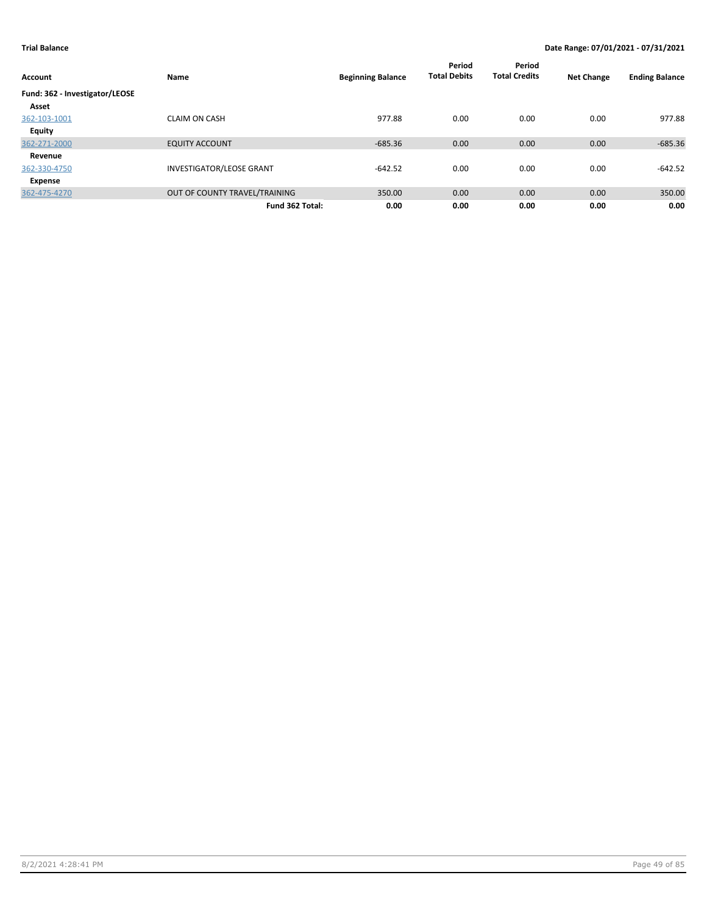**Trial Balance** — Date Range: 07/01/2021 - 07/31/2021

| Account | Name | Beginning Balance | Period Total Debits | Period Total Credits | Net Change | Ending Balance |
|---|---|---|---|---|---|---|
| **Fund: 362 - Investigator/LEOSE** | | | | | | |
| **Asset** | | | | | | |
| 362-103-1001 | CLAIM ON CASH | 977.88 | 0.00 | 0.00 | 0.00 | 977.88 |
| **Equity** | | | | | | |
| 362-271-2000 | EQUITY ACCOUNT | -685.36 | 0.00 | 0.00 | 0.00 | -685.36 |
| **Revenue** | | | | | | |
| 362-330-4750 | INVESTIGATOR/LEOSE GRANT | -642.52 | 0.00 | 0.00 | 0.00 | -642.52 |
| **Expense** | | | | | | |
| 362-475-4270 | OUT OF COUNTY TRAVEL/TRAINING | 350.00 | 0.00 | 0.00 | 0.00 | 350.00 |
| | **Fund 362 Total:** | **0.00** | **0.00** | **0.00** | **0.00** | **0.00** |

8/2/2021 4:28:41 PM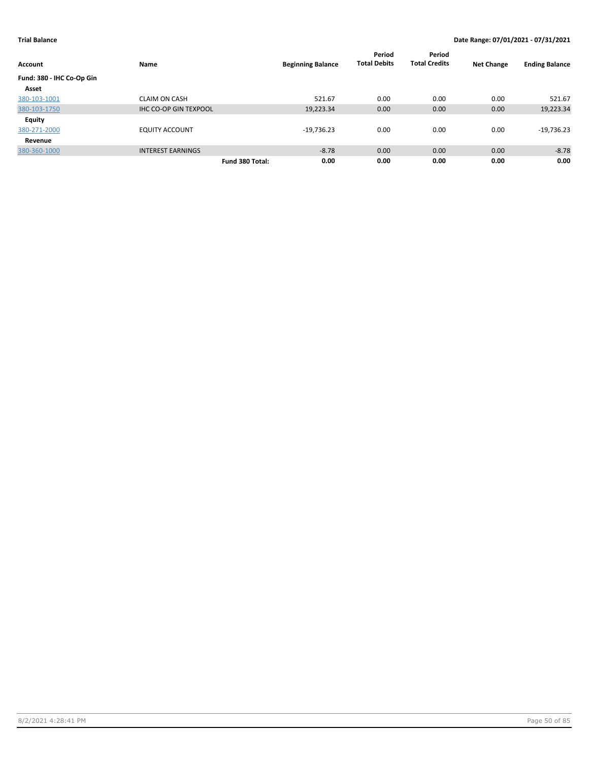**Trial Balance** | **Date Range: 07/01/2021 - 07/31/2021**

| Account | Name | Beginning Balance | Period Total Debits | Period Total Credits | Net Change | Ending Balance |
|---|---|---|---|---|---|---|
| **Fund: 380 - IHC Co-Op Gin** | | | | | | |
| **Asset** | | | | | | |
| 380-103-1001 | CLAIM ON CASH | 521.67 | 0.00 | 0.00 | 0.00 | 521.67 |
| 380-103-1750 | IHC CO-OP GIN TEXPOOL | 19,223.34 | 0.00 | 0.00 | 0.00 | 19,223.34 |
| **Equity** | | | | | | |
| 380-271-2000 | EQUITY ACCOUNT | -19,736.23 | 0.00 | 0.00 | 0.00 | -19,736.23 |
| **Revenue** | | | | | | |
| 380-360-1000 | INTEREST EARNINGS | -8.78 | 0.00 | 0.00 | 0.00 | -8.78 |
| | **Fund 380 Total:** | **0.00** | **0.00** | **0.00** | **0.00** | **0.00** |

8/2/2021 4:28:41 PM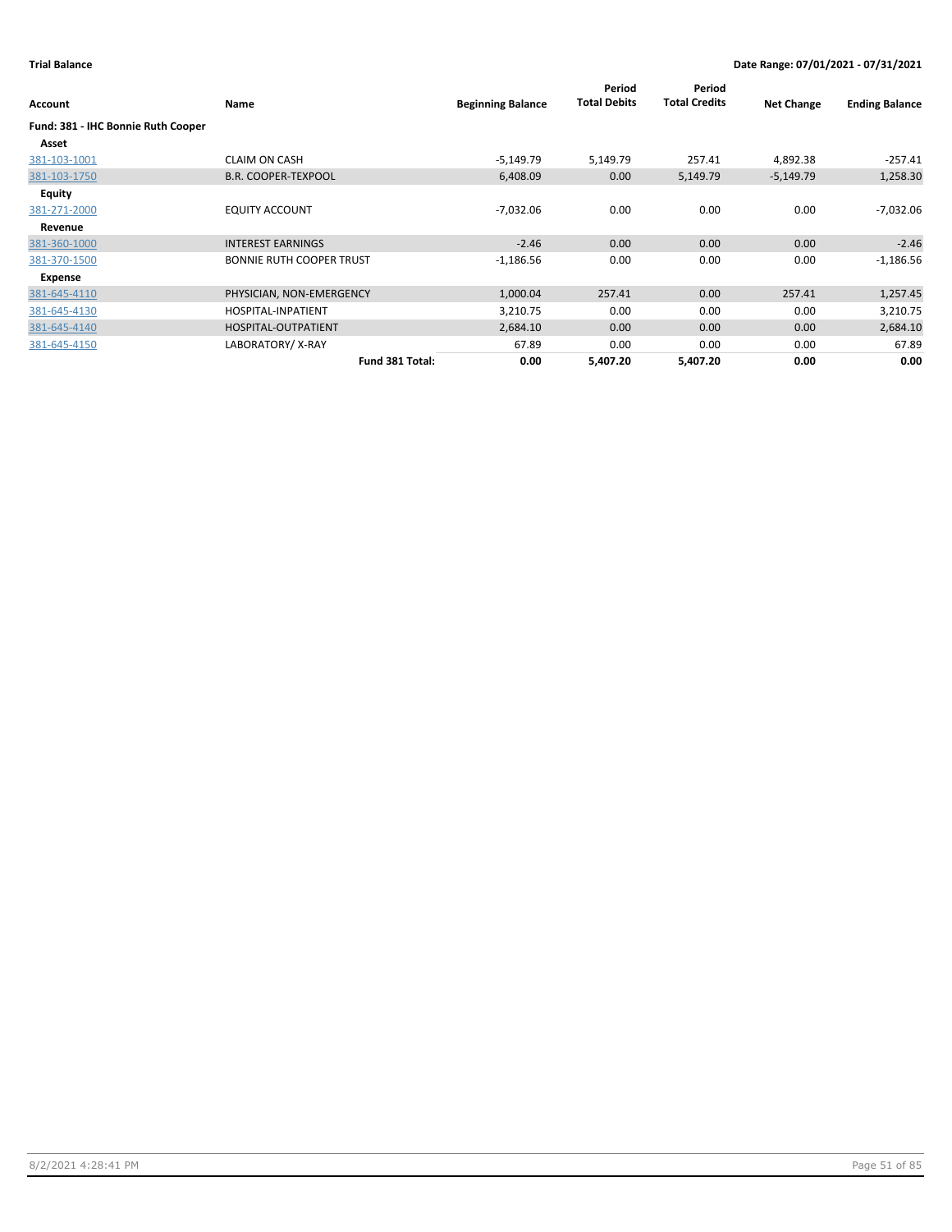**Trial Balance** **Date Range: 07/01/2021 - 07/31/2021**

| Account | Name | Beginning Balance | Period Total Debits | Period Total Credits | Net Change | Ending Balance |
|---|---|---|---|---|---|---|
| **Fund: 381 - IHC Bonnie Ruth Cooper** | | | | | | |
| **Asset** | | | | | | |
| 381-103-1001 | CLAIM ON CASH | -5,149.79 | 5,149.79 | 257.41 | 4,892.38 | -257.41 |
| 381-103-1750 | B.R. COOPER-TEXPOOL | 6,408.09 | 0.00 | 5,149.79 | -5,149.79 | 1,258.30 |
| **Equity** | | | | | | |
| 381-271-2000 | EQUITY ACCOUNT | -7,032.06 | 0.00 | 0.00 | 0.00 | -7,032.06 |
| **Revenue** | | | | | | |
| 381-360-1000 | INTEREST EARNINGS | -2.46 | 0.00 | 0.00 | 0.00 | -2.46 |
| 381-370-1500 | BONNIE RUTH COOPER TRUST | -1,186.56 | 0.00 | 0.00 | 0.00 | -1,186.56 |
| **Expense** | | | | | | |
| 381-645-4110 | PHYSICIAN, NON-EMERGENCY | 1,000.04 | 257.41 | 0.00 | 257.41 | 1,257.45 |
| 381-645-4130 | HOSPITAL-INPATIENT | 3,210.75 | 0.00 | 0.00 | 0.00 | 3,210.75 |
| 381-645-4140 | HOSPITAL-OUTPATIENT | 2,684.10 | 0.00 | 0.00 | 0.00 | 2,684.10 |
| 381-645-4150 | LABORATORY/ X-RAY | 67.89 | 0.00 | 0.00 | 0.00 | 67.89 |
| | **Fund 381 Total:** | **0.00** | **5,407.20** | **5,407.20** | **0.00** | **0.00** |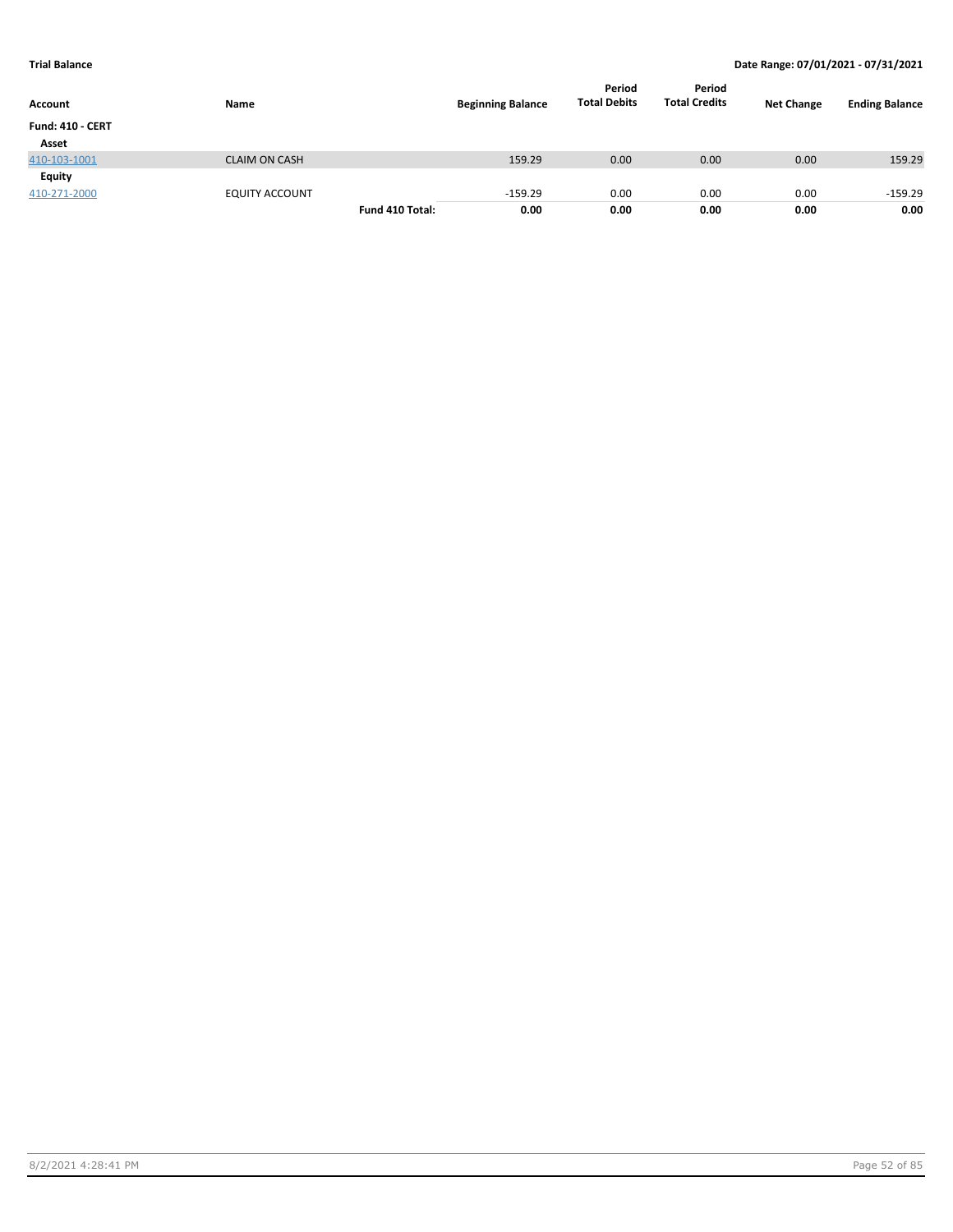**Trial Balance** — Date Range: 07/01/2021 - 07/31/2021

| Account | Name | | Beginning Balance | Period Total Debits | Period Total Credits | Net Change | Ending Balance |
|---|---|---|---|---|---|---|---|
| **Fund: 410 - CERT** | | | | | | | |
| **Asset** | | | | | | | |
| 410-103-1001 | CLAIM ON CASH | | 159.29 | 0.00 | 0.00 | 0.00 | 159.29 |
| **Equity** | | | | | | | |
| 410-271-2000 | EQUITY ACCOUNT | | -159.29 | 0.00 | 0.00 | 0.00 | -159.29 |
| | | **Fund 410 Total:** | **0.00** | **0.00** | **0.00** | **0.00** | **0.00** |

8/2/2021 4:28:41 PM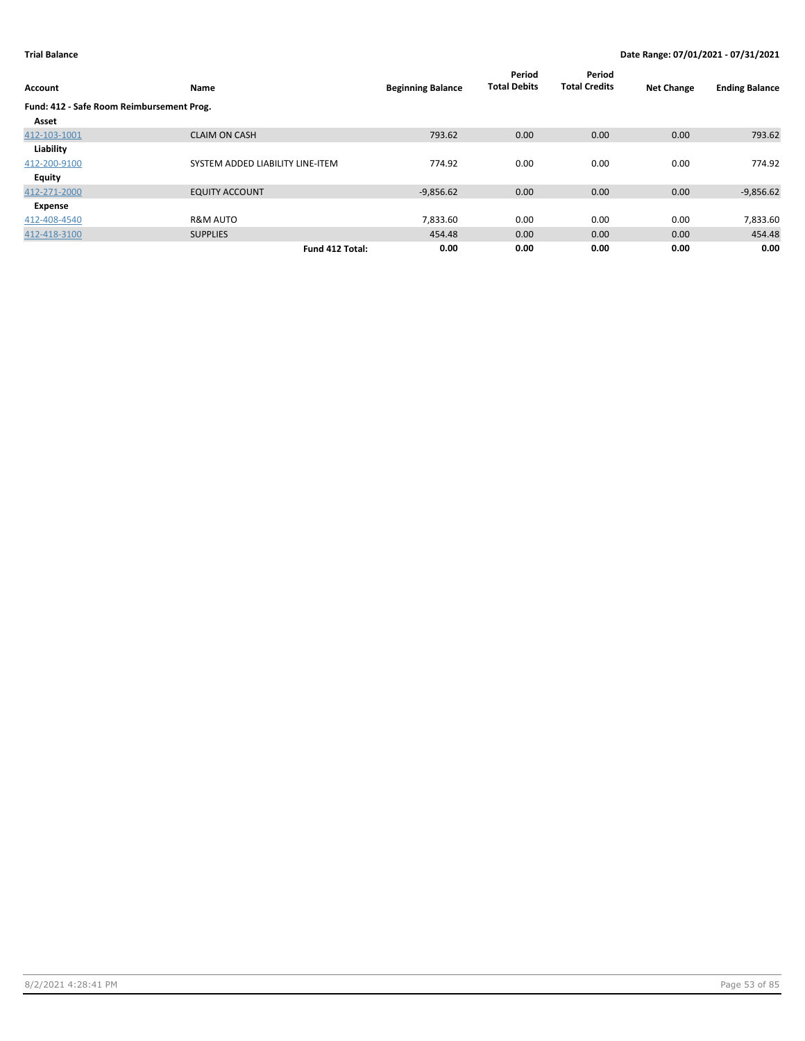**Trial Balance** **Date Range: 07/01/2021 - 07/31/2021**

| Account | Name | Beginning Balance | Period Total Debits | Period Total Credits | Net Change | Ending Balance |
|---|---|---|---|---|---|---|
| **Fund: 412 - Safe Room Reimbursement Prog.** | | | | | | |
| **Asset** | | | | | | |
| 412-103-1001 | CLAIM ON CASH | 793.62 | 0.00 | 0.00 | 0.00 | 793.62 |
| **Liability** | | | | | | |
| 412-200-9100 | SYSTEM ADDED LIABILITY LINE-ITEM | 774.92 | 0.00 | 0.00 | 0.00 | 774.92 |
| **Equity** | | | | | | |
| 412-271-2000 | EQUITY ACCOUNT | -9,856.62 | 0.00 | 0.00 | 0.00 | -9,856.62 |
| **Expense** | | | | | | |
| 412-408-4540 | R&M AUTO | 7,833.60 | 0.00 | 0.00 | 0.00 | 7,833.60 |
| 412-418-3100 | SUPPLIES | 454.48 | 0.00 | 0.00 | 0.00 | 454.48 |
| | **Fund 412 Total:** | **0.00** | **0.00** | **0.00** | **0.00** | **0.00** |

8/2/2021 4:28:41 PM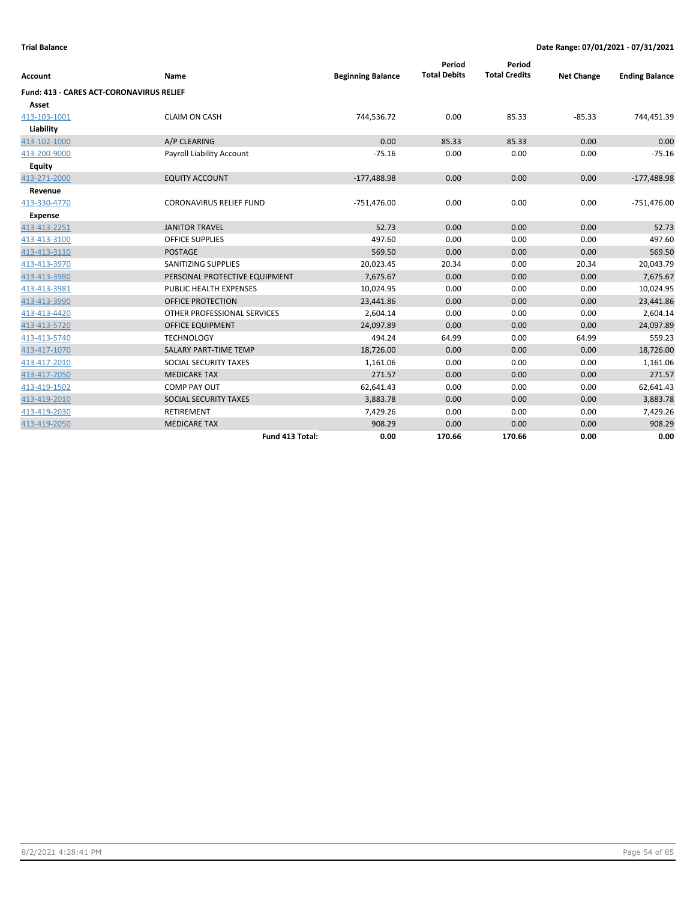**Trial Balance** | **Date Range: 07/01/2021 - 07/31/2021**

| Account | Name | Beginning Balance | Period Total Debits | Period Total Credits | Net Change | Ending Balance |
|---|---|---|---|---|---|---|
| **Fund: 413 - CARES ACT-CORONAVIRUS RELIEF** | | | | | | |
| **Asset** | | | | | | |
| 413-103-1001 | CLAIM ON CASH | 744,536.72 | 0.00 | 85.33 | -85.33 | 744,451.39 |
| **Liability** | | | | | | |
| 413-102-1000 | A/P CLEARING | 0.00 | 85.33 | 85.33 | 0.00 | 0.00 |
| 413-200-9000 | Payroll Liability Account | -75.16 | 0.00 | 0.00 | 0.00 | -75.16 |
| **Equity** | | | | | | |
| 413-271-2000 | EQUITY ACCOUNT | -177,488.98 | 0.00 | 0.00 | 0.00 | -177,488.98 |
| **Revenue** | | | | | | |
| 413-330-4770 | CORONAVIRUS RELIEF FUND | -751,476.00 | 0.00 | 0.00 | 0.00 | -751,476.00 |
| **Expense** | | | | | | |
| 413-413-2251 | JANITOR TRAVEL | 52.73 | 0.00 | 0.00 | 0.00 | 52.73 |
| 413-413-3100 | OFFICE SUPPLIES | 497.60 | 0.00 | 0.00 | 0.00 | 497.60 |
| 413-413-3110 | POSTAGE | 569.50 | 0.00 | 0.00 | 0.00 | 569.50 |
| 413-413-3970 | SANITIZING SUPPLIES | 20,023.45 | 20.34 | 0.00 | 20.34 | 20,043.79 |
| 413-413-3980 | PERSONAL PROTECTIVE EQUIPMENT | 7,675.67 | 0.00 | 0.00 | 0.00 | 7,675.67 |
| 413-413-3981 | PUBLIC HEALTH EXPENSES | 10,024.95 | 0.00 | 0.00 | 0.00 | 10,024.95 |
| 413-413-3990 | OFFICE PROTECTION | 23,441.86 | 0.00 | 0.00 | 0.00 | 23,441.86 |
| 413-413-4420 | OTHER PROFESSIONAL SERVICES | 2,604.14 | 0.00 | 0.00 | 0.00 | 2,604.14 |
| 413-413-5720 | OFFICE EQUIPMENT | 24,097.89 | 0.00 | 0.00 | 0.00 | 24,097.89 |
| 413-413-5740 | TECHNOLOGY | 494.24 | 64.99 | 0.00 | 64.99 | 559.23 |
| 413-417-1070 | SALARY PART-TIME TEMP | 18,726.00 | 0.00 | 0.00 | 0.00 | 18,726.00 |
| 413-417-2010 | SOCIAL SECURITY TAXES | 1,161.06 | 0.00 | 0.00 | 0.00 | 1,161.06 |
| 413-417-2050 | MEDICARE TAX | 271.57 | 0.00 | 0.00 | 0.00 | 271.57 |
| 413-419-1502 | COMP PAY OUT | 62,641.43 | 0.00 | 0.00 | 0.00 | 62,641.43 |
| 413-419-2010 | SOCIAL SECURITY TAXES | 3,883.78 | 0.00 | 0.00 | 0.00 | 3,883.78 |
| 413-419-2030 | RETIREMENT | 7,429.26 | 0.00 | 0.00 | 0.00 | 7,429.26 |
| 413-419-2050 | MEDICARE TAX | 908.29 | 0.00 | 0.00 | 0.00 | 908.29 |
| | **Fund 413 Total:** | **0.00** | **170.66** | **170.66** | **0.00** | **0.00** |

8/2/2021 4:28:41 PM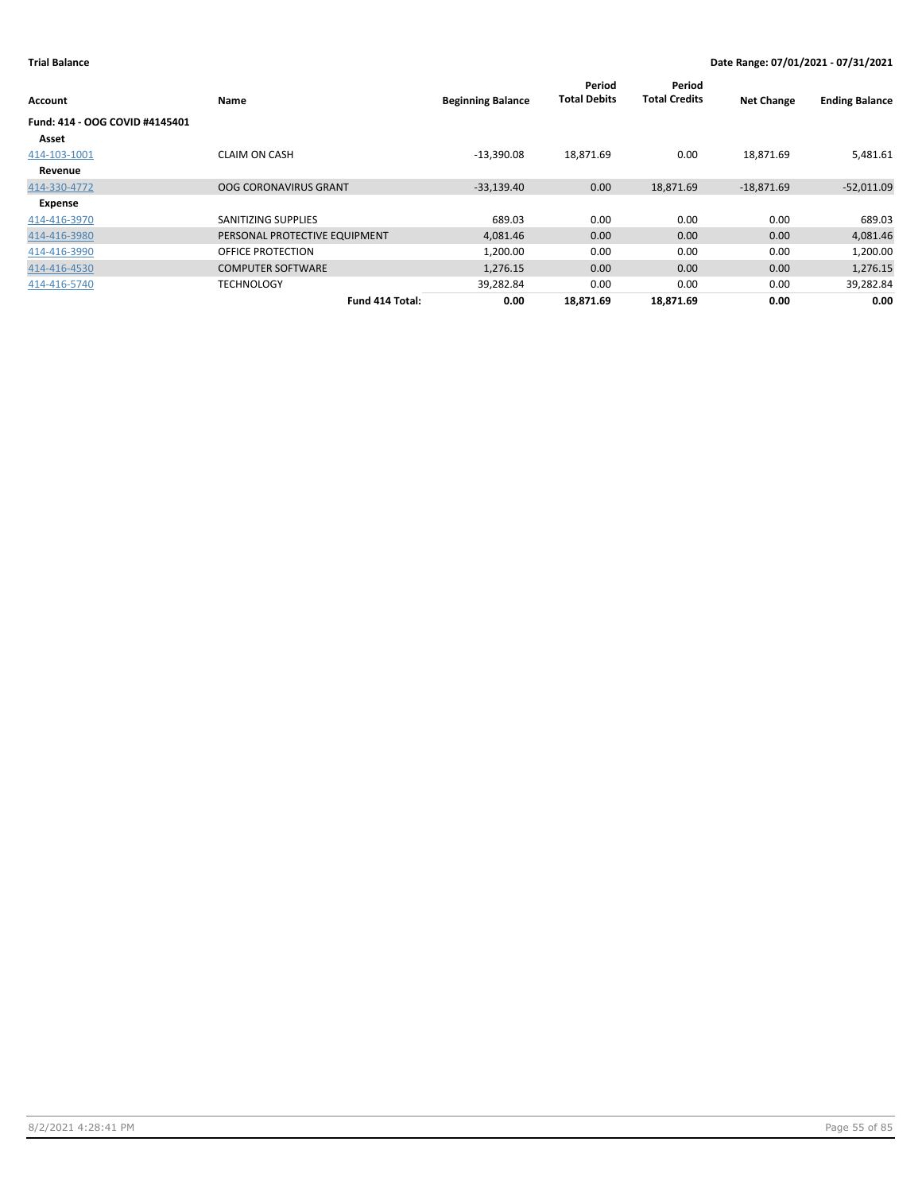**Trial Balance** | **Date Range: 07/01/2021 - 07/31/2021**

| Account | Name | Beginning Balance | Period Total Debits | Period Total Credits | Net Change | Ending Balance |
|---|---|---|---|---|---|---|
| **Fund: 414 - OOG COVID #4145401** | | | | | | |
| **Asset** | | | | | | |
| 414-103-1001 | CLAIM ON CASH | -13,390.08 | 18,871.69 | 0.00 | 18,871.69 | 5,481.61 |
| **Revenue** | | | | | | |
| 414-330-4772 | OOG CORONAVIRUS GRANT | -33,139.40 | 0.00 | 18,871.69 | -18,871.69 | -52,011.09 |
| **Expense** | | | | | | |
| 414-416-3970 | SANITIZING SUPPLIES | 689.03 | 0.00 | 0.00 | 0.00 | 689.03 |
| 414-416-3980 | PERSONAL PROTECTIVE EQUIPMENT | 4,081.46 | 0.00 | 0.00 | 0.00 | 4,081.46 |
| 414-416-3990 | OFFICE PROTECTION | 1,200.00 | 0.00 | 0.00 | 0.00 | 1,200.00 |
| 414-416-4530 | COMPUTER SOFTWARE | 1,276.15 | 0.00 | 0.00 | 0.00 | 1,276.15 |
| 414-416-5740 | TECHNOLOGY | 39,282.84 | 0.00 | 0.00 | 0.00 | 39,282.84 |
| | **Fund 414 Total:** | **0.00** | **18,871.69** | **18,871.69** | **0.00** | **0.00** |

8/2/2021 4:28:41 PM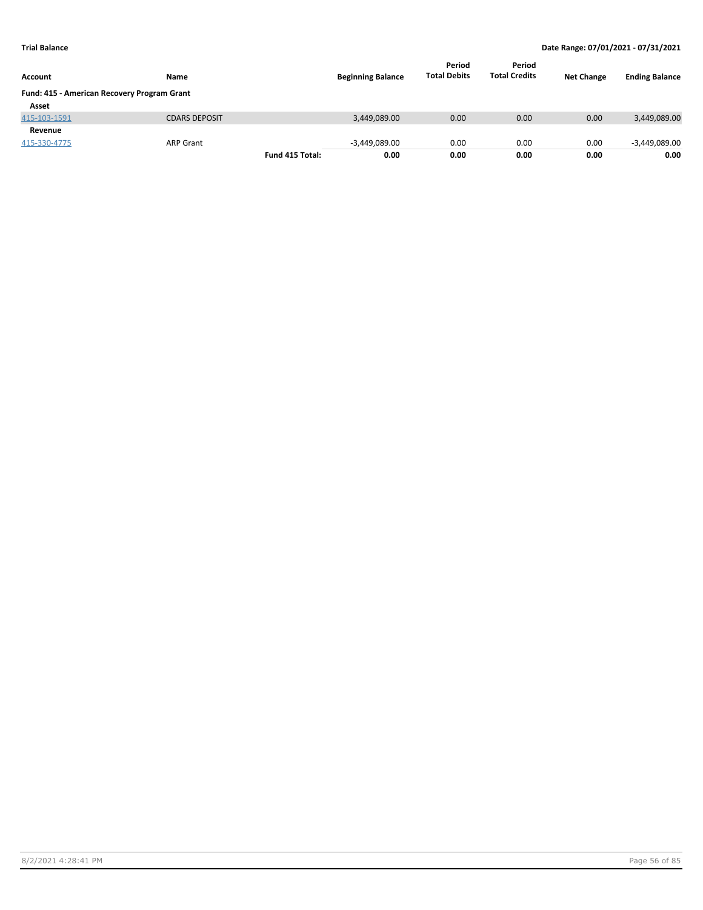**Trial Balance** **Date Range: 07/01/2021 - 07/31/2021**

| Account | Name | | Beginning Balance | Period Total Debits | Period Total Credits | Net Change | Ending Balance |
|---|---|---|---|---|---|---|---|
| **Fund: 415 - American Recovery Program Grant** | | | | | | | |
| **Asset** | | | | | | | |
| 415-103-1591 | CDARS DEPOSIT | | 3,449,089.00 | 0.00 | 0.00 | 0.00 | 3,449,089.00 |
| **Revenue** | | | | | | | |
| 415-330-4775 | ARP Grant | | -3,449,089.00 | 0.00 | 0.00 | 0.00 | -3,449,089.00 |
| | | **Fund 415 Total:** | **0.00** | **0.00** | **0.00** | **0.00** | **0.00** |

8/2/2021 4:28:41 PM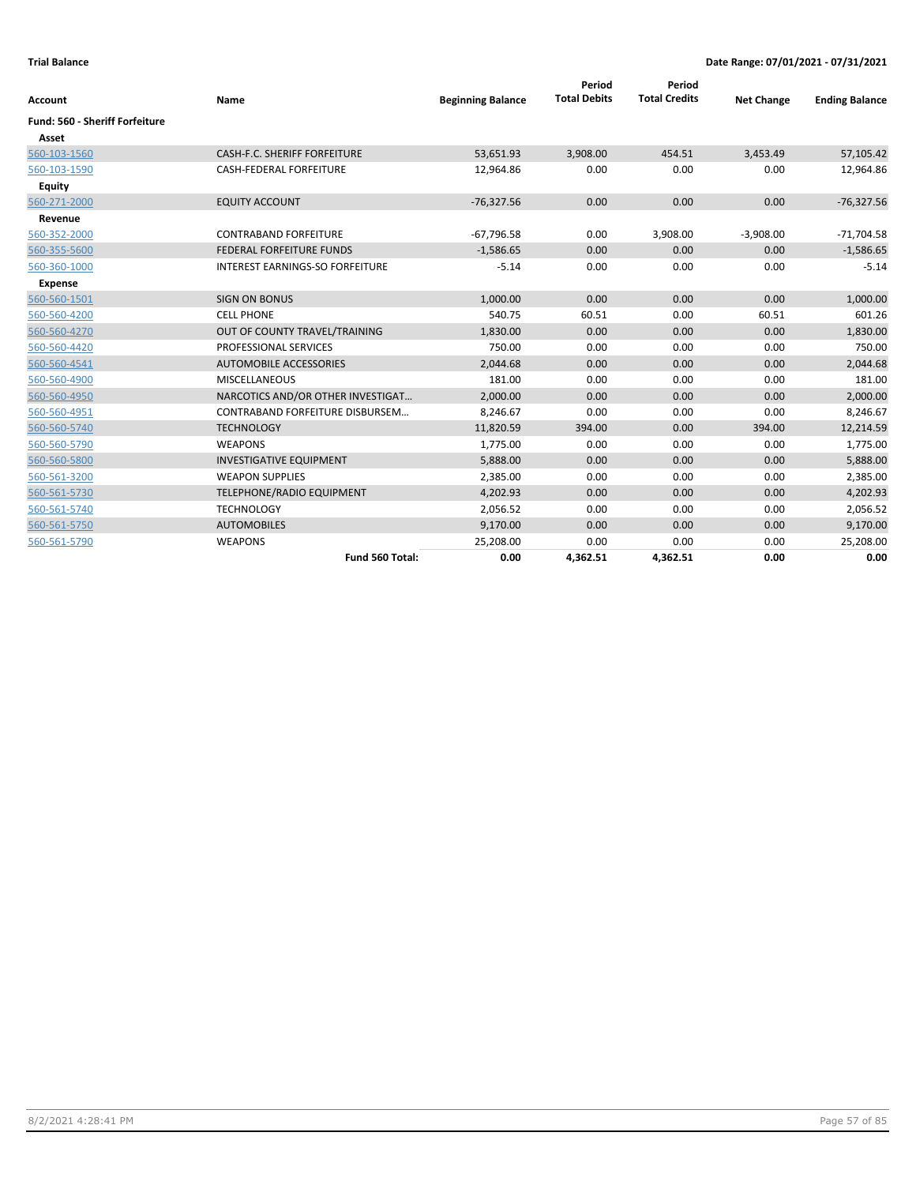**Trial Balance** **Date Range: 07/01/2021 - 07/31/2021**

| Account | Name | Beginning Balance | Period Total Debits | Period Total Credits | Net Change | Ending Balance |
|---|---|---|---|---|---|---|
| **Fund: 560 - Sheriff Forfeiture** | | | | | | |
| **Asset** | | | | | | |
| 560-103-1560 | CASH-F.C. SHERIFF FORFEITURE | 53,651.93 | 3,908.00 | 454.51 | 3,453.49 | 57,105.42 |
| 560-103-1590 | CASH-FEDERAL FORFEITURE | 12,964.86 | 0.00 | 0.00 | 0.00 | 12,964.86 |
| **Equity** | | | | | | |
| 560-271-2000 | EQUITY ACCOUNT | -76,327.56 | 0.00 | 0.00 | 0.00 | -76,327.56 |
| **Revenue** | | | | | | |
| 560-352-2000 | CONTRABAND FORFEITURE | -67,796.58 | 0.00 | 3,908.00 | -3,908.00 | -71,704.58 |
| 560-355-5600 | FEDERAL FORFEITURE FUNDS | -1,586.65 | 0.00 | 0.00 | 0.00 | -1,586.65 |
| 560-360-1000 | INTEREST EARNINGS-SO FORFEITURE | -5.14 | 0.00 | 0.00 | 0.00 | -5.14 |
| **Expense** | | | | | | |
| 560-560-1501 | SIGN ON BONUS | 1,000.00 | 0.00 | 0.00 | 0.00 | 1,000.00 |
| 560-560-4200 | CELL PHONE | 540.75 | 60.51 | 0.00 | 60.51 | 601.26 |
| 560-560-4270 | OUT OF COUNTY TRAVEL/TRAINING | 1,830.00 | 0.00 | 0.00 | 0.00 | 1,830.00 |
| 560-560-4420 | PROFESSIONAL SERVICES | 750.00 | 0.00 | 0.00 | 0.00 | 750.00 |
| 560-560-4541 | AUTOMOBILE ACCESSORIES | 2,044.68 | 0.00 | 0.00 | 0.00 | 2,044.68 |
| 560-560-4900 | MISCELLANEOUS | 181.00 | 0.00 | 0.00 | 0.00 | 181.00 |
| 560-560-4950 | NARCOTICS AND/OR OTHER INVESTIGAT… | 2,000.00 | 0.00 | 0.00 | 0.00 | 2,000.00 |
| 560-560-4951 | CONTRABAND FORFEITURE DISBURSEM… | 8,246.67 | 0.00 | 0.00 | 0.00 | 8,246.67 |
| 560-560-5740 | TECHNOLOGY | 11,820.59 | 394.00 | 0.00 | 394.00 | 12,214.59 |
| 560-560-5790 | WEAPONS | 1,775.00 | 0.00 | 0.00 | 0.00 | 1,775.00 |
| 560-560-5800 | INVESTIGATIVE EQUIPMENT | 5,888.00 | 0.00 | 0.00 | 0.00 | 5,888.00 |
| 560-561-3200 | WEAPON SUPPLIES | 2,385.00 | 0.00 | 0.00 | 0.00 | 2,385.00 |
| 560-561-5730 | TELEPHONE/RADIO EQUIPMENT | 4,202.93 | 0.00 | 0.00 | 0.00 | 4,202.93 |
| 560-561-5740 | TECHNOLOGY | 2,056.52 | 0.00 | 0.00 | 0.00 | 2,056.52 |
| 560-561-5750 | AUTOMOBILES | 9,170.00 | 0.00 | 0.00 | 0.00 | 9,170.00 |
| 560-561-5790 | WEAPONS | 25,208.00 | 0.00 | 0.00 | 0.00 | 25,208.00 |
| | **Fund 560 Total:** | **0.00** | **4,362.51** | **4,362.51** | **0.00** | **0.00** |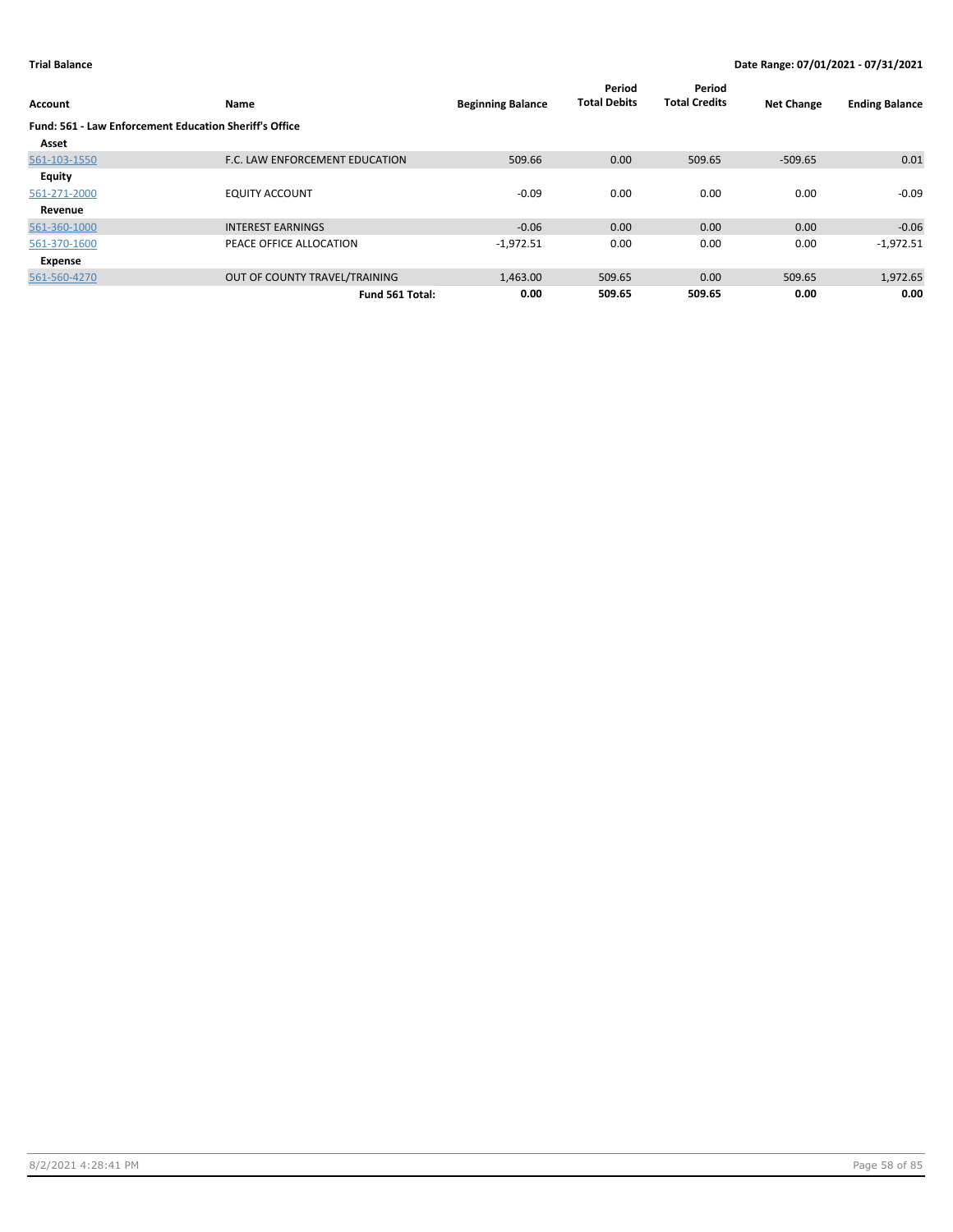**Trial Balance** | **Date Range: 07/01/2021 - 07/31/2021**

| Account | Name | Beginning Balance | Period Total Debits | Period Total Credits | Net Change | Ending Balance |
|---|---|---|---|---|---|---|
| **Fund: 561 - Law Enforcement Education Sheriff's Office** | | | | | | |
| **Asset** | | | | | | |
| 561-103-1550 | F.C. LAW ENFORCEMENT EDUCATION | 509.66 | 0.00 | 509.65 | -509.65 | 0.01 |
| **Equity** | | | | | | |
| 561-271-2000 | EQUITY ACCOUNT | -0.09 | 0.00 | 0.00 | 0.00 | -0.09 |
| **Revenue** | | | | | | |
| 561-360-1000 | INTEREST EARNINGS | -0.06 | 0.00 | 0.00 | 0.00 | -0.06 |
| 561-370-1600 | PEACE OFFICE ALLOCATION | -1,972.51 | 0.00 | 0.00 | 0.00 | -1,972.51 |
| **Expense** | | | | | | |
| 561-560-4270 | OUT OF COUNTY TRAVEL/TRAINING | 1,463.00 | 509.65 | 0.00 | 509.65 | 1,972.65 |
| | **Fund 561 Total:** | **0.00** | **509.65** | **509.65** | **0.00** | **0.00** |

8/2/2021 4:28:41 PM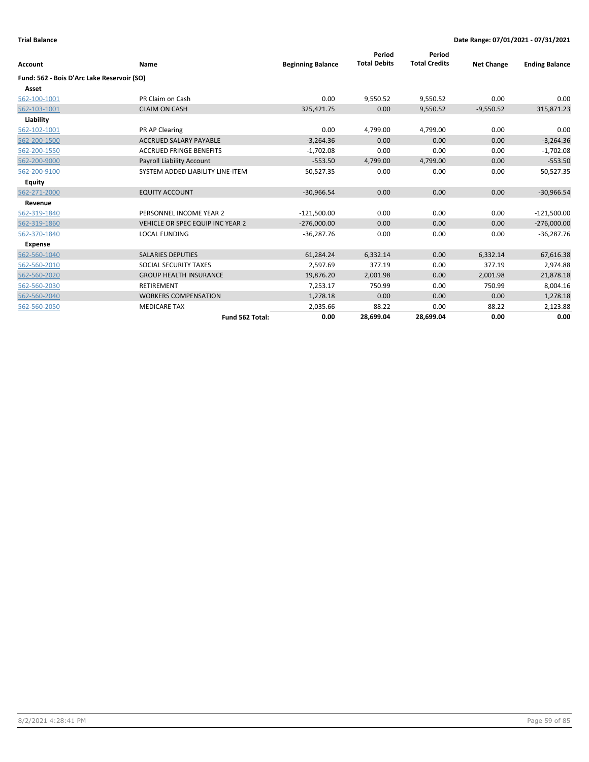**Trial Balance** **Date Range: 07/01/2021 - 07/31/2021**

| Account | Name | Beginning Balance | Period Total Debits | Period Total Credits | Net Change | Ending Balance |
|---|---|---|---|---|---|---|
| **Fund: 562 - Bois D'Arc Lake Reservoir (SO)** | | | | | | |
| **Asset** | | | | | | |
| 562-100-1001 | PR Claim on Cash | 0.00 | 9,550.52 | 9,550.52 | 0.00 | 0.00 |
| 562-103-1001 | CLAIM ON CASH | 325,421.75 | 0.00 | 9,550.52 | -9,550.52 | 315,871.23 |
| **Liability** | | | | | | |
| 562-102-1001 | PR AP Clearing | 0.00 | 4,799.00 | 4,799.00 | 0.00 | 0.00 |
| 562-200-1500 | ACCRUED SALARY PAYABLE | -3,264.36 | 0.00 | 0.00 | 0.00 | -3,264.36 |
| 562-200-1550 | ACCRUED FRINGE BENEFITS | -1,702.08 | 0.00 | 0.00 | 0.00 | -1,702.08 |
| 562-200-9000 | Payroll Liability Account | -553.50 | 4,799.00 | 4,799.00 | 0.00 | -553.50 |
| 562-200-9100 | SYSTEM ADDED LIABILITY LINE-ITEM | 50,527.35 | 0.00 | 0.00 | 0.00 | 50,527.35 |
| **Equity** | | | | | | |
| 562-271-2000 | EQUITY ACCOUNT | -30,966.54 | 0.00 | 0.00 | 0.00 | -30,966.54 |
| **Revenue** | | | | | | |
| 562-319-1840 | PERSONNEL INCOME YEAR 2 | -121,500.00 | 0.00 | 0.00 | 0.00 | -121,500.00 |
| 562-319-1860 | VEHICLE OR SPEC EQUIP INC YEAR 2 | -276,000.00 | 0.00 | 0.00 | 0.00 | -276,000.00 |
| 562-370-1840 | LOCAL FUNDING | -36,287.76 | 0.00 | 0.00 | 0.00 | -36,287.76 |
| **Expense** | | | | | | |
| 562-560-1040 | SALARIES DEPUTIES | 61,284.24 | 6,332.14 | 0.00 | 6,332.14 | 67,616.38 |
| 562-560-2010 | SOCIAL SECURITY TAXES | 2,597.69 | 377.19 | 0.00 | 377.19 | 2,974.88 |
| 562-560-2020 | GROUP HEALTH INSURANCE | 19,876.20 | 2,001.98 | 0.00 | 2,001.98 | 21,878.18 |
| 562-560-2030 | RETIREMENT | 7,253.17 | 750.99 | 0.00 | 750.99 | 8,004.16 |
| 562-560-2040 | WORKERS COMPENSATION | 1,278.18 | 0.00 | 0.00 | 0.00 | 1,278.18 |
| 562-560-2050 | MEDICARE TAX | 2,035.66 | 88.22 | 0.00 | 88.22 | 2,123.88 |
| | **Fund 562 Total:** | **0.00** | **28,699.04** | **28,699.04** | **0.00** | **0.00** |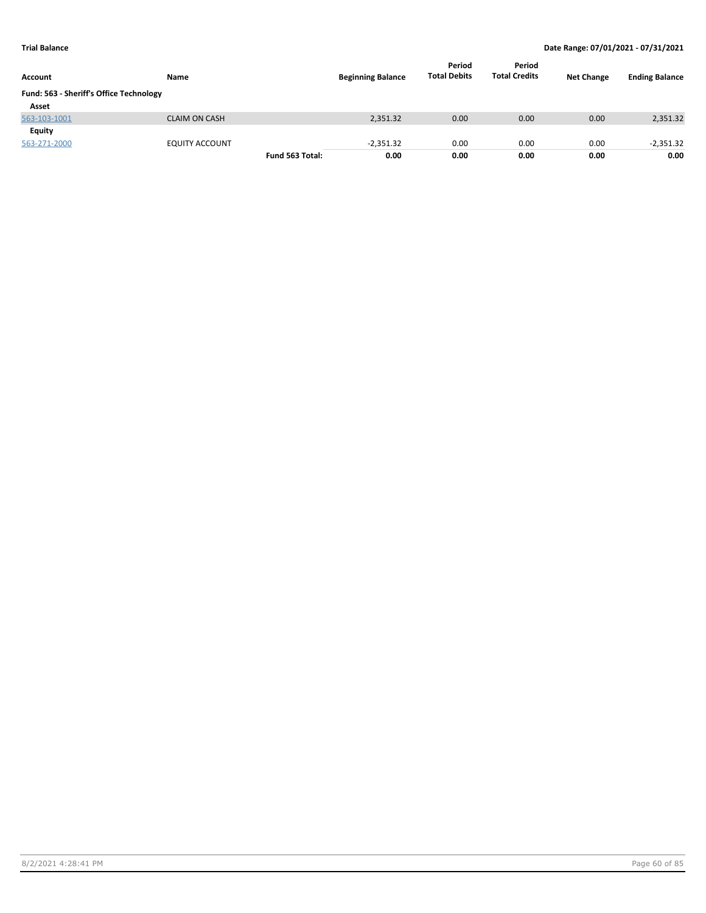**Trial Balance** | **Date Range: 07/01/2021 - 07/31/2021**

| Account | Name | | Beginning Balance | Period Total Debits | Period Total Credits | Net Change | Ending Balance |
|---|---|---|---|---|---|---|---|
| **Fund: 563 - Sheriff's Office Technology** | | | | | | | |
| **Asset** | | | | | | | |
| 563-103-1001 | CLAIM ON CASH | | 2,351.32 | 0.00 | 0.00 | 0.00 | 2,351.32 |
| **Equity** | | | | | | | |
| 563-271-2000 | EQUITY ACCOUNT | | -2,351.32 | 0.00 | 0.00 | 0.00 | -2,351.32 |
| | | **Fund 563 Total:** | **0.00** | **0.00** | **0.00** | **0.00** | **0.00** |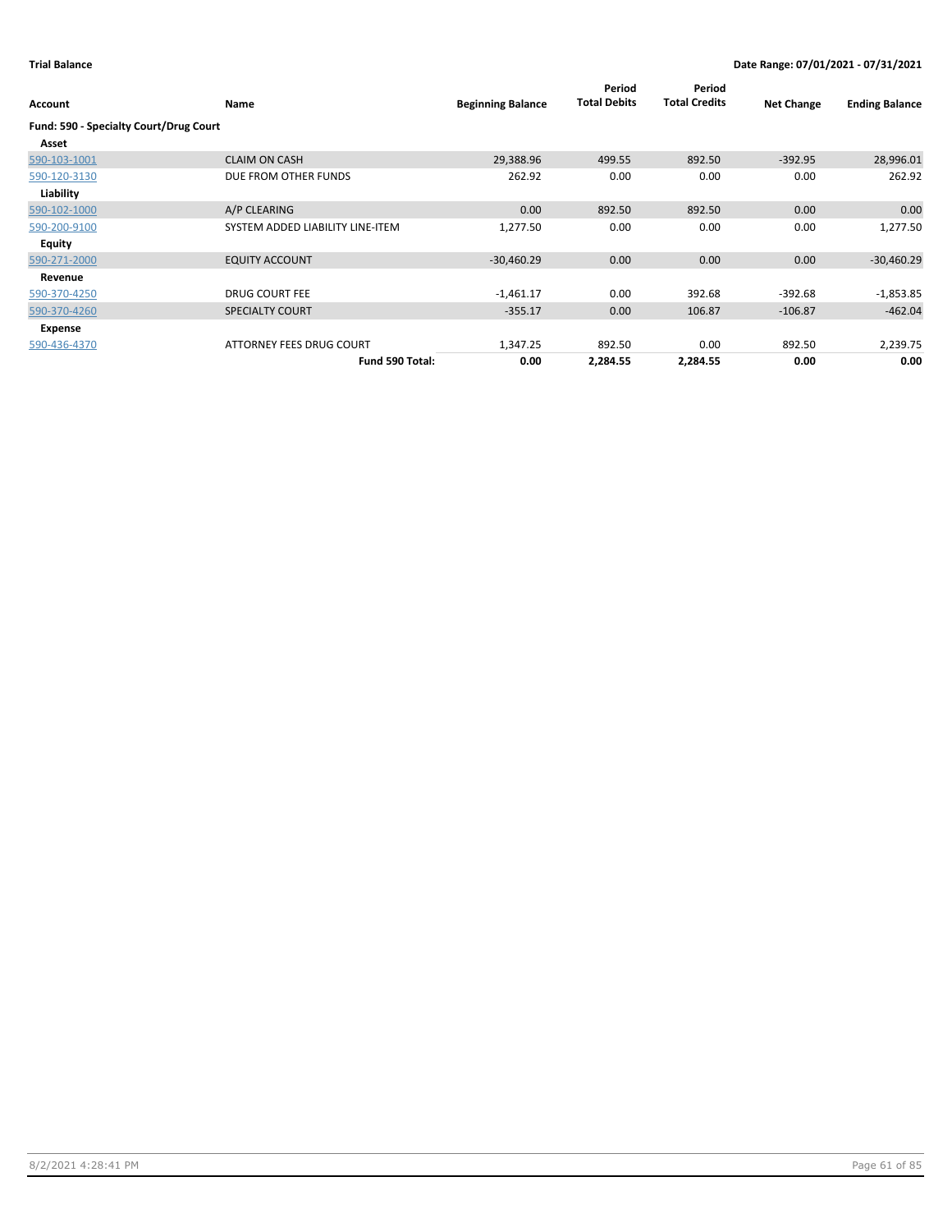**Trial Balance** — **Date Range: 07/01/2021 - 07/31/2021**

| Account | Name | Beginning Balance | Period Total Debits | Period Total Credits | Net Change | Ending Balance |
|---|---|---|---|---|---|---|
| **Fund: 590 - Specialty Court/Drug Court** | | | | | | |
| **Asset** | | | | | | |
| 590-103-1001 | CLAIM ON CASH | 29,388.96 | 499.55 | 892.50 | -392.95 | 28,996.01 |
| 590-120-3130 | DUE FROM OTHER FUNDS | 262.92 | 0.00 | 0.00 | 0.00 | 262.92 |
| **Liability** | | | | | | |
| 590-102-1000 | A/P CLEARING | 0.00 | 892.50 | 892.50 | 0.00 | 0.00 |
| 590-200-9100 | SYSTEM ADDED LIABILITY LINE-ITEM | 1,277.50 | 0.00 | 0.00 | 0.00 | 1,277.50 |
| **Equity** | | | | | | |
| 590-271-2000 | EQUITY ACCOUNT | -30,460.29 | 0.00 | 0.00 | 0.00 | -30,460.29 |
| **Revenue** | | | | | | |
| 590-370-4250 | DRUG COURT FEE | -1,461.17 | 0.00 | 392.68 | -392.68 | -1,853.85 |
| 590-370-4260 | SPECIALTY COURT | -355.17 | 0.00 | 106.87 | -106.87 | -462.04 |
| **Expense** | | | | | | |
| 590-436-4370 | ATTORNEY FEES DRUG COURT | 1,347.25 | 892.50 | 0.00 | 892.50 | 2,239.75 |
| | **Fund 590 Total:** | **0.00** | **2,284.55** | **2,284.55** | **0.00** | **0.00** |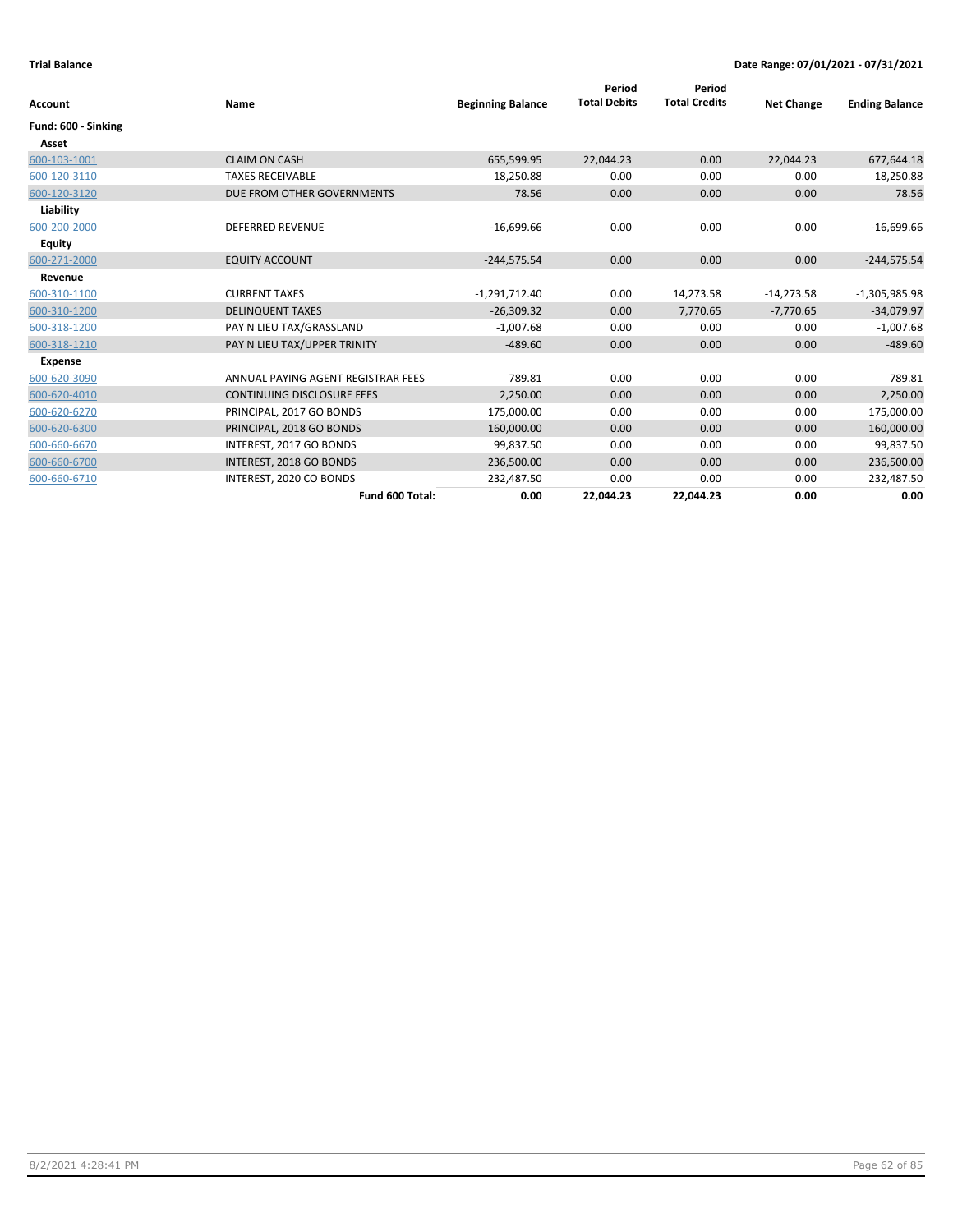**Trial Balance** | **Date Range: 07/01/2021 - 07/31/2021**

| Account | Name | Beginning Balance | Period Total Debits | Period Total Credits | Net Change | Ending Balance |
|---|---|---|---|---|---|---|
| **Fund: 600 - Sinking** | | | | | | |
| **Asset** | | | | | | |
| 600-103-1001 | CLAIM ON CASH | 655,599.95 | 22,044.23 | 0.00 | 22,044.23 | 677,644.18 |
| 600-120-3110 | TAXES RECEIVABLE | 18,250.88 | 0.00 | 0.00 | 0.00 | 18,250.88 |
| 600-120-3120 | DUE FROM OTHER GOVERNMENTS | 78.56 | 0.00 | 0.00 | 0.00 | 78.56 |
| **Liability** | | | | | | |
| 600-200-2000 | DEFERRED REVENUE | -16,699.66 | 0.00 | 0.00 | 0.00 | -16,699.66 |
| **Equity** | | | | | | |
| 600-271-2000 | EQUITY ACCOUNT | -244,575.54 | 0.00 | 0.00 | 0.00 | -244,575.54 |
| **Revenue** | | | | | | |
| 600-310-1100 | CURRENT TAXES | -1,291,712.40 | 0.00 | 14,273.58 | -14,273.58 | -1,305,985.98 |
| 600-310-1200 | DELINQUENT TAXES | -26,309.32 | 0.00 | 7,770.65 | -7,770.65 | -34,079.97 |
| 600-318-1200 | PAY N LIEU TAX/GRASSLAND | -1,007.68 | 0.00 | 0.00 | 0.00 | -1,007.68 |
| 600-318-1210 | PAY N LIEU TAX/UPPER TRINITY | -489.60 | 0.00 | 0.00 | 0.00 | -489.60 |
| **Expense** | | | | | | |
| 600-620-3090 | ANNUAL PAYING AGENT REGISTRAR FEES | 789.81 | 0.00 | 0.00 | 0.00 | 789.81 |
| 600-620-4010 | CONTINUING DISCLOSURE FEES | 2,250.00 | 0.00 | 0.00 | 0.00 | 2,250.00 |
| 600-620-6270 | PRINCIPAL, 2017 GO BONDS | 175,000.00 | 0.00 | 0.00 | 0.00 | 175,000.00 |
| 600-620-6300 | PRINCIPAL, 2018 GO BONDS | 160,000.00 | 0.00 | 0.00 | 0.00 | 160,000.00 |
| 600-660-6670 | INTEREST, 2017 GO BONDS | 99,837.50 | 0.00 | 0.00 | 0.00 | 99,837.50 |
| 600-660-6700 | INTEREST, 2018 GO BONDS | 236,500.00 | 0.00 | 0.00 | 0.00 | 236,500.00 |
| 600-660-6710 | INTEREST, 2020 CO BONDS | 232,487.50 | 0.00 | 0.00 | 0.00 | 232,487.50 |
| | **Fund 600 Total:** | **0.00** | **22,044.23** | **22,044.23** | **0.00** | **0.00** |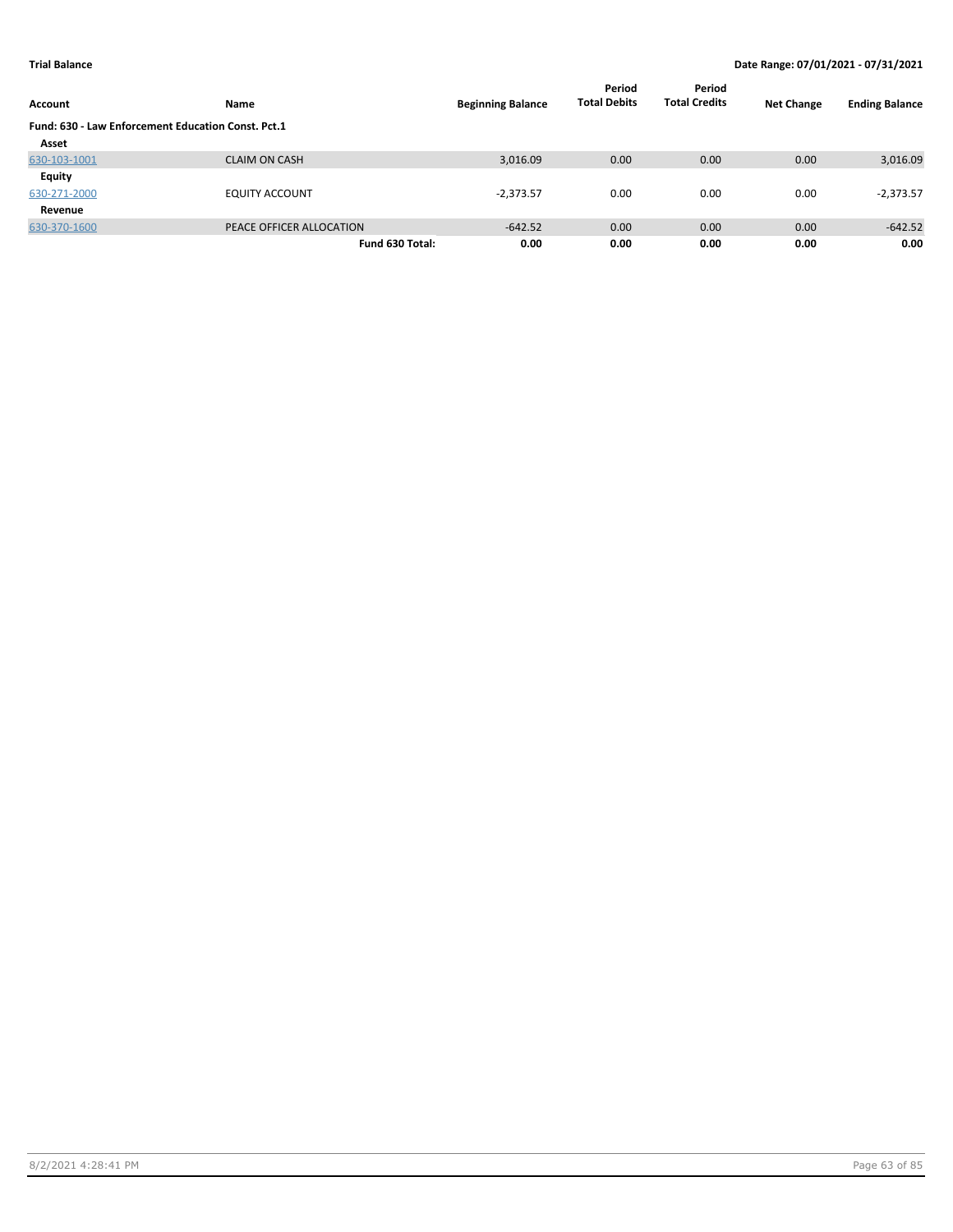**Trial Balance** **Date Range: 07/01/2021 - 07/31/2021**

| Account | Name | Beginning Balance | Period Total Debits | Period Total Credits | Net Change | Ending Balance |
|---|---|---|---|---|---|---|
| **Fund: 630 - Law Enforcement Education Const. Pct.1** | | | | | | |
| **Asset** | | | | | | |
| 630-103-1001 | CLAIM ON CASH | 3,016.09 | 0.00 | 0.00 | 0.00 | 3,016.09 |
| **Equity** | | | | | | |
| 630-271-2000 | EQUITY ACCOUNT | -2,373.57 | 0.00 | 0.00 | 0.00 | -2,373.57 |
| **Revenue** | | | | | | |
| 630-370-1600 | PEACE OFFICER ALLOCATION | -642.52 | 0.00 | 0.00 | 0.00 | -642.52 |
| | **Fund 630 Total:** | **0.00** | **0.00** | **0.00** | **0.00** | **0.00** |

8/2/2021 4:28:41 PM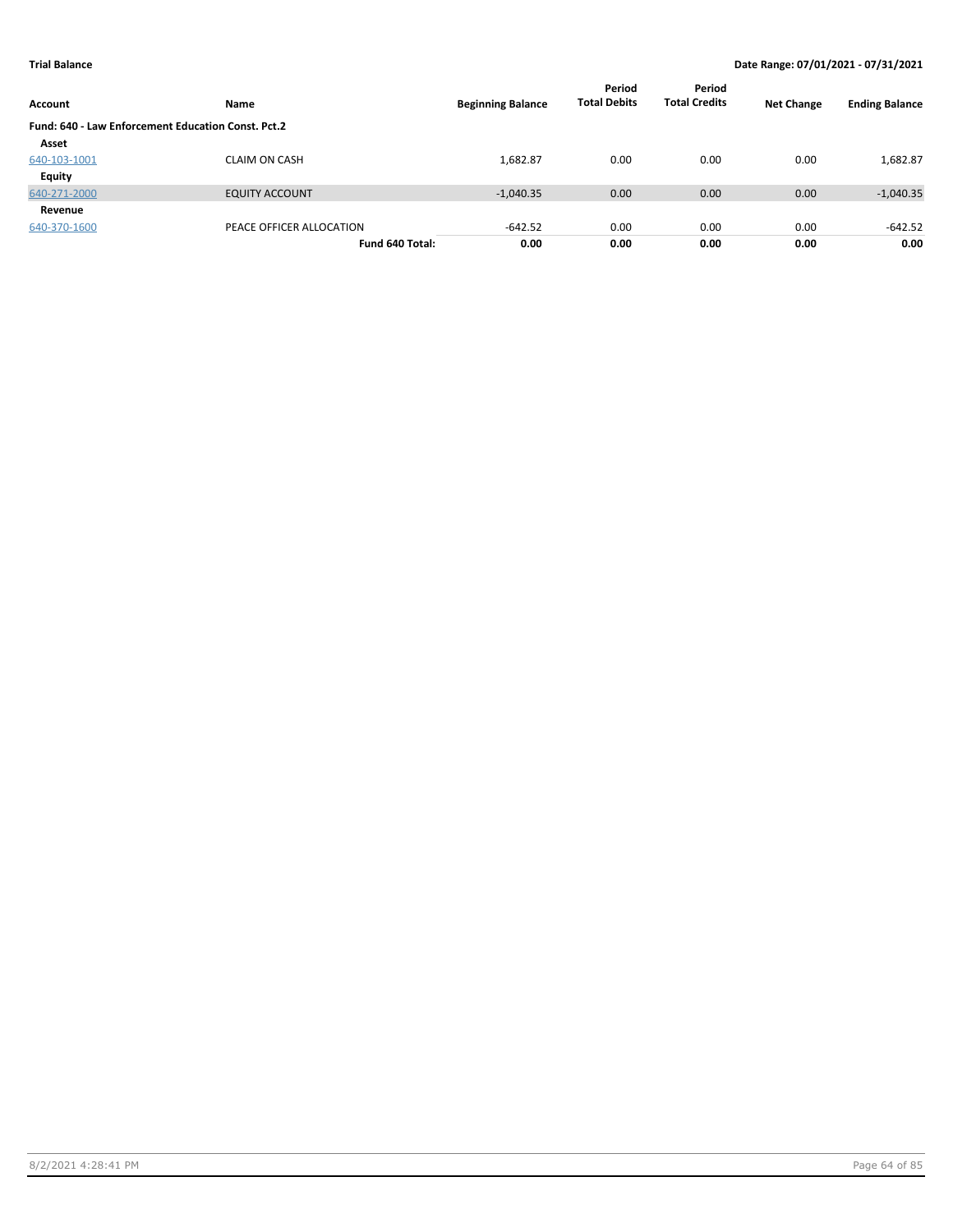**Trial Balance** | **Date Range: 07/01/2021 - 07/31/2021**

| Account | Name | Beginning Balance | Period Total Debits | Period Total Credits | Net Change | Ending Balance |
|---|---|---|---|---|---|---|
| **Fund: 640 - Law Enforcement Education Const. Pct.2** | | | | | | |
| **Asset** | | | | | | |
| 640-103-1001 | CLAIM ON CASH | 1,682.87 | 0.00 | 0.00 | 0.00 | 1,682.87 |
| **Equity** | | | | | | |
| 640-271-2000 | EQUITY ACCOUNT | -1,040.35 | 0.00 | 0.00 | 0.00 | -1,040.35 |
| **Revenue** | | | | | | |
| 640-370-1600 | PEACE OFFICER ALLOCATION | -642.52 | 0.00 | 0.00 | 0.00 | -642.52 |
| | **Fund 640 Total:** | **0.00** | **0.00** | **0.00** | **0.00** | **0.00** |

8/2/2021 4:28:41 PM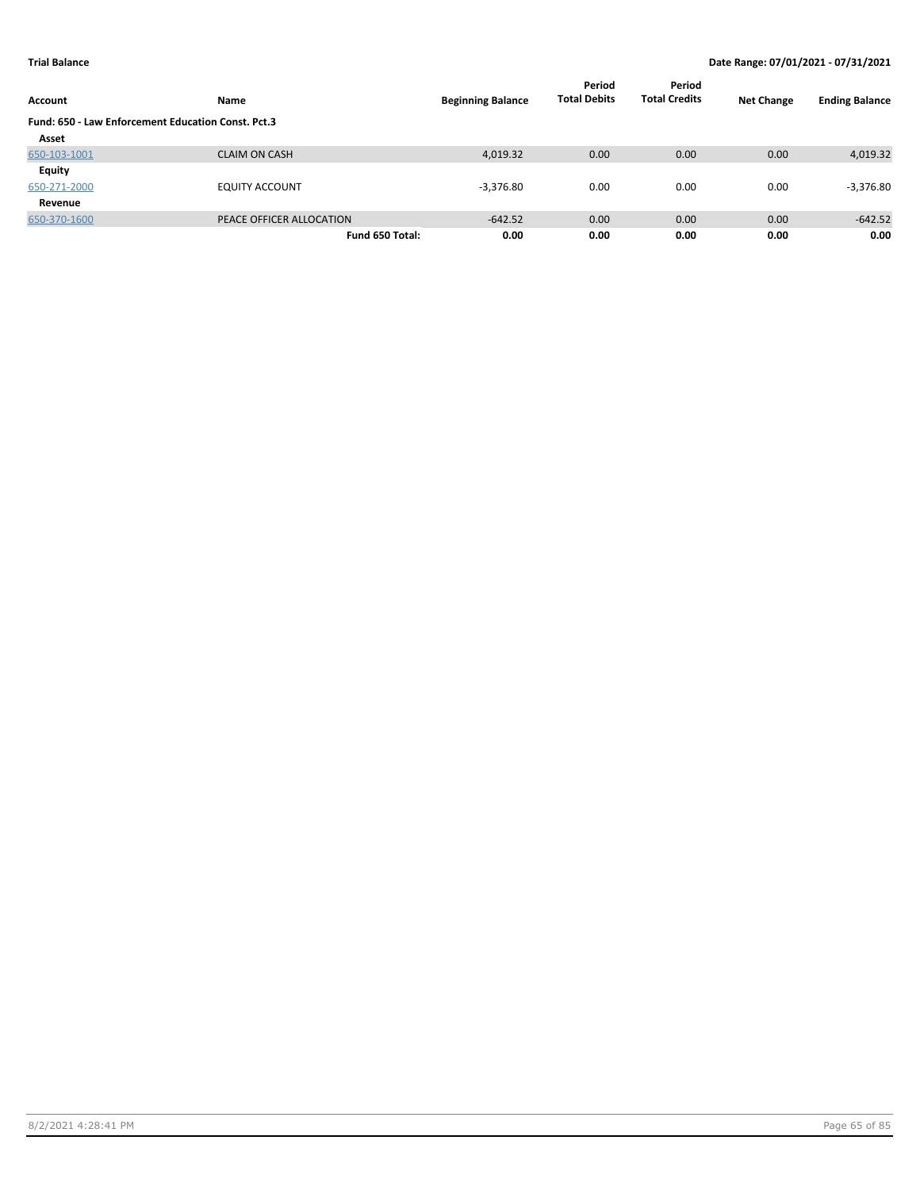**Trial Balance** **Date Range: 07/01/2021 - 07/31/2021**

| Account | Name | Beginning Balance | Period Total Debits | Period Total Credits | Net Change | Ending Balance |
|---|---|---|---|---|---|---|
| **Fund: 650 - Law Enforcement Education Const. Pct.3** | | | | | | |
| **Asset** | | | | | | |
| 650-103-1001 | CLAIM ON CASH | 4,019.32 | 0.00 | 0.00 | 0.00 | 4,019.32 |
| **Equity** | | | | | | |
| 650-271-2000 | EQUITY ACCOUNT | -3,376.80 | 0.00 | 0.00 | 0.00 | -3,376.80 |
| **Revenue** | | | | | | |
| 650-370-1600 | PEACE OFFICER ALLOCATION | -642.52 | 0.00 | 0.00 | 0.00 | -642.52 |
| | **Fund 650 Total:** | **0.00** | **0.00** | **0.00** | **0.00** | **0.00** |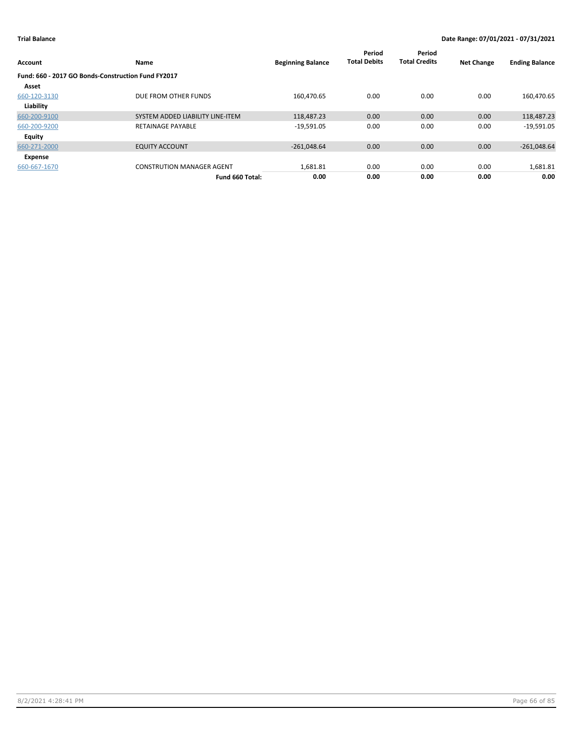**Trial Balance** **Date Range: 07/01/2021 - 07/31/2021**

| Account | Name | Beginning Balance | Period Total Debits | Period Total Credits | Net Change | Ending Balance |
|---|---|---|---|---|---|---|
| **Fund: 660 - 2017 GO Bonds-Construction Fund FY2017** | | | | | | |
| **Asset** | | | | | | |
| 660-120-3130 | DUE FROM OTHER FUNDS | 160,470.65 | 0.00 | 0.00 | 0.00 | 160,470.65 |
| **Liability** | | | | | | |
| 660-200-9100 | SYSTEM ADDED LIABILITY LINE-ITEM | 118,487.23 | 0.00 | 0.00 | 0.00 | 118,487.23 |
| 660-200-9200 | RETAINAGE PAYABLE | -19,591.05 | 0.00 | 0.00 | 0.00 | -19,591.05 |
| **Equity** | | | | | | |
| 660-271-2000 | EQUITY ACCOUNT | -261,048.64 | 0.00 | 0.00 | 0.00 | -261,048.64 |
| **Expense** | | | | | | |
| 660-667-1670 | CONSTRUTION MANAGER AGENT | 1,681.81 | 0.00 | 0.00 | 0.00 | 1,681.81 |
| | **Fund 660 Total:** | **0.00** | **0.00** | **0.00** | **0.00** | **0.00** |

8/2/2021 4:28:41 PM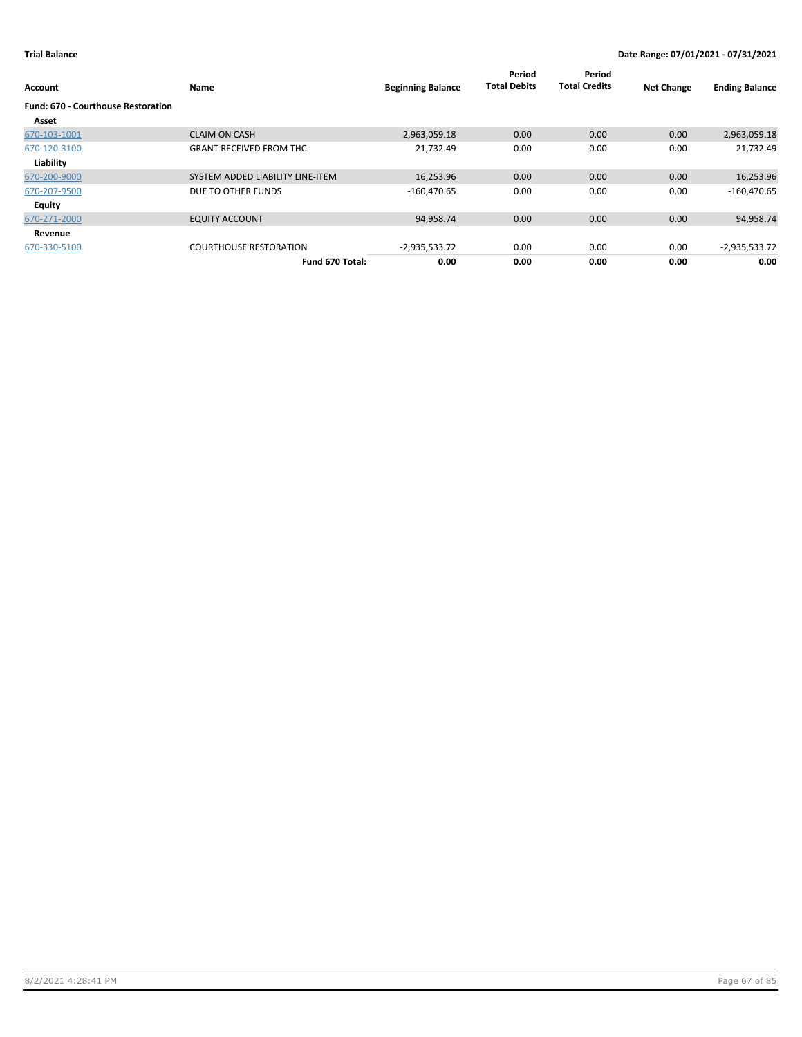**Trial Balance** **Date Range: 07/01/2021 - 07/31/2021**

| Account | Name | Beginning Balance | Period Total Debits | Period Total Credits | Net Change | Ending Balance |
|---|---|---|---|---|---|---|
| **Fund: 670 - Courthouse Restoration** | | | | | | |
| **Asset** | | | | | | |
| 670-103-1001 | CLAIM ON CASH | 2,963,059.18 | 0.00 | 0.00 | 0.00 | 2,963,059.18 |
| 670-120-3100 | GRANT RECEIVED FROM THC | 21,732.49 | 0.00 | 0.00 | 0.00 | 21,732.49 |
| **Liability** | | | | | | |
| 670-200-9000 | SYSTEM ADDED LIABILITY LINE-ITEM | 16,253.96 | 0.00 | 0.00 | 0.00 | 16,253.96 |
| 670-207-9500 | DUE TO OTHER FUNDS | -160,470.65 | 0.00 | 0.00 | 0.00 | -160,470.65 |
| **Equity** | | | | | | |
| 670-271-2000 | EQUITY ACCOUNT | 94,958.74 | 0.00 | 0.00 | 0.00 | 94,958.74 |
| **Revenue** | | | | | | |
| 670-330-5100 | COURTHOUSE RESTORATION | -2,935,533.72 | 0.00 | 0.00 | 0.00 | -2,935,533.72 |
| | **Fund 670 Total:** | **0.00** | **0.00** | **0.00** | **0.00** | **0.00** |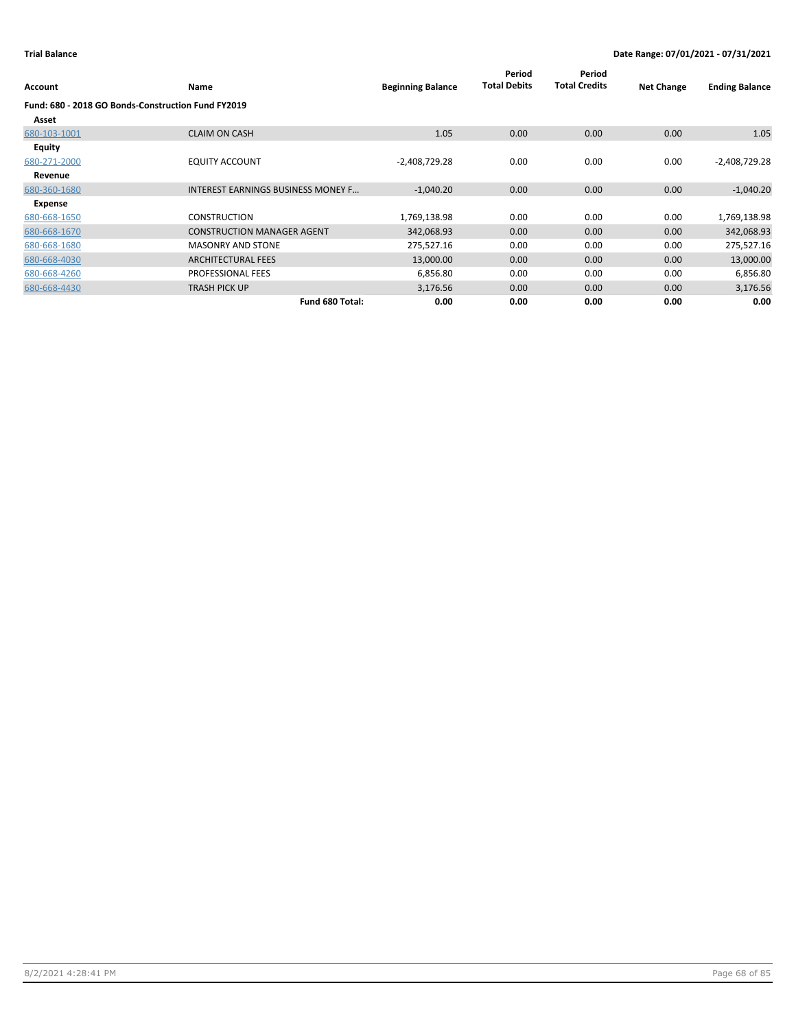**Trial Balance** — Date Range: 07/01/2021 - 07/31/2021

| Account | Name | Beginning Balance | Period Total Debits | Period Total Credits | Net Change | Ending Balance |
|---|---|---|---|---|---|---|
| **Fund: 680 - 2018 GO Bonds-Construction Fund FY2019** | | | | | | |
| **Asset** | | | | | | |
| 680-103-1001 | CLAIM ON CASH | 1.05 | 0.00 | 0.00 | 0.00 | 1.05 |
| **Equity** | | | | | | |
| 680-271-2000 | EQUITY ACCOUNT | -2,408,729.28 | 0.00 | 0.00 | 0.00 | -2,408,729.28 |
| **Revenue** | | | | | | |
| 680-360-1680 | INTEREST EARNINGS BUSINESS MONEY F... | -1,040.20 | 0.00 | 0.00 | 0.00 | -1,040.20 |
| **Expense** | | | | | | |
| 680-668-1650 | CONSTRUCTION | 1,769,138.98 | 0.00 | 0.00 | 0.00 | 1,769,138.98 |
| 680-668-1670 | CONSTRUCTION MANAGER AGENT | 342,068.93 | 0.00 | 0.00 | 0.00 | 342,068.93 |
| 680-668-1680 | MASONRY AND STONE | 275,527.16 | 0.00 | 0.00 | 0.00 | 275,527.16 |
| 680-668-4030 | ARCHITECTURAL FEES | 13,000.00 | 0.00 | 0.00 | 0.00 | 13,000.00 |
| 680-668-4260 | PROFESSIONAL FEES | 6,856.80 | 0.00 | 0.00 | 0.00 | 6,856.80 |
| 680-668-4430 | TRASH PICK UP | 3,176.56 | 0.00 | 0.00 | 0.00 | 3,176.56 |
| | **Fund 680 Total:** | **0.00** | **0.00** | **0.00** | **0.00** | **0.00** |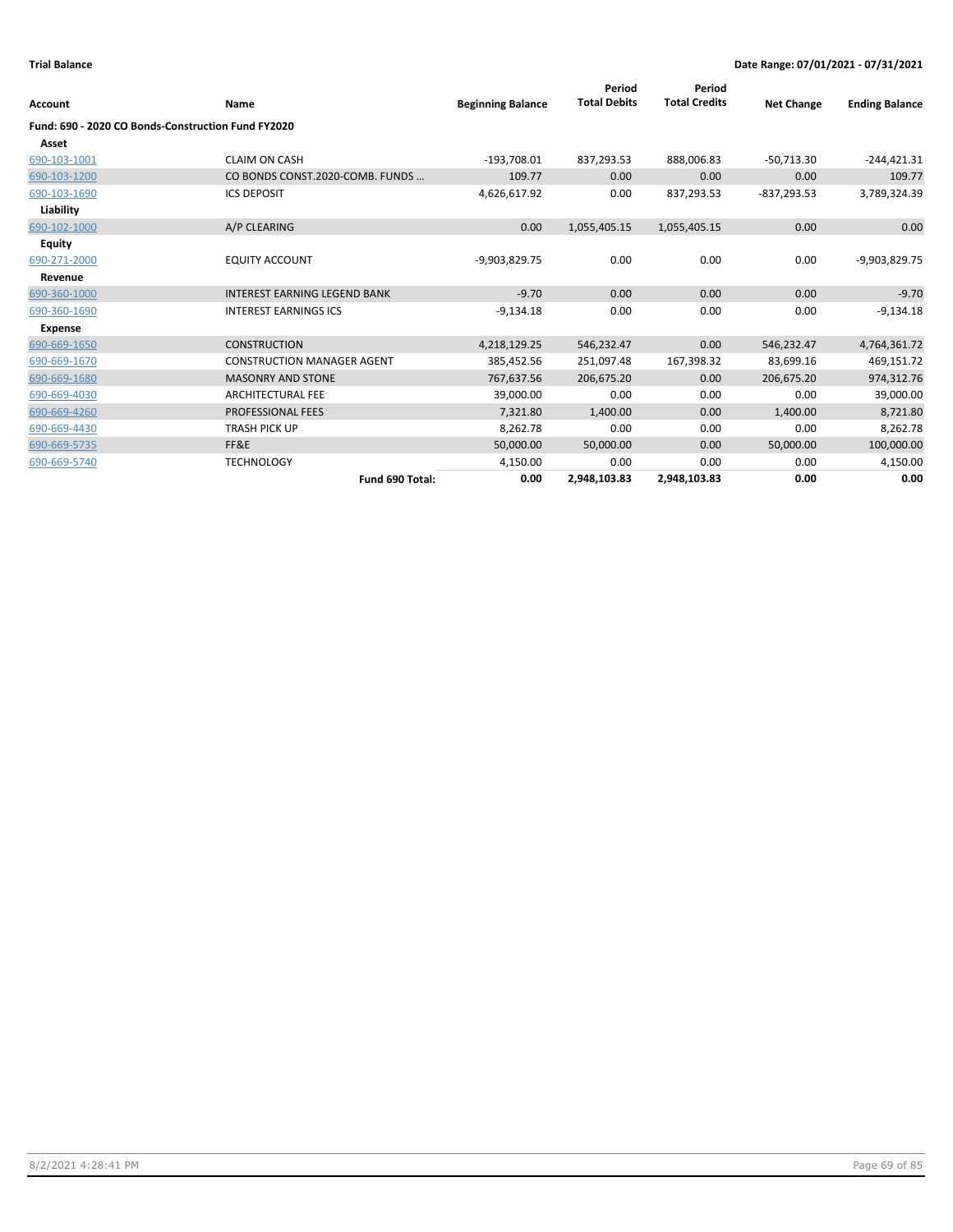**Trial Balance** | **Date Range: 07/01/2021 - 07/31/2021**

| Account | Name | Beginning Balance | Period Total Debits | Period Total Credits | Net Change | Ending Balance |
|---|---|---|---|---|---|---|
| **Fund: 690 - 2020 CO Bonds-Construction Fund FY2020** | | | | | | |
| **Asset** | | | | | | |
| 690-103-1001 | CLAIM ON CASH | -193,708.01 | 837,293.53 | 888,006.83 | -50,713.30 | -244,421.31 |
| 690-103-1200 | CO BONDS CONST.2020-COMB. FUNDS ... | 109.77 | 0.00 | 0.00 | 0.00 | 109.77 |
| 690-103-1690 | ICS DEPOSIT | 4,626,617.92 | 0.00 | 837,293.53 | -837,293.53 | 3,789,324.39 |
| **Liability** | | | | | | |
| 690-102-1000 | A/P CLEARING | 0.00 | 1,055,405.15 | 1,055,405.15 | 0.00 | 0.00 |
| **Equity** | | | | | | |
| 690-271-2000 | EQUITY ACCOUNT | -9,903,829.75 | 0.00 | 0.00 | 0.00 | -9,903,829.75 |
| **Revenue** | | | | | | |
| 690-360-1000 | INTEREST EARNING LEGEND BANK | -9.70 | 0.00 | 0.00 | 0.00 | -9.70 |
| 690-360-1690 | INTEREST EARNINGS ICS | -9,134.18 | 0.00 | 0.00 | 0.00 | -9,134.18 |
| **Expense** | | | | | | |
| 690-669-1650 | CONSTRUCTION | 4,218,129.25 | 546,232.47 | 0.00 | 546,232.47 | 4,764,361.72 |
| 690-669-1670 | CONSTRUCTION MANAGER AGENT | 385,452.56 | 251,097.48 | 167,398.32 | 83,699.16 | 469,151.72 |
| 690-669-1680 | MASONRY AND STONE | 767,637.56 | 206,675.20 | 0.00 | 206,675.20 | 974,312.76 |
| 690-669-4030 | ARCHITECTURAL FEE | 39,000.00 | 0.00 | 0.00 | 0.00 | 39,000.00 |
| 690-669-4260 | PROFESSIONAL FEES | 7,321.80 | 1,400.00 | 0.00 | 1,400.00 | 8,721.80 |
| 690-669-4430 | TRASH PICK UP | 8,262.78 | 0.00 | 0.00 | 0.00 | 8,262.78 |
| 690-669-5735 | FF&E | 50,000.00 | 50,000.00 | 0.00 | 50,000.00 | 100,000.00 |
| 690-669-5740 | TECHNOLOGY | 4,150.00 | 0.00 | 0.00 | 0.00 | 4,150.00 |
| | **Fund 690 Total:** | **0.00** | **2,948,103.83** | **2,948,103.83** | **0.00** | **0.00** |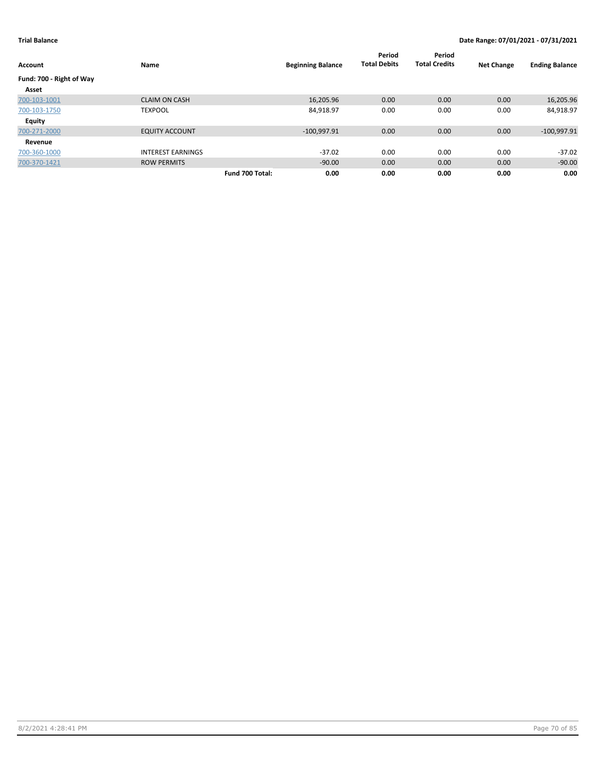**Trial Balance** **Date Range: 07/01/2021 - 07/31/2021**

| Account | Name | | Beginning Balance | Period Total Debits | Period Total Credits | Net Change | Ending Balance |
|---|---|---|---|---|---|---|---|
| **Fund: 700 - Right of Way** | | | | | | | |
| **Asset** | | | | | | | |
| 700-103-1001 | CLAIM ON CASH | | 16,205.96 | 0.00 | 0.00 | 0.00 | 16,205.96 |
| 700-103-1750 | TEXPOOL | | 84,918.97 | 0.00 | 0.00 | 0.00 | 84,918.97 |
| **Equity** | | | | | | | |
| 700-271-2000 | EQUITY ACCOUNT | | -100,997.91 | 0.00 | 0.00 | 0.00 | -100,997.91 |
| **Revenue** | | | | | | | |
| 700-360-1000 | INTEREST EARNINGS | | -37.02 | 0.00 | 0.00 | 0.00 | -37.02 |
| 700-370-1421 | ROW PERMITS | | -90.00 | 0.00 | 0.00 | 0.00 | -90.00 |
| | | **Fund 700 Total:** | **0.00** | **0.00** | **0.00** | **0.00** | **0.00** |

8/2/2021 4:28:41 PM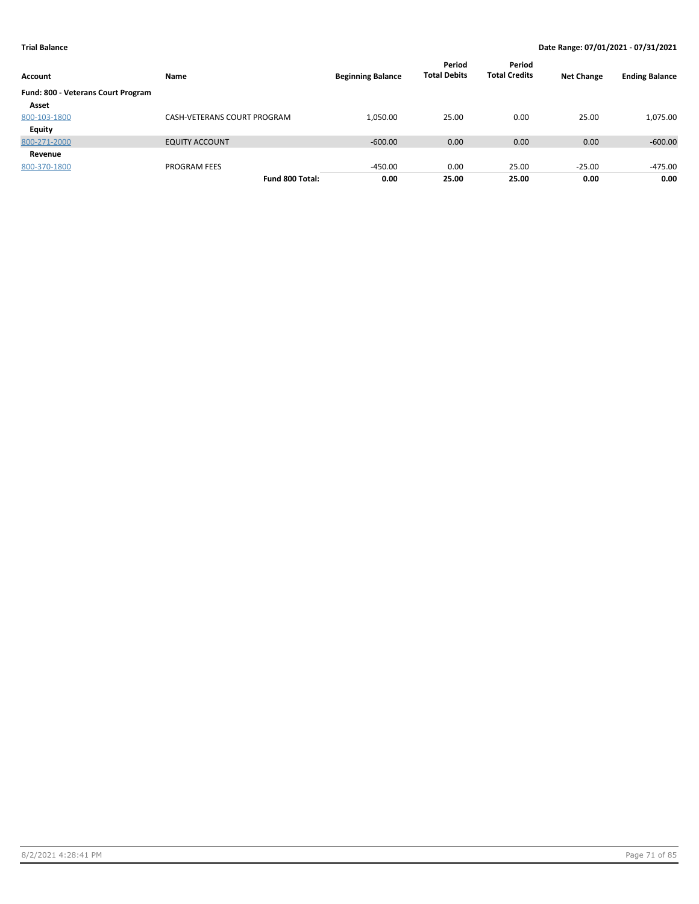**Trial Balance** **Date Range: 07/01/2021 - 07/31/2021**

| Account | Name | Beginning Balance | Period Total Debits | Period Total Credits | Net Change | Ending Balance |
|---|---|---|---|---|---|---|
| **Fund: 800 - Veterans Court Program** | | | | | | |
| **Asset** | | | | | | |
| 800-103-1800 | CASH-VETERANS COURT PROGRAM | 1,050.00 | 25.00 | 0.00 | 25.00 | 1,075.00 |
| **Equity** | | | | | | |
| 800-271-2000 | EQUITY ACCOUNT | -600.00 | 0.00 | 0.00 | 0.00 | -600.00 |
| **Revenue** | | | | | | |
| 800-370-1800 | PROGRAM FEES | -450.00 | 0.00 | 25.00 | -25.00 | -475.00 |
| | **Fund 800 Total:** | **0.00** | **25.00** | **25.00** | **0.00** | **0.00** |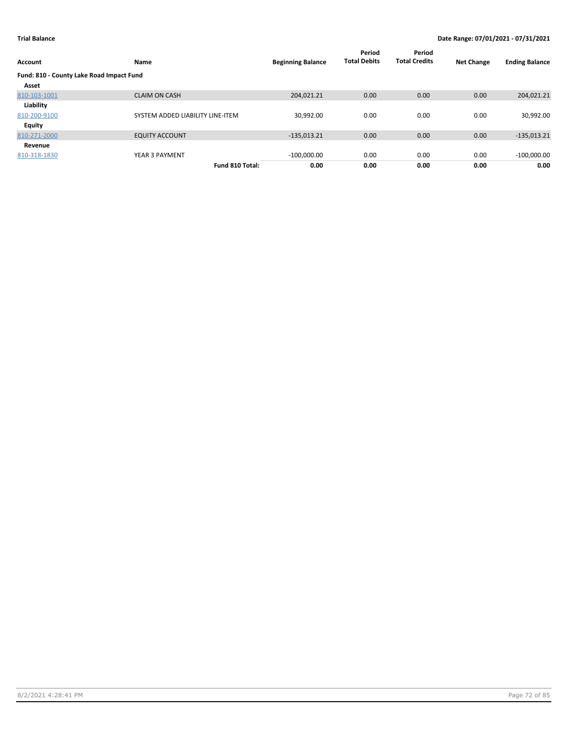**Trial Balance** | **Date Range: 07/01/2021 - 07/31/2021**

| Account | Name | Beginning Balance | Period Total Debits | Period Total Credits | Net Change | Ending Balance |
|---|---|---|---|---|---|---|
| **Fund: 810 - County Lake Road Impact Fund** | | | | | | |
| **Asset** | | | | | | |
| 810-103-1001 | CLAIM ON CASH | 204,021.21 | 0.00 | 0.00 | 0.00 | 204,021.21 |
| **Liability** | | | | | | |
| 810-200-9100 | SYSTEM ADDED LIABILITY LINE-ITEM | 30,992.00 | 0.00 | 0.00 | 0.00 | 30,992.00 |
| **Equity** | | | | | | |
| 810-271-2000 | EQUITY ACCOUNT | -135,013.21 | 0.00 | 0.00 | 0.00 | -135,013.21 |
| **Revenue** | | | | | | |
| 810-318-1830 | YEAR 3 PAYMENT | -100,000.00 | 0.00 | 0.00 | 0.00 | -100,000.00 |
| | **Fund 810 Total:** | **0.00** | **0.00** | **0.00** | **0.00** | **0.00** |

8/2/2021 4:28:41 PM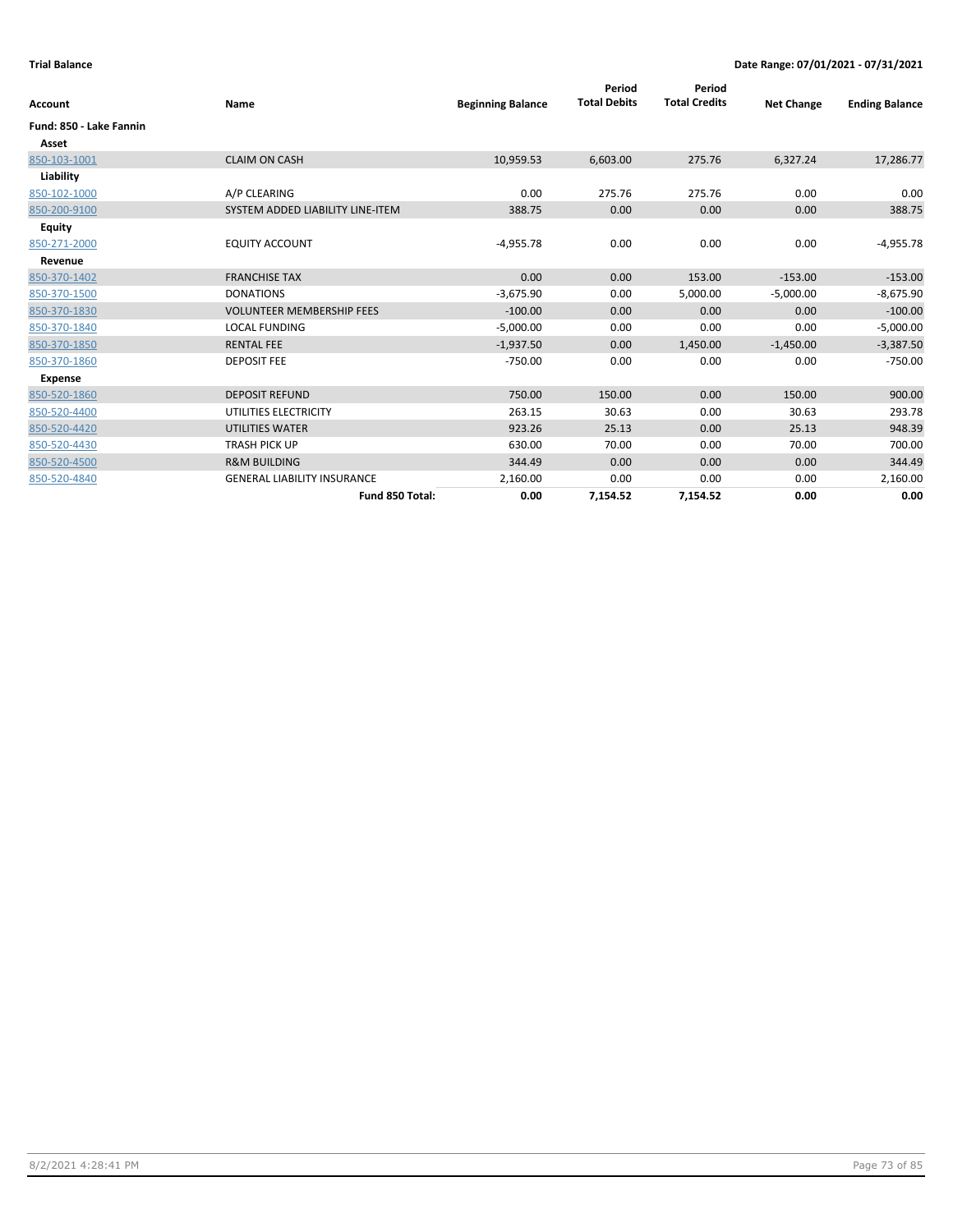**Trial Balance** **Date Range: 07/01/2021 - 07/31/2021**

| Account | Name | Beginning Balance | Period Total Debits | Period Total Credits | Net Change | Ending Balance |
|---|---|---|---|---|---|---|
| **Fund: 850 - Lake Fannin** | | | | | | |
| **Asset** | | | | | | |
| 850-103-1001 | CLAIM ON CASH | 10,959.53 | 6,603.00 | 275.76 | 6,327.24 | 17,286.77 |
| **Liability** | | | | | | |
| 850-102-1000 | A/P CLEARING | 0.00 | 275.76 | 275.76 | 0.00 | 0.00 |
| 850-200-9100 | SYSTEM ADDED LIABILITY LINE-ITEM | 388.75 | 0.00 | 0.00 | 0.00 | 388.75 |
| **Equity** | | | | | | |
| 850-271-2000 | EQUITY ACCOUNT | -4,955.78 | 0.00 | 0.00 | 0.00 | -4,955.78 |
| **Revenue** | | | | | | |
| 850-370-1402 | FRANCHISE TAX | 0.00 | 0.00 | 153.00 | -153.00 | -153.00 |
| 850-370-1500 | DONATIONS | -3,675.90 | 0.00 | 5,000.00 | -5,000.00 | -8,675.90 |
| 850-370-1830 | VOLUNTEER MEMBERSHIP FEES | -100.00 | 0.00 | 0.00 | 0.00 | -100.00 |
| 850-370-1840 | LOCAL FUNDING | -5,000.00 | 0.00 | 0.00 | 0.00 | -5,000.00 |
| 850-370-1850 | RENTAL FEE | -1,937.50 | 0.00 | 1,450.00 | -1,450.00 | -3,387.50 |
| 850-370-1860 | DEPOSIT FEE | -750.00 | 0.00 | 0.00 | 0.00 | -750.00 |
| **Expense** | | | | | | |
| 850-520-1860 | DEPOSIT REFUND | 750.00 | 150.00 | 0.00 | 150.00 | 900.00 |
| 850-520-4400 | UTILITIES ELECTRICITY | 263.15 | 30.63 | 0.00 | 30.63 | 293.78 |
| 850-520-4420 | UTILITIES WATER | 923.26 | 25.13 | 0.00 | 25.13 | 948.39 |
| 850-520-4430 | TRASH PICK UP | 630.00 | 70.00 | 0.00 | 70.00 | 700.00 |
| 850-520-4500 | R&M BUILDING | 344.49 | 0.00 | 0.00 | 0.00 | 344.49 |
| 850-520-4840 | GENERAL LIABILITY INSURANCE | 2,160.00 | 0.00 | 0.00 | 0.00 | 2,160.00 |
| | **Fund 850 Total:** | **0.00** | **7,154.52** | **7,154.52** | **0.00** | **0.00** |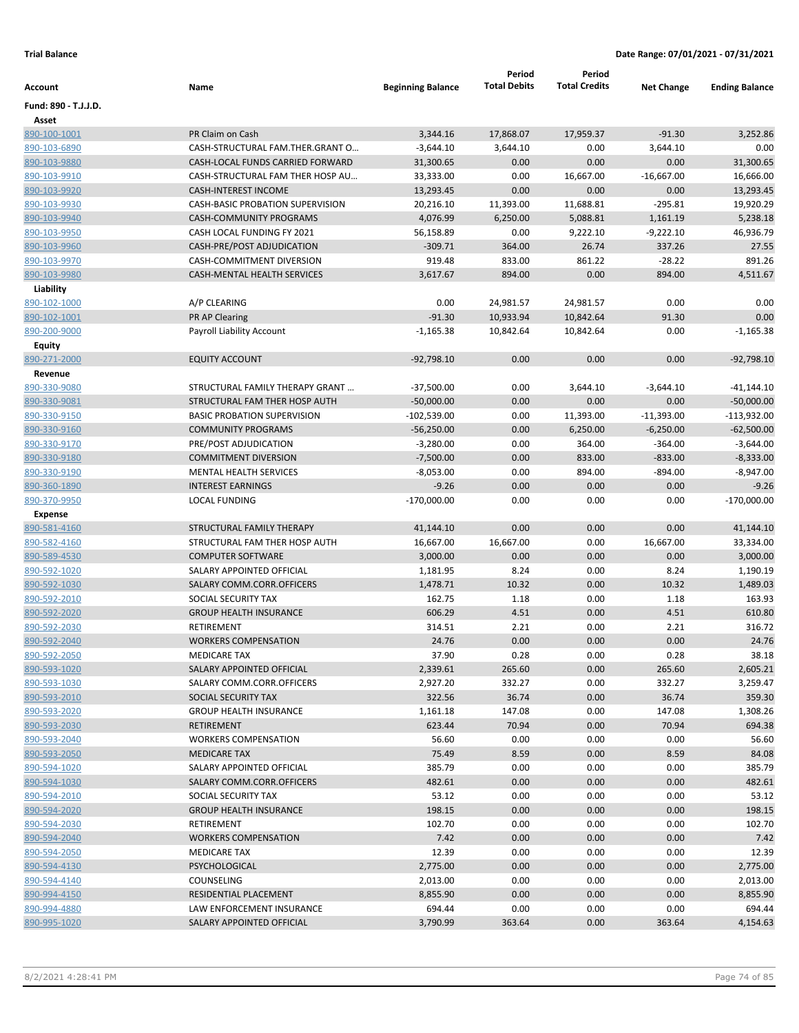**Trial Balance** | **Date Range: 07/01/2021 - 07/31/2021**

| Account | Name | Beginning Balance | Period Total Debits | Period Total Credits | Net Change | Ending Balance |
|---|---|---|---|---|---|---|
| **Fund: 890 - T.J.J.D.** | | | | | | |
| **Asset** | | | | | | |
| 890-100-1001 | PR Claim on Cash | 3,344.16 | 17,868.07 | 17,959.37 | -91.30 | 3,252.86 |
| 890-103-6890 | CASH-STRUCTURAL FAM.THER.GRANT O… | -3,644.10 | 3,644.10 | 0.00 | 3,644.10 | 0.00 |
| 890-103-9880 | CASH-LOCAL FUNDS CARRIED FORWARD | 31,300.65 | 0.00 | 0.00 | 0.00 | 31,300.65 |
| 890-103-9910 | CASH-STRUCTURAL FAM THER HOSP AU… | 33,333.00 | 0.00 | 16,667.00 | -16,667.00 | 16,666.00 |
| 890-103-9920 | CASH-INTEREST INCOME | 13,293.45 | 0.00 | 0.00 | 0.00 | 13,293.45 |
| 890-103-9930 | CASH-BASIC PROBATION SUPERVISION | 20,216.10 | 11,393.00 | 11,688.81 | -295.81 | 19,920.29 |
| 890-103-9940 | CASH-COMMUNITY PROGRAMS | 4,076.99 | 6,250.00 | 5,088.81 | 1,161.19 | 5,238.18 |
| 890-103-9950 | CASH LOCAL FUNDING FY 2021 | 56,158.89 | 0.00 | 9,222.10 | -9,222.10 | 46,936.79 |
| 890-103-9960 | CASH-PRE/POST ADJUDICATION | -309.71 | 364.00 | 26.74 | 337.26 | 27.55 |
| 890-103-9970 | CASH-COMMITMENT DIVERSION | 919.48 | 833.00 | 861.22 | -28.22 | 891.26 |
| 890-103-9980 | CASH-MENTAL HEALTH SERVICES | 3,617.67 | 894.00 | 0.00 | 894.00 | 4,511.67 |
| **Liability** | | | | | | |
| 890-102-1000 | A/P CLEARING | 0.00 | 24,981.57 | 24,981.57 | 0.00 | 0.00 |
| 890-102-1001 | PR AP Clearing | -91.30 | 10,933.94 | 10,842.64 | 91.30 | 0.00 |
| 890-200-9000 | Payroll Liability Account | -1,165.38 | 10,842.64 | 10,842.64 | 0.00 | -1,165.38 |
| **Equity** | | | | | | |
| 890-271-2000 | EQUITY ACCOUNT | -92,798.10 | 0.00 | 0.00 | 0.00 | -92,798.10 |
| **Revenue** | | | | | | |
| 890-330-9080 | STRUCTURAL FAMILY THERAPY GRANT … | -37,500.00 | 0.00 | 3,644.10 | -3,644.10 | -41,144.10 |
| 890-330-9081 | STRUCTURAL FAM THER HOSP AUTH | -50,000.00 | 0.00 | 0.00 | 0.00 | -50,000.00 |
| 890-330-9150 | BASIC PROBATION SUPERVISION | -102,539.00 | 0.00 | 11,393.00 | -11,393.00 | -113,932.00 |
| 890-330-9160 | COMMUNITY PROGRAMS | -56,250.00 | 0.00 | 6,250.00 | -6,250.00 | -62,500.00 |
| 890-330-9170 | PRE/POST ADJUDICATION | -3,280.00 | 0.00 | 364.00 | -364.00 | -3,644.00 |
| 890-330-9180 | COMMITMENT DIVERSION | -7,500.00 | 0.00 | 833.00 | -833.00 | -8,333.00 |
| 890-330-9190 | MENTAL HEALTH SERVICES | -8,053.00 | 0.00 | 894.00 | -894.00 | -8,947.00 |
| 890-360-1890 | INTEREST EARNINGS | -9.26 | 0.00 | 0.00 | 0.00 | -9.26 |
| 890-370-9950 | LOCAL FUNDING | -170,000.00 | 0.00 | 0.00 | 0.00 | -170,000.00 |
| **Expense** | | | | | | |
| 890-581-4160 | STRUCTURAL FAMILY THERAPY | 41,144.10 | 0.00 | 0.00 | 0.00 | 41,144.10 |
| 890-582-4160 | STRUCTURAL FAM THER HOSP AUTH | 16,667.00 | 16,667.00 | 0.00 | 16,667.00 | 33,334.00 |
| 890-589-4530 | COMPUTER SOFTWARE | 3,000.00 | 0.00 | 0.00 | 0.00 | 3,000.00 |
| 890-592-1020 | SALARY APPOINTED OFFICIAL | 1,181.95 | 8.24 | 0.00 | 8.24 | 1,190.19 |
| 890-592-1030 | SALARY COMM.CORR.OFFICERS | 1,478.71 | 10.32 | 0.00 | 10.32 | 1,489.03 |
| 890-592-2010 | SOCIAL SECURITY TAX | 162.75 | 1.18 | 0.00 | 1.18 | 163.93 |
| 890-592-2020 | GROUP HEALTH INSURANCE | 606.29 | 4.51 | 0.00 | 4.51 | 610.80 |
| 890-592-2030 | RETIREMENT | 314.51 | 2.21 | 0.00 | 2.21 | 316.72 |
| 890-592-2040 | WORKERS COMPENSATION | 24.76 | 0.00 | 0.00 | 0.00 | 24.76 |
| 890-592-2050 | MEDICARE TAX | 37.90 | 0.28 | 0.00 | 0.28 | 38.18 |
| 890-593-1020 | SALARY APPOINTED OFFICIAL | 2,339.61 | 265.60 | 0.00 | 265.60 | 2,605.21 |
| 890-593-1030 | SALARY COMM.CORR.OFFICERS | 2,927.20 | 332.27 | 0.00 | 332.27 | 3,259.47 |
| 890-593-2010 | SOCIAL SECURITY TAX | 322.56 | 36.74 | 0.00 | 36.74 | 359.30 |
| 890-593-2020 | GROUP HEALTH INSURANCE | 1,161.18 | 147.08 | 0.00 | 147.08 | 1,308.26 |
| 890-593-2030 | RETIREMENT | 623.44 | 70.94 | 0.00 | 70.94 | 694.38 |
| 890-593-2040 | WORKERS COMPENSATION | 56.60 | 0.00 | 0.00 | 0.00 | 56.60 |
| 890-593-2050 | MEDICARE TAX | 75.49 | 8.59 | 0.00 | 8.59 | 84.08 |
| 890-594-1020 | SALARY APPOINTED OFFICIAL | 385.79 | 0.00 | 0.00 | 0.00 | 385.79 |
| 890-594-1030 | SALARY COMM.CORR.OFFICERS | 482.61 | 0.00 | 0.00 | 0.00 | 482.61 |
| 890-594-2010 | SOCIAL SECURITY TAX | 53.12 | 0.00 | 0.00 | 0.00 | 53.12 |
| 890-594-2020 | GROUP HEALTH INSURANCE | 198.15 | 0.00 | 0.00 | 0.00 | 198.15 |
| 890-594-2030 | RETIREMENT | 102.70 | 0.00 | 0.00 | 0.00 | 102.70 |
| 890-594-2040 | WORKERS COMPENSATION | 7.42 | 0.00 | 0.00 | 0.00 | 7.42 |
| 890-594-2050 | MEDICARE TAX | 12.39 | 0.00 | 0.00 | 0.00 | 12.39 |
| 890-594-4130 | PSYCHOLOGICAL | 2,775.00 | 0.00 | 0.00 | 0.00 | 2,775.00 |
| 890-594-4140 | COUNSELING | 2,013.00 | 0.00 | 0.00 | 0.00 | 2,013.00 |
| 890-994-4150 | RESIDENTIAL PLACEMENT | 8,855.90 | 0.00 | 0.00 | 0.00 | 8,855.90 |
| 890-994-4880 | LAW ENFORCEMENT INSURANCE | 694.44 | 0.00 | 0.00 | 0.00 | 694.44 |
| 890-995-1020 | SALARY APPOINTED OFFICIAL | 3,790.99 | 363.64 | 0.00 | 363.64 | 4,154.63 |

8/2/2021 4:28:41 PM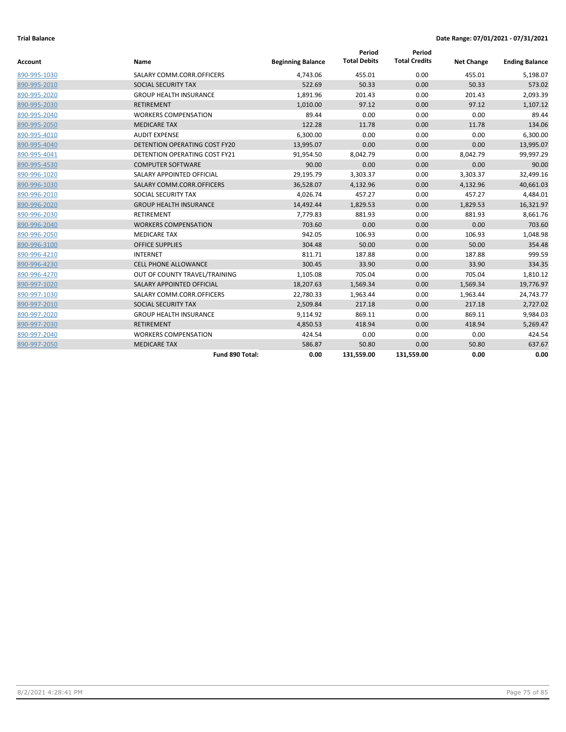**Trial Balance** **Date Range: 07/01/2021 - 07/31/2021**

| Account | Name | Beginning Balance | Period Total Debits | Period Total Credits | Net Change | Ending Balance |
|---|---|---|---|---|---|---|
| 890-995-1030 | SALARY COMM.CORR.OFFICERS | 4,743.06 | 455.01 | 0.00 | 455.01 | 5,198.07 |
| 890-995-2010 | SOCIAL SECURITY TAX | 522.69 | 50.33 | 0.00 | 50.33 | 573.02 |
| 890-995-2020 | GROUP HEALTH INSURANCE | 1,891.96 | 201.43 | 0.00 | 201.43 | 2,093.39 |
| 890-995-2030 | RETIREMENT | 1,010.00 | 97.12 | 0.00 | 97.12 | 1,107.12 |
| 890-995-2040 | WORKERS COMPENSATION | 89.44 | 0.00 | 0.00 | 0.00 | 89.44 |
| 890-995-2050 | MEDICARE TAX | 122.28 | 11.78 | 0.00 | 11.78 | 134.06 |
| 890-995-4010 | AUDIT EXPENSE | 6,300.00 | 0.00 | 0.00 | 0.00 | 6,300.00 |
| 890-995-4040 | DETENTION OPERATING COST FY20 | 13,995.07 | 0.00 | 0.00 | 0.00 | 13,995.07 |
| 890-995-4041 | DETENTION OPERATING COST FY21 | 91,954.50 | 8,042.79 | 0.00 | 8,042.79 | 99,997.29 |
| 890-995-4530 | COMPUTER SOFTWARE | 90.00 | 0.00 | 0.00 | 0.00 | 90.00 |
| 890-996-1020 | SALARY APPOINTED OFFICIAL | 29,195.79 | 3,303.37 | 0.00 | 3,303.37 | 32,499.16 |
| 890-996-1030 | SALARY COMM.CORR.OFFICERS | 36,528.07 | 4,132.96 | 0.00 | 4,132.96 | 40,661.03 |
| 890-996-2010 | SOCIAL SECURITY TAX | 4,026.74 | 457.27 | 0.00 | 457.27 | 4,484.01 |
| 890-996-2020 | GROUP HEALTH INSURANCE | 14,492.44 | 1,829.53 | 0.00 | 1,829.53 | 16,321.97 |
| 890-996-2030 | RETIREMENT | 7,779.83 | 881.93 | 0.00 | 881.93 | 8,661.76 |
| 890-996-2040 | WORKERS COMPENSATION | 703.60 | 0.00 | 0.00 | 0.00 | 703.60 |
| 890-996-2050 | MEDICARE TAX | 942.05 | 106.93 | 0.00 | 106.93 | 1,048.98 |
| 890-996-3100 | OFFICE SUPPLIES | 304.48 | 50.00 | 0.00 | 50.00 | 354.48 |
| 890-996-4210 | INTERNET | 811.71 | 187.88 | 0.00 | 187.88 | 999.59 |
| 890-996-4230 | CELL PHONE ALLOWANCE | 300.45 | 33.90 | 0.00 | 33.90 | 334.35 |
| 890-996-4270 | OUT OF COUNTY TRAVEL/TRAINING | 1,105.08 | 705.04 | 0.00 | 705.04 | 1,810.12 |
| 890-997-1020 | SALARY APPOINTED OFFICIAL | 18,207.63 | 1,569.34 | 0.00 | 1,569.34 | 19,776.97 |
| 890-997-1030 | SALARY COMM.CORR.OFFICERS | 22,780.33 | 1,963.44 | 0.00 | 1,963.44 | 24,743.77 |
| 890-997-2010 | SOCIAL SECURITY TAX | 2,509.84 | 217.18 | 0.00 | 217.18 | 2,727.02 |
| 890-997-2020 | GROUP HEALTH INSURANCE | 9,114.92 | 869.11 | 0.00 | 869.11 | 9,984.03 |
| 890-997-2030 | RETIREMENT | 4,850.53 | 418.94 | 0.00 | 418.94 | 5,269.47 |
| 890-997-2040 | WORKERS COMPENSATION | 424.54 | 0.00 | 0.00 | 0.00 | 424.54 |
| 890-997-2050 | MEDICARE TAX | 586.87 | 50.80 | 0.00 | 50.80 | 637.67 |
| | **Fund 890 Total:** | **0.00** | **131,559.00** | **131,559.00** | **0.00** | **0.00** |

8/2/2021 4:28:41 PM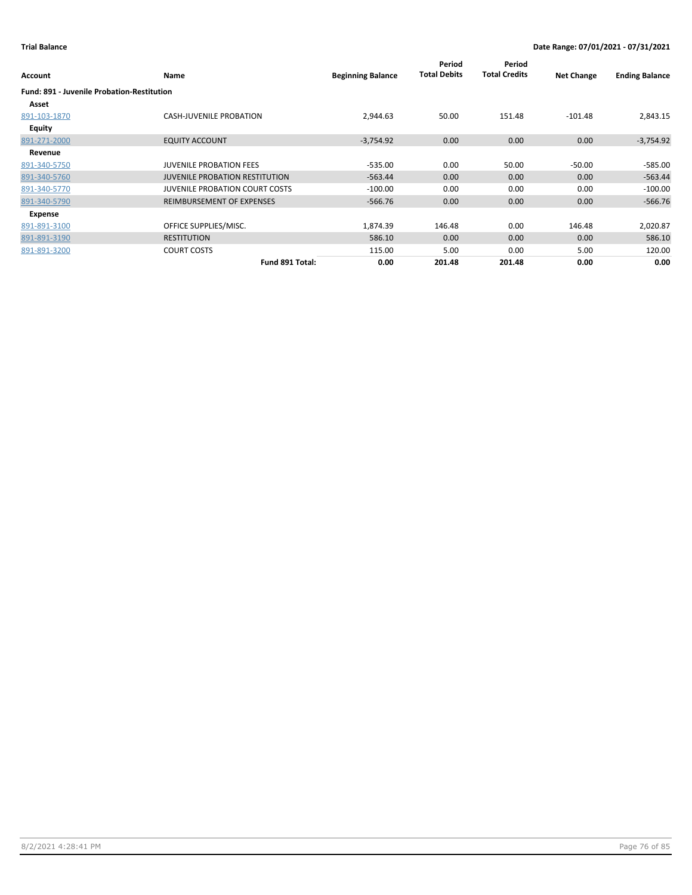**Trial Balance** **Date Range: 07/01/2021 - 07/31/2021**

| Account | Name | Beginning Balance | Period Total Debits | Period Total Credits | Net Change | Ending Balance |
|---|---|---|---|---|---|---|
| **Fund: 891 - Juvenile Probation-Restitution** | | | | | | |
| **Asset** | | | | | | |
| 891-103-1870 | CASH-JUVENILE PROBATION | 2,944.63 | 50.00 | 151.48 | -101.48 | 2,843.15 |
| **Equity** | | | | | | |
| 891-271-2000 | EQUITY ACCOUNT | -3,754.92 | 0.00 | 0.00 | 0.00 | -3,754.92 |
| **Revenue** | | | | | | |
| 891-340-5750 | JUVENILE PROBATION FEES | -535.00 | 0.00 | 50.00 | -50.00 | -585.00 |
| 891-340-5760 | JUVENILE PROBATION RESTITUTION | -563.44 | 0.00 | 0.00 | 0.00 | -563.44 |
| 891-340-5770 | JUVENILE PROBATION COURT COSTS | -100.00 | 0.00 | 0.00 | 0.00 | -100.00 |
| 891-340-5790 | REIMBURSEMENT OF EXPENSES | -566.76 | 0.00 | 0.00 | 0.00 | -566.76 |
| **Expense** | | | | | | |
| 891-891-3100 | OFFICE SUPPLIES/MISC. | 1,874.39 | 146.48 | 0.00 | 146.48 | 2,020.87 |
| 891-891-3190 | RESTITUTION | 586.10 | 0.00 | 0.00 | 0.00 | 586.10 |
| 891-891-3200 | COURT COSTS | 115.00 | 5.00 | 0.00 | 5.00 | 120.00 |
| | **Fund 891 Total:** | **0.00** | **201.48** | **201.48** | **0.00** | **0.00** |

8/2/2021 4:28:41 PM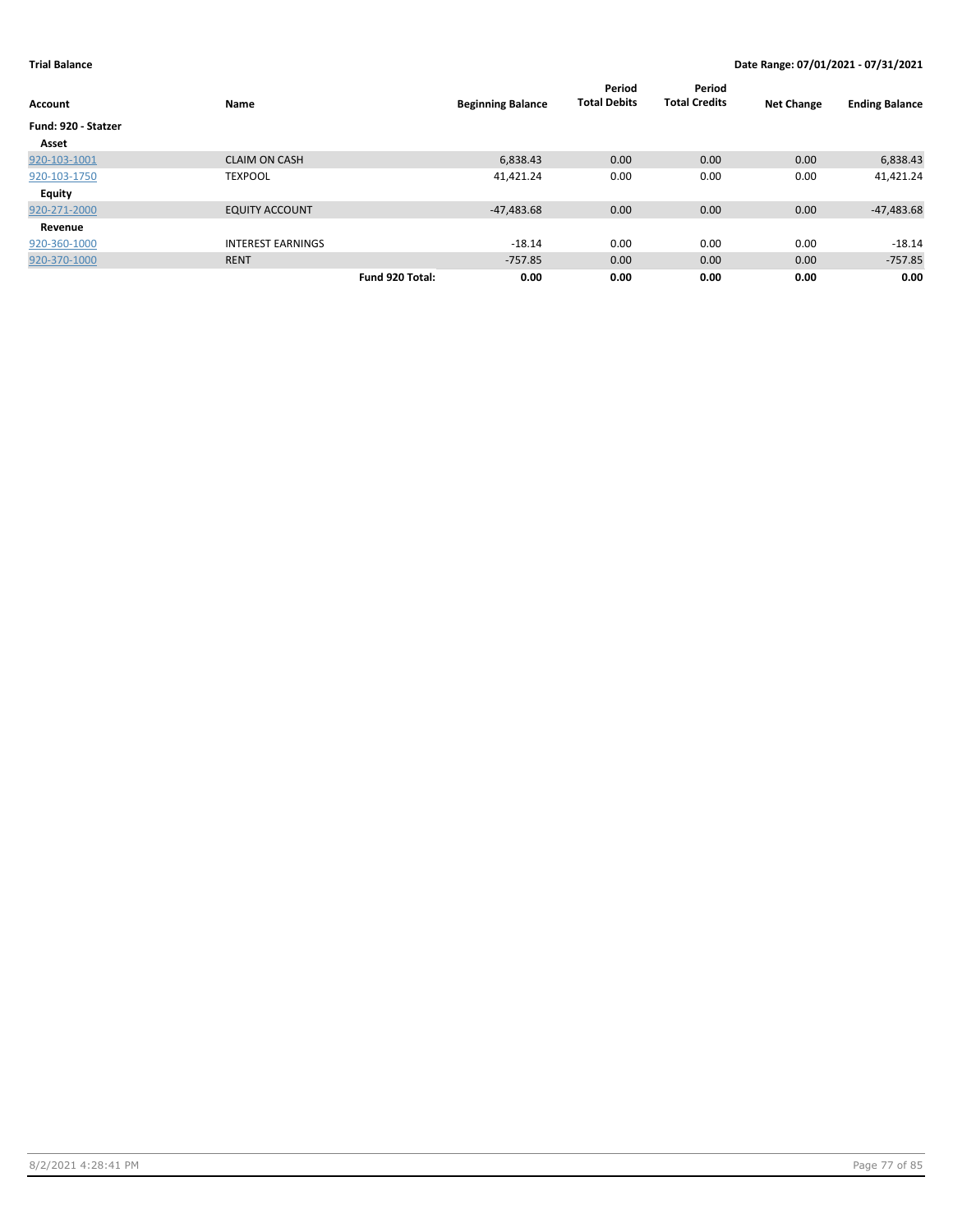**Trial Balance** **Date Range: 07/01/2021 - 07/31/2021**

| Account | Name | | Beginning Balance | Period Total Debits | Period Total Credits | Net Change | Ending Balance |
|---|---|---|---|---|---|---|---|
| **Fund: 920 - Statzer** | | | | | | | |
| **Asset** | | | | | | | |
| 920-103-1001 | CLAIM ON CASH | | 6,838.43 | 0.00 | 0.00 | 0.00 | 6,838.43 |
| 920-103-1750 | TEXPOOL | | 41,421.24 | 0.00 | 0.00 | 0.00 | 41,421.24 |
| **Equity** | | | | | | | |
| 920-271-2000 | EQUITY ACCOUNT | | -47,483.68 | 0.00 | 0.00 | 0.00 | -47,483.68 |
| **Revenue** | | | | | | | |
| 920-360-1000 | INTEREST EARNINGS | | -18.14 | 0.00 | 0.00 | 0.00 | -18.14 |
| 920-370-1000 | RENT | | -757.85 | 0.00 | 0.00 | 0.00 | -757.85 |
| | | **Fund 920 Total:** | **0.00** | **0.00** | **0.00** | **0.00** | **0.00** |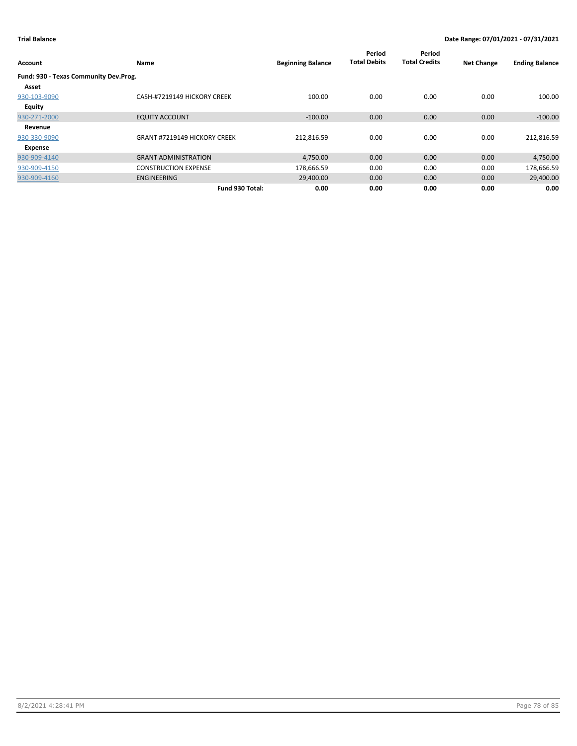**Trial Balance** **Date Range: 07/01/2021 - 07/31/2021**

| Account | Name | Beginning Balance | Period Total Debits | Period Total Credits | Net Change | Ending Balance |
|---|---|---|---|---|---|---|
| **Fund: 930 - Texas Community Dev.Prog.** | | | | | | |
| **Asset** | | | | | | |
| 930-103-9090 | CASH-#7219149 HICKORY CREEK | 100.00 | 0.00 | 0.00 | 0.00 | 100.00 |
| **Equity** | | | | | | |
| 930-271-2000 | EQUITY ACCOUNT | -100.00 | 0.00 | 0.00 | 0.00 | -100.00 |
| **Revenue** | | | | | | |
| 930-330-9090 | GRANT #7219149 HICKORY CREEK | -212,816.59 | 0.00 | 0.00 | 0.00 | -212,816.59 |
| **Expense** | | | | | | |
| 930-909-4140 | GRANT ADMINISTRATION | 4,750.00 | 0.00 | 0.00 | 0.00 | 4,750.00 |
| 930-909-4150 | CONSTRUCTION EXPENSE | 178,666.59 | 0.00 | 0.00 | 0.00 | 178,666.59 |
| 930-909-4160 | ENGINEERING | 29,400.00 | 0.00 | 0.00 | 0.00 | 29,400.00 |
| | **Fund 930 Total:** | **0.00** | **0.00** | **0.00** | **0.00** | **0.00** |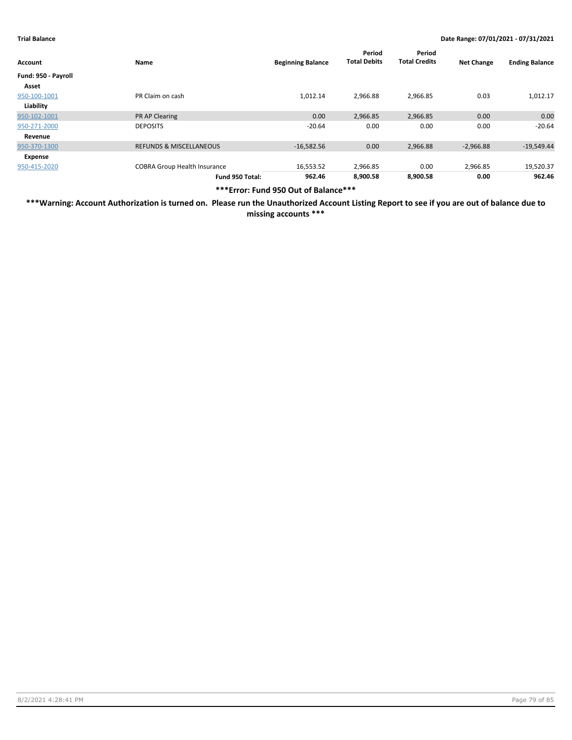**Trial Balance** **Date Range: 07/01/2021 - 07/31/2021**

| Account | Name | Beginning Balance | Period Total Debits | Period Total Credits | Net Change | Ending Balance |
|---|---|---|---|---|---|---|
| **Fund: 950 - Payroll** | | | | | | |
| **Asset** | | | | | | |
| 950-100-1001 | PR Claim on cash | 1,012.14 | 2,966.88 | 2,966.85 | 0.03 | 1,012.17 |
| **Liability** | | | | | | |
| 950-102-1001 | PR AP Clearing | 0.00 | 2,966.85 | 2,966.85 | 0.00 | 0.00 |
| 950-271-2000 | DEPOSITS | -20.64 | 0.00 | 0.00 | 0.00 | -20.64 |
| **Revenue** | | | | | | |
| 950-370-1300 | REFUNDS & MISCELLANEOUS | -16,582.56 | 0.00 | 2,966.88 | -2,966.88 | -19,549.44 |
| **Expense** | | | | | | |
| 950-415-2020 | COBRA Group Health Insurance | 16,553.52 | 2,966.85 | 0.00 | 2,966.85 | 19,520.37 |
| | **Fund 950 Total:** | **962.46** | **8,900.58** | **8,900.58** | **0.00** | **962.46** |

**\*\*\*Error: Fund 950 Out of Balance\*\*\***

**\*\*\*Warning: Account Authorization is turned on. Please run the Unauthorized Account Listing Report to see if you are out of balance due to missing accounts \*\*\***

8/2/2021 4:28:41 PM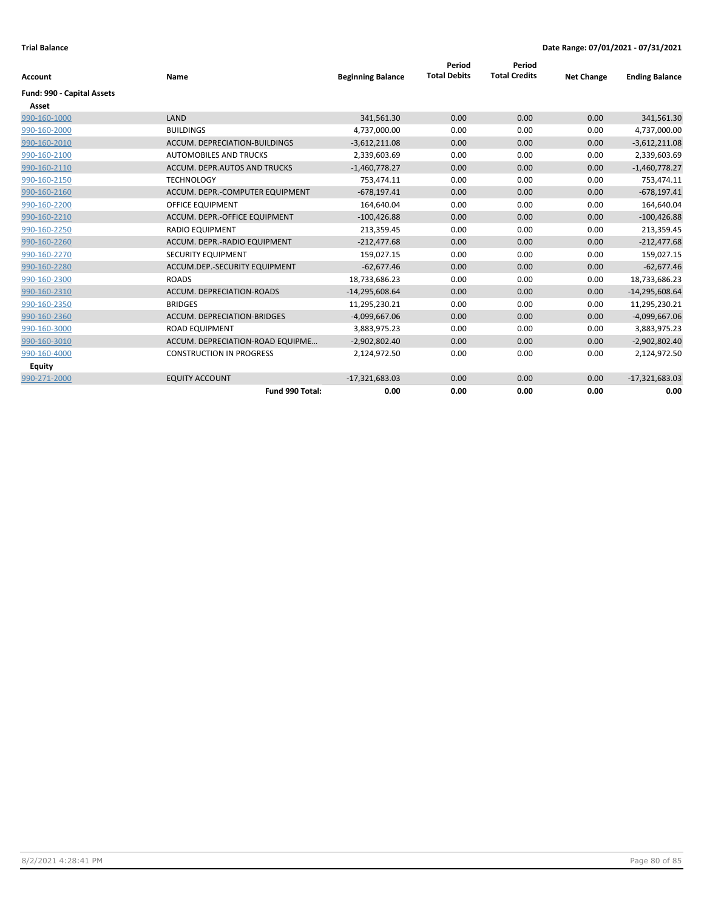**Trial Balance** | **Date Range: 07/01/2021 - 07/31/2021**

| Account | Name | Beginning Balance | Period Total Debits | Period Total Credits | Net Change | Ending Balance |
|---|---|---|---|---|---|---|
| **Fund: 990 - Capital Assets** | | | | | | |
| **Asset** | | | | | | |
| 990-160-1000 | LAND | 341,561.30 | 0.00 | 0.00 | 0.00 | 341,561.30 |
| 990-160-2000 | BUILDINGS | 4,737,000.00 | 0.00 | 0.00 | 0.00 | 4,737,000.00 |
| 990-160-2010 | ACCUM. DEPRECIATION-BUILDINGS | -3,612,211.08 | 0.00 | 0.00 | 0.00 | -3,612,211.08 |
| 990-160-2100 | AUTOMOBILES AND TRUCKS | 2,339,603.69 | 0.00 | 0.00 | 0.00 | 2,339,603.69 |
| 990-160-2110 | ACCUM. DEPR.AUTOS AND TRUCKS | -1,460,778.27 | 0.00 | 0.00 | 0.00 | -1,460,778.27 |
| 990-160-2150 | TECHNOLOGY | 753,474.11 | 0.00 | 0.00 | 0.00 | 753,474.11 |
| 990-160-2160 | ACCUM. DEPR.-COMPUTER EQUIPMENT | -678,197.41 | 0.00 | 0.00 | 0.00 | -678,197.41 |
| 990-160-2200 | OFFICE EQUIPMENT | 164,640.04 | 0.00 | 0.00 | 0.00 | 164,640.04 |
| 990-160-2210 | ACCUM. DEPR.-OFFICE EQUIPMENT | -100,426.88 | 0.00 | 0.00 | 0.00 | -100,426.88 |
| 990-160-2250 | RADIO EQUIPMENT | 213,359.45 | 0.00 | 0.00 | 0.00 | 213,359.45 |
| 990-160-2260 | ACCUM. DEPR.-RADIO EQUIPMENT | -212,477.68 | 0.00 | 0.00 | 0.00 | -212,477.68 |
| 990-160-2270 | SECURITY EQUIPMENT | 159,027.15 | 0.00 | 0.00 | 0.00 | 159,027.15 |
| 990-160-2280 | ACCUM.DEP.-SECURITY EQUIPMENT | -62,677.46 | 0.00 | 0.00 | 0.00 | -62,677.46 |
| 990-160-2300 | ROADS | 18,733,686.23 | 0.00 | 0.00 | 0.00 | 18,733,686.23 |
| 990-160-2310 | ACCUM. DEPRECIATION-ROADS | -14,295,608.64 | 0.00 | 0.00 | 0.00 | -14,295,608.64 |
| 990-160-2350 | BRIDGES | 11,295,230.21 | 0.00 | 0.00 | 0.00 | 11,295,230.21 |
| 990-160-2360 | ACCUM. DEPRECIATION-BRIDGES | -4,099,667.06 | 0.00 | 0.00 | 0.00 | -4,099,667.06 |
| 990-160-3000 | ROAD EQUIPMENT | 3,883,975.23 | 0.00 | 0.00 | 0.00 | 3,883,975.23 |
| 990-160-3010 | ACCUM. DEPRECIATION-ROAD EQUIPME... | -2,902,802.40 | 0.00 | 0.00 | 0.00 | -2,902,802.40 |
| 990-160-4000 | CONSTRUCTION IN PROGRESS | 2,124,972.50 | 0.00 | 0.00 | 0.00 | 2,124,972.50 |
| **Equity** | | | | | | |
| 990-271-2000 | EQUITY ACCOUNT | -17,321,683.03 | 0.00 | 0.00 | 0.00 | -17,321,683.03 |
| | **Fund 990 Total:** | **0.00** | **0.00** | **0.00** | **0.00** | **0.00** |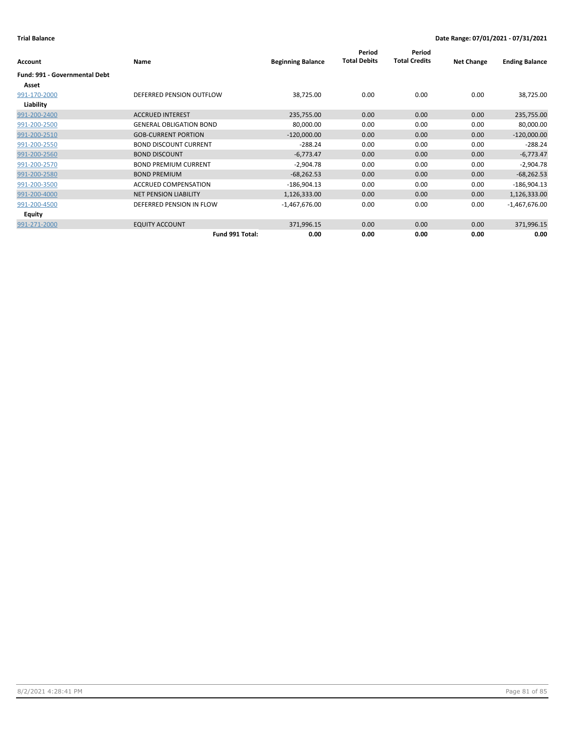**Trial Balance** **Date Range: 07/01/2021 - 07/31/2021**

| Account | Name | Beginning Balance | Period Total Debits | Period Total Credits | Net Change | Ending Balance |
|---|---|---|---|---|---|---|
| **Fund: 991 - Governmental Debt** | | | | | | |
| **Asset** | | | | | | |
| 991-170-2000 | DEFERRED PENSION OUTFLOW | 38,725.00 | 0.00 | 0.00 | 0.00 | 38,725.00 |
| **Liability** | | | | | | |
| 991-200-2400 | ACCRUED INTEREST | 235,755.00 | 0.00 | 0.00 | 0.00 | 235,755.00 |
| 991-200-2500 | GENERAL OBLIGATION BOND | 80,000.00 | 0.00 | 0.00 | 0.00 | 80,000.00 |
| 991-200-2510 | GOB-CURRENT PORTION | -120,000.00 | 0.00 | 0.00 | 0.00 | -120,000.00 |
| 991-200-2550 | BOND DISCOUNT CURRENT | -288.24 | 0.00 | 0.00 | 0.00 | -288.24 |
| 991-200-2560 | BOND DISCOUNT | -6,773.47 | 0.00 | 0.00 | 0.00 | -6,773.47 |
| 991-200-2570 | BOND PREMIUM CURRENT | -2,904.78 | 0.00 | 0.00 | 0.00 | -2,904.78 |
| 991-200-2580 | BOND PREMIUM | -68,262.53 | 0.00 | 0.00 | 0.00 | -68,262.53 |
| 991-200-3500 | ACCRUED COMPENSATION | -186,904.13 | 0.00 | 0.00 | 0.00 | -186,904.13 |
| 991-200-4000 | NET PENSION LIABILITY | 1,126,333.00 | 0.00 | 0.00 | 0.00 | 1,126,333.00 |
| 991-200-4500 | DEFERRED PENSION IN FLOW | -1,467,676.00 | 0.00 | 0.00 | 0.00 | -1,467,676.00 |
| **Equity** | | | | | | |
| 991-271-2000 | EQUITY ACCOUNT | 371,996.15 | 0.00 | 0.00 | 0.00 | 371,996.15 |
| | **Fund 991 Total:** | **0.00** | **0.00** | **0.00** | **0.00** | **0.00** |

8/2/2021 4:28:41 PM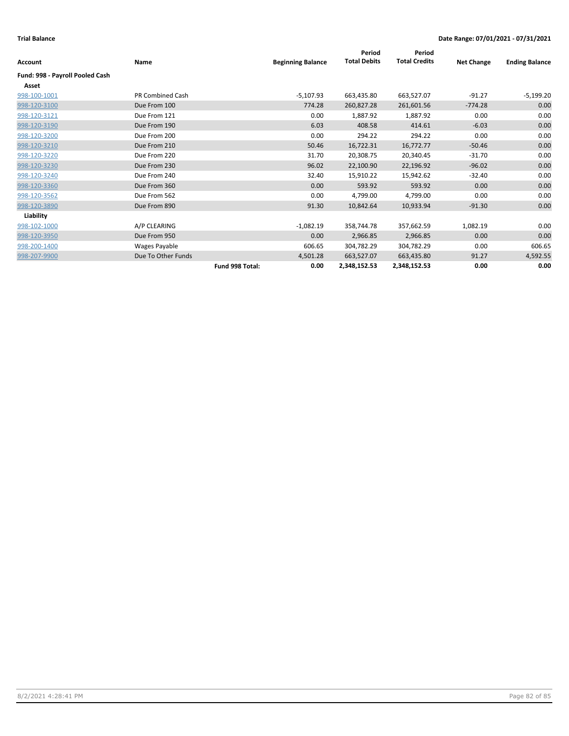**Trial Balance** — Date Range: 07/01/2021 - 07/31/2021

| Account | Name | | Beginning Balance | Period Total Debits | Period Total Credits | Net Change | Ending Balance |
|---|---|---|---|---|---|---|---|
| **Fund: 998 - Payroll Pooled Cash** | | | | | | | |
| **Asset** | | | | | | | |
| 998-100-1001 | PR Combined Cash | | -5,107.93 | 663,435.80 | 663,527.07 | -91.27 | -5,199.20 |
| 998-120-3100 | Due From 100 | | 774.28 | 260,827.28 | 261,601.56 | -774.28 | 0.00 |
| 998-120-3121 | Due From 121 | | 0.00 | 1,887.92 | 1,887.92 | 0.00 | 0.00 |
| 998-120-3190 | Due From 190 | | 6.03 | 408.58 | 414.61 | -6.03 | 0.00 |
| 998-120-3200 | Due From 200 | | 0.00 | 294.22 | 294.22 | 0.00 | 0.00 |
| 998-120-3210 | Due From 210 | | 50.46 | 16,722.31 | 16,772.77 | -50.46 | 0.00 |
| 998-120-3220 | Due From 220 | | 31.70 | 20,308.75 | 20,340.45 | -31.70 | 0.00 |
| 998-120-3230 | Due From 230 | | 96.02 | 22,100.90 | 22,196.92 | -96.02 | 0.00 |
| 998-120-3240 | Due From 240 | | 32.40 | 15,910.22 | 15,942.62 | -32.40 | 0.00 |
| 998-120-3360 | Due From 360 | | 0.00 | 593.92 | 593.92 | 0.00 | 0.00 |
| 998-120-3562 | Due From 562 | | 0.00 | 4,799.00 | 4,799.00 | 0.00 | 0.00 |
| 998-120-3890 | Due From 890 | | 91.30 | 10,842.64 | 10,933.94 | -91.30 | 0.00 |
| **Liability** | | | | | | | |
| 998-102-1000 | A/P CLEARING | | -1,082.19 | 358,744.78 | 357,662.59 | 1,082.19 | 0.00 |
| 998-120-3950 | Due From 950 | | 0.00 | 2,966.85 | 2,966.85 | 0.00 | 0.00 |
| 998-200-1400 | Wages Payable | | 606.65 | 304,782.29 | 304,782.29 | 0.00 | 606.65 |
| 998-207-9900 | Due To Other Funds | | 4,501.28 | 663,527.07 | 663,435.80 | 91.27 | 4,592.55 |
| | | **Fund 998 Total:** | **0.00** | **2,348,152.53** | **2,348,152.53** | **0.00** | **0.00** |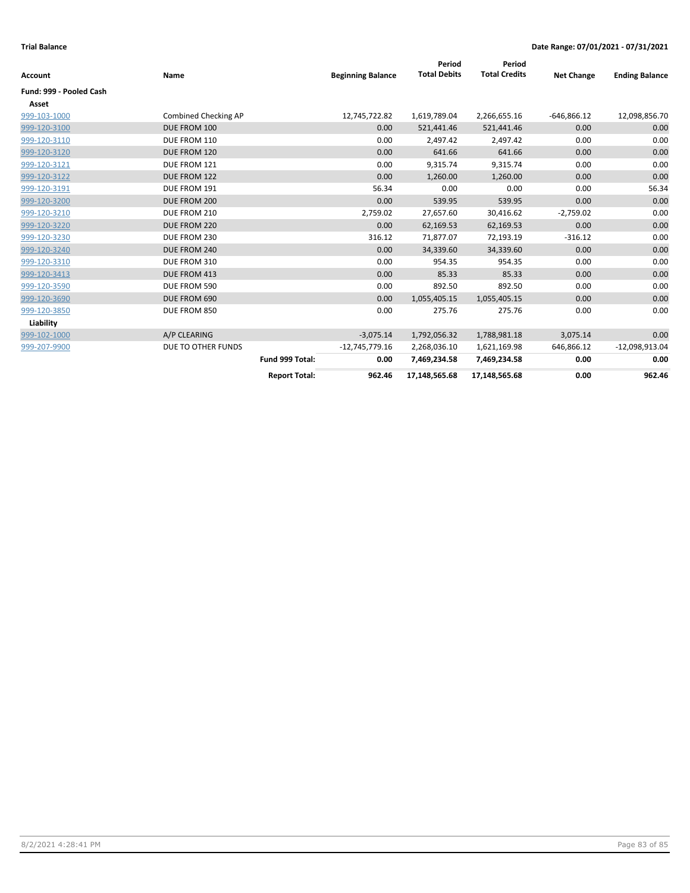**Trial Balance** **Date Range: 07/01/2021 - 07/31/2021**

| Account | Name | | Beginning Balance | Period Total Debits | Period Total Credits | Net Change | Ending Balance |
|---|---|---|---|---|---|---|---|
| **Fund: 999 - Pooled Cash** | | | | | | | |
| **Asset** | | | | | | | |
| 999-103-1000 | Combined Checking AP | | 12,745,722.82 | 1,619,789.04 | 2,266,655.16 | -646,866.12 | 12,098,856.70 |
| 999-120-3100 | DUE FROM 100 | | 0.00 | 521,441.46 | 521,441.46 | 0.00 | 0.00 |
| 999-120-3110 | DUE FROM 110 | | 0.00 | 2,497.42 | 2,497.42 | 0.00 | 0.00 |
| 999-120-3120 | DUE FROM 120 | | 0.00 | 641.66 | 641.66 | 0.00 | 0.00 |
| 999-120-3121 | DUE FROM 121 | | 0.00 | 9,315.74 | 9,315.74 | 0.00 | 0.00 |
| 999-120-3122 | DUE FROM 122 | | 0.00 | 1,260.00 | 1,260.00 | 0.00 | 0.00 |
| 999-120-3191 | DUE FROM 191 | | 56.34 | 0.00 | 0.00 | 0.00 | 56.34 |
| 999-120-3200 | DUE FROM 200 | | 0.00 | 539.95 | 539.95 | 0.00 | 0.00 |
| 999-120-3210 | DUE FROM 210 | | 2,759.02 | 27,657.60 | 30,416.62 | -2,759.02 | 0.00 |
| 999-120-3220 | DUE FROM 220 | | 0.00 | 62,169.53 | 62,169.53 | 0.00 | 0.00 |
| 999-120-3230 | DUE FROM 230 | | 316.12 | 71,877.07 | 72,193.19 | -316.12 | 0.00 |
| 999-120-3240 | DUE FROM 240 | | 0.00 | 34,339.60 | 34,339.60 | 0.00 | 0.00 |
| 999-120-3310 | DUE FROM 310 | | 0.00 | 954.35 | 954.35 | 0.00 | 0.00 |
| 999-120-3413 | DUE FROM 413 | | 0.00 | 85.33 | 85.33 | 0.00 | 0.00 |
| 999-120-3590 | DUE FROM 590 | | 0.00 | 892.50 | 892.50 | 0.00 | 0.00 |
| 999-120-3690 | DUE FROM 690 | | 0.00 | 1,055,405.15 | 1,055,405.15 | 0.00 | 0.00 |
| 999-120-3850 | DUE FROM 850 | | 0.00 | 275.76 | 275.76 | 0.00 | 0.00 |
| **Liability** | | | | | | | |
| 999-102-1000 | A/P CLEARING | | -3,075.14 | 1,792,056.32 | 1,788,981.18 | 3,075.14 | 0.00 |
| 999-207-9900 | DUE TO OTHER FUNDS | | -12,745,779.16 | 2,268,036.10 | 1,621,169.98 | 646,866.12 | -12,098,913.04 |
| | | **Fund 999 Total:** | **0.00** | **7,469,234.58** | **7,469,234.58** | **0.00** | **0.00** |
| | | **Report Total:** | **962.46** | **17,148,565.68** | **17,148,565.68** | **0.00** | **962.46** |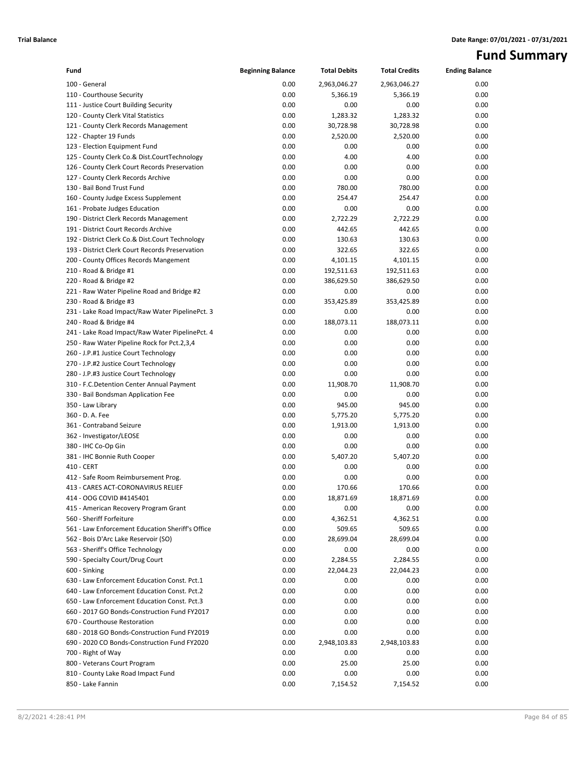**Trial Balance** **Date Range: 07/01/2021 - 07/31/2021**

# Fund Summary

| Fund | Beginning Balance | Total Debits | Total Credits | Ending Balance |
|---|---|---|---|---|
| 100 - General | 0.00 | 2,963,046.27 | 2,963,046.27 | 0.00 |
| 110 - Courthouse Security | 0.00 | 5,366.19 | 5,366.19 | 0.00 |
| 111 - Justice Court Building Security | 0.00 | 0.00 | 0.00 | 0.00 |
| 120 - County Clerk Vital Statistics | 0.00 | 1,283.32 | 1,283.32 | 0.00 |
| 121 - County Clerk Records Management | 0.00 | 30,728.98 | 30,728.98 | 0.00 |
| 122 - Chapter 19 Funds | 0.00 | 2,520.00 | 2,520.00 | 0.00 |
| 123 - Election Equipment Fund | 0.00 | 0.00 | 0.00 | 0.00 |
| 125 - County Clerk Co.& Dist.CourtTechnology | 0.00 | 4.00 | 4.00 | 0.00 |
| 126 - County Clerk Court Records Preservation | 0.00 | 0.00 | 0.00 | 0.00 |
| 127 - County Clerk Records Archive | 0.00 | 0.00 | 0.00 | 0.00 |
| 130 - Bail Bond Trust Fund | 0.00 | 780.00 | 780.00 | 0.00 |
| 160 - County Judge Excess Supplement | 0.00 | 254.47 | 254.47 | 0.00 |
| 161 - Probate Judges Education | 0.00 | 0.00 | 0.00 | 0.00 |
| 190 - District Clerk Records Management | 0.00 | 2,722.29 | 2,722.29 | 0.00 |
| 191 - District Court Records Archive | 0.00 | 442.65 | 442.65 | 0.00 |
| 192 - District Clerk Co.& Dist.Court Technology | 0.00 | 130.63 | 130.63 | 0.00 |
| 193 - District Clerk Court Records Preservation | 0.00 | 322.65 | 322.65 | 0.00 |
| 200 - County Offices Records Mangement | 0.00 | 4,101.15 | 4,101.15 | 0.00 |
| 210 - Road & Bridge #1 | 0.00 | 192,511.63 | 192,511.63 | 0.00 |
| 220 - Road & Bridge #2 | 0.00 | 386,629.50 | 386,629.50 | 0.00 |
| 221 - Raw Water Pipeline Road and Bridge #2 | 0.00 | 0.00 | 0.00 | 0.00 |
| 230 - Road & Bridge #3 | 0.00 | 353,425.89 | 353,425.89 | 0.00 |
| 231 - Lake Road Impact/Raw Water PipelinePct. 3 | 0.00 | 0.00 | 0.00 | 0.00 |
| 240 - Road & Bridge #4 | 0.00 | 188,073.11 | 188,073.11 | 0.00 |
| 241 - Lake Road Impact/Raw Water PipelinePct. 4 | 0.00 | 0.00 | 0.00 | 0.00 |
| 250 - Raw Water Pipeline Rock for Pct.2,3,4 | 0.00 | 0.00 | 0.00 | 0.00 |
| 260 - J.P.#1 Justice Court Technology | 0.00 | 0.00 | 0.00 | 0.00 |
| 270 - J.P.#2 Justice Court Technology | 0.00 | 0.00 | 0.00 | 0.00 |
| 280 - J.P.#3 Justice Court Technology | 0.00 | 0.00 | 0.00 | 0.00 |
| 310 - F.C.Detention Center Annual Payment | 0.00 | 11,908.70 | 11,908.70 | 0.00 |
| 330 - Bail Bondsman Application Fee | 0.00 | 0.00 | 0.00 | 0.00 |
| 350 - Law Library | 0.00 | 945.00 | 945.00 | 0.00 |
| 360 - D. A. Fee | 0.00 | 5,775.20 | 5,775.20 | 0.00 |
| 361 - Contraband Seizure | 0.00 | 1,913.00 | 1,913.00 | 0.00 |
| 362 - Investigator/LEOSE | 0.00 | 0.00 | 0.00 | 0.00 |
| 380 - IHC Co-Op Gin | 0.00 | 0.00 | 0.00 | 0.00 |
| 381 - IHC Bonnie Ruth Cooper | 0.00 | 5,407.20 | 5,407.20 | 0.00 |
| 410 - CERT | 0.00 | 0.00 | 0.00 | 0.00 |
| 412 - Safe Room Reimbursement Prog. | 0.00 | 0.00 | 0.00 | 0.00 |
| 413 - CARES ACT-CORONAVIRUS RELIEF | 0.00 | 170.66 | 170.66 | 0.00 |
| 414 - OOG COVID #4145401 | 0.00 | 18,871.69 | 18,871.69 | 0.00 |
| 415 - American Recovery Program Grant | 0.00 | 0.00 | 0.00 | 0.00 |
| 560 - Sheriff Forfeiture | 0.00 | 4,362.51 | 4,362.51 | 0.00 |
| 561 - Law Enforcement Education Sheriff's Office | 0.00 | 509.65 | 509.65 | 0.00 |
| 562 - Bois D'Arc Lake Reservoir (SO) | 0.00 | 28,699.04 | 28,699.04 | 0.00 |
| 563 - Sheriff's Office Technology | 0.00 | 0.00 | 0.00 | 0.00 |
| 590 - Specialty Court/Drug Court | 0.00 | 2,284.55 | 2,284.55 | 0.00 |
| 600 - Sinking | 0.00 | 22,044.23 | 22,044.23 | 0.00 |
| 630 - Law Enforcement Education Const. Pct.1 | 0.00 | 0.00 | 0.00 | 0.00 |
| 640 - Law Enforcement Education Const. Pct.2 | 0.00 | 0.00 | 0.00 | 0.00 |
| 650 - Law Enforcement Education Const. Pct.3 | 0.00 | 0.00 | 0.00 | 0.00 |
| 660 - 2017 GO Bonds-Construction Fund FY2017 | 0.00 | 0.00 | 0.00 | 0.00 |
| 670 - Courthouse Restoration | 0.00 | 0.00 | 0.00 | 0.00 |
| 680 - 2018 GO Bonds-Construction Fund FY2019 | 0.00 | 0.00 | 0.00 | 0.00 |
| 690 - 2020 CO Bonds-Construction Fund FY2020 | 0.00 | 2,948,103.83 | 2,948,103.83 | 0.00 |
| 700 - Right of Way | 0.00 | 0.00 | 0.00 | 0.00 |
| 800 - Veterans Court Program | 0.00 | 25.00 | 25.00 | 0.00 |
| 810 - County Lake Road Impact Fund | 0.00 | 0.00 | 0.00 | 0.00 |
| 850 - Lake Fannin | 0.00 | 7,154.52 | 7,154.52 | 0.00 |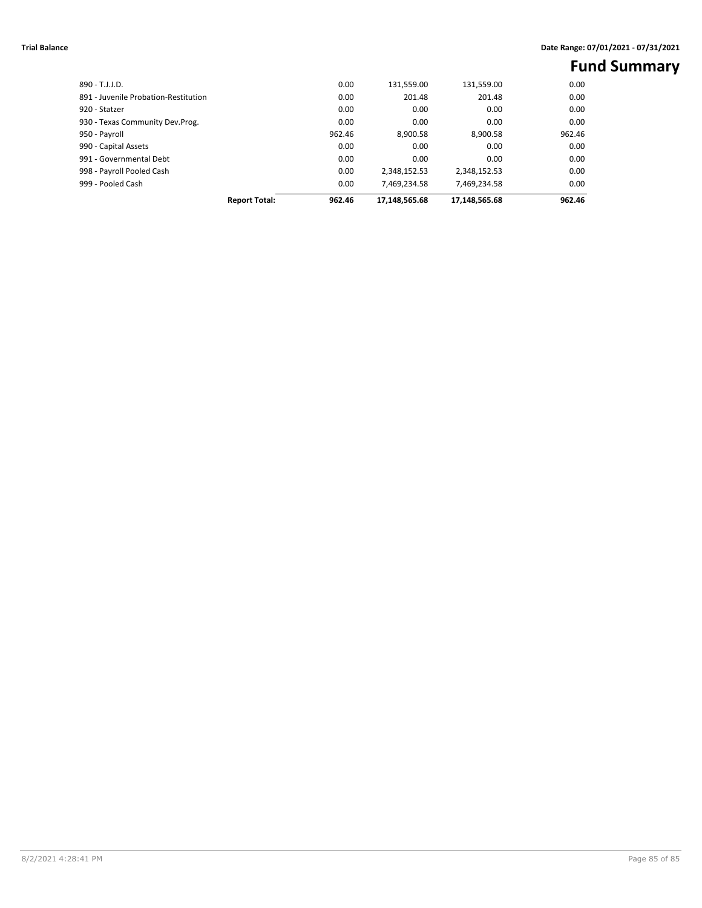# Fund Summary

| | | | | |
|---|---|---|---|---|
| 890 - T.J.J.D. | 0.00 | 131,559.00 | 131,559.00 | 0.00 |
| 891 - Juvenile Probation-Restitution | 0.00 | 201.48 | 201.48 | 0.00 |
| 920 - Statzer | 0.00 | 0.00 | 0.00 | 0.00 |
| 930 - Texas Community Dev.Prog. | 0.00 | 0.00 | 0.00 | 0.00 |
| 950 - Payroll | 962.46 | 8,900.58 | 8,900.58 | 962.46 |
| 990 - Capital Assets | 0.00 | 0.00 | 0.00 | 0.00 |
| 991 - Governmental Debt | 0.00 | 0.00 | 0.00 | 0.00 |
| 998 - Payroll Pooled Cash | 0.00 | 2,348,152.53 | 2,348,152.53 | 0.00 |
| 999 - Pooled Cash | 0.00 | 7,469,234.58 | 7,469,234.58 | 0.00 |
| **Report Total:** | **962.46** | **17,148,565.68** | **17,148,565.68** | **962.46** |